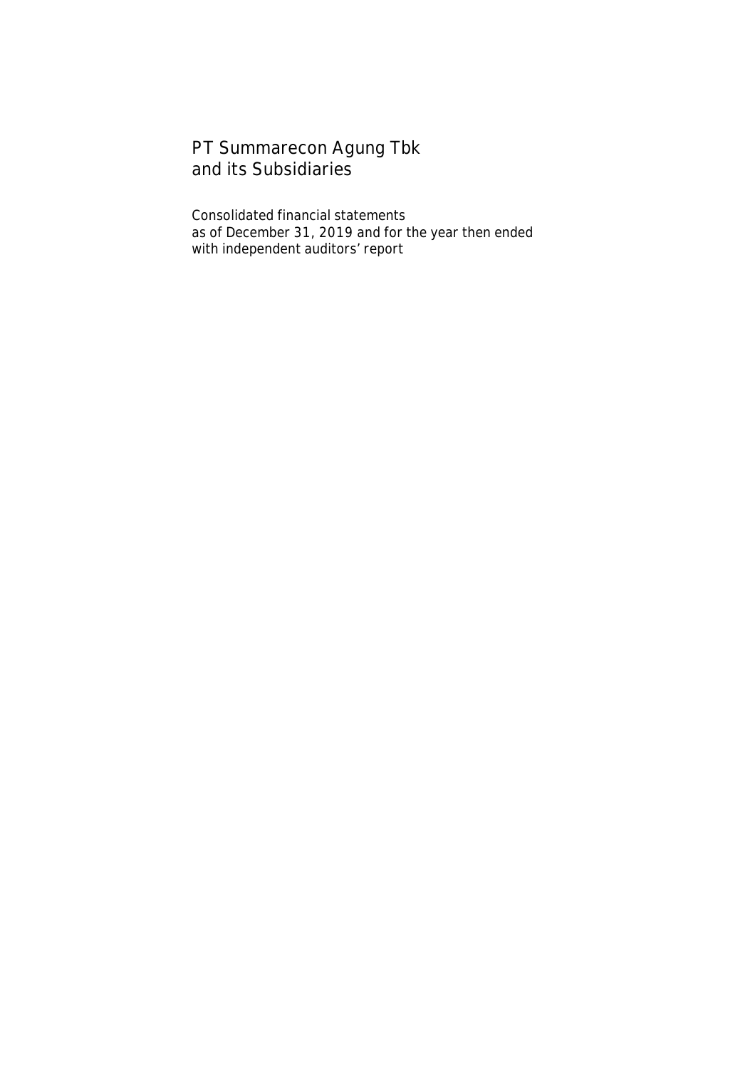# PT Summarecon Agung Tbk
# and its Subsidiaries

Consolidated financial statements
as of December 31, 2019 and for the year then ended
with independent auditors' report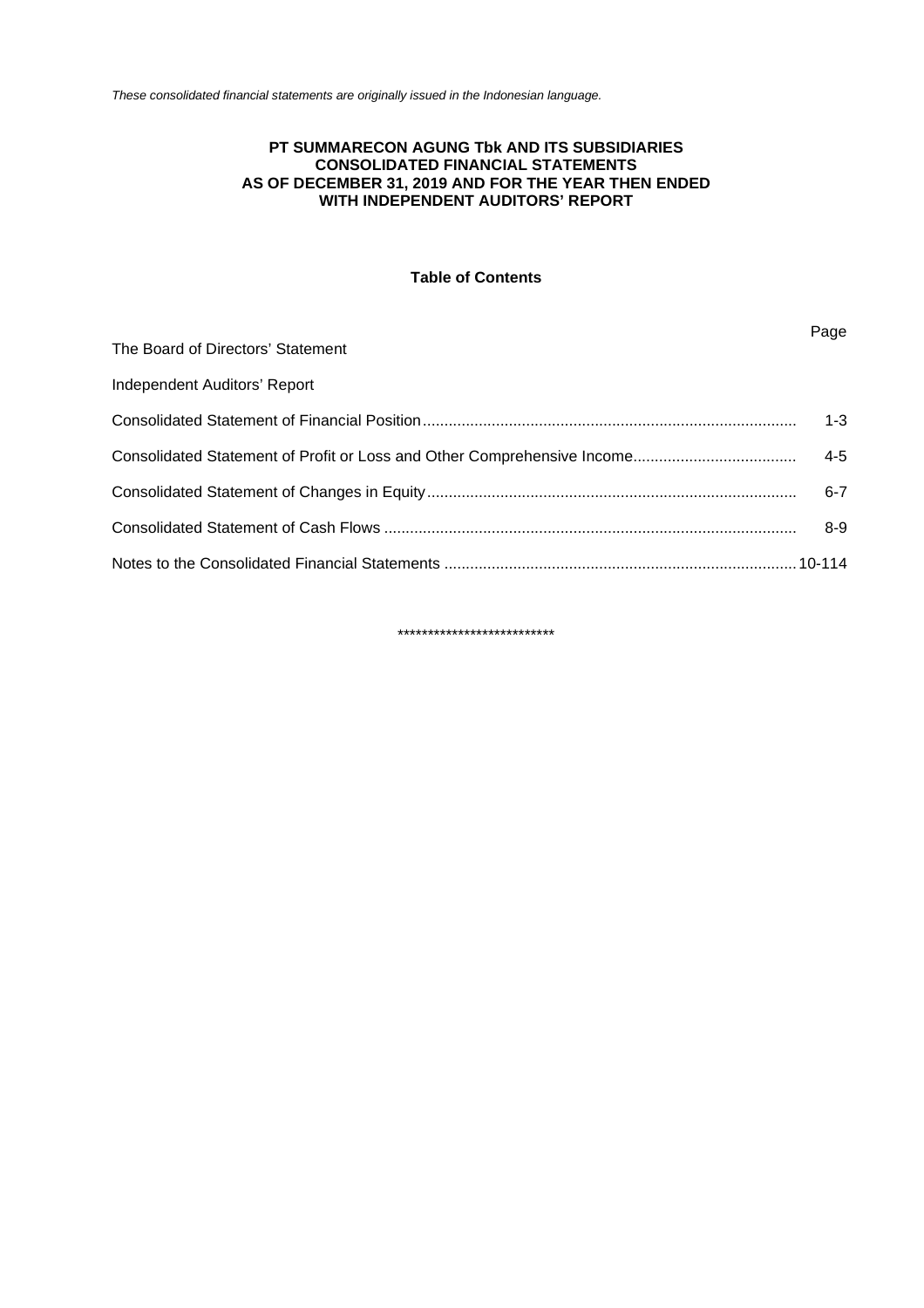*These consolidated financial statements are originally issued in the Indonesian language.*

**PT SUMMARECON AGUNG Tbk AND ITS SUBSIDIARIES**
**CONSOLIDATED FINANCIAL STATEMENTS**
**AS OF DECEMBER 31, 2019 AND FOR THE YEAR THEN ENDED**
**WITH INDEPENDENT AUDITORS' REPORT**

**Table of Contents**

| | Page |
|---|---|
| The Board of Directors' Statement | |
| Independent Auditors' Report | |
| Consolidated Statement of Financial Position | 1-3 |
| Consolidated Statement of Profit or Loss and Other Comprehensive Income | 4-5 |
| Consolidated Statement of Changes in Equity | 6-7 |
| Consolidated Statement of Cash Flows | 8-9 |
| Notes to the Consolidated Financial Statements | 10-114 |

**************************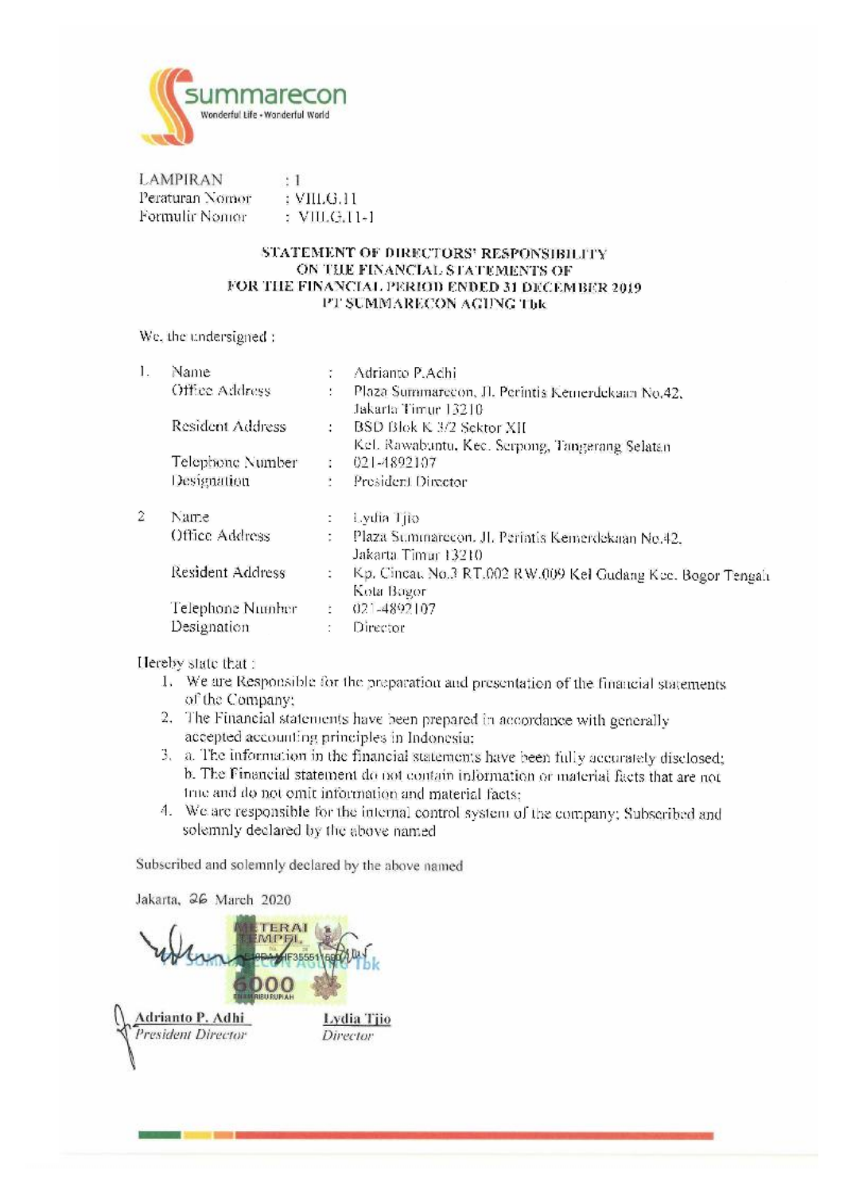summarecon
Wonderful Life • Wonderful World

LAMPIRAN : 1
Peraturan Nomor : VIII.G.11
Formulir Nomor : VIII.G.11-1

**STATEMENT OF DIRECTORS' RESPONSIBILITY**
**ON THE FINANCIAL STATEMENTS OF**
**FOR THE FINANCIAL PERIOD ENDED 31 DECEMBER 2019**
**PT SUMMARECON AGUNG Tbk**

We, the undersigned :

1. Name : Adrianto P.Achi
   Office Address : Plaza Summarecon, Jl. Perintis Kemerdekaan No.42, Jakarta Timur 13210
   Resident Address : BSD Blok K 3/2 Sektor XII Kel. Rawabuntu, Kec. Serpong, Tangerang Selatan
   Telephone Number : 021-4892107
   Designation : President Director

2. Name : Lydia Tjio
   Office Address : Plaza Summarecon, Jl. Perintis Kemerdekaan No.42, Jakarta Timur 13210
   Resident Address : Kp. Cincau No.3 RT.002 RW.009 Kel Gudang Kec. Bogor Tengah Kota Bogor
   Telephone Number : 021-4892107
   Designation : Director

Hereby state that :

1. We are Responsible for the preparation and presentation of the financial statements of the Company;
2. The Financial statements have been prepared in accordance with generally accepted accounting principles in Indonesia;
3. a. The information in the financial statements have been fully accurately disclosed;
   b. The Financial statement do not contain information or material facts that are not true and do not omit information and material facts;
4. We are responsible for the internal control system of the company; Subscribed and solemnly declared by the above named

Subscribed and solemnly declared by the above named

Jakarta, 26 March 2020

METERAI TEMPEL 6000 ENAM RIBU RUPIAH

PT SUMMARECON AGUNG Tbk

**Adrianto P. Adhi**
*President Director*

**Lydia Tjio**
*Director*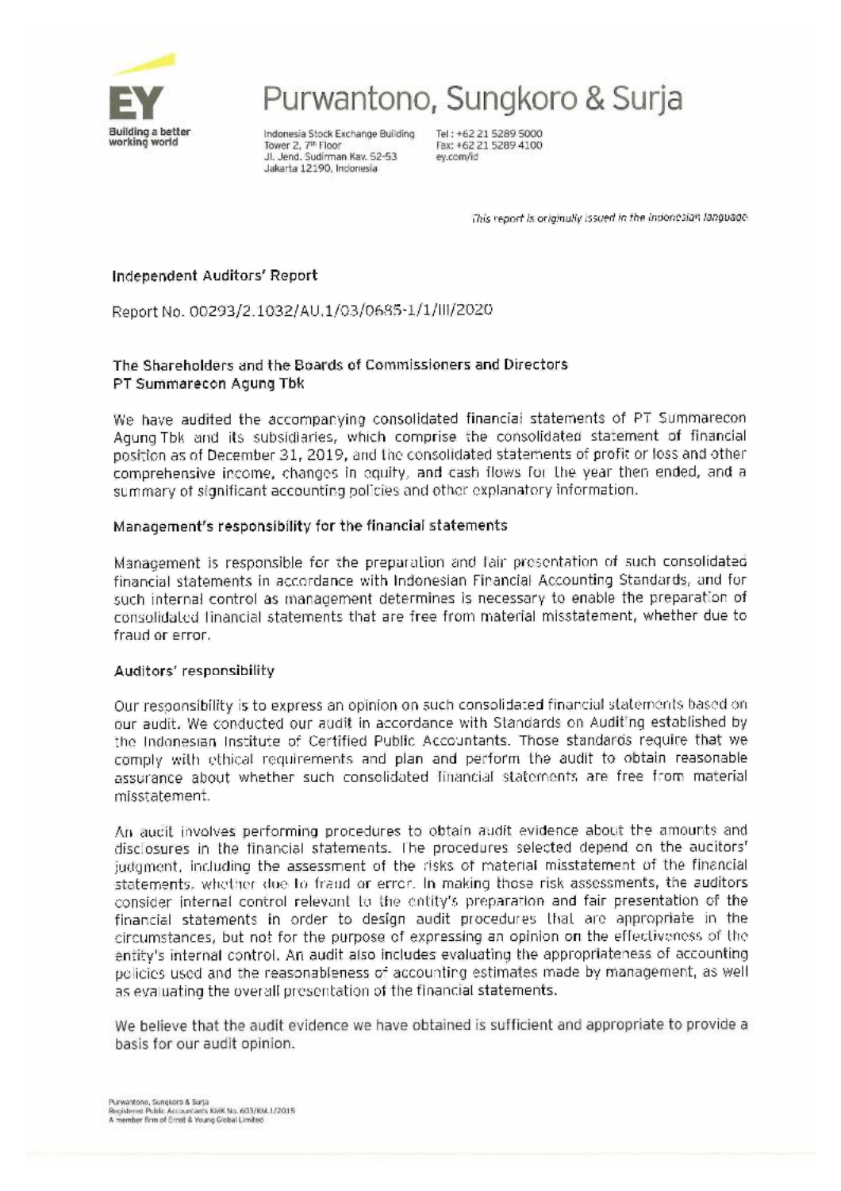Purwantono, Sungkoro & Surja

Indonesia Stock Exchange Building
Tower 2, 7th Floor
Jl. Jend. Sudirman Kav. 52-53
Jakarta 12190, Indonesia

Tel : +62 21 5289 5000
Fax: +62 21 5289 4100
ey.com/id

*This report is originally issued in the Indonesian language*

## Independent Auditors' Report

Report No. 00293/2.1032/AU.1/03/0685-1/1/III/2020

**The Shareholders and the Boards of Commissioners and Directors**
**PT Summarecon Agung Tbk**

We have audited the accompanying consolidated financial statements of PT Summarecon Agung Tbk and its subsidiaries, which comprise the consolidated statement of financial position as of December 31, 2019, and the consolidated statements of profit or loss and other comprehensive income, changes in equity, and cash flows for the year then ended, and a summary of significant accounting policies and other explanatory information.

### Management's responsibility for the financial statements

Management is responsible for the preparation and fair presentation of such consolidated financial statements in accordance with Indonesian Financial Accounting Standards, and for such internal control as management determines is necessary to enable the preparation of consolidated financial statements that are free from material misstatement, whether due to fraud or error.

### Auditors' responsibility

Our responsibility is to express an opinion on such consolidated financial statements based on our audit. We conducted our audit in accordance with Standards on Auditing established by the Indonesian Institute of Certified Public Accountants. Those standards require that we comply with ethical requirements and plan and perform the audit to obtain reasonable assurance about whether such consolidated financial statements are free from material misstatement.

An audit involves performing procedures to obtain audit evidence about the amounts and disclosures in the financial statements. The procedures selected depend on the auditors' judgment, including the assessment of the risks of material misstatement of the financial statements, whether due to fraud or error. In making those risk assessments, the auditors consider internal control relevant to the entity's preparation and fair presentation of the financial statements in order to design audit procedures that are appropriate in the circumstances, but not for the purpose of expressing an opinion on the effectiveness of the entity's internal control. An audit also includes evaluating the appropriateness of accounting policies used and the reasonableness of accounting estimates made by management, as well as evaluating the overall presentation of the financial statements.

We believe that the audit evidence we have obtained is sufficient and appropriate to provide a basis for our audit opinion.

Purwantono, Sungkoro & Surja
Registered Public Accountants KMK No. 603/KM.1/2015
A member firm of Ernst & Young Global Limited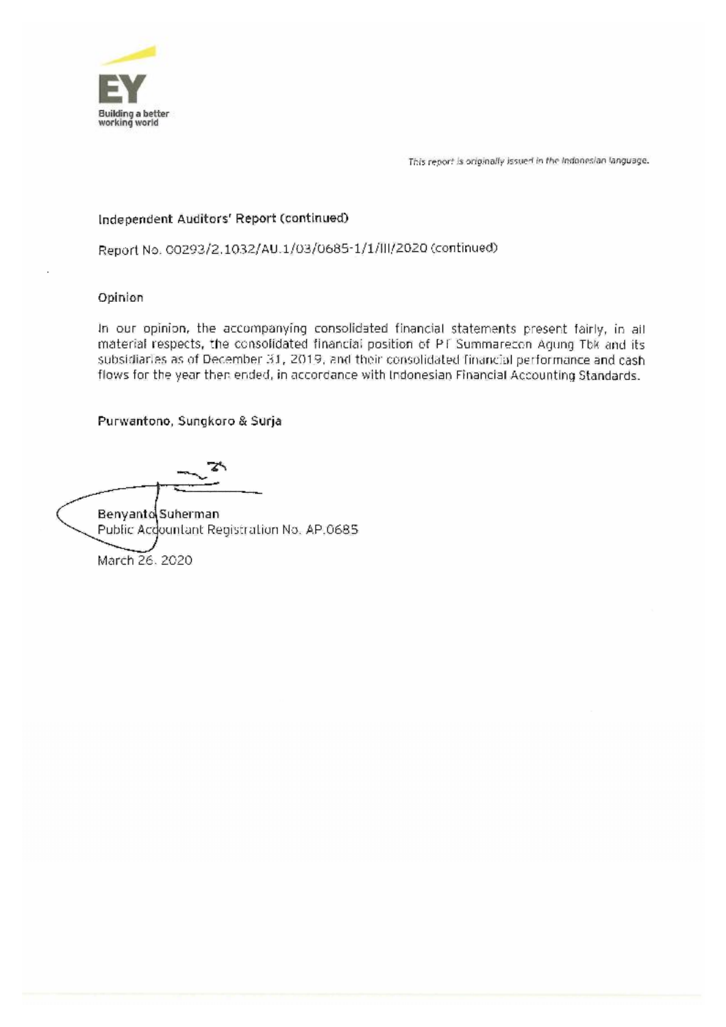*This report is originally issued in the Indonesian language.*

Independent Auditors' Report (continued)

Report No. 00293/2.1032/AU.1/03/0685-1/1/III/2020 (continued)

## Opinion

In our opinion, the accompanying consolidated financial statements present fairly, in all material respects, the consolidated financial position of PT Summarecon Agung Tbk and its subsidiaries as of December 31, 2019, and their consolidated financial performance and cash flows for the year then ended, in accordance with Indonesian Financial Accounting Standards.

**Purwantono, Sungkoro & Surja**

Benyanto Suherman
Public Accountant Registration No. AP.0685

March 26, 2020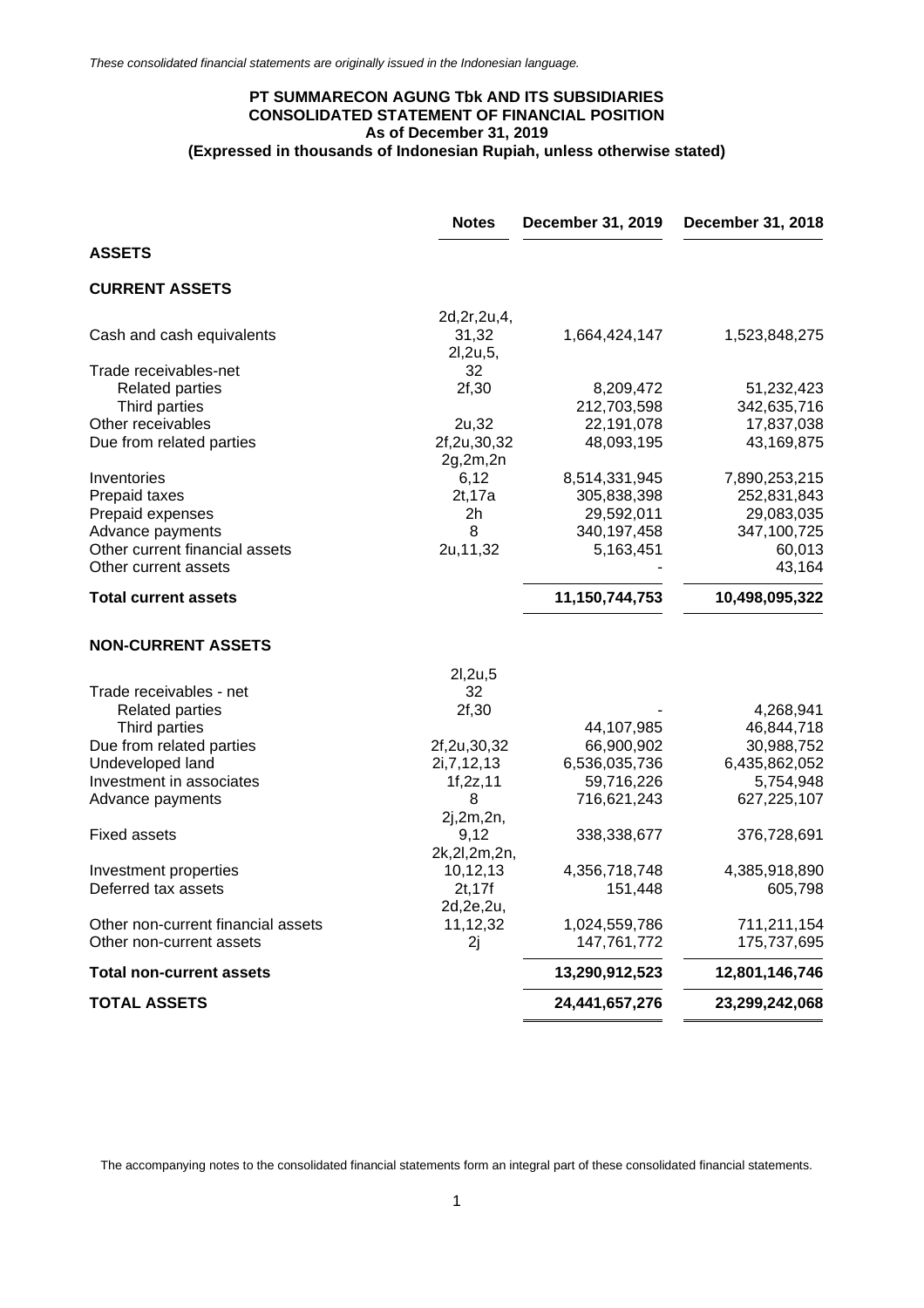*These consolidated financial statements are originally issued in the Indonesian language.*

**PT SUMMARECON AGUNG Tbk AND ITS SUBSIDIARIES**
**CONSOLIDATED STATEMENT OF FINANCIAL POSITION**
**As of December 31, 2019**
**(Expressed in thousands of Indonesian Rupiah, unless otherwise stated)**

| | Notes | December 31, 2019 | December 31, 2018 |
|---|---|---|---|
| **ASSETS** | | | |
| **CURRENT ASSETS** | | | |
| Cash and cash equivalents | 2d,2r,2u,4, 31,32 | 1,664,424,147 | 1,523,848,275 |
| Trade receivables-net | 2l,2u,5, 32 | | |
| Related parties | 2f,30 | 8,209,472 | 51,232,423 |
| Third parties | | 212,703,598 | 342,635,716 |
| Other receivables | 2u,32 | 22,191,078 | 17,837,038 |
| Due from related parties | 2f,2u,30,32 | 48,093,195 | 43,169,875 |
| Inventories | 2g,2m,2n 6,12 | 8,514,331,945 | 7,890,253,215 |
| Prepaid taxes | 2t,17a | 305,838,398 | 252,831,843 |
| Prepaid expenses | 2h | 29,592,011 | 29,083,035 |
| Advance payments | 8 | 340,197,458 | 347,100,725 |
| Other current financial assets | 2u,11,32 | 5,163,451 | 60,013 |
| Other current assets | | - | 43,164 |
| **Total current assets** | | **11,150,744,753** | **10,498,095,322** |
| **NON-CURRENT ASSETS** | | | |
| Trade receivables - net | 2l,2u,5 32 | | |
| Related parties | 2f,30 | - | 4,268,941 |
| Third parties | | 44,107,985 | 46,844,718 |
| Due from related parties | 2f,2u,30,32 | 66,900,902 | 30,988,752 |
| Undeveloped land | 2i,7,12,13 | 6,536,035,736 | 6,435,862,052 |
| Investment in associates | 1f,2z,11 | 59,716,226 | 5,754,948 |
| Advance payments | 8 | 716,621,243 | 627,225,107 |
| Fixed assets | 2j,2m,2n, 9,12 | 338,338,677 | 376,728,691 |
| Investment properties | 2k,2l,2m,2n, 10,12,13 | 4,356,718,748 | 4,385,918,890 |
| Deferred tax assets | 2t,17f | 151,448 | 605,798 |
| Other non-current financial assets | 2d,2e,2u, 11,12,32 | 1,024,559,786 | 711,211,154 |
| Other non-current assets | 2j | 147,761,772 | 175,737,695 |
| **Total non-current assets** | | **13,290,912,523** | **12,801,146,746** |
| **TOTAL ASSETS** | | **24,441,657,276** | **23,299,242,068** |

The accompanying notes to the consolidated financial statements form an integral part of these consolidated financial statements.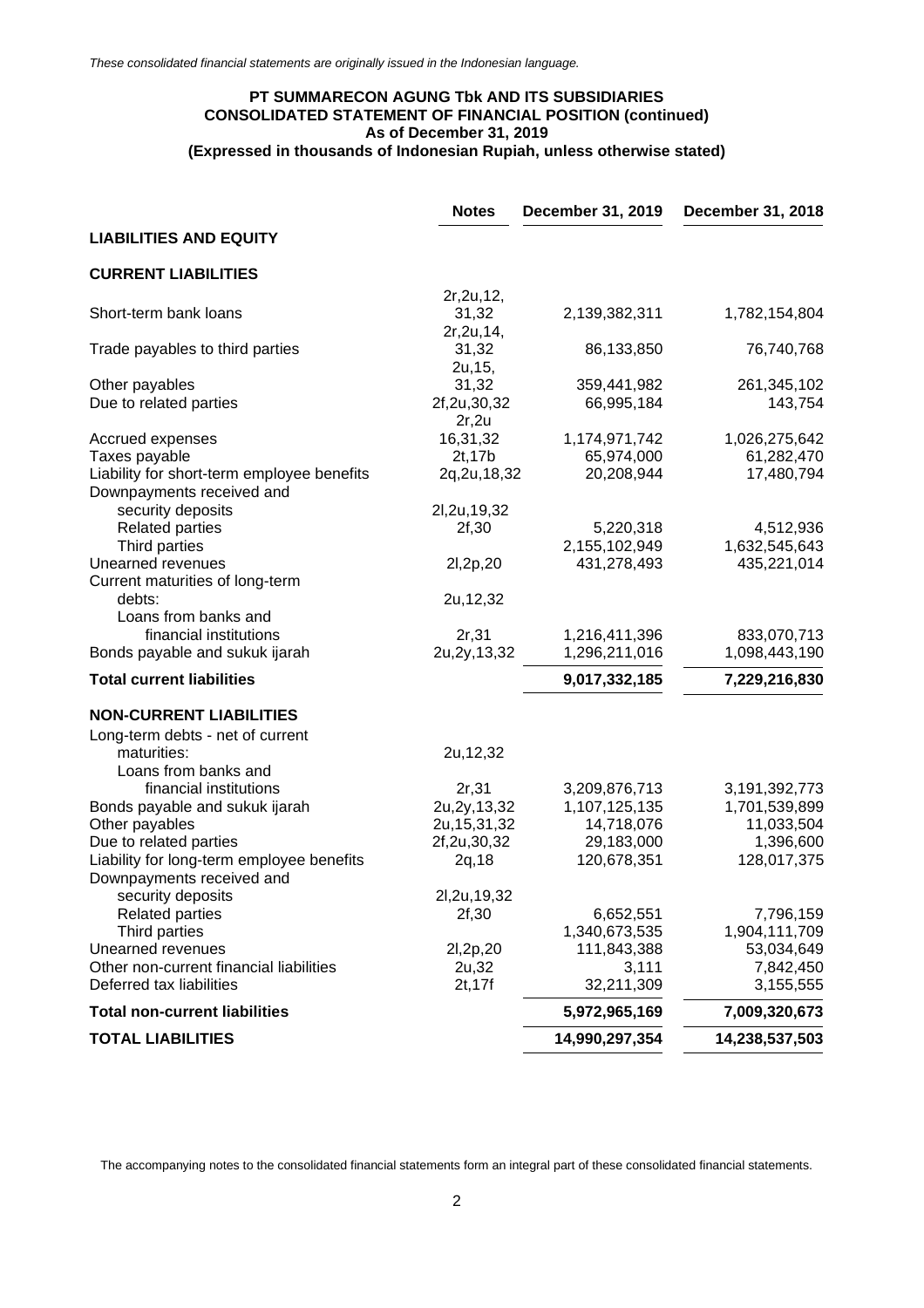*These consolidated financial statements are originally issued in the Indonesian language.*

**PT SUMMARECON AGUNG Tbk AND ITS SUBSIDIARIES**
**CONSOLIDATED STATEMENT OF FINANCIAL POSITION (continued)**
**As of December 31, 2019**
**(Expressed in thousands of Indonesian Rupiah, unless otherwise stated)**

| | Notes | December 31, 2019 | December 31, 2018 |
|---|---|---|---|
| **LIABILITIES AND EQUITY** | | | |
| **CURRENT LIABILITIES** | | | |
| Short-term bank loans | 2r,2u,12, 31,32 | 2,139,382,311 | 1,782,154,804 |
| Trade payables to third parties | 2r,2u,14, 31,32 | 86,133,850 | 76,740,768 |
| Other payables | 2u,15, 31,32 | 359,441,982 | 261,345,102 |
| Due to related parties | 2f,2u,30,32 | 66,995,184 | 143,754 |
| Accrued expenses | 2r,2u 16,31,32 | 1,174,971,742 | 1,026,275,642 |
| Taxes payable | 2t,17b | 65,974,000 | 61,282,470 |
| Liability for short-term employee benefits | 2q,2u,18,32 | 20,208,944 | 17,480,794 |
| Downpayments received and security deposits | 2l,2u,19,32 | | |
| Related parties | 2f,30 | 5,220,318 | 4,512,936 |
| Third parties | | 2,155,102,949 | 1,632,545,643 |
| Unearned revenues | 2l,2p,20 | 431,278,493 | 435,221,014 |
| Current maturities of long-term debts: | 2u,12,32 | | |
| Loans from banks and financial institutions | 2r,31 | 1,216,411,396 | 833,070,713 |
| Bonds payable and sukuk ijarah | 2u,2y,13,32 | 1,296,211,016 | 1,098,443,190 |
| **Total current liabilities** | | **9,017,332,185** | **7,229,216,830** |
| **NON-CURRENT LIABILITIES** | | | |
| Long-term debts - net of current maturities: | 2u,12,32 | | |
| Loans from banks and financial institutions | 2r,31 | 3,209,876,713 | 3,191,392,773 |
| Bonds payable and sukuk ijarah | 2u,2y,13,32 | 1,107,125,135 | 1,701,539,899 |
| Other payables | 2u,15,31,32 | 14,718,076 | 11,033,504 |
| Due to related parties | 2f,2u,30,32 | 29,183,000 | 1,396,600 |
| Liability for long-term employee benefits | 2q,18 | 120,678,351 | 128,017,375 |
| Downpayments received and security deposits | 2l,2u,19,32 | | |
| Related parties | 2f,30 | 6,652,551 | 7,796,159 |
| Third parties | | 1,340,673,535 | 1,904,111,709 |
| Unearned revenues | 2l,2p,20 | 111,843,388 | 53,034,649 |
| Other non-current financial liabilities | 2u,32 | 3,111 | 7,842,450 |
| Deferred tax liabilities | 2t,17f | 32,211,309 | 3,155,555 |
| **Total non-current liabilities** | | **5,972,965,169** | **7,009,320,673** |
| **TOTAL LIABILITIES** | | **14,990,297,354** | **14,238,537,503** |

The accompanying notes to the consolidated financial statements form an integral part of these consolidated financial statements.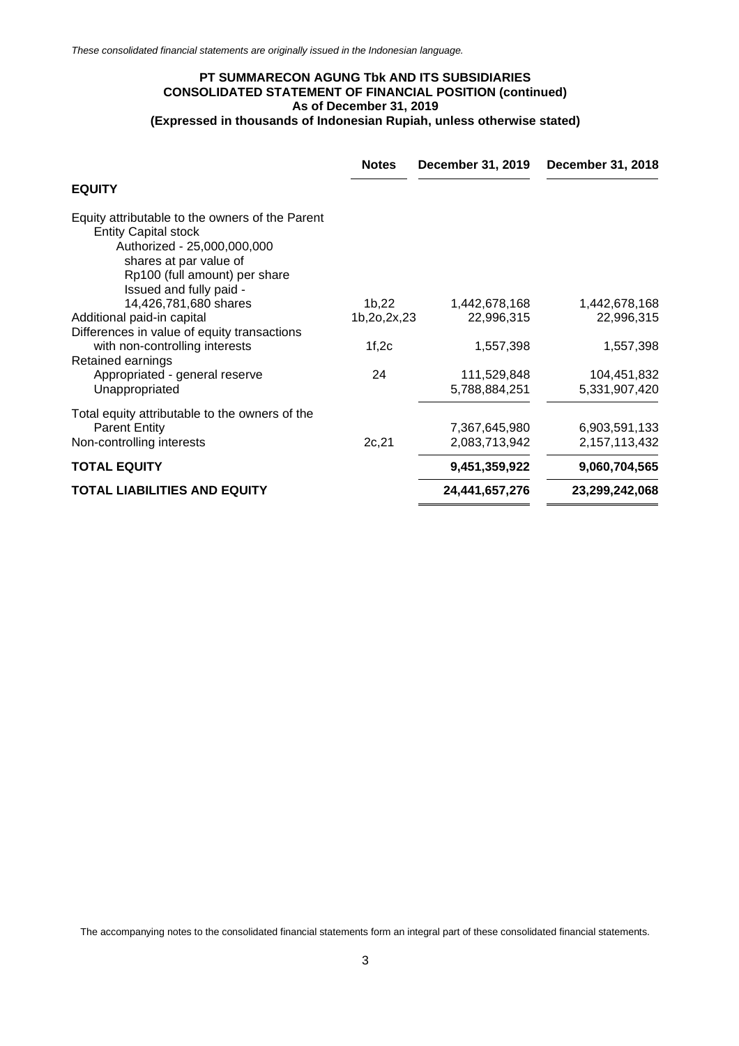*These consolidated financial statements are originally issued in the Indonesian language.*

**PT SUMMARECON AGUNG Tbk AND ITS SUBSIDIARIES**
**CONSOLIDATED STATEMENT OF FINANCIAL POSITION (continued)**
**As of December 31, 2019**
**(Expressed in thousands of Indonesian Rupiah, unless otherwise stated)**

| | Notes | December 31, 2019 | December 31, 2018 |
|---|---|---|---|
| **EQUITY** | | | |
| Equity attributable to the owners of the Parent Entity Capital stock | | | |
| Authorized - 25,000,000,000 shares at par value of Rp100 (full amount) per share | | | |
| Issued and fully paid - 14,426,781,680 shares | 1b,22 | 1,442,678,168 | 1,442,678,168 |
| Additional paid-in capital | 1b,2o,2x,23 | 22,996,315 | 22,996,315 |
| Differences in value of equity transactions with non-controlling interests | 1f,2c | 1,557,398 | 1,557,398 |
| Retained earnings | | | |
| Appropriated - general reserve | 24 | 111,529,848 | 104,451,832 |
| Unappropriated | | 5,788,884,251 | 5,331,907,420 |
| Total equity attributable to the owners of the Parent Entity | | 7,367,645,980 | 6,903,591,133 |
| Non-controlling interests | 2c,21 | 2,083,713,942 | 2,157,113,432 |
| **TOTAL EQUITY** | | **9,451,359,922** | **9,060,704,565** |
| **TOTAL LIABILITIES AND EQUITY** | | **24,441,657,276** | **23,299,242,068** |

The accompanying notes to the consolidated financial statements form an integral part of these consolidated financial statements.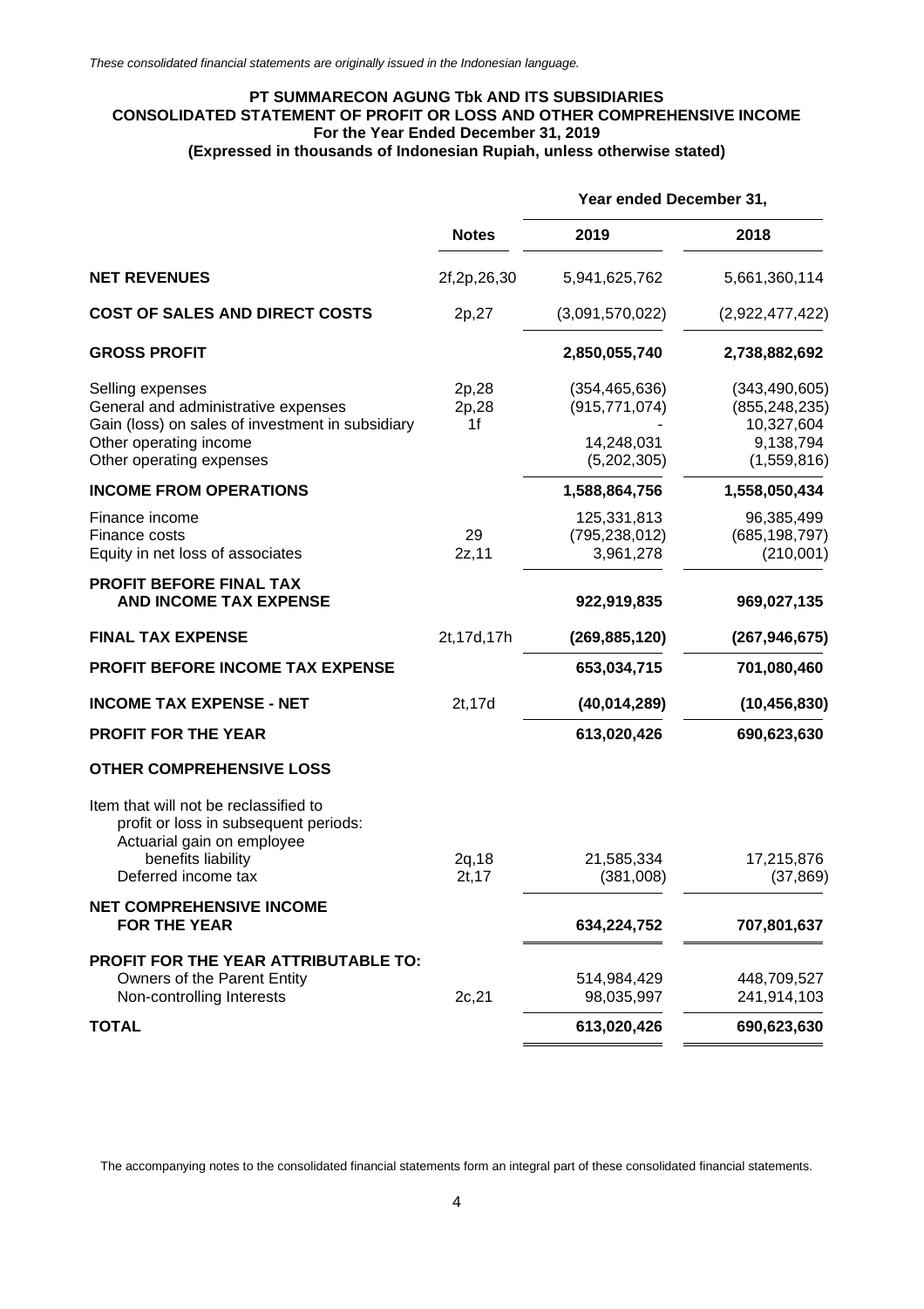*These consolidated financial statements are originally issued in the Indonesian language.*

**PT SUMMARECON AGUNG Tbk AND ITS SUBSIDIARIES**
**CONSOLIDATED STATEMENT OF PROFIT OR LOSS AND OTHER COMPREHENSIVE INCOME**
**For the Year Ended December 31, 2019**
**(Expressed in thousands of Indonesian Rupiah, unless otherwise stated)**

| | Notes | Year ended December 31, 2019 | 2018 |
|---|---|---|---|
| **NET REVENUES** | 2f,2p,26,30 | 5,941,625,762 | 5,661,360,114 |
| **COST OF SALES AND DIRECT COSTS** | 2p,27 | (3,091,570,022) | (2,922,477,422) |
| **GROSS PROFIT** | | **2,850,055,740** | **2,738,882,692** |
| Selling expenses | 2p,28 | (354,465,636) | (343,490,605) |
| General and administrative expenses | 2p,28 | (915,771,074) | (855,248,235) |
| Gain (loss) on sales of investment in subsidiary | 1f | - | 10,327,604 |
| Other operating income | | 14,248,031 | 9,138,794 |
| Other operating expenses | | (5,202,305) | (1,559,816) |
| **INCOME FROM OPERATIONS** | | **1,588,864,756** | **1,558,050,434** |
| Finance income | | 125,331,813 | 96,385,499 |
| Finance costs | 29 | (795,238,012) | (685,198,797) |
| Equity in net loss of associates | 2z,11 | 3,961,278 | (210,001) |
| **PROFIT BEFORE FINAL TAX AND INCOME TAX EXPENSE** | | **922,919,835** | **969,027,135** |
| **FINAL TAX EXPENSE** | 2t,17d,17h | **(269,885,120)** | **(267,946,675)** |
| **PROFIT BEFORE INCOME TAX EXPENSE** | | **653,034,715** | **701,080,460** |
| **INCOME TAX EXPENSE - NET** | 2t,17d | **(40,014,289)** | **(10,456,830)** |
| **PROFIT FOR THE YEAR** | | **613,020,426** | **690,623,630** |
| **OTHER COMPREHENSIVE LOSS** | | | |
| Item that will not be reclassified to profit or loss in subsequent periods: | | | |
| Actuarial gain on employee benefits liability | 2q,18 | 21,585,334 | 17,215,876 |
| Deferred income tax | 2t,17 | (381,008) | (37,869) |
| **NET COMPREHENSIVE INCOME FOR THE YEAR** | | **634,224,752** | **707,801,637** |
| **PROFIT FOR THE YEAR ATTRIBUTABLE TO:** | | | |
| Owners of the Parent Entity | | 514,984,429 | 448,709,527 |
| Non-controlling Interests | 2c,21 | 98,035,997 | 241,914,103 |
| **TOTAL** | | **613,020,426** | **690,623,630** |

The accompanying notes to the consolidated financial statements form an integral part of these consolidated financial statements.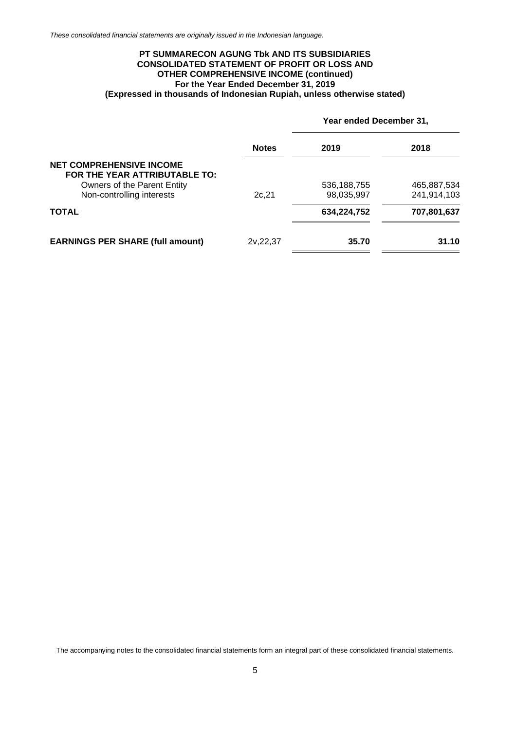*These consolidated financial statements are originally issued in the Indonesian language.*

**PT SUMMARECON AGUNG Tbk AND ITS SUBSIDIARIES**
**CONSOLIDATED STATEMENT OF PROFIT OR LOSS AND OTHER COMPREHENSIVE INCOME (continued)**
**For the Year Ended December 31, 2019**
**(Expressed in thousands of Indonesian Rupiah, unless otherwise stated)**

| | Notes | Year ended December 31, 2019 | 2018 |
|---|---|---|---|
| **NET COMPREHENSIVE INCOME FOR THE YEAR ATTRIBUTABLE TO:** | | | |
| Owners of the Parent Entity | | 536,188,755 | 465,887,534 |
| Non-controlling interests | 2c,21 | 98,035,997 | 241,914,103 |
| **TOTAL** | | **634,224,752** | **707,801,637** |
| **EARNINGS PER SHARE (full amount)** | 2v,22,37 | **35.70** | **31.10** |

The accompanying notes to the consolidated financial statements form an integral part of these consolidated financial statements.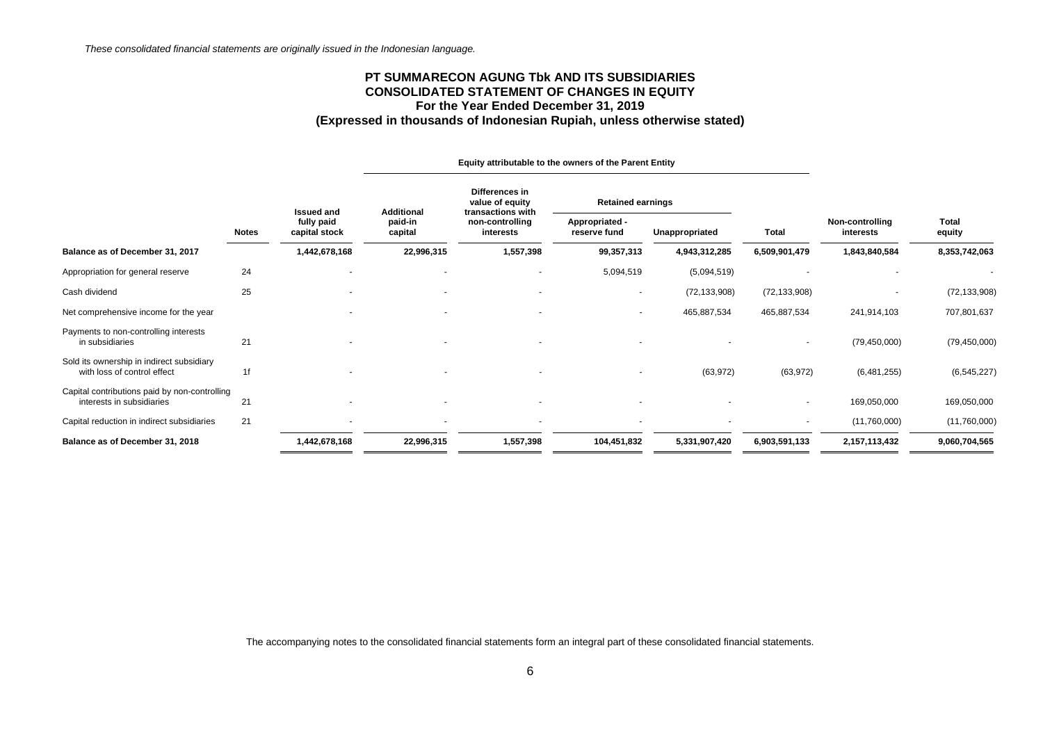*These consolidated financial statements are originally issued in the Indonesian language.*

**PT SUMMARECON AGUNG Tbk AND ITS SUBSIDIARIES**
**CONSOLIDATED STATEMENT OF CHANGES IN EQUITY**
**For the Year Ended December 31, 2019**
**(Expressed in thousands of Indonesian Rupiah, unless otherwise stated)**

| | | Equity attributable to the owners of the Parent Entity | | | | | | | |
|---|---|---|---|---|---|---|---|---|---|
| | | | | | Retained earnings | | | | |
| | Notes | Issued and fully paid capital stock | Additional paid-in capital | Differences in value of equity transactions with non-controlling interests | Appropriated - reserve fund | Unappropriated | Total | Non-controlling interests | Total equity |
| **Balance as of December 31, 2017** | | **1,442,678,168** | **22,996,315** | **1,557,398** | **99,357,313** | **4,943,312,285** | **6,509,901,479** | **1,843,840,584** | **8,353,742,063** |
| Appropriation for general reserve | 24 | - | - | - | 5,094,519 | (5,094,519) | - | - | - |
| Cash dividend | 25 | - | - | - | - | (72,133,908) | (72,133,908) | - | (72,133,908) |
| Net comprehensive income for the year | | - | - | - | - | 465,887,534 | 465,887,534 | 241,914,103 | 707,801,637 |
| Payments to non-controlling interests in subsidiaries | 21 | - | - | - | - | - | - | (79,450,000) | (79,450,000) |
| Sold its ownership in indirect subsidiary with loss of control effect | 1f | - | - | - | - | (63,972) | (63,972) | (6,481,255) | (6,545,227) |
| Capital contributions paid by non-controlling interests in subsidiaries | 21 | - | - | - | - | - | - | 169,050,000 | 169,050,000 |
| Capital reduction in indirect subsidiaries | 21 | - | - | - | - | - | - | (11,760,000) | (11,760,000) |
| **Balance as of December 31, 2018** | | **1,442,678,168** | **22,996,315** | **1,557,398** | **104,451,832** | **5,331,907,420** | **6,903,591,133** | **2,157,113,432** | **9,060,704,565** |

The accompanying notes to the consolidated financial statements form an integral part of these consolidated financial statements.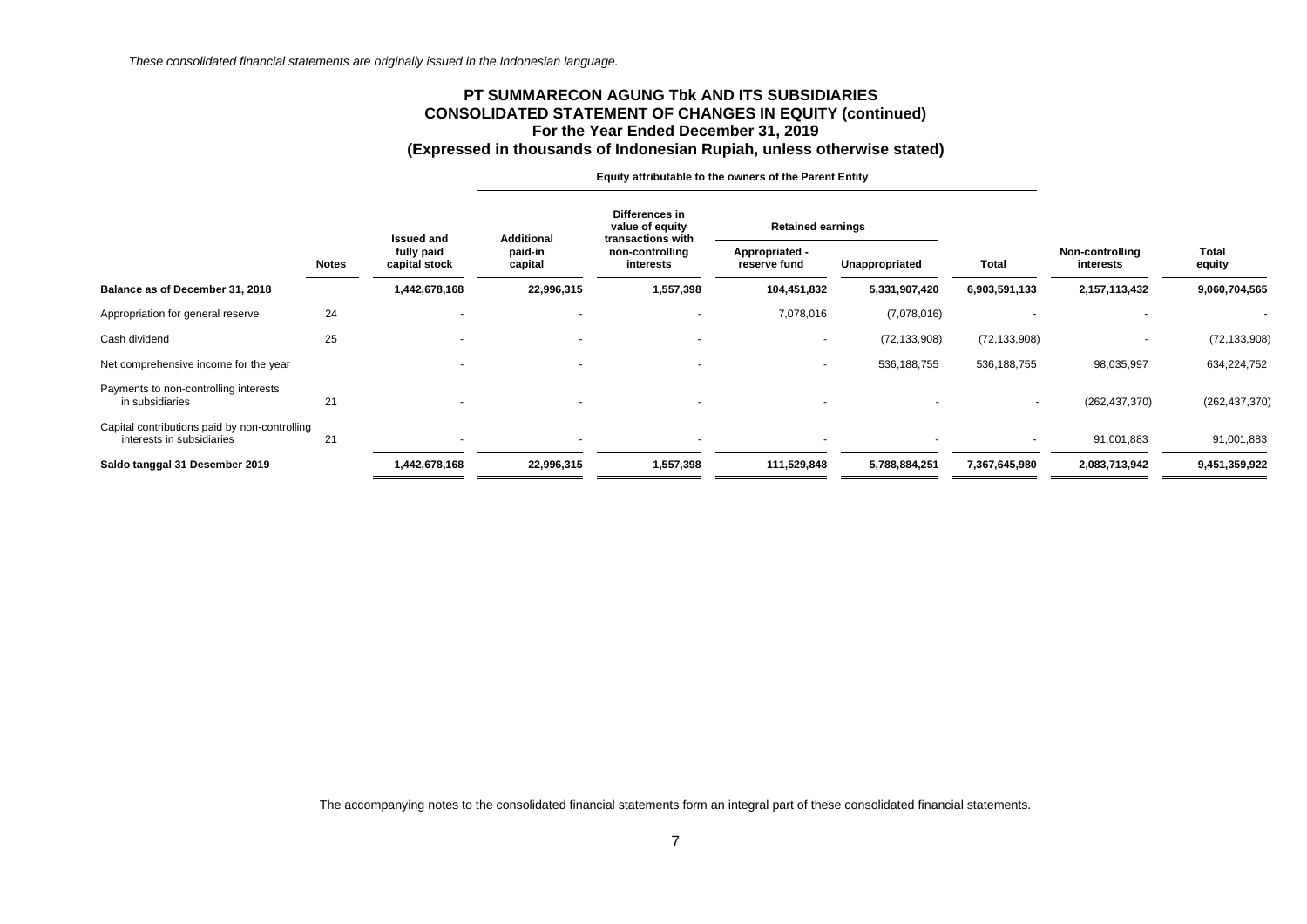*These consolidated financial statements are originally issued in the Indonesian language.*

## PT SUMMARECON AGUNG Tbk AND ITS SUBSIDIARIES
## CONSOLIDATED STATEMENT OF CHANGES IN EQUITY (continued)
## For the Year Ended December 31, 2019
## (Expressed in thousands of Indonesian Rupiah, unless otherwise stated)

| | | Equity attributable to the owners of the Parent Entity | | | | | | | |
|---|---|---|---|---|---|---|---|---|---|
| | | | | | Retained earnings | | | | |
| | Notes | Issued and fully paid capital stock | Additional paid-in capital | Differences in value of equity transactions with non-controlling interests | Appropriated - reserve fund | Unappropriated | Total | Non-controlling interests | Total equity |
| **Balance as of December 31, 2018** | | **1,442,678,168** | **22,996,315** | **1,557,398** | **104,451,832** | **5,331,907,420** | **6,903,591,133** | **2,157,113,432** | **9,060,704,565** |
| Appropriation for general reserve | 24 | - | - | - | 7,078,016 | (7,078,016) | - | - | - |
| Cash dividend | 25 | - | - | - | - | (72,133,908) | (72,133,908) | - | (72,133,908) |
| Net comprehensive income for the year | | - | - | - | - | 536,188,755 | 536,188,755 | 98,035,997 | 634,224,752 |
| Payments to non-controlling interests in subsidiaries | 21 | - | - | - | - | - | - | (262,437,370) | (262,437,370) |
| Capital contributions paid by non-controlling interests in subsidiaries | 21 | - | - | - | - | - | - | 91,001,883 | 91,001,883 |
| **Saldo tanggal 31 Desember 2019** | | **1,442,678,168** | **22,996,315** | **1,557,398** | **111,529,848** | **5,788,884,251** | **7,367,645,980** | **2,083,713,942** | **9,451,359,922** |

The accompanying notes to the consolidated financial statements form an integral part of these consolidated financial statements.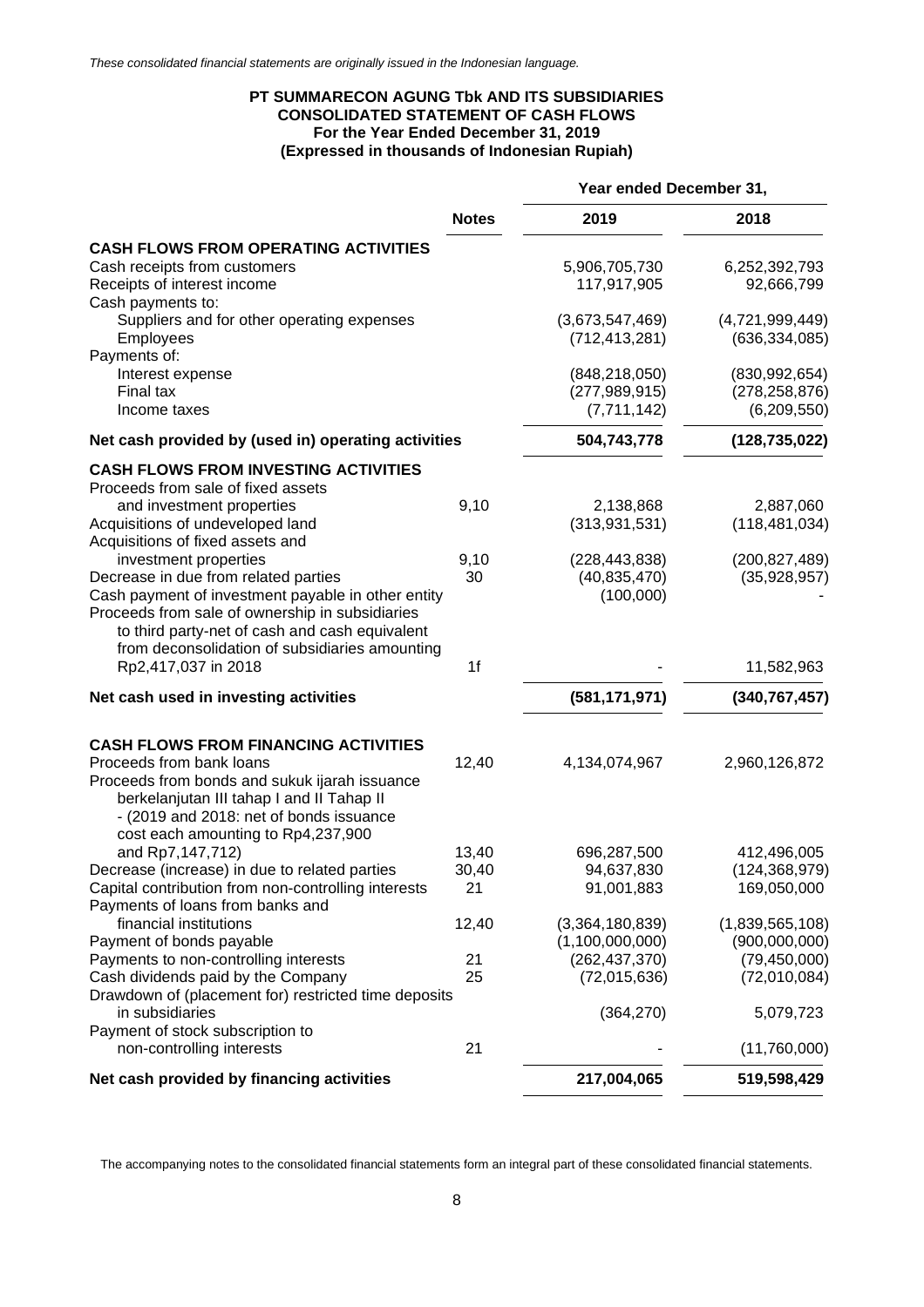*These consolidated financial statements are originally issued in the Indonesian language.*

**PT SUMMARECON AGUNG Tbk AND ITS SUBSIDIARIES**
**CONSOLIDATED STATEMENT OF CASH FLOWS**
**For the Year Ended December 31, 2019**
**(Expressed in thousands of Indonesian Rupiah)**

| | Notes | Year ended December 31, 2019 | 2018 |
|---|---|---|---|
| **CASH FLOWS FROM OPERATING ACTIVITIES** | | | |
| Cash receipts from customers | | 5,906,705,730 | 6,252,392,793 |
| Receipts of interest income | | 117,917,905 | 92,666,799 |
| Cash payments to: | | | |
| Suppliers and for other operating expenses | | (3,673,547,469) | (4,721,999,449) |
| Employees | | (712,413,281) | (636,334,085) |
| Payments of: | | | |
| Interest expense | | (848,218,050) | (830,992,654) |
| Final tax | | (277,989,915) | (278,258,876) |
| Income taxes | | (7,711,142) | (6,209,550) |
| **Net cash provided by (used in) operating activities** | | **504,743,778** | **(128,735,022)** |
| **CASH FLOWS FROM INVESTING ACTIVITIES** | | | |
| Proceeds from sale of fixed assets and investment properties | 9,10 | 2,138,868 | 2,887,060 |
| Acquisitions of undeveloped land | | (313,931,531) | (118,481,034) |
| Acquisitions of fixed assets and investment properties | 9,10 | (228,443,838) | (200,827,489) |
| Decrease in due from related parties | 30 | (40,835,470) | (35,928,957) |
| Cash payment of investment payable in other entity | | (100,000) | - |
| Proceeds from sale of ownership in subsidiaries to third party-net of cash and cash equivalent from deconsolidation of subsidiaries amounting Rp2,417,037 in 2018 | 1f | - | 11,582,963 |
| **Net cash used in investing activities** | | **(581,171,971)** | **(340,767,457)** |
| **CASH FLOWS FROM FINANCING ACTIVITIES** | | | |
| Proceeds from bank loans | 12,40 | 4,134,074,967 | 2,960,126,872 |
| Proceeds from bonds and sukuk ijarah issuance berkelanjutan III tahap I and II Tahap II - (2019 and 2018: net of bonds issuance cost each amounting to Rp4,237,900 and Rp7,147,712) | 13,40 | 696,287,500 | 412,496,005 |
| Decrease (increase) in due to related parties | 30,40 | 94,637,830 | (124,368,979) |
| Capital contribution from non-controlling interests | 21 | 91,001,883 | 169,050,000 |
| Payments of loans from banks and financial institutions | 12,40 | (3,364,180,839) | (1,839,565,108) |
| Payment of bonds payable | | (1,100,000,000) | (900,000,000) |
| Payments to non-controlling interests | 21 | (262,437,370) | (79,450,000) |
| Cash dividends paid by the Company | 25 | (72,015,636) | (72,010,084) |
| Drawdown of (placement for) restricted time deposits in subsidiaries | | (364,270) | 5,079,723 |
| Payment of stock subscription to non-controlling interests | 21 | - | (11,760,000) |
| **Net cash provided by financing activities** | | **217,004,065** | **519,598,429** |

The accompanying notes to the consolidated financial statements form an integral part of these consolidated financial statements.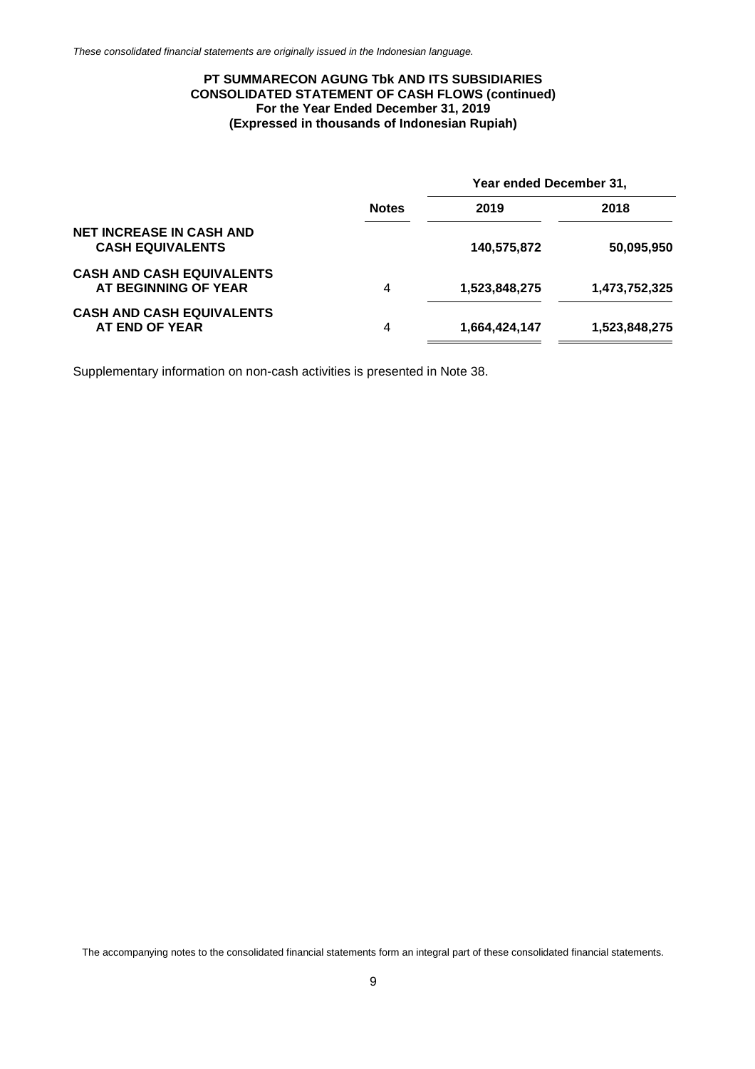*These consolidated financial statements are originally issued in the Indonesian language.*

**PT SUMMARECON AGUNG Tbk AND ITS SUBSIDIARIES**
**CONSOLIDATED STATEMENT OF CASH FLOWS (continued)**
**For the Year Ended December 31, 2019**
**(Expressed in thousands of Indonesian Rupiah)**

| | Notes | Year ended December 31, 2019 | Year ended December 31, 2018 |
|---|---|---|---|
| **NET INCREASE IN CASH AND CASH EQUIVALENTS** | | **140,575,872** | **50,095,950** |
| **CASH AND CASH EQUIVALENTS AT BEGINNING OF YEAR** | 4 | **1,523,848,275** | **1,473,752,325** |
| **CASH AND CASH EQUIVALENTS AT END OF YEAR** | 4 | **1,664,424,147** | **1,523,848,275** |

Supplementary information on non-cash activities is presented in Note 38.

The accompanying notes to the consolidated financial statements form an integral part of these consolidated financial statements.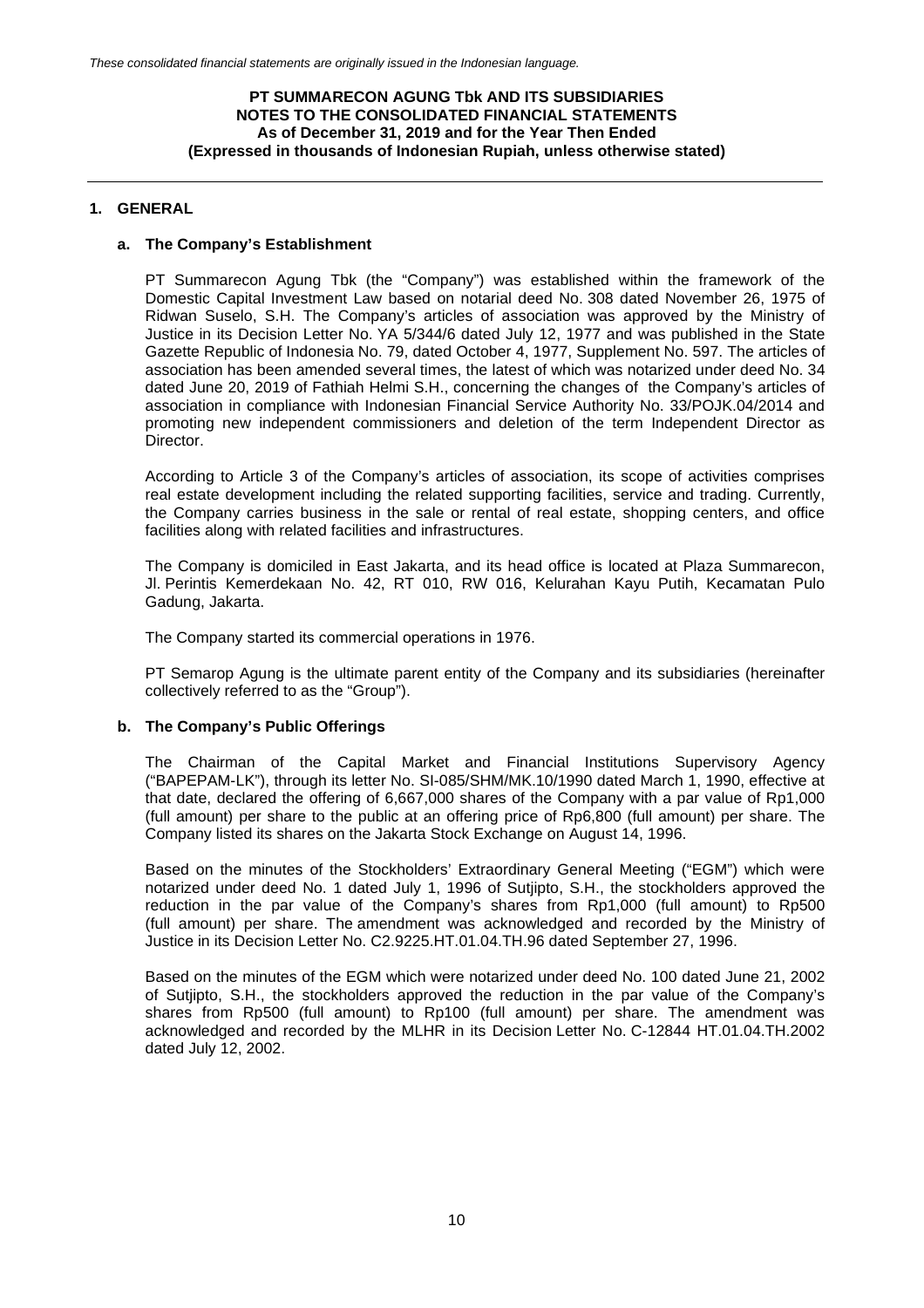## 1. GENERAL

### a. The Company's Establishment

PT Summarecon Agung Tbk (the "Company") was established within the framework of the Domestic Capital Investment Law based on notarial deed No. 308 dated November 26, 1975 of Ridwan Suselo, S.H. The Company's articles of association was approved by the Ministry of Justice in its Decision Letter No. YA 5/344/6 dated July 12, 1977 and was published in the State Gazette Republic of Indonesia No. 79, dated October 4, 1977, Supplement No. 597. The articles of association has been amended several times, the latest of which was notarized under deed No. 34 dated June 20, 2019 of Fathiah Helmi S.H., concerning the changes of the Company's articles of association in compliance with Indonesian Financial Service Authority No. 33/POJK.04/2014 and promoting new independent commissioners and deletion of the term Independent Director as Director.

According to Article 3 of the Company's articles of association, its scope of activities comprises real estate development including the related supporting facilities, service and trading. Currently, the Company carries business in the sale or rental of real estate, shopping centers, and office facilities along with related facilities and infrastructures.

The Company is domiciled in East Jakarta, and its head office is located at Plaza Summarecon, Jl. Perintis Kemerdekaan No. 42, RT 010, RW 016, Kelurahan Kayu Putih, Kecamatan Pulo Gadung, Jakarta.

The Company started its commercial operations in 1976.

PT Semarop Agung is the ultimate parent entity of the Company and its subsidiaries (hereinafter collectively referred to as the "Group").

### b. The Company's Public Offerings

The Chairman of the Capital Market and Financial Institutions Supervisory Agency ("BAPEPAM-LK"), through its letter No. SI-085/SHM/MK.10/1990 dated March 1, 1990, effective at that date, declared the offering of 6,667,000 shares of the Company with a par value of Rp1,000 (full amount) per share to the public at an offering price of Rp6,800 (full amount) per share. The Company listed its shares on the Jakarta Stock Exchange on August 14, 1996.

Based on the minutes of the Stockholders' Extraordinary General Meeting ("EGM") which were notarized under deed No. 1 dated July 1, 1996 of Sutjipto, S.H., the stockholders approved the reduction in the par value of the Company's shares from Rp1,000 (full amount) to Rp500 (full amount) per share. The amendment was acknowledged and recorded by the Ministry of Justice in its Decision Letter No. C2.9225.HT.01.04.TH.96 dated September 27, 1996.

Based on the minutes of the EGM which were notarized under deed No. 100 dated June 21, 2002 of Sutjipto, S.H., the stockholders approved the reduction in the par value of the Company's shares from Rp500 (full amount) to Rp100 (full amount) per share. The amendment was acknowledged and recorded by the MLHR in its Decision Letter No. C-12844 HT.01.04.TH.2002 dated July 12, 2002.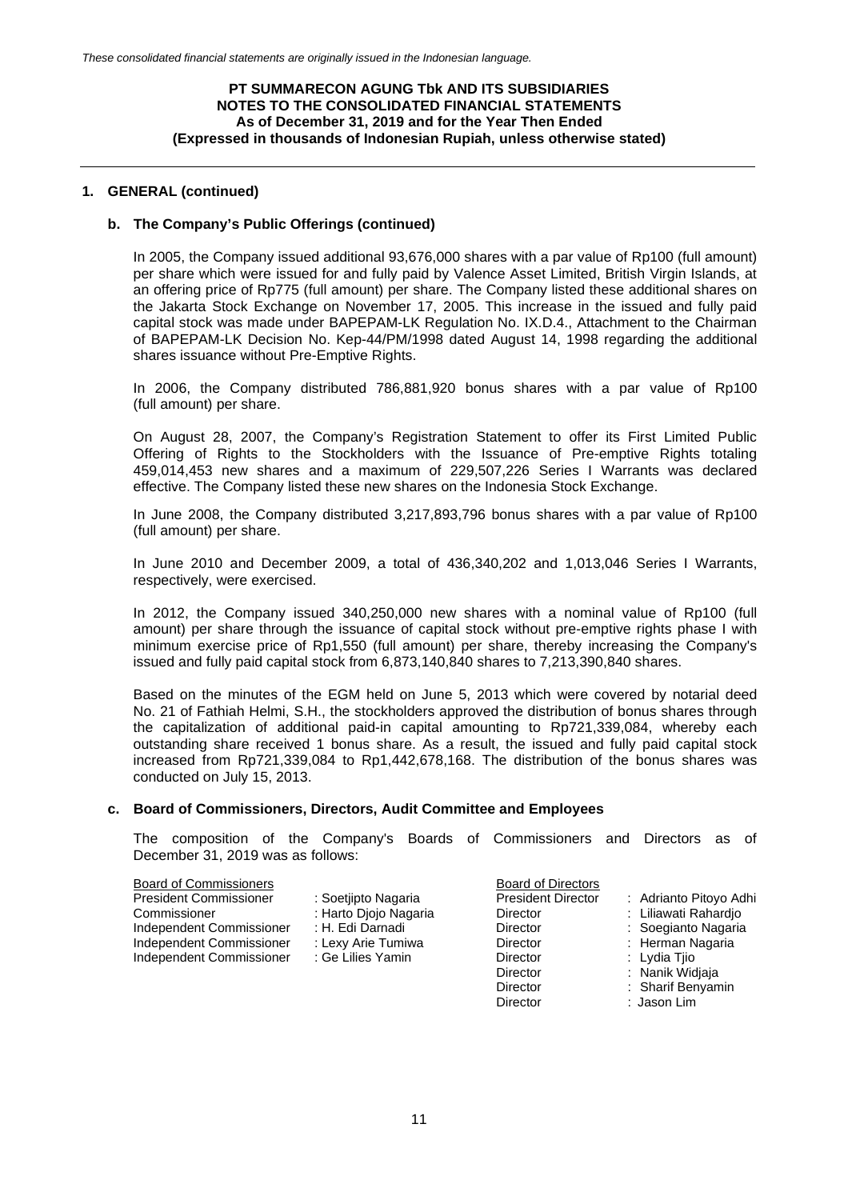## 1. GENERAL (continued)

### b. The Company's Public Offerings (continued)

In 2005, the Company issued additional 93,676,000 shares with a par value of Rp100 (full amount) per share which were issued for and fully paid by Valence Asset Limited, British Virgin Islands, at an offering price of Rp775 (full amount) per share. The Company listed these additional shares on the Jakarta Stock Exchange on November 17, 2005. This increase in the issued and fully paid capital stock was made under BAPEPAM-LK Regulation No. IX.D.4., Attachment to the Chairman of BAPEPAM-LK Decision No. Kep-44/PM/1998 dated August 14, 1998 regarding the additional shares issuance without Pre-Emptive Rights.

In 2006, the Company distributed 786,881,920 bonus shares with a par value of Rp100 (full amount) per share.

On August 28, 2007, the Company's Registration Statement to offer its First Limited Public Offering of Rights to the Stockholders with the Issuance of Pre-emptive Rights totaling 459,014,453 new shares and a maximum of 229,507,226 Series I Warrants was declared effective. The Company listed these new shares on the Indonesia Stock Exchange.

In June 2008, the Company distributed 3,217,893,796 bonus shares with a par value of Rp100 (full amount) per share.

In June 2010 and December 2009, a total of 436,340,202 and 1,013,046 Series I Warrants, respectively, were exercised.

In 2012, the Company issued 340,250,000 new shares with a nominal value of Rp100 (full amount) per share through the issuance of capital stock without pre-emptive rights phase I with minimum exercise price of Rp1,550 (full amount) per share, thereby increasing the Company's issued and fully paid capital stock from 6,873,140,840 shares to 7,213,390,840 shares.

Based on the minutes of the EGM held on June 5, 2013 which were covered by notarial deed No. 21 of Fathiah Helmi, S.H., the stockholders approved the distribution of bonus shares through the capitalization of additional paid-in capital amounting to Rp721,339,084, whereby each outstanding share received 1 bonus share. As a result, the issued and fully paid capital stock increased from Rp721,339,084 to Rp1,442,678,168. The distribution of the bonus shares was conducted on July 15, 2013.

### c. Board of Commissioners, Directors, Audit Committee and Employees

The composition of the Company's Boards of Commissioners and Directors as of December 31, 2019 was as follows:

| Board of Commissioners | |
|---|---|
| President Commissioner | : Soetjipto Nagaria |
| Commissioner | : Harto Djojo Nagaria |
| Independent Commissioner | : H. Edi Darnadi |
| Independent Commissioner | : Lexy Arie Tumiwa |
| Independent Commissioner | : Ge Lilies Yamin |

| Board of Directors | |
|---|---|
| President Director | : Adrianto Pitoyo Adhi |
| Director | : Liliawati Rahardjo |
| Director | : Soegianto Nagaria |
| Director | : Herman Nagaria |
| Director | : Lydia Tjio |
| Director | : Nanik Widjaja |
| Director | : Sharif Benyamin |
| Director | : Jason Lim |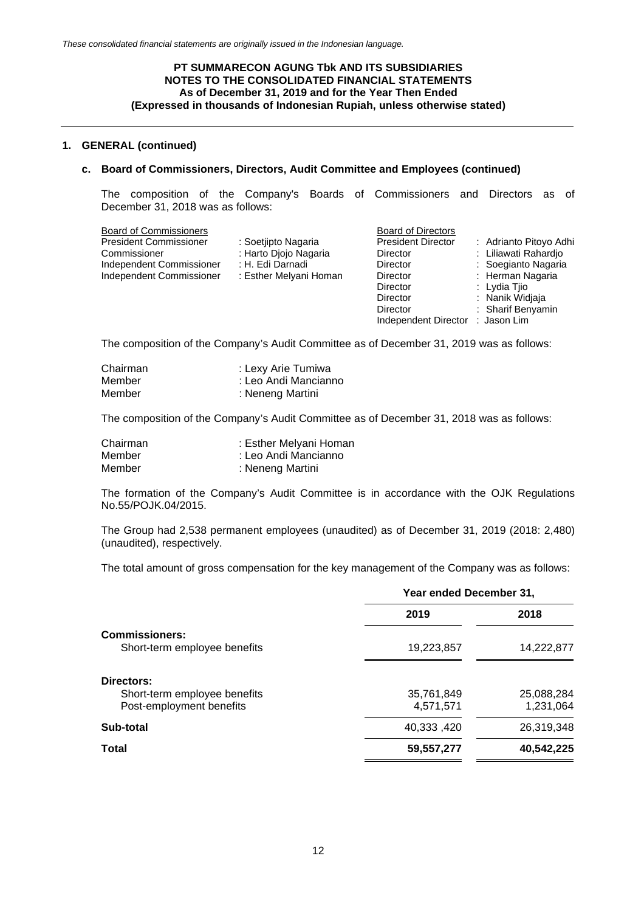## 1. GENERAL (continued)

### c. Board of Commissioners, Directors, Audit Committee and Employees (continued)

The composition of the Company's Boards of Commissioners and Directors as of December 31, 2018 was as follows:

| Board of Commissioners | | Board of Directors | |
|---|---|---|---|
| President Commissioner | : Soetjipto Nagaria | President Director | : Adrianto Pitoyo Adhi |
| Commissioner | : Harto Djojo Nagaria | Director | : Liliawati Rahardjo |
| Independent Commissioner | : H. Edi Darnadi | Director | : Soegianto Nagaria |
| Independent Commissioner | : Esther Melyani Homan | Director | : Herman Nagaria |
| | | Director | : Lydia Tjio |
| | | Director | : Nanik Widjaja |
| | | Director | : Sharif Benyamin |
| | | Independent Director | : Jason Lim |

The composition of the Company's Audit Committee as of December 31, 2019 was as follows:

| | |
|---|---|
| Chairman | : Lexy Arie Tumiwa |
| Member | : Leo Andi Mancianno |
| Member | : Neneng Martini |

The composition of the Company's Audit Committee as of December 31, 2018 was as follows:

| | |
|---|---|
| Chairman | : Esther Melyani Homan |
| Member | : Leo Andi Mancianno |
| Member | : Neneng Martini |

The formation of the Company's Audit Committee is in accordance with the OJK Regulations No.55/POJK.04/2015.

The Group had 2,538 permanent employees (unaudited) as of December 31, 2019 (2018: 2,480) (unaudited), respectively.

The total amount of gross compensation for the key management of the Company was as follows:

| | Year ended December 31, | |
|---|---|---|
| | **2019** | **2018** |
| **Commissioners:** | | |
| Short-term employee benefits | 19,223,857 | 14,222,877 |
| **Directors:** | | |
| Short-term employee benefits | 35,761,849 | 25,088,284 |
| Post-employment benefits | 4,571,571 | 1,231,064 |
| **Sub-total** | 40,333 ,420 | 26,319,348 |
| **Total** | **59,557,277** | **40,542,225** |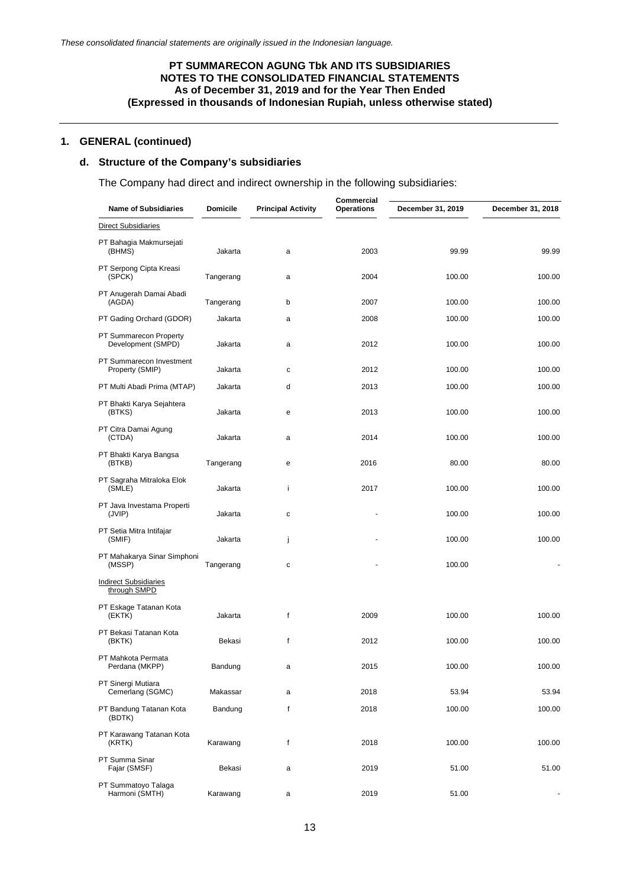*These consolidated financial statements are originally issued in the Indonesian language.*

## 1. GENERAL (continued)

### d. Structure of the Company's subsidiaries

The Company had direct and indirect ownership in the following subsidiaries:

| Name of Subsidiaries | Domicile | Principal Activity | Commercial Operations | December 31, 2019 | December 31, 2018 |
|---|---|---|---|---|---|
| Direct Subsidiaries | | | | | |
| PT Bahagia Makmursejati (BHMS) | Jakarta | a | 2003 | 99.99 | 99.99 |
| PT Serpong Cipta Kreasi (SPCK) | Tangerang | a | 2004 | 100.00 | 100.00 |
| PT Anugerah Damai Abadi (AGDA) | Tangerang | b | 2007 | 100.00 | 100.00 |
| PT Gading Orchard (GDOR) | Jakarta | a | 2008 | 100.00 | 100.00 |
| PT Summarecon Property Development (SMPD) | Jakarta | a | 2012 | 100.00 | 100.00 |
| PT Summarecon Investment Property (SMIP) | Jakarta | c | 2012 | 100.00 | 100.00 |
| PT Multi Abadi Prima (MTAP) | Jakarta | d | 2013 | 100.00 | 100.00 |
| PT Bhakti Karya Sejahtera (BTKS) | Jakarta | e | 2013 | 100.00 | 100.00 |
| PT Citra Damai Agung (CTDA) | Jakarta | a | 2014 | 100.00 | 100.00 |
| PT Bhakti Karya Bangsa (BTKB) | Tangerang | e | 2016 | 80.00 | 80.00 |
| PT Sagraha Mitraloka Elok (SMLE) | Jakarta | i | 2017 | 100.00 | 100.00 |
| PT Java Investama Properti (JVIP) | Jakarta | c | - | 100.00 | 100.00 |
| PT Setia Mitra Intifajar (SMIF) | Jakarta | j | - | 100.00 | 100.00 |
| PT Mahakarya Sinar Simphoni (MSSP) | Tangerang | c | - | 100.00 | - |
| Indirect Subsidiaries through SMPD | | | | | |
| PT Eskage Tatanan Kota (EKTK) | Jakarta | f | 2009 | 100.00 | 100.00 |
| PT Bekasi Tatanan Kota (BKTK) | Bekasi | f | 2012 | 100.00 | 100.00 |
| PT Mahkota Permata Perdana (MKPP) | Bandung | a | 2015 | 100.00 | 100.00 |
| PT Sinergi Mutiara Cemerlang (SGMC) | Makassar | a | 2018 | 53.94 | 53.94 |
| PT Bandung Tatanan Kota (BDTK) | Bandung | f | 2018 | 100.00 | 100.00 |
| PT Karawang Tatanan Kota (KRTK) | Karawang | f | 2018 | 100.00 | 100.00 |
| PT Summa Sinar Fajar (SMSF) | Bekasi | a | 2019 | 51.00 | 51.00 |
| PT Summatoyo Talaga Harmoni (SMTH) | Karawang | a | 2019 | 51.00 | - |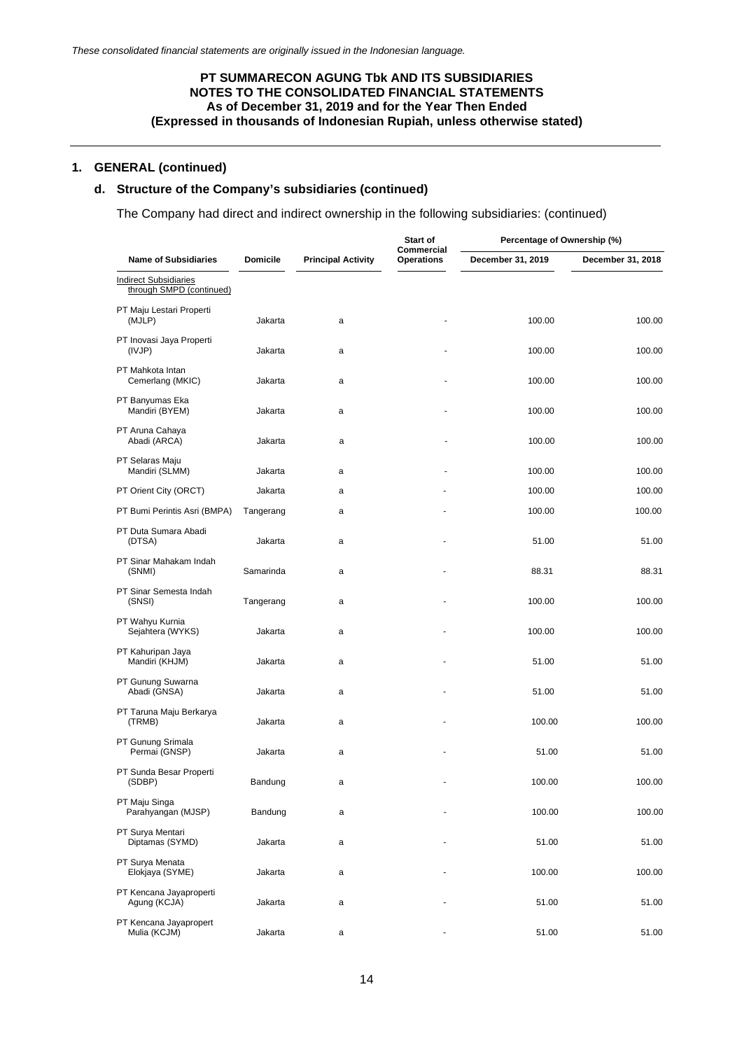*These consolidated financial statements are originally issued in the Indonesian language.*

## PT SUMMARECON AGUNG Tbk AND ITS SUBSIDIARIES
## NOTES TO THE CONSOLIDATED FINANCIAL STATEMENTS
## As of December 31, 2019 and for the Year Then Ended
## (Expressed in thousands of Indonesian Rupiah, unless otherwise stated)

## 1. GENERAL (continued)

### d. Structure of the Company's subsidiaries (continued)

The Company had direct and indirect ownership in the following subsidiaries: (continued)

| Name of Subsidiaries | Domicile | Principal Activity | Start of Commercial Operations | Percentage of Ownership (%) | |
|---|---|---|---|---|---|
| | | | | December 31, 2019 | December 31, 2018 |
| Indirect Subsidiaries through SMPD (continued) | | | | | |
| PT Maju Lestari Properti (MJLP) | Jakarta | a | - | 100.00 | 100.00 |
| PT Inovasi Jaya Properti (IVJP) | Jakarta | a | - | 100.00 | 100.00 |
| PT Mahkota Intan Cemerlang (MKIC) | Jakarta | a | - | 100.00 | 100.00 |
| PT Banyumas Eka Mandiri (BYEM) | Jakarta | a | - | 100.00 | 100.00 |
| PT Aruna Cahaya Abadi (ARCA) | Jakarta | a | - | 100.00 | 100.00 |
| PT Selaras Maju Mandiri (SLMM) | Jakarta | a | - | 100.00 | 100.00 |
| PT Orient City (ORCT) | Jakarta | a | - | 100.00 | 100.00 |
| PT Bumi Perintis Asri (BMPA) | Tangerang | a | - | 100.00 | 100.00 |
| PT Duta Sumara Abadi (DTSA) | Jakarta | a | - | 51.00 | 51.00 |
| PT Sinar Mahakam Indah (SNMI) | Samarinda | a | - | 88.31 | 88.31 |
| PT Sinar Semesta Indah (SNSI) | Tangerang | a | - | 100.00 | 100.00 |
| PT Wahyu Kurnia Sejahtera (WYKS) | Jakarta | a | - | 100.00 | 100.00 |
| PT Kahuripan Jaya Mandiri (KHJM) | Jakarta | a | - | 51.00 | 51.00 |
| PT Gunung Suwarna Abadi (GNSA) | Jakarta | a | - | 51.00 | 51.00 |
| PT Taruna Maju Berkarya (TRMB) | Jakarta | a | - | 100.00 | 100.00 |
| PT Gunung Srimala Permai (GNSP) | Jakarta | a | - | 51.00 | 51.00 |
| PT Sunda Besar Properti (SDBP) | Bandung | a | - | 100.00 | 100.00 |
| PT Maju Singa Parahyangan (MJSP) | Bandung | a | - | 100.00 | 100.00 |
| PT Surya Mentari Diptamas (SYMD) | Jakarta | a | - | 51.00 | 51.00 |
| PT Surya Menata Elokjaya (SYME) | Jakarta | a | - | 100.00 | 100.00 |
| PT Kencana Jayaproperti Agung (KCJA) | Jakarta | a | - | 51.00 | 51.00 |
| PT Kencana Jayapropert Mulia (KCJM) | Jakarta | a | - | 51.00 | 51.00 |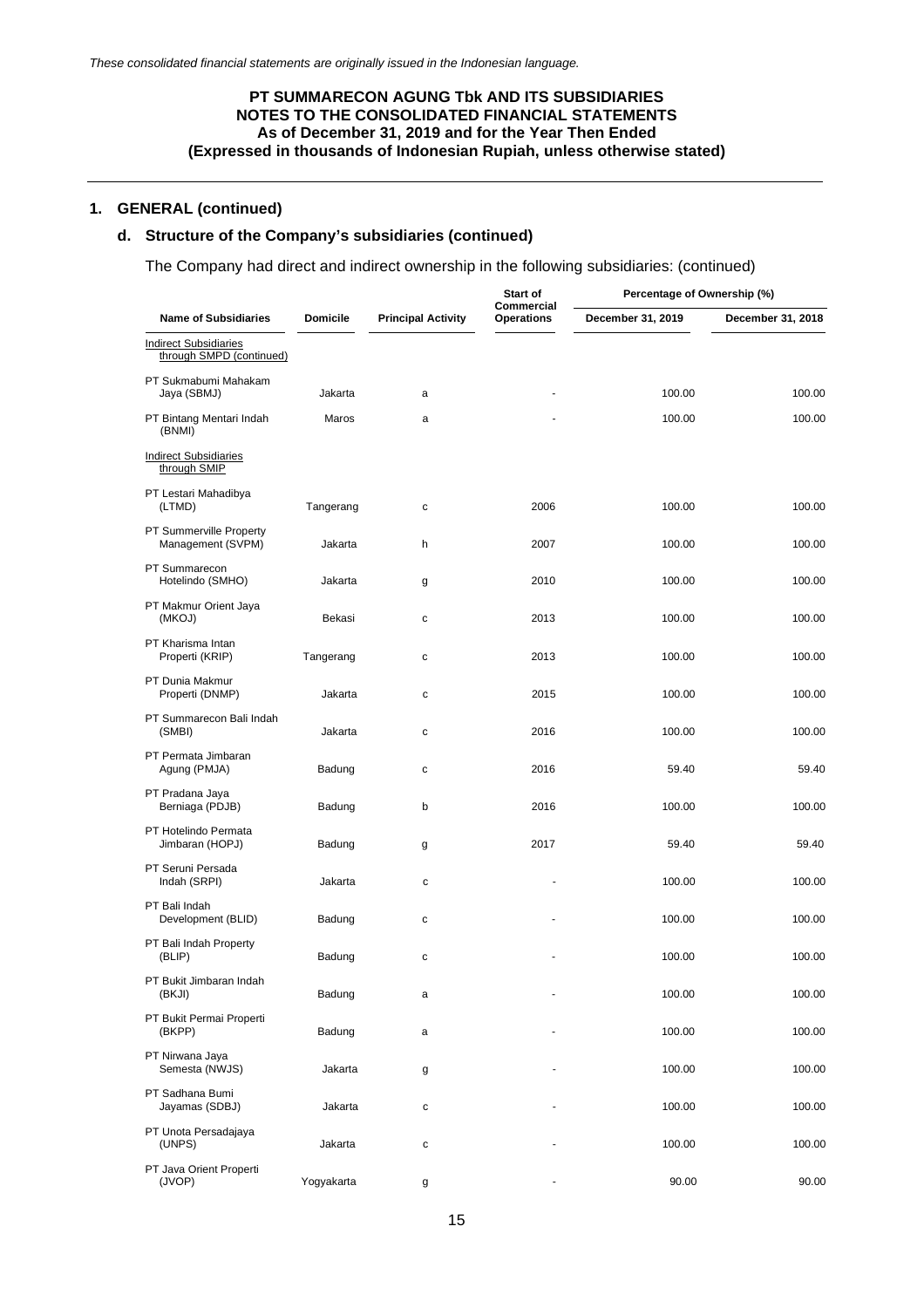*These consolidated financial statements are originally issued in the Indonesian language.*

**PT SUMMARECON AGUNG Tbk AND ITS SUBSIDIARIES**
**NOTES TO THE CONSOLIDATED FINANCIAL STATEMENTS**
**As of December 31, 2019 and for the Year Then Ended**
**(Expressed in thousands of Indonesian Rupiah, unless otherwise stated)**

## 1. GENERAL (continued)

### d. Structure of the Company's subsidiaries (continued)

The Company had direct and indirect ownership in the following subsidiaries: (continued)

| Name of Subsidiaries | Domicile | Principal Activity | Start of Commercial Operations | Percentage of Ownership (%) | |
|---|---|---|---|---|---|
| | | | | December 31, 2019 | December 31, 2018 |
| Indirect Subsidiaries through SMPD (continued) | | | | | |
| PT Sukmabumi Mahakam Jaya (SBMJ) | Jakarta | a | - | 100.00 | 100.00 |
| PT Bintang Mentari Indah (BNMI) | Maros | a | - | 100.00 | 100.00 |
| Indirect Subsidiaries through SMIP | | | | | |
| PT Lestari Mahadibya (LTMD) | Tangerang | c | 2006 | 100.00 | 100.00 |
| PT Summerville Property Management (SVPM) | Jakarta | h | 2007 | 100.00 | 100.00 |
| PT Summarecon Hotelindo (SMHO) | Jakarta | g | 2010 | 100.00 | 100.00 |
| PT Makmur Orient Jaya (MKOJ) | Bekasi | c | 2013 | 100.00 | 100.00 |
| PT Kharisma Intan Properti (KRIP) | Tangerang | c | 2013 | 100.00 | 100.00 |
| PT Dunia Makmur Properti (DNMP) | Jakarta | c | 2015 | 100.00 | 100.00 |
| PT Summarecon Bali Indah (SMBI) | Jakarta | c | 2016 | 100.00 | 100.00 |
| PT Permata Jimbaran Agung (PMJA) | Badung | c | 2016 | 59.40 | 59.40 |
| PT Pradana Jaya Berniaga (PDJB) | Badung | b | 2016 | 100.00 | 100.00 |
| PT Hotelindo Permata Jimbaran (HOPJ) | Badung | g | 2017 | 59.40 | 59.40 |
| PT Seruni Persada Indah (SRPI) | Jakarta | c | - | 100.00 | 100.00 |
| PT Bali Indah Development (BLID) | Badung | c | - | 100.00 | 100.00 |
| PT Bali Indah Property (BLIP) | Badung | c | - | 100.00 | 100.00 |
| PT Bukit Jimbaran Indah (BKJI) | Badung | a | - | 100.00 | 100.00 |
| PT Bukit Permai Properti (BKPP) | Badung | a | - | 100.00 | 100.00 |
| PT Nirwana Jaya Semesta (NWJS) | Jakarta | g | - | 100.00 | 100.00 |
| PT Sadhana Bumi Jayamas (SDBJ) | Jakarta | c | - | 100.00 | 100.00 |
| PT Unota Persadajaya (UNPS) | Jakarta | c | - | 100.00 | 100.00 |
| PT Java Orient Properti (JVOP) | Yogyakarta | g | - | 90.00 | 90.00 |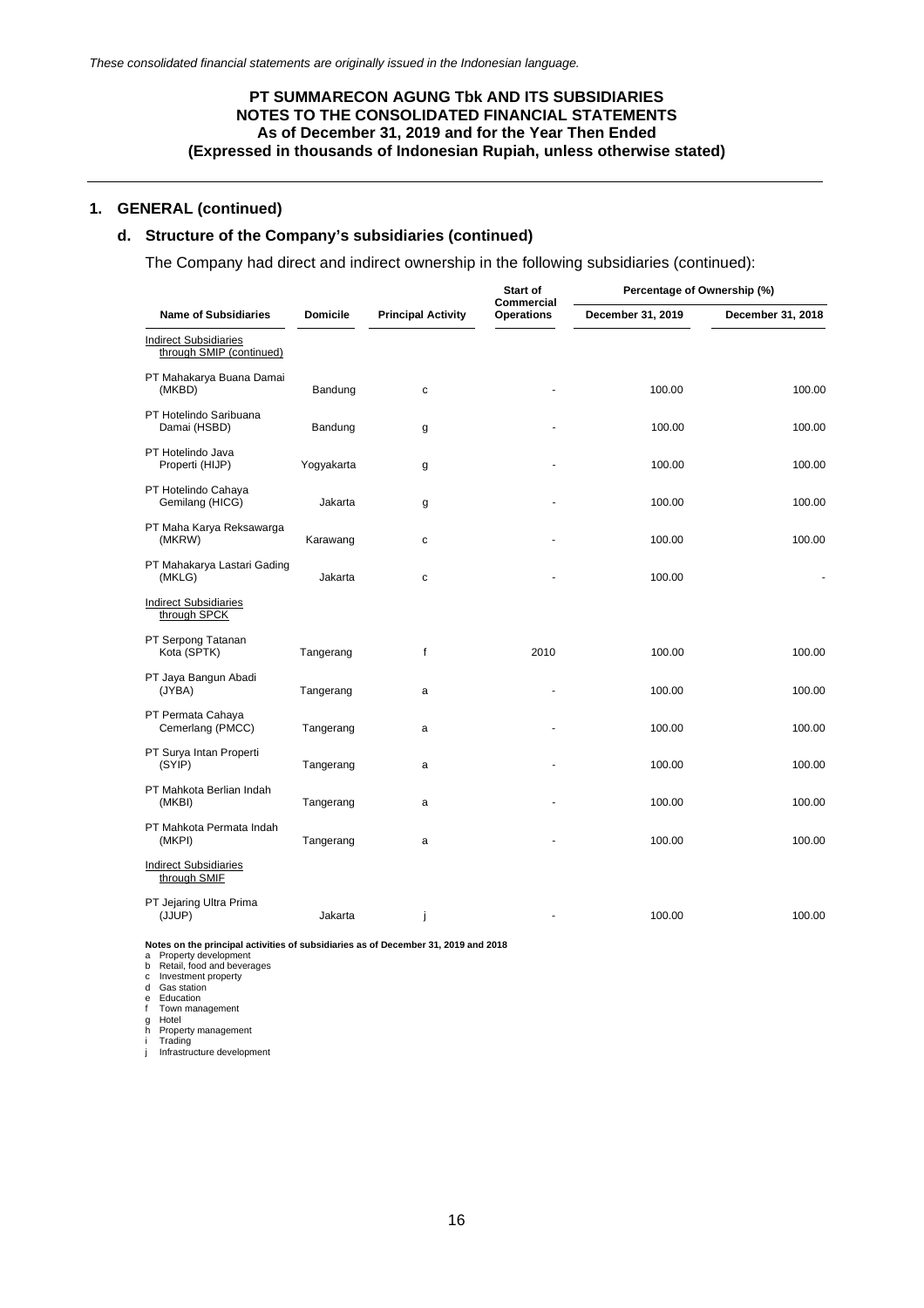*These consolidated financial statements are originally issued in the Indonesian language.*

**PT SUMMARECON AGUNG Tbk AND ITS SUBSIDIARIES**
**NOTES TO THE CONSOLIDATED FINANCIAL STATEMENTS**
**As of December 31, 2019 and for the Year Then Ended**
**(Expressed in thousands of Indonesian Rupiah, unless otherwise stated)**

## 1. GENERAL (continued)

### d. Structure of the Company's subsidiaries (continued)

The Company had direct and indirect ownership in the following subsidiaries (continued):

| Name of Subsidiaries | Domicile | Principal Activity | Start of Commercial Operations | Percentage of Ownership (%) | |
|---|---|---|---|---|---|
| | | | | December 31, 2019 | December 31, 2018 |
| Indirect Subsidiaries through SMIP (continued) | | | | | |
| PT Mahakarya Buana Damai (MKBD) | Bandung | c | - | 100.00 | 100.00 |
| PT Hotelindo Saribuana Damai (HSBD) | Bandung | g | - | 100.00 | 100.00 |
| PT Hotelindo Java Properti (HIJP) | Yogyakarta | g | - | 100.00 | 100.00 |
| PT Hotelindo Cahaya Gemilang (HICG) | Jakarta | g | - | 100.00 | 100.00 |
| PT Maha Karya Reksawarga (MKRW) | Karawang | c | - | 100.00 | 100.00 |
| PT Mahakarya Lastari Gading (MKLG) | Jakarta | c | - | 100.00 | - |
| Indirect Subsidiaries through SPCK | | | | | |
| PT Serpong Tatanan Kota (SPTK) | Tangerang | f | 2010 | 100.00 | 100.00 |
| PT Jaya Bangun Abadi (JYBA) | Tangerang | a | - | 100.00 | 100.00 |
| PT Permata Cahaya Cemerlang (PMCC) | Tangerang | a | - | 100.00 | 100.00 |
| PT Surya Intan Properti (SYIP) | Tangerang | a | - | 100.00 | 100.00 |
| PT Mahkota Berlian Indah (MKBI) | Tangerang | a | - | 100.00 | 100.00 |
| PT Mahkota Permata Indah (MKPI) | Tangerang | a | - | 100.00 | 100.00 |
| Indirect Subsidiaries through SMIF | | | | | |
| PT Jejaring Ultra Prima (JJUP) | Jakarta | j | - | 100.00 | 100.00 |

**Notes on the principal activities of subsidiaries as of December 31, 2019 and 2018**

a Property development
b Retail, food and beverages
c Investment property
d Gas station
e Education
f Town management
g Hotel
h Property management
i Trading
j Infrastructure development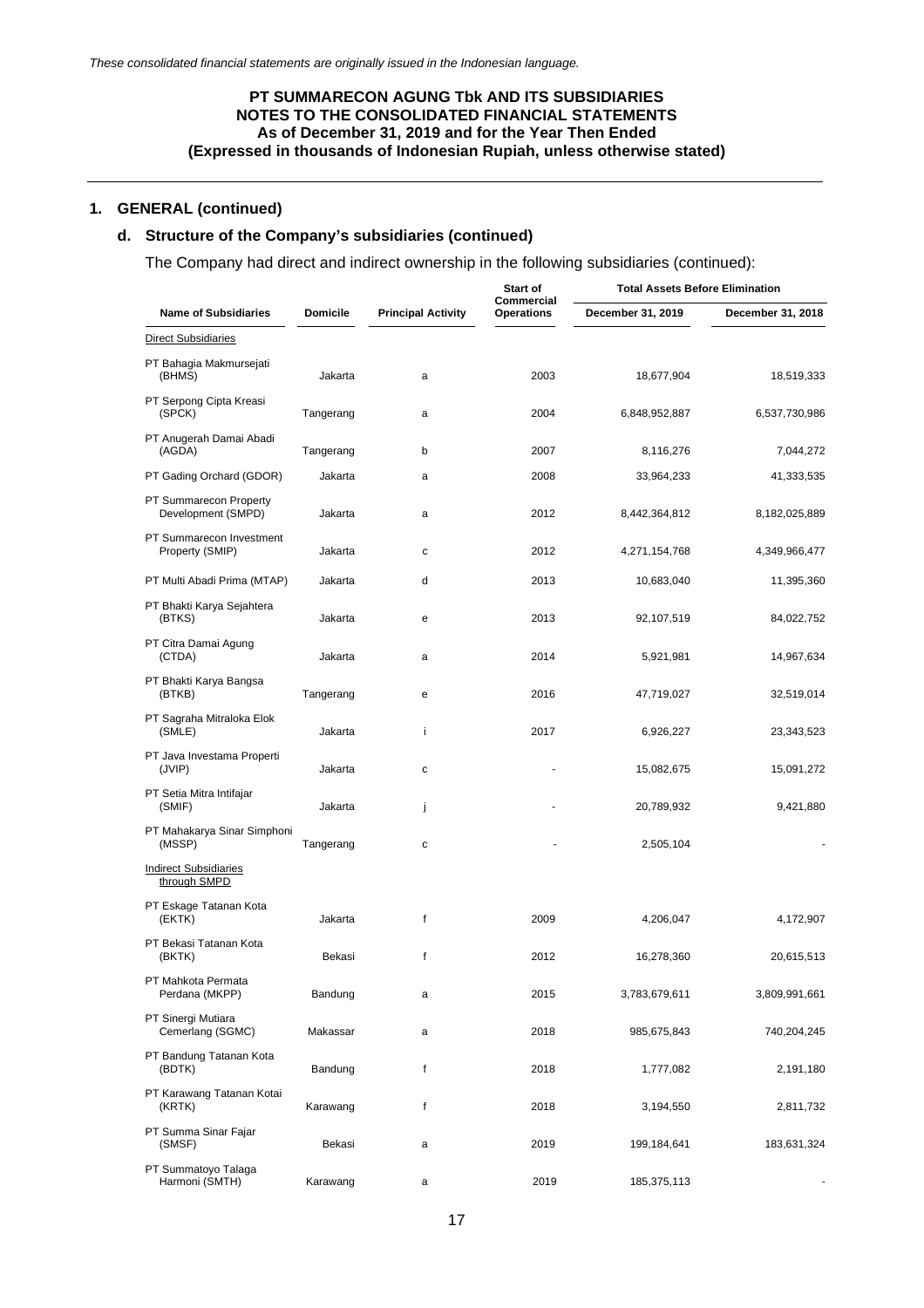## 1. GENERAL (continued)

### d. Structure of the Company's subsidiaries (continued)

The Company had direct and indirect ownership in the following subsidiaries (continued):

| Name of Subsidiaries | Domicile | Principal Activity | Start of Commercial Operations | Total Assets Before Elimination | |
|---|---|---|---|---|---|
| | | | | December 31, 2019 | December 31, 2018 |
| Direct Subsidiaries | | | | | |
| PT Bahagia Makmursejati (BHMS) | Jakarta | a | 2003 | 18,677,904 | 18,519,333 |
| PT Serpong Cipta Kreasi (SPCK) | Tangerang | a | 2004 | 6,848,952,887 | 6,537,730,986 |
| PT Anugerah Damai Abadi (AGDA) | Tangerang | b | 2007 | 8,116,276 | 7,044,272 |
| PT Gading Orchard (GDOR) | Jakarta | a | 2008 | 33,964,233 | 41,333,535 |
| PT Summarecon Property Development (SMPD) | Jakarta | a | 2012 | 8,442,364,812 | 8,182,025,889 |
| PT Summarecon Investment Property (SMIP) | Jakarta | c | 2012 | 4,271,154,768 | 4,349,966,477 |
| PT Multi Abadi Prima (MTAP) | Jakarta | d | 2013 | 10,683,040 | 11,395,360 |
| PT Bhakti Karya Sejahtera (BTKS) | Jakarta | e | 2013 | 92,107,519 | 84,022,752 |
| PT Citra Damai Agung (CTDA) | Jakarta | a | 2014 | 5,921,981 | 14,967,634 |
| PT Bhakti Karya Bangsa (BTKB) | Tangerang | e | 2016 | 47,719,027 | 32,519,014 |
| PT Sagraha Mitraloka Elok (SMLE) | Jakarta | i | 2017 | 6,926,227 | 23,343,523 |
| PT Java Investama Properti (JVIP) | Jakarta | c | - | 15,082,675 | 15,091,272 |
| PT Setia Mitra Intifajar (SMIF) | Jakarta | j | - | 20,789,932 | 9,421,880 |
| PT Mahakarya Sinar Simphoni (MSSP) | Tangerang | c | - | 2,505,104 | - |
| Indirect Subsidiaries through SMPD | | | | | |
| PT Eskage Tatanan Kota (EKTK) | Jakarta | f | 2009 | 4,206,047 | 4,172,907 |
| PT Bekasi Tatanan Kota (BKTK) | Bekasi | f | 2012 | 16,278,360 | 20,615,513 |
| PT Mahkota Permata Perdana (MKPP) | Bandung | a | 2015 | 3,783,679,611 | 3,809,991,661 |
| PT Sinergi Mutiara Cemerlang (SGMC) | Makassar | a | 2018 | 985,675,843 | 740,204,245 |
| PT Bandung Tatanan Kota (BDTK) | Bandung | f | 2018 | 1,777,082 | 2,191,180 |
| PT Karawang Tatanan Kotai (KRTK) | Karawang | f | 2018 | 3,194,550 | 2,811,732 |
| PT Summa Sinar Fajar (SMSF) | Bekasi | a | 2019 | 199,184,641 | 183,631,324 |
| PT Summatoyo Talaga Harmoni (SMTH) | Karawang | a | 2019 | 185,375,113 | - |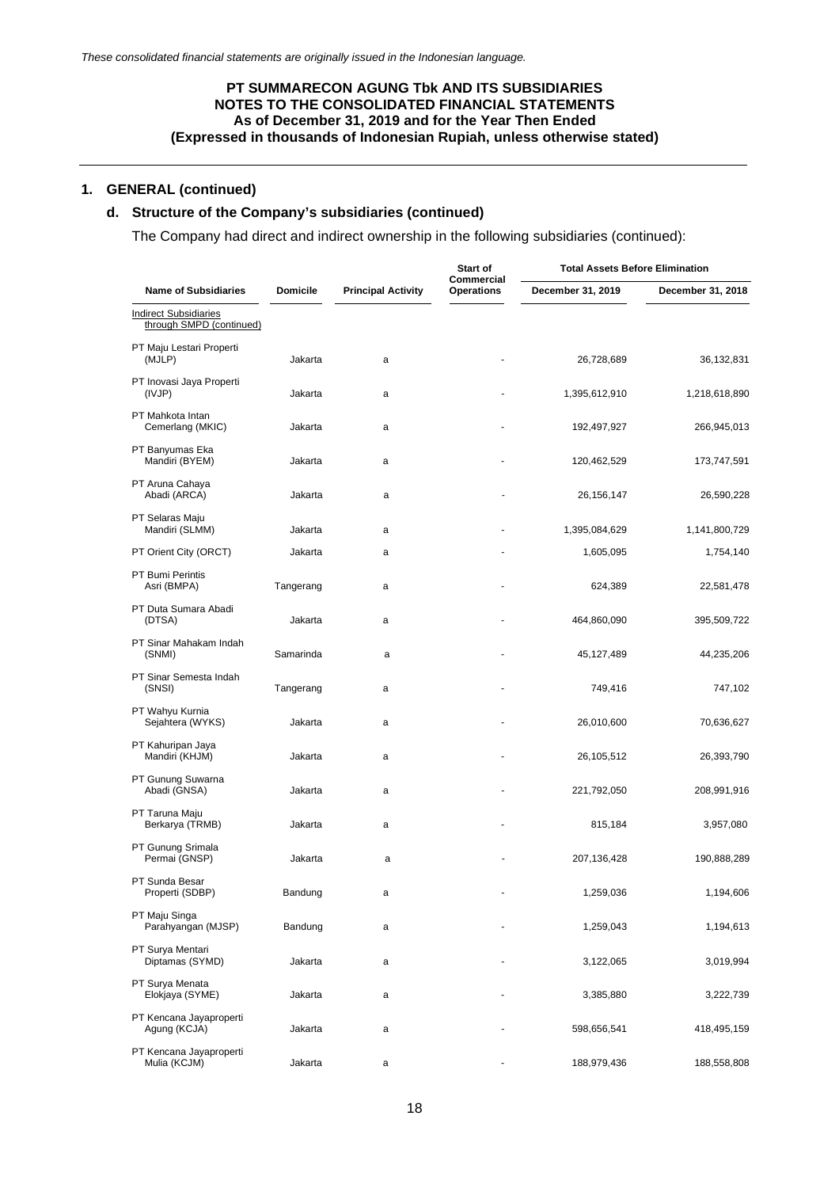*These consolidated financial statements are originally issued in the Indonesian language.*

**PT SUMMARECON AGUNG Tbk AND ITS SUBSIDIARIES**
**NOTES TO THE CONSOLIDATED FINANCIAL STATEMENTS**
**As of December 31, 2019 and for the Year Then Ended**
**(Expressed in thousands of Indonesian Rupiah, unless otherwise stated)**

## 1. GENERAL (continued)

### d. Structure of the Company's subsidiaries (continued)

The Company had direct and indirect ownership in the following subsidiaries (continued):

| Name of Subsidiaries | Domicile | Principal Activity | Start of Commercial Operations | Total Assets Before Elimination | |
|---|---|---|---|---|---|
| | | | | December 31, 2019 | December 31, 2018 |
| Indirect Subsidiaries through SMPD (continued) | | | | | |
| PT Maju Lestari Properti (MJLP) | Jakarta | a | - | 26,728,689 | 36,132,831 |
| PT Inovasi Jaya Properti (IVJP) | Jakarta | a | - | 1,395,612,910 | 1,218,618,890 |
| PT Mahkota Intan Cemerlang (MKIC) | Jakarta | a | - | 192,497,927 | 266,945,013 |
| PT Banyumas Eka Mandiri (BYEM) | Jakarta | a | - | 120,462,529 | 173,747,591 |
| PT Aruna Cahaya Abadi (ARCA) | Jakarta | a | - | 26,156,147 | 26,590,228 |
| PT Selaras Maju Mandiri (SLMM) | Jakarta | a | - | 1,395,084,629 | 1,141,800,729 |
| PT Orient City (ORCT) | Jakarta | a | - | 1,605,095 | 1,754,140 |
| PT Bumi Perintis Asri (BMPA) | Tangerang | a | - | 624,389 | 22,581,478 |
| PT Duta Sumara Abadi (DTSA) | Jakarta | a | - | 464,860,090 | 395,509,722 |
| PT Sinar Mahakam Indah (SNMI) | Samarinda | a | - | 45,127,489 | 44,235,206 |
| PT Sinar Semesta Indah (SNSI) | Tangerang | a | - | 749,416 | 747,102 |
| PT Wahyu Kurnia Sejahtera (WYKS) | Jakarta | a | - | 26,010,600 | 70,636,627 |
| PT Kahuripan Jaya Mandiri (KHJM) | Jakarta | a | - | 26,105,512 | 26,393,790 |
| PT Gunung Suwarna Abadi (GNSA) | Jakarta | a | - | 221,792,050 | 208,991,916 |
| PT Taruna Maju Berkarya (TRMB) | Jakarta | a | - | 815,184 | 3,957,080 |
| PT Gunung Srimala Permai (GNSP) | Jakarta | a | - | 207,136,428 | 190,888,289 |
| PT Sunda Besar Properti (SDBP) | Bandung | a | - | 1,259,036 | 1,194,606 |
| PT Maju Singa Parahyangan (MJSP) | Bandung | a | - | 1,259,043 | 1,194,613 |
| PT Surya Mentari Diptamas (SYMD) | Jakarta | a | - | 3,122,065 | 3,019,994 |
| PT Surya Menata Elokjaya (SYME) | Jakarta | a | - | 3,385,880 | 3,222,739 |
| PT Kencana Jayaproperti Agung (KCJA) | Jakarta | a | - | 598,656,541 | 418,495,159 |
| PT Kencana Jayaproperti Mulia (KCJM) | Jakarta | a | - | 188,979,436 | 188,558,808 |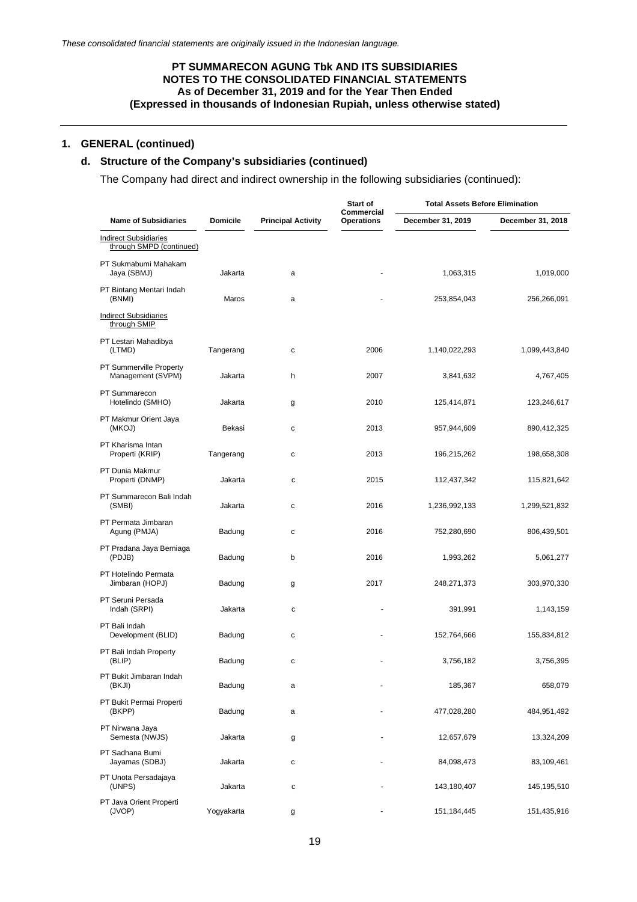*These consolidated financial statements are originally issued in the Indonesian language.*

**PT SUMMARECON AGUNG Tbk AND ITS SUBSIDIARIES**
**NOTES TO THE CONSOLIDATED FINANCIAL STATEMENTS**
**As of December 31, 2019 and for the Year Then Ended**
**(Expressed in thousands of Indonesian Rupiah, unless otherwise stated)**

## 1. GENERAL (continued)

### d. Structure of the Company's subsidiaries (continued)

The Company had direct and indirect ownership in the following subsidiaries (continued):

| Name of Subsidiaries | Domicile | Principal Activity | Start of Commercial Operations | Total Assets Before Elimination | |
|---|---|---|---|---|---|
| | | | | December 31, 2019 | December 31, 2018 |
| Indirect Subsidiaries through SMPD (continued) | | | | | |
| PT Sukmabumi Mahakam Jaya (SBMJ) | Jakarta | a | - | 1,063,315 | 1,019,000 |
| PT Bintang Mentari Indah (BNMI) | Maros | a | - | 253,854,043 | 256,266,091 |
| Indirect Subsidiaries through SMIP | | | | | |
| PT Lestari Mahadibya (LTMD) | Tangerang | c | 2006 | 1,140,022,293 | 1,099,443,840 |
| PT Summerville Property Management (SVPM) | Jakarta | h | 2007 | 3,841,632 | 4,767,405 |
| PT Summarecon Hotelindo (SMHO) | Jakarta | g | 2010 | 125,414,871 | 123,246,617 |
| PT Makmur Orient Jaya (MKOJ) | Bekasi | c | 2013 | 957,944,609 | 890,412,325 |
| PT Kharisma Intan Properti (KRIP) | Tangerang | c | 2013 | 196,215,262 | 198,658,308 |
| PT Dunia Makmur Properti (DNMP) | Jakarta | c | 2015 | 112,437,342 | 115,821,642 |
| PT Summarecon Bali Indah (SMBI) | Jakarta | c | 2016 | 1,236,992,133 | 1,299,521,832 |
| PT Permata Jimbaran Agung (PMJA) | Badung | c | 2016 | 752,280,690 | 806,439,501 |
| PT Pradana Jaya Berniaga (PDJB) | Badung | b | 2016 | 1,993,262 | 5,061,277 |
| PT Hotelindo Permata Jimbaran (HOPJ) | Badung | g | 2017 | 248,271,373 | 303,970,330 |
| PT Seruni Persada Indah (SRPI) | Jakarta | c | - | 391,991 | 1,143,159 |
| PT Bali Indah Development (BLID) | Badung | c | - | 152,764,666 | 155,834,812 |
| PT Bali Indah Property (BLIP) | Badung | c | - | 3,756,182 | 3,756,395 |
| PT Bukit Jimbaran Indah (BKJI) | Badung | a | - | 185,367 | 658,079 |
| PT Bukit Permai Properti (BKPP) | Badung | a | - | 477,028,280 | 484,951,492 |
| PT Nirwana Jaya Semesta (NWJS) | Jakarta | g | - | 12,657,679 | 13,324,209 |
| PT Sadhana Bumi Jayamas (SDBJ) | Jakarta | c | - | 84,098,473 | 83,109,461 |
| PT Unota Persadajaya (UNPS) | Jakarta | c | - | 143,180,407 | 145,195,510 |
| PT Java Orient Properti (JVOP) | Yogyakarta | g | - | 151,184,445 | 151,435,916 |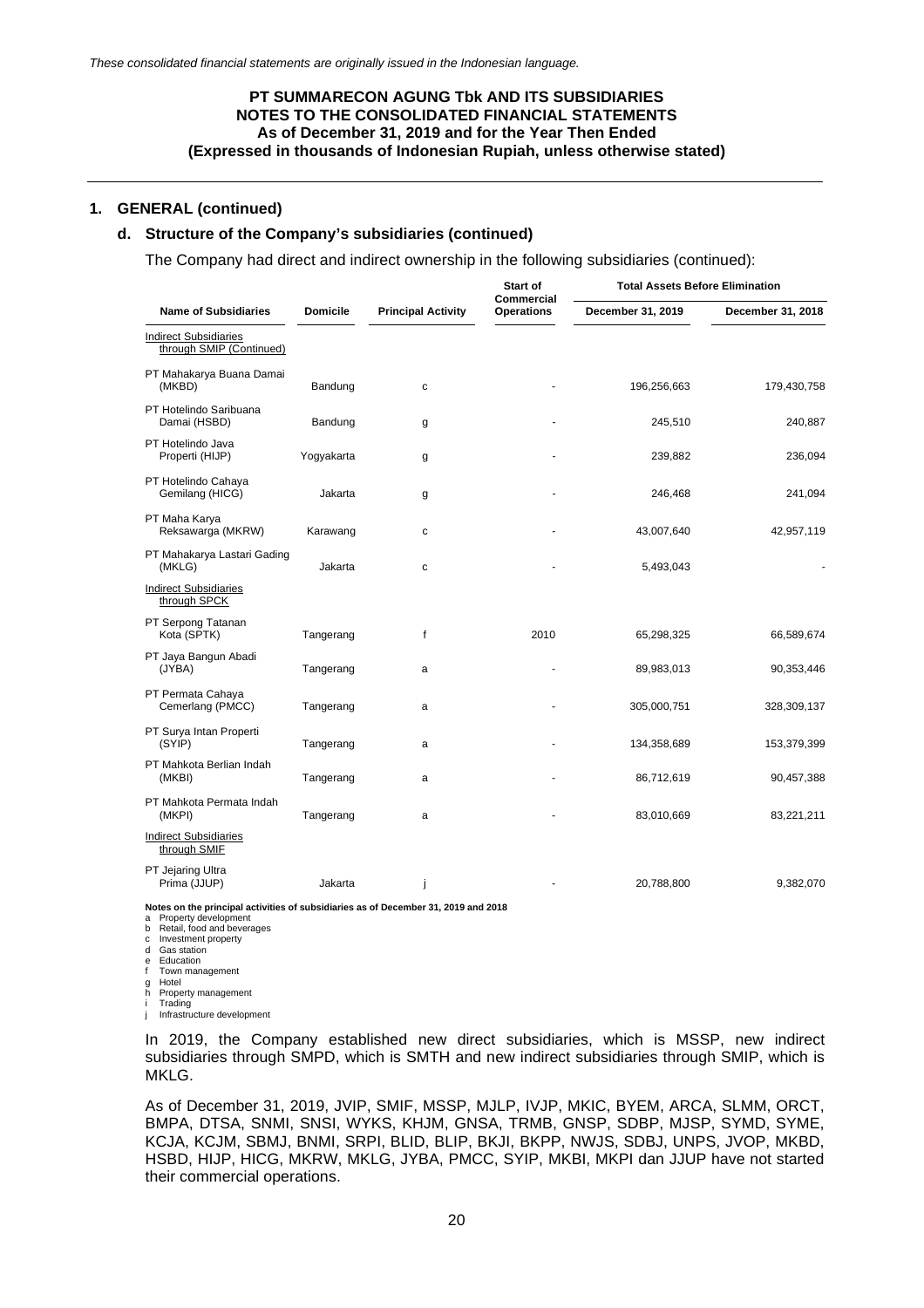*These consolidated financial statements are originally issued in the Indonesian language.*

**PT SUMMARECON AGUNG Tbk AND ITS SUBSIDIARIES**
**NOTES TO THE CONSOLIDATED FINANCIAL STATEMENTS**
**As of December 31, 2019 and for the Year Then Ended**
**(Expressed in thousands of Indonesian Rupiah, unless otherwise stated)**

## 1. GENERAL (continued)

### d. Structure of the Company's subsidiaries (continued)

The Company had direct and indirect ownership in the following subsidiaries (continued):

| Name of Subsidiaries | Domicile | Principal Activity | Start of Commercial Operations | Total Assets Before Elimination | |
|---|---|---|---|---|---|
| | | | | December 31, 2019 | December 31, 2018 |
| Indirect Subsidiaries through SMIP (Continued) | | | | | |
| PT Mahakarya Buana Damai (MKBD) | Bandung | c | - | 196,256,663 | 179,430,758 |
| PT Hotelindo Saribuana Damai (HSBD) | Bandung | g | - | 245,510 | 240,887 |
| PT Hotelindo Java Properti (HIJP) | Yogyakarta | g | - | 239,882 | 236,094 |
| PT Hotelindo Cahaya Gemilang (HICG) | Jakarta | g | - | 246,468 | 241,094 |
| PT Maha Karya Reksawarga (MKRW) | Karawang | c | - | 43,007,640 | 42,957,119 |
| PT Mahakarya Lastari Gading (MKLG) | Jakarta | c | - | 5,493,043 | - |
| Indirect Subsidiaries through SPCK | | | | | |
| PT Serpong Tatanan Kota (SPTK) | Tangerang | f | 2010 | 65,298,325 | 66,589,674 |
| PT Jaya Bangun Abadi (JYBA) | Tangerang | a | - | 89,983,013 | 90,353,446 |
| PT Permata Cahaya Cemerlang (PMCC) | Tangerang | a | - | 305,000,751 | 328,309,137 |
| PT Surya Intan Properti (SYIP) | Tangerang | a | - | 134,358,689 | 153,379,399 |
| PT Mahkota Berlian Indah (MKBI) | Tangerang | a | - | 86,712,619 | 90,457,388 |
| PT Mahkota Permata Indah (MKPI) | Tangerang | a | - | 83,010,669 | 83,221,211 |
| Indirect Subsidiaries through SMIF | | | | | |
| PT Jejaring Ultra Prima (JJUP) | Jakarta | j | - | 20,788,800 | 9,382,070 |

**Notes on the principal activities of subsidiaries as of December 31, 2019 and 2018**

- a Property development
- b Retail, food and beverages
- c Investment property
- d Gas station
- e Education
- f Town management
- g Hotel
- h Property management
- i Trading
- j Infrastructure development

In 2019, the Company established new direct subsidiaries, which is MSSP, new indirect subsidiaries through SMPD, which is SMTH and new indirect subsidiaries through SMIP, which is MKLG.

As of December 31, 2019, JVIP, SMIF, MSSP, MJLP, IVJP, MKIC, BYEM, ARCA, SLMM, ORCT, BMPA, DTSA, SNMI, SNSI, WYKS, KHJM, GNSA, TRMB, GNSP, SDBP, MJSP, SYMD, SYME, KCJA, KCJM, SBMJ, BNMI, SRPI, BLID, BLIP, BKJI, BKPP, NWJS, SDBJ, UNPS, JVOP, MKBD, HSBD, HIJP, HICG, MKRW, MKLG, JYBA, PMCC, SYIP, MKBI, MKPI dan JJUP have not started their commercial operations.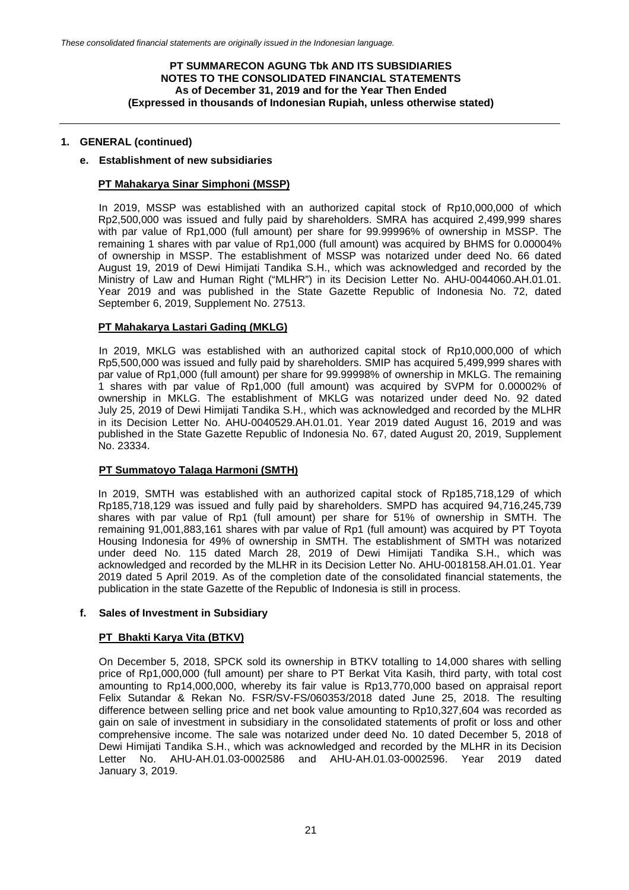## 1. GENERAL (continued)

### e. Establishment of new subsidiaries

**PT Mahakarya Sinar Simphoni (MSSP)**

In 2019, MSSP was established with an authorized capital stock of Rp10,000,000 of which Rp2,500,000 was issued and fully paid by shareholders. SMRA has acquired 2,499,999 shares with par value of Rp1,000 (full amount) per share for 99.99996% of ownership in MSSP. The remaining 1 shares with par value of Rp1,000 (full amount) was acquired by BHMS for 0.00004% of ownership in MSSP. The establishment of MSSP was notarized under deed No. 66 dated August 19, 2019 of Dewi Himijati Tandika S.H., which was acknowledged and recorded by the Ministry of Law and Human Right ("MLHR") in its Decision Letter No. AHU-0044060.AH.01.01. Year 2019 and was published in the State Gazette Republic of Indonesia No. 72, dated September 6, 2019, Supplement No. 27513.

**PT Mahakarya Lastari Gading (MKLG)**

In 2019, MKLG was established with an authorized capital stock of Rp10,000,000 of which Rp5,500,000 was issued and fully paid by shareholders. SMIP has acquired 5,499,999 shares with par value of Rp1,000 (full amount) per share for 99.99998% of ownership in MKLG. The remaining 1 shares with par value of Rp1,000 (full amount) was acquired by SVPM for 0.00002% of ownership in MKLG. The establishment of MKLG was notarized under deed No. 92 dated July 25, 2019 of Dewi Himijati Tandika S.H., which was acknowledged and recorded by the MLHR in its Decision Letter No. AHU-0040529.AH.01.01. Year 2019 dated August 16, 2019 and was published in the State Gazette Republic of Indonesia No. 67, dated August 20, 2019, Supplement No. 23334.

**PT Summatoyo Talaga Harmoni (SMTH)**

In 2019, SMTH was established with an authorized capital stock of Rp185,718,129 of which Rp185,718,129 was issued and fully paid by shareholders. SMPD has acquired 94,716,245,739 shares with par value of Rp1 (full amount) per share for 51% of ownership in SMTH. The remaining 91,001,883,161 shares with par value of Rp1 (full amount) was acquired by PT Toyota Housing Indonesia for 49% of ownership in SMTH. The establishment of SMTH was notarized under deed No. 115 dated March 28, 2019 of Dewi Himijati Tandika S.H., which was acknowledged and recorded by the MLHR in its Decision Letter No. AHU-0018158.AH.01.01. Year 2019 dated 5 April 2019. As of the completion date of the consolidated financial statements, the publication in the state Gazette of the Republic of Indonesia is still in process.

### f. Sales of Investment in Subsidiary

**PT Bhakti Karya Vita (BTKV)**

On December 5, 2018, SPCK sold its ownership in BTKV totalling to 14,000 shares with selling price of Rp1,000,000 (full amount) per share to PT Berkat Vita Kasih, third party, with total cost amounting to Rp14,000,000, whereby its fair value is Rp13,770,000 based on appraisal report Felix Sutandar & Rekan No. FSR/SV-FS/060353/2018 dated June 25, 2018. The resulting difference between selling price and net book value amounting to Rp10,327,604 was recorded as gain on sale of investment in subsidiary in the consolidated statements of profit or loss and other comprehensive income. The sale was notarized under deed No. 10 dated December 5, 2018 of Dewi Himijati Tandika S.H., which was acknowledged and recorded by the MLHR in its Decision Letter No. AHU-AH.01.03-0002586 and AHU-AH.01.03-0002596. Year 2019 dated January 3, 2019.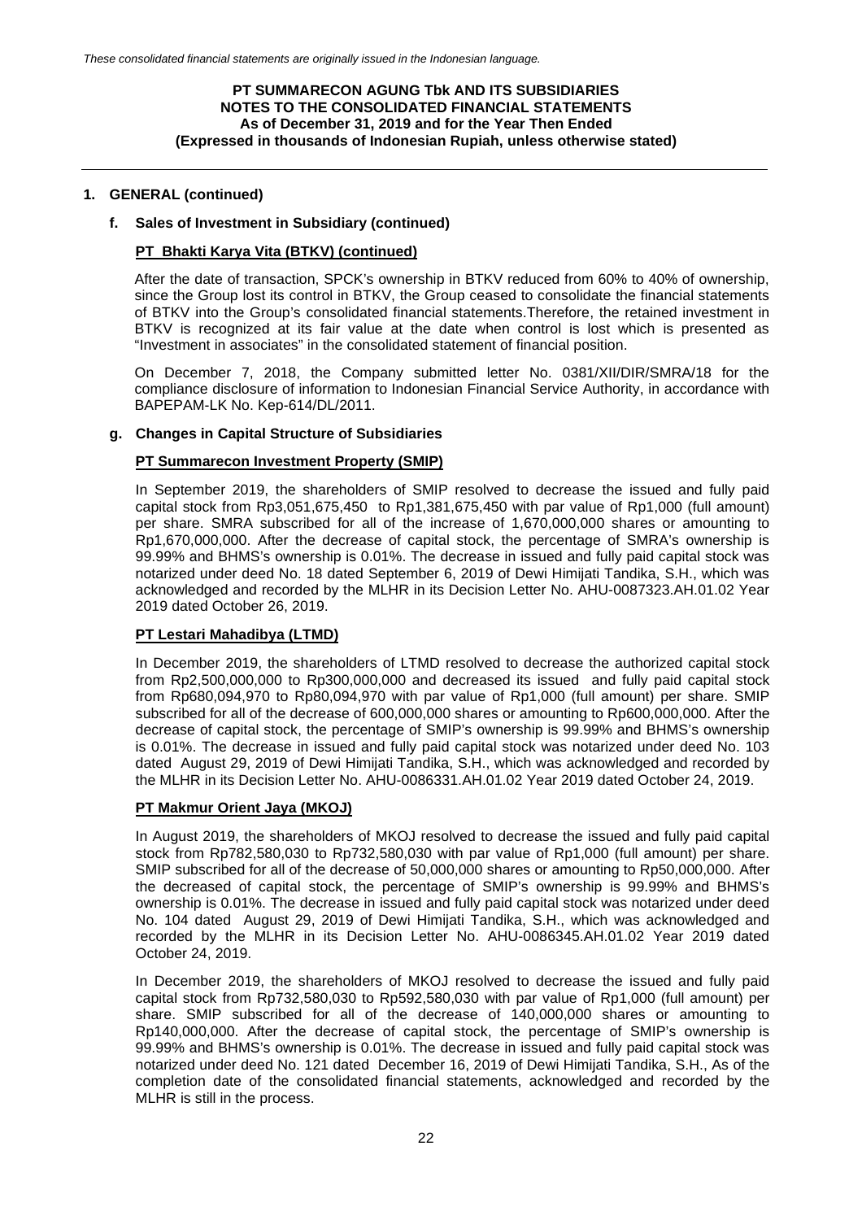## 1. GENERAL (continued)

### f. Sales of Investment in Subsidiary (continued)

**PT Bhakti Karya Vita (BTKV) (continued)**

After the date of transaction, SPCK's ownership in BTKV reduced from 60% to 40% of ownership, since the Group lost its control in BTKV, the Group ceased to consolidate the financial statements of BTKV into the Group's consolidated financial statements.Therefore, the retained investment in BTKV is recognized at its fair value at the date when control is lost which is presented as "Investment in associates" in the consolidated statement of financial position.

On December 7, 2018, the Company submitted letter No. 0381/XII/DIR/SMRA/18 for the compliance disclosure of information to Indonesian Financial Service Authority, in accordance with BAPEPAM-LK No. Kep-614/DL/2011.

### g. Changes in Capital Structure of Subsidiaries

**PT Summarecon Investment Property (SMIP)**

In September 2019, the shareholders of SMIP resolved to decrease the issued and fully paid capital stock from Rp3,051,675,450 to Rp1,381,675,450 with par value of Rp1,000 (full amount) per share. SMRA subscribed for all of the increase of 1,670,000,000 shares or amounting to Rp1,670,000,000. After the decrease of capital stock, the percentage of SMRA's ownership is 99.99% and BHMS's ownership is 0.01%. The decrease in issued and fully paid capital stock was notarized under deed No. 18 dated September 6, 2019 of Dewi Himijati Tandika, S.H., which was acknowledged and recorded by the MLHR in its Decision Letter No. AHU-0087323.AH.01.02 Year 2019 dated October 26, 2019.

**PT Lestari Mahadibya (LTMD)**

In December 2019, the shareholders of LTMD resolved to decrease the authorized capital stock from Rp2,500,000,000 to Rp300,000,000 and decreased its issued and fully paid capital stock from Rp680,094,970 to Rp80,094,970 with par value of Rp1,000 (full amount) per share. SMIP subscribed for all of the decrease of 600,000,000 shares or amounting to Rp600,000,000. After the decrease of capital stock, the percentage of SMIP's ownership is 99.99% and BHMS's ownership is 0.01%. The decrease in issued and fully paid capital stock was notarized under deed No. 103 dated August 29, 2019 of Dewi Himijati Tandika, S.H., which was acknowledged and recorded by the MLHR in its Decision Letter No. AHU-0086331.AH.01.02 Year 2019 dated October 24, 2019.

**PT Makmur Orient Jaya (MKOJ)**

In August 2019, the shareholders of MKOJ resolved to decrease the issued and fully paid capital stock from Rp782,580,030 to Rp732,580,030 with par value of Rp1,000 (full amount) per share. SMIP subscribed for all of the decrease of 50,000,000 shares or amounting to Rp50,000,000. After the decreased of capital stock, the percentage of SMIP's ownership is 99.99% and BHMS's ownership is 0.01%. The decrease in issued and fully paid capital stock was notarized under deed No. 104 dated August 29, 2019 of Dewi Himijati Tandika, S.H., which was acknowledged and recorded by the MLHR in its Decision Letter No. AHU-0086345.AH.01.02 Year 2019 dated October 24, 2019.

In December 2019, the shareholders of MKOJ resolved to decrease the issued and fully paid capital stock from Rp732,580,030 to Rp592,580,030 with par value of Rp1,000 (full amount) per share. SMIP subscribed for all of the decrease of 140,000,000 shares or amounting to Rp140,000,000. After the decrease of capital stock, the percentage of SMIP's ownership is 99.99% and BHMS's ownership is 0.01%. The decrease in issued and fully paid capital stock was notarized under deed No. 121 dated December 16, 2019 of Dewi Himijati Tandika, S.H., As of the completion date of the consolidated financial statements, acknowledged and recorded by the MLHR is still in the process.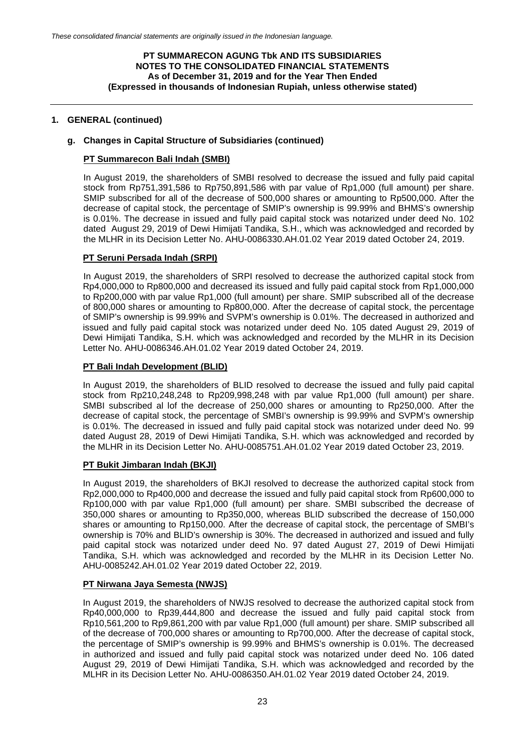## 1. GENERAL (continued)

### g. Changes in Capital Structure of Subsidiaries (continued)

**PT Summarecon Bali Indah (SMBI)**

In August 2019, the shareholders of SMBI resolved to decrease the issued and fully paid capital stock from Rp751,391,586 to Rp750,891,586 with par value of Rp1,000 (full amount) per share. SMIP subscribed for all of the decrease of 500,000 shares or amounting to Rp500,000. After the decrease of capital stock, the percentage of SMIP's ownership is 99.99% and BHMS's ownership is 0.01%. The decrease in issued and fully paid capital stock was notarized under deed No. 102 dated August 29, 2019 of Dewi Himijati Tandika, S.H., which was acknowledged and recorded by the MLHR in its Decision Letter No. AHU-0086330.AH.01.02 Year 2019 dated October 24, 2019.

**PT Seruni Persada Indah (SRPI)**

In August 2019, the shareholders of SRPI resolved to decrease the authorized capital stock from Rp4,000,000 to Rp800,000 and decreased its issued and fully paid capital stock from Rp1,000,000 to Rp200,000 with par value Rp1,000 (full amount) per share. SMIP subscribed all of the decrease of 800,000 shares or amounting to Rp800,000. After the decrease of capital stock, the percentage of SMIP's ownership is 99.99% and SVPM's ownership is 0.01%. The decreased in authorized and issued and fully paid capital stock was notarized under deed No. 105 dated August 29, 2019 of Dewi Himijati Tandika, S.H. which was acknowledged and recorded by the MLHR in its Decision Letter No. AHU-0086346.AH.01.02 Year 2019 dated October 24, 2019.

**PT Bali Indah Development (BLID)**

In August 2019, the shareholders of BLID resolved to decrease the issued and fully paid capital stock from Rp210,248,248 to Rp209,998,248 with par value Rp1,000 (full amount) per share. SMBI subscribed al lof the decrease of 250,000 shares or amounting to Rp250,000. After the decrease of capital stock, the percentage of SMBI's ownership is 99.99% and SVPM's ownership is 0.01%. The decreased in issued and fully paid capital stock was notarized under deed No. 99 dated August 28, 2019 of Dewi Himijati Tandika, S.H. which was acknowledged and recorded by the MLHR in its Decision Letter No. AHU-0085751.AH.01.02 Year 2019 dated October 23, 2019.

**PT Bukit Jimbaran Indah (BKJI)**

In August 2019, the shareholders of BKJI resolved to decrease the authorized capital stock from Rp2,000,000 to Rp400,000 and decrease the issued and fully paid capital stock from Rp600,000 to Rp100,000 with par value Rp1,000 (full amount) per share. SMBI subscribed the decrease of 350,000 shares or amounting to Rp350,000, whereas BLID subscribed the decrease of 150,000 shares or amounting to Rp150,000. After the decrease of capital stock, the percentage of SMBI's ownership is 70% and BLID's ownership is 30%. The decreased in authorized and issued and fully paid capital stock was notarized under deed No. 97 dated August 27, 2019 of Dewi Himijati Tandika, S.H. which was acknowledged and recorded by the MLHR in its Decision Letter No. AHU-0085242.AH.01.02 Year 2019 dated October 22, 2019.

**PT Nirwana Jaya Semesta (NWJS)**

In August 2019, the shareholders of NWJS resolved to decrease the authorized capital stock from Rp40,000,000 to Rp39,444,800 and decrease the issued and fully paid capital stock from Rp10,561,200 to Rp9,861,200 with par value Rp1,000 (full amount) per share. SMIP subscribed all of the decrease of 700,000 shares or amounting to Rp700,000. After the decrease of capital stock, the percentage of SMIP's ownership is 99.99% and BHMS's ownership is 0.01%. The decreased in authorized and issued and fully paid capital stock was notarized under deed No. 106 dated August 29, 2019 of Dewi Himijati Tandika, S.H. which was acknowledged and recorded by the MLHR in its Decision Letter No. AHU-0086350.AH.01.02 Year 2019 dated October 24, 2019.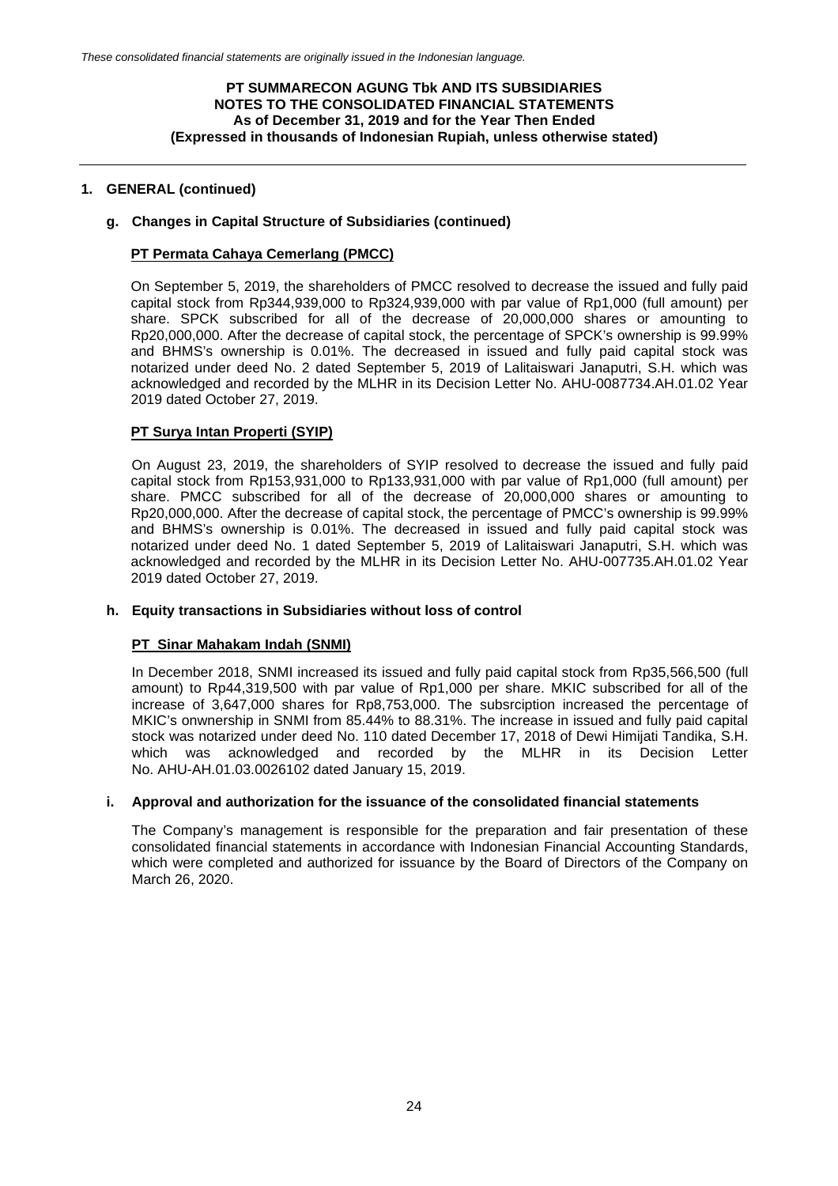## 1. GENERAL (continued)

### g. Changes in Capital Structure of Subsidiaries (continued)

**PT Permata Cahaya Cemerlang (PMCC)**

On September 5, 2019, the shareholders of PMCC resolved to decrease the issued and fully paid capital stock from Rp344,939,000 to Rp324,939,000 with par value of Rp1,000 (full amount) per share. SPCK subscribed for all of the decrease of 20,000,000 shares or amounting to Rp20,000,000. After the decrease of capital stock, the percentage of SPCK's ownership is 99.99% and BHMS's ownership is 0.01%. The decreased in issued and fully paid capital stock was notarized under deed No. 2 dated September 5, 2019 of Lalitaiswari Janaputri, S.H. which was acknowledged and recorded by the MLHR in its Decision Letter No. AHU-0087734.AH.01.02 Year 2019 dated October 27, 2019.

**PT Surya Intan Properti (SYIP)**

On August 23, 2019, the shareholders of SYIP resolved to decrease the issued and fully paid capital stock from Rp153,931,000 to Rp133,931,000 with par value of Rp1,000 (full amount) per share. PMCC subscribed for all of the decrease of 20,000,000 shares or amounting to Rp20,000,000. After the decrease of capital stock, the percentage of PMCC's ownership is 99.99% and BHMS's ownership is 0.01%. The decreased in issued and fully paid capital stock was notarized under deed No. 1 dated September 5, 2019 of Lalitaiswari Janaputri, S.H. which was acknowledged and recorded by the MLHR in its Decision Letter No. AHU-007735.AH.01.02 Year 2019 dated October 27, 2019.

### h. Equity transactions in Subsidiaries without loss of control

**PT Sinar Mahakam Indah (SNMI)**

In December 2018, SNMI increased its issued and fully paid capital stock from Rp35,566,500 (full amount) to Rp44,319,500 with par value of Rp1,000 per share. MKIC subscribed for all of the increase of 3,647,000 shares for Rp8,753,000. The subsrciption increased the percentage of MKIC's onwnership in SNMI from 85.44% to 88.31%. The increase in issued and fully paid capital stock was notarized under deed No. 110 dated December 17, 2018 of Dewi Himijati Tandika, S.H. which was acknowledged and recorded by the MLHR in its Decision Letter No. AHU-AH.01.03.0026102 dated January 15, 2019.

### i. Approval and authorization for the issuance of the consolidated financial statements

The Company's management is responsible for the preparation and fair presentation of these consolidated financial statements in accordance with Indonesian Financial Accounting Standards, which were completed and authorized for issuance by the Board of Directors of the Company on March 26, 2020.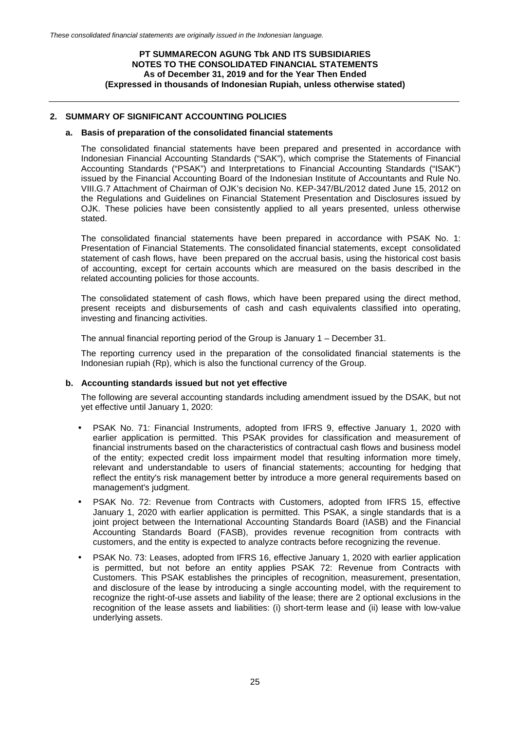## 2. SUMMARY OF SIGNIFICANT ACCOUNTING POLICIES

### a. Basis of preparation of the consolidated financial statements

The consolidated financial statements have been prepared and presented in accordance with Indonesian Financial Accounting Standards ("SAK"), which comprise the Statements of Financial Accounting Standards ("PSAK") and Interpretations to Financial Accounting Standards ("ISAK") issued by the Financial Accounting Board of the Indonesian Institute of Accountants and Rule No. VIII.G.7 Attachment of Chairman of OJK's decision No. KEP-347/BL/2012 dated June 15, 2012 on the Regulations and Guidelines on Financial Statement Presentation and Disclosures issued by OJK. These policies have been consistently applied to all years presented, unless otherwise stated.

The consolidated financial statements have been prepared in accordance with PSAK No. 1: Presentation of Financial Statements. The consolidated financial statements, except consolidated statement of cash flows, have been prepared on the accrual basis, using the historical cost basis of accounting, except for certain accounts which are measured on the basis described in the related accounting policies for those accounts.

The consolidated statement of cash flows, which have been prepared using the direct method, present receipts and disbursements of cash and cash equivalents classified into operating, investing and financing activities.

The annual financial reporting period of the Group is January 1 – December 31.

The reporting currency used in the preparation of the consolidated financial statements is the Indonesian rupiah (Rp), which is also the functional currency of the Group.

### b. Accounting standards issued but not yet effective

The following are several accounting standards including amendment issued by the DSAK, but not yet effective until January 1, 2020:

- PSAK No. 71: Financial Instruments, adopted from IFRS 9, effective January 1, 2020 with earlier application is permitted. This PSAK provides for classification and measurement of financial instruments based on the characteristics of contractual cash flows and business model of the entity; expected credit loss impairment model that resulting information more timely, relevant and understandable to users of financial statements; accounting for hedging that reflect the entity's risk management better by introduce a more general requirements based on management's judgment.
- PSAK No. 72: Revenue from Contracts with Customers, adopted from IFRS 15, effective January 1, 2020 with earlier application is permitted. This PSAK, a single standards that is a joint project between the International Accounting Standards Board (IASB) and the Financial Accounting Standards Board (FASB), provides revenue recognition from contracts with customers, and the entity is expected to analyze contracts before recognizing the revenue.
- PSAK No. 73: Leases, adopted from IFRS 16, effective January 1, 2020 with earlier application is permitted, but not before an entity applies PSAK 72: Revenue from Contracts with Customers. This PSAK establishes the principles of recognition, measurement, presentation, and disclosure of the lease by introducing a single accounting model, with the requirement to recognize the right-of-use assets and liability of the lease; there are 2 optional exclusions in the recognition of the lease assets and liabilities: (i) short-term lease and (ii) lease with low-value underlying assets.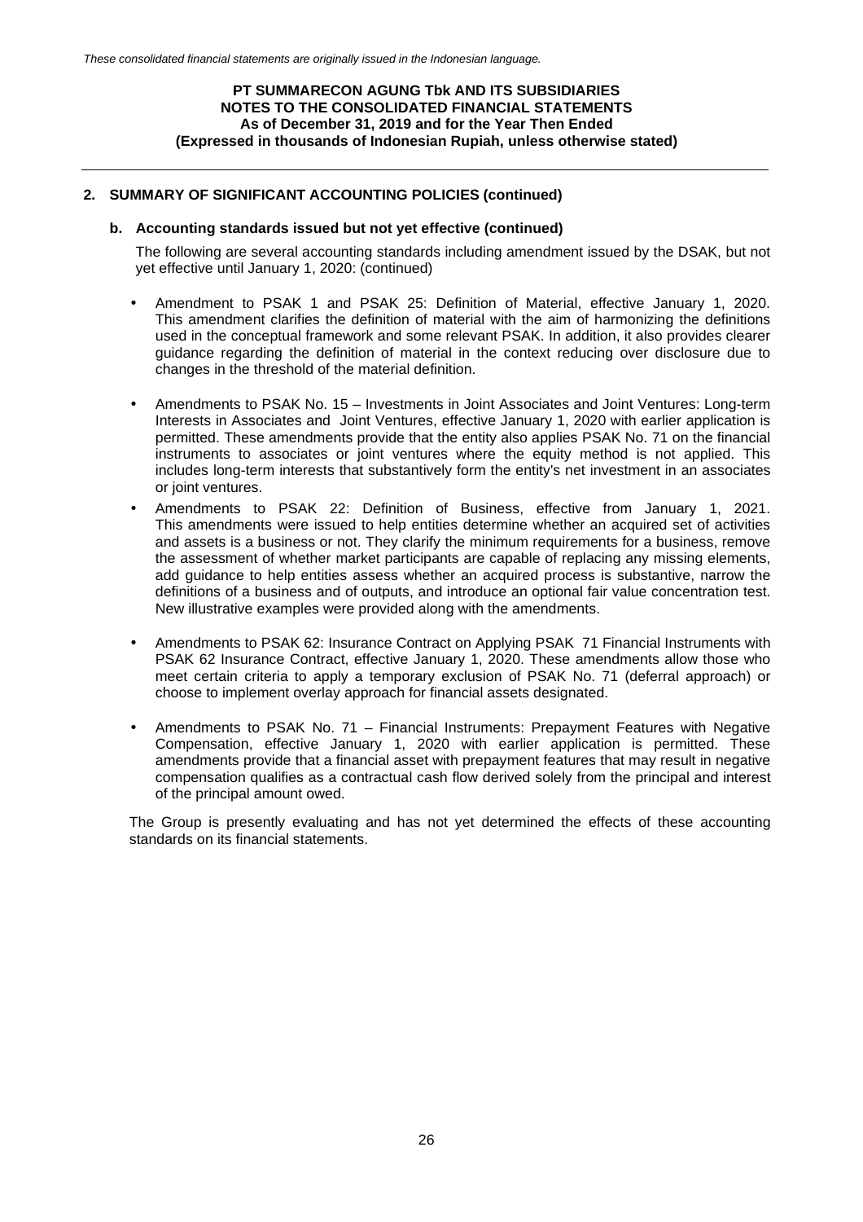## 2. SUMMARY OF SIGNIFICANT ACCOUNTING POLICIES (continued)

### b. Accounting standards issued but not yet effective (continued)

The following are several accounting standards including amendment issued by the DSAK, but not yet effective until January 1, 2020: (continued)

- Amendment to PSAK 1 and PSAK 25: Definition of Material, effective January 1, 2020. This amendment clarifies the definition of material with the aim of harmonizing the definitions used in the conceptual framework and some relevant PSAK. In addition, it also provides clearer guidance regarding the definition of material in the context reducing over disclosure due to changes in the threshold of the material definition.

- Amendments to PSAK No. 15 – Investments in Joint Associates and Joint Ventures: Long-term Interests in Associates and Joint Ventures, effective January 1, 2020 with earlier application is permitted. These amendments provide that the entity also applies PSAK No. 71 on the financial instruments to associates or joint ventures where the equity method is not applied. This includes long-term interests that substantively form the entity's net investment in an associates or joint ventures.

- Amendments to PSAK 22: Definition of Business, effective from January 1, 2021. This amendments were issued to help entities determine whether an acquired set of activities and assets is a business or not. They clarify the minimum requirements for a business, remove the assessment of whether market participants are capable of replacing any missing elements, add guidance to help entities assess whether an acquired process is substantive, narrow the definitions of a business and of outputs, and introduce an optional fair value concentration test. New illustrative examples were provided along with the amendments.

- Amendments to PSAK 62: Insurance Contract on Applying PSAK 71 Financial Instruments with PSAK 62 Insurance Contract, effective January 1, 2020. These amendments allow those who meet certain criteria to apply a temporary exclusion of PSAK No. 71 (deferral approach) or choose to implement overlay approach for financial assets designated.

- Amendments to PSAK No. 71 – Financial Instruments: Prepayment Features with Negative Compensation, effective January 1, 2020 with earlier application is permitted. These amendments provide that a financial asset with prepayment features that may result in negative compensation qualifies as a contractual cash flow derived solely from the principal and interest of the principal amount owed.

The Group is presently evaluating and has not yet determined the effects of these accounting standards on its financial statements.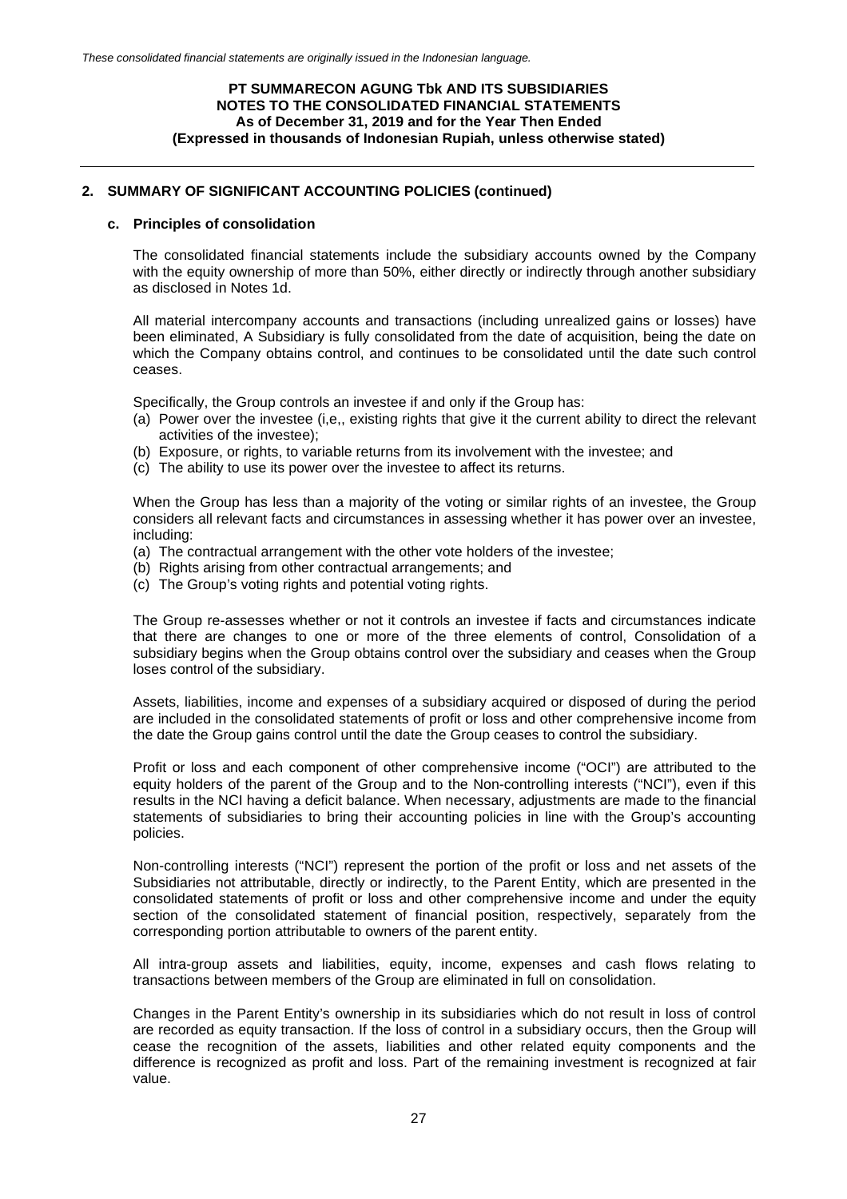## 2. SUMMARY OF SIGNIFICANT ACCOUNTING POLICIES (continued)

### c. Principles of consolidation

The consolidated financial statements include the subsidiary accounts owned by the Company with the equity ownership of more than 50%, either directly or indirectly through another subsidiary as disclosed in Notes 1d.

All material intercompany accounts and transactions (including unrealized gains or losses) have been eliminated, A Subsidiary is fully consolidated from the date of acquisition, being the date on which the Company obtains control, and continues to be consolidated until the date such control ceases.

Specifically, the Group controls an investee if and only if the Group has:

(a) Power over the investee (i,e,, existing rights that give it the current ability to direct the relevant activities of the investee);
(b) Exposure, or rights, to variable returns from its involvement with the investee; and
(c) The ability to use its power over the investee to affect its returns.

When the Group has less than a majority of the voting or similar rights of an investee, the Group considers all relevant facts and circumstances in assessing whether it has power over an investee, including:

(a) The contractual arrangement with the other vote holders of the investee;
(b) Rights arising from other contractual arrangements; and
(c) The Group's voting rights and potential voting rights.

The Group re-assesses whether or not it controls an investee if facts and circumstances indicate that there are changes to one or more of the three elements of control, Consolidation of a subsidiary begins when the Group obtains control over the subsidiary and ceases when the Group loses control of the subsidiary.

Assets, liabilities, income and expenses of a subsidiary acquired or disposed of during the period are included in the consolidated statements of profit or loss and other comprehensive income from the date the Group gains control until the date the Group ceases to control the subsidiary.

Profit or loss and each component of other comprehensive income ("OCI") are attributed to the equity holders of the parent of the Group and to the Non-controlling interests ("NCI"), even if this results in the NCI having a deficit balance. When necessary, adjustments are made to the financial statements of subsidiaries to bring their accounting policies in line with the Group's accounting policies.

Non-controlling interests ("NCI") represent the portion of the profit or loss and net assets of the Subsidiaries not attributable, directly or indirectly, to the Parent Entity, which are presented in the consolidated statements of profit or loss and other comprehensive income and under the equity section of the consolidated statement of financial position, respectively, separately from the corresponding portion attributable to owners of the parent entity.

All intra-group assets and liabilities, equity, income, expenses and cash flows relating to transactions between members of the Group are eliminated in full on consolidation.

Changes in the Parent Entity's ownership in its subsidiaries which do not result in loss of control are recorded as equity transaction. If the loss of control in a subsidiary occurs, then the Group will cease the recognition of the assets, liabilities and other related equity components and the difference is recognized as profit and loss. Part of the remaining investment is recognized at fair value.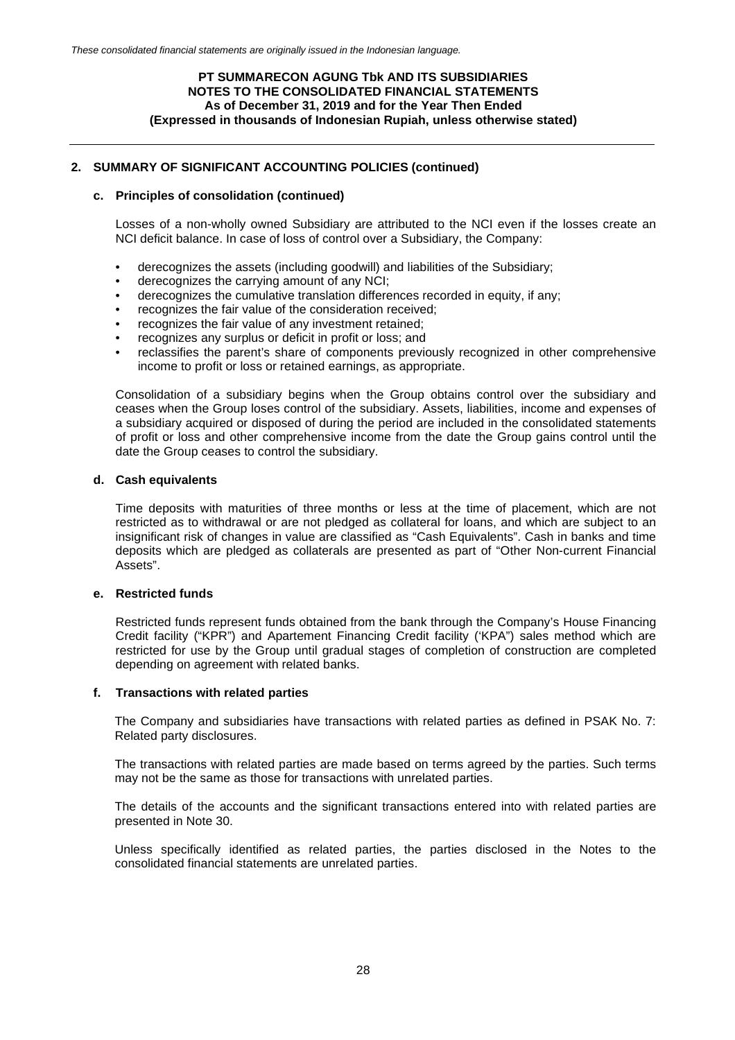## 2. SUMMARY OF SIGNIFICANT ACCOUNTING POLICIES (continued)

### c. Principles of consolidation (continued)

Losses of a non-wholly owned Subsidiary are attributed to the NCI even if the losses create an NCI deficit balance. In case of loss of control over a Subsidiary, the Company:

- derecognizes the assets (including goodwill) and liabilities of the Subsidiary;
- derecognizes the carrying amount of any NCI;
- derecognizes the cumulative translation differences recorded in equity, if any;
- recognizes the fair value of the consideration received;
- recognizes the fair value of any investment retained;
- recognizes any surplus or deficit in profit or loss; and
- reclassifies the parent's share of components previously recognized in other comprehensive income to profit or loss or retained earnings, as appropriate.

Consolidation of a subsidiary begins when the Group obtains control over the subsidiary and ceases when the Group loses control of the subsidiary. Assets, liabilities, income and expenses of a subsidiary acquired or disposed of during the period are included in the consolidated statements of profit or loss and other comprehensive income from the date the Group gains control until the date the Group ceases to control the subsidiary.

### d. Cash equivalents

Time deposits with maturities of three months or less at the time of placement, which are not restricted as to withdrawal or are not pledged as collateral for loans, and which are subject to an insignificant risk of changes in value are classified as "Cash Equivalents". Cash in banks and time deposits which are pledged as collaterals are presented as part of "Other Non-current Financial Assets".

### e. Restricted funds

Restricted funds represent funds obtained from the bank through the Company's House Financing Credit facility ("KPR") and Apartement Financing Credit facility ('KPA") sales method which are restricted for use by the Group until gradual stages of completion of construction are completed depending on agreement with related banks.

### f. Transactions with related parties

The Company and subsidiaries have transactions with related parties as defined in PSAK No. 7: Related party disclosures.

The transactions with related parties are made based on terms agreed by the parties. Such terms may not be the same as those for transactions with unrelated parties.

The details of the accounts and the significant transactions entered into with related parties are presented in Note 30.

Unless specifically identified as related parties, the parties disclosed in the Notes to the consolidated financial statements are unrelated parties.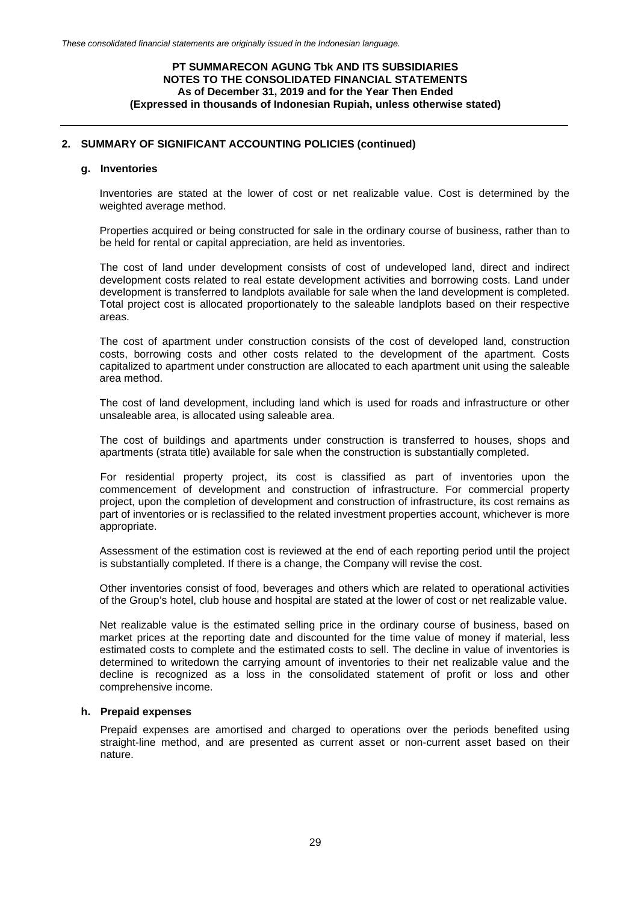## 2. SUMMARY OF SIGNIFICANT ACCOUNTING POLICIES (continued)

### g. Inventories

Inventories are stated at the lower of cost or net realizable value. Cost is determined by the weighted average method.

Properties acquired or being constructed for sale in the ordinary course of business, rather than to be held for rental or capital appreciation, are held as inventories.

The cost of land under development consists of cost of undeveloped land, direct and indirect development costs related to real estate development activities and borrowing costs. Land under development is transferred to landplots available for sale when the land development is completed. Total project cost is allocated proportionately to the saleable landplots based on their respective areas.

The cost of apartment under construction consists of the cost of developed land, construction costs, borrowing costs and other costs related to the development of the apartment. Costs capitalized to apartment under construction are allocated to each apartment unit using the saleable area method.

The cost of land development, including land which is used for roads and infrastructure or other unsaleable area, is allocated using saleable area.

The cost of buildings and apartments under construction is transferred to houses, shops and apartments (strata title) available for sale when the construction is substantially completed.

For residential property project, its cost is classified as part of inventories upon the commencement of development and construction of infrastructure. For commercial property project, upon the completion of development and construction of infrastructure, its cost remains as part of inventories or is reclassified to the related investment properties account, whichever is more appropriate.

Assessment of the estimation cost is reviewed at the end of each reporting period until the project is substantially completed. If there is a change, the Company will revise the cost.

Other inventories consist of food, beverages and others which are related to operational activities of the Group's hotel, club house and hospital are stated at the lower of cost or net realizable value.

Net realizable value is the estimated selling price in the ordinary course of business, based on market prices at the reporting date and discounted for the time value of money if material, less estimated costs to complete and the estimated costs to sell. The decline in value of inventories is determined to writedown the carrying amount of inventories to their net realizable value and the decline is recognized as a loss in the consolidated statement of profit or loss and other comprehensive income.

### h. Prepaid expenses

Prepaid expenses are amortised and charged to operations over the periods benefited using straight-line method, and are presented as current asset or non-current asset based on their nature.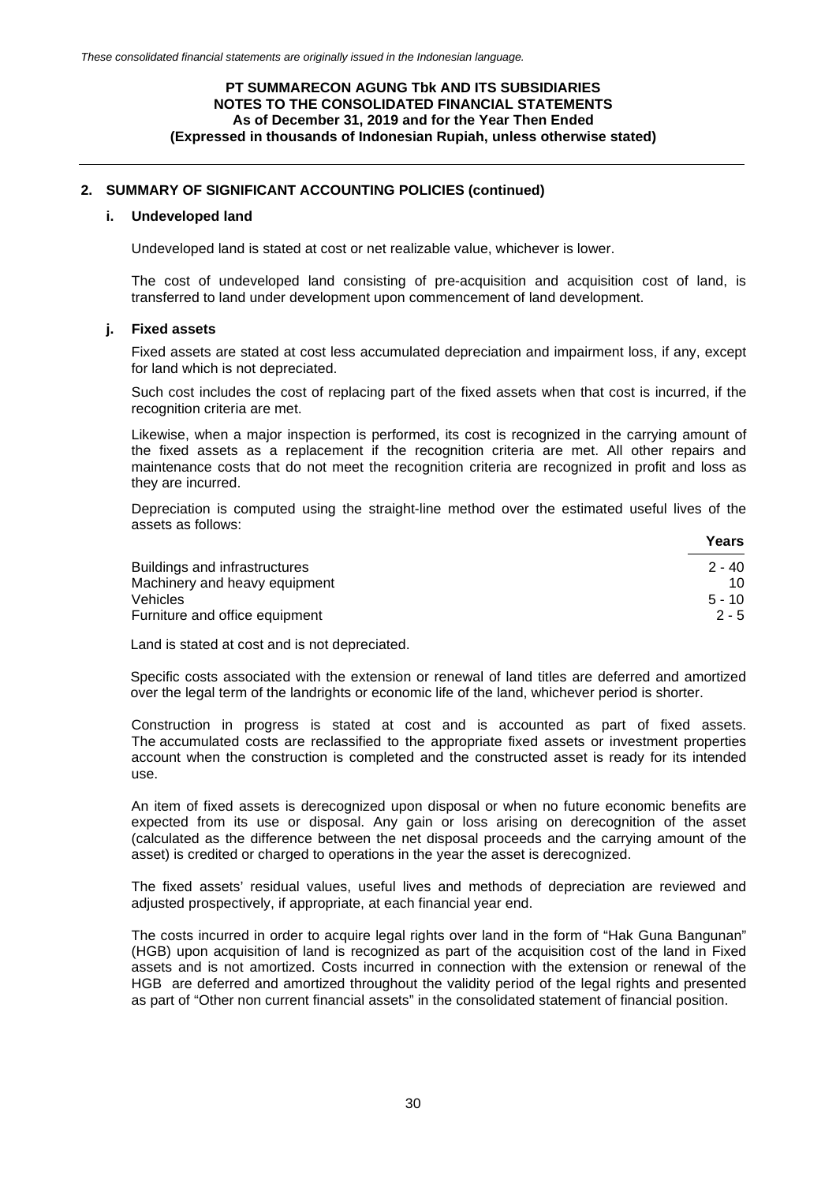## 2. SUMMARY OF SIGNIFICANT ACCOUNTING POLICIES (continued)

### i. Undeveloped land

Undeveloped land is stated at cost or net realizable value, whichever is lower.

The cost of undeveloped land consisting of pre-acquisition and acquisition cost of land, is transferred to land under development upon commencement of land development.

### j. Fixed assets

Fixed assets are stated at cost less accumulated depreciation and impairment loss, if any, except for land which is not depreciated.

Such cost includes the cost of replacing part of the fixed assets when that cost is incurred, if the recognition criteria are met.

Likewise, when a major inspection is performed, its cost is recognized in the carrying amount of the fixed assets as a replacement if the recognition criteria are met. All other repairs and maintenance costs that do not meet the recognition criteria are recognized in profit and loss as they are incurred.

Depreciation is computed using the straight-line method over the estimated useful lives of the assets as follows:

| | Years |
|---|---|
| Buildings and infrastructures | 2 - 40 |
| Machinery and heavy equipment | 10 |
| Vehicles | 5 - 10 |
| Furniture and office equipment | 2 - 5 |

Land is stated at cost and is not depreciated.

Specific costs associated with the extension or renewal of land titles are deferred and amortized over the legal term of the landrights or economic life of the land, whichever period is shorter.

Construction in progress is stated at cost and is accounted as part of fixed assets. The accumulated costs are reclassified to the appropriate fixed assets or investment properties account when the construction is completed and the constructed asset is ready for its intended use.

An item of fixed assets is derecognized upon disposal or when no future economic benefits are expected from its use or disposal. Any gain or loss arising on derecognition of the asset (calculated as the difference between the net disposal proceeds and the carrying amount of the asset) is credited or charged to operations in the year the asset is derecognized.

The fixed assets' residual values, useful lives and methods of depreciation are reviewed and adjusted prospectively, if appropriate, at each financial year end.

The costs incurred in order to acquire legal rights over land in the form of "Hak Guna Bangunan" (HGB) upon acquisition of land is recognized as part of the acquisition cost of the land in Fixed assets and is not amortized. Costs incurred in connection with the extension or renewal of the HGB are deferred and amortized throughout the validity period of the legal rights and presented as part of "Other non current financial assets" in the consolidated statement of financial position.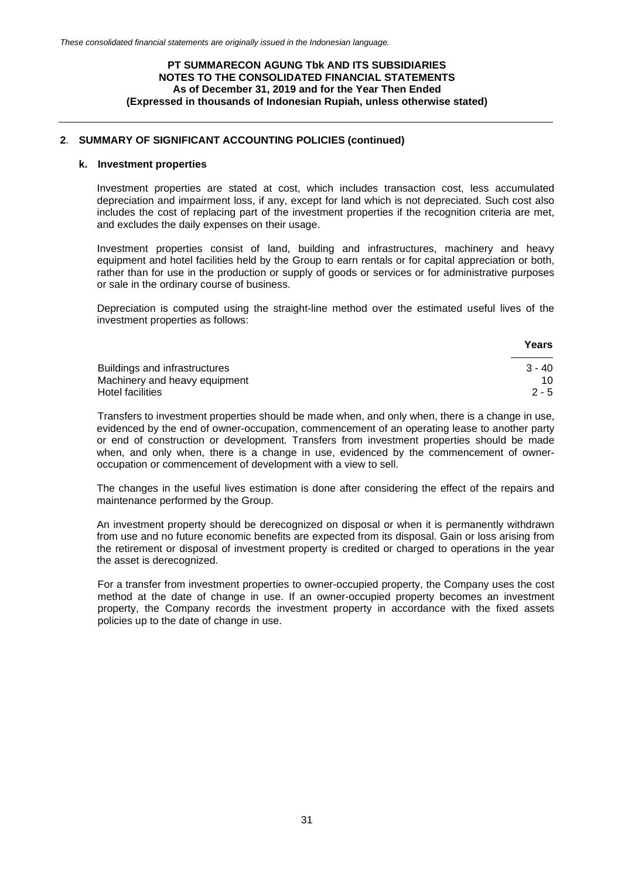## 2. SUMMARY OF SIGNIFICANT ACCOUNTING POLICIES (continued)

### k. Investment properties

Investment properties are stated at cost, which includes transaction cost, less accumulated depreciation and impairment loss, if any, except for land which is not depreciated. Such cost also includes the cost of replacing part of the investment properties if the recognition criteria are met, and excludes the daily expenses on their usage.

Investment properties consist of land, building and infrastructures, machinery and heavy equipment and hotel facilities held by the Group to earn rentals or for capital appreciation or both, rather than for use in the production or supply of goods or services or for administrative purposes or sale in the ordinary course of business.

Depreciation is computed using the straight-line method over the estimated useful lives of the investment properties as follows:

| | Years |
|---|---|
| Buildings and infrastructures | 3 - 40 |
| Machinery and heavy equipment | 10 |
| Hotel facilities | 2 - 5 |

Transfers to investment properties should be made when, and only when, there is a change in use, evidenced by the end of owner-occupation, commencement of an operating lease to another party or end of construction or development. Transfers from investment properties should be made when, and only when, there is a change in use, evidenced by the commencement of owner-occupation or commencement of development with a view to sell.

The changes in the useful lives estimation is done after considering the effect of the repairs and maintenance performed by the Group.

An investment property should be derecognized on disposal or when it is permanently withdrawn from use and no future economic benefits are expected from its disposal. Gain or loss arising from the retirement or disposal of investment property is credited or charged to operations in the year the asset is derecognized.

For a transfer from investment properties to owner-occupied property, the Company uses the cost method at the date of change in use. If an owner-occupied property becomes an investment property, the Company records the investment property in accordance with the fixed assets policies up to the date of change in use.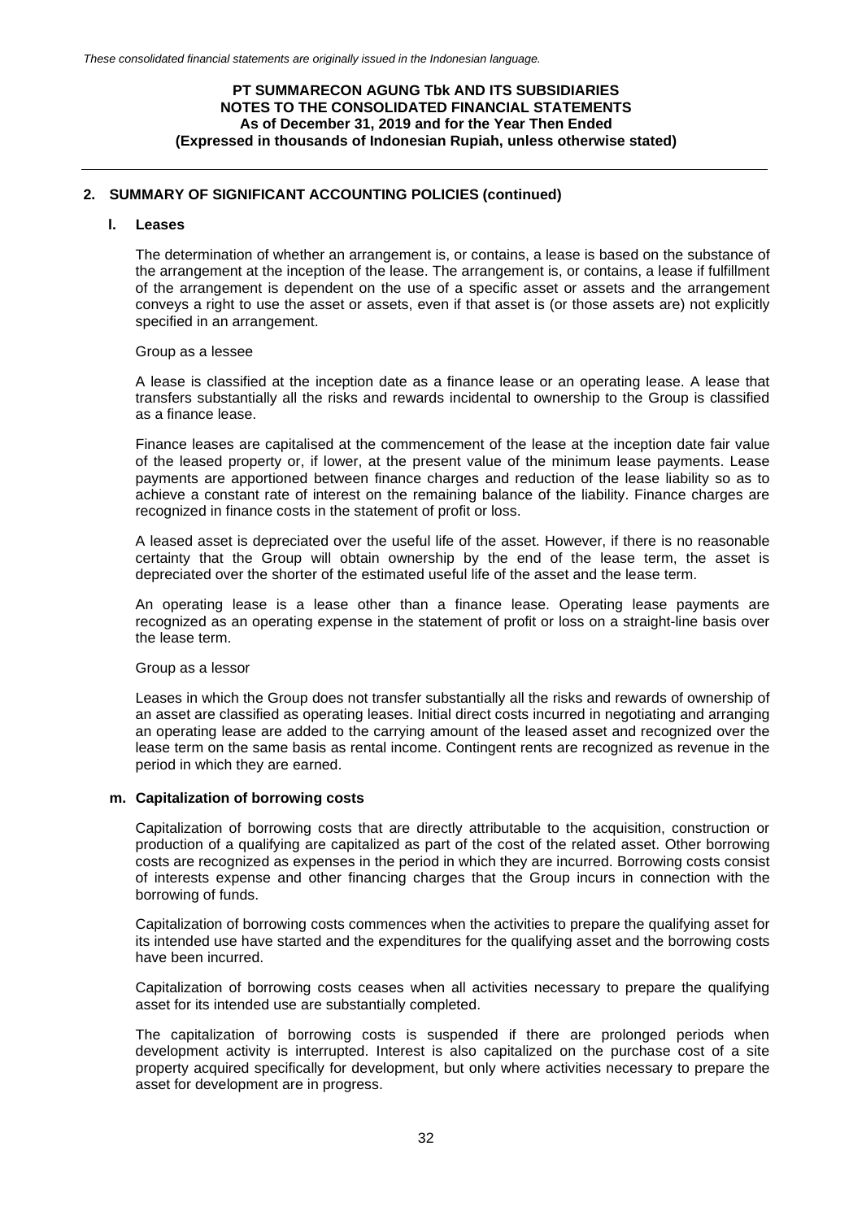## 2. SUMMARY OF SIGNIFICANT ACCOUNTING POLICIES (continued)

### l. Leases

The determination of whether an arrangement is, or contains, a lease is based on the substance of the arrangement at the inception of the lease. The arrangement is, or contains, a lease if fulfillment of the arrangement is dependent on the use of a specific asset or assets and the arrangement conveys a right to use the asset or assets, even if that asset is (or those assets are) not explicitly specified in an arrangement.

Group as a lessee

A lease is classified at the inception date as a finance lease or an operating lease. A lease that transfers substantially all the risks and rewards incidental to ownership to the Group is classified as a finance lease.

Finance leases are capitalised at the commencement of the lease at the inception date fair value of the leased property or, if lower, at the present value of the minimum lease payments. Lease payments are apportioned between finance charges and reduction of the lease liability so as to achieve a constant rate of interest on the remaining balance of the liability. Finance charges are recognized in finance costs in the statement of profit or loss.

A leased asset is depreciated over the useful life of the asset. However, if there is no reasonable certainty that the Group will obtain ownership by the end of the lease term, the asset is depreciated over the shorter of the estimated useful life of the asset and the lease term.

An operating lease is a lease other than a finance lease. Operating lease payments are recognized as an operating expense in the statement of profit or loss on a straight-line basis over the lease term.

Group as a lessor

Leases in which the Group does not transfer substantially all the risks and rewards of ownership of an asset are classified as operating leases. Initial direct costs incurred in negotiating and arranging an operating lease are added to the carrying amount of the leased asset and recognized over the lease term on the same basis as rental income. Contingent rents are recognized as revenue in the period in which they are earned.

### m. Capitalization of borrowing costs

Capitalization of borrowing costs that are directly attributable to the acquisition, construction or production of a qualifying are capitalized as part of the cost of the related asset. Other borrowing costs are recognized as expenses in the period in which they are incurred. Borrowing costs consist of interests expense and other financing charges that the Group incurs in connection with the borrowing of funds.

Capitalization of borrowing costs commences when the activities to prepare the qualifying asset for its intended use have started and the expenditures for the qualifying asset and the borrowing costs have been incurred.

Capitalization of borrowing costs ceases when all activities necessary to prepare the qualifying asset for its intended use are substantially completed.

The capitalization of borrowing costs is suspended if there are prolonged periods when development activity is interrupted. Interest is also capitalized on the purchase cost of a site property acquired specifically for development, but only where activities necessary to prepare the asset for development are in progress.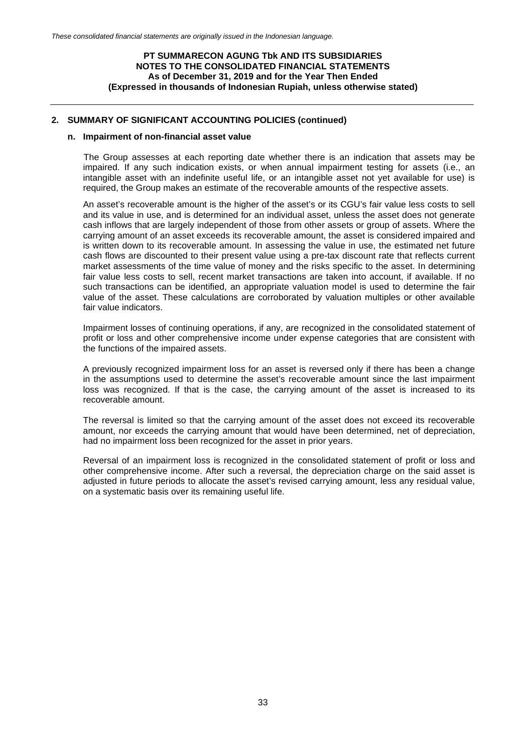## 2. SUMMARY OF SIGNIFICANT ACCOUNTING POLICIES (continued)

### n. Impairment of non-financial asset value

The Group assesses at each reporting date whether there is an indication that assets may be impaired. If any such indication exists, or when annual impairment testing for assets (i.e., an intangible asset with an indefinite useful life, or an intangible asset not yet available for use) is required, the Group makes an estimate of the recoverable amounts of the respective assets.

An asset's recoverable amount is the higher of the asset's or its CGU's fair value less costs to sell and its value in use, and is determined for an individual asset, unless the asset does not generate cash inflows that are largely independent of those from other assets or group of assets. Where the carrying amount of an asset exceeds its recoverable amount, the asset is considered impaired and is written down to its recoverable amount. In assessing the value in use, the estimated net future cash flows are discounted to their present value using a pre-tax discount rate that reflects current market assessments of the time value of money and the risks specific to the asset. In determining fair value less costs to sell, recent market transactions are taken into account, if available. If no such transactions can be identified, an appropriate valuation model is used to determine the fair value of the asset. These calculations are corroborated by valuation multiples or other available fair value indicators.

Impairment losses of continuing operations, if any, are recognized in the consolidated statement of profit or loss and other comprehensive income under expense categories that are consistent with the functions of the impaired assets.

A previously recognized impairment loss for an asset is reversed only if there has been a change in the assumptions used to determine the asset's recoverable amount since the last impairment loss was recognized. If that is the case, the carrying amount of the asset is increased to its recoverable amount.

The reversal is limited so that the carrying amount of the asset does not exceed its recoverable amount, nor exceeds the carrying amount that would have been determined, net of depreciation, had no impairment loss been recognized for the asset in prior years.

Reversal of an impairment loss is recognized in the consolidated statement of profit or loss and other comprehensive income. After such a reversal, the depreciation charge on the said asset is adjusted in future periods to allocate the asset's revised carrying amount, less any residual value, on a systematic basis over its remaining useful life.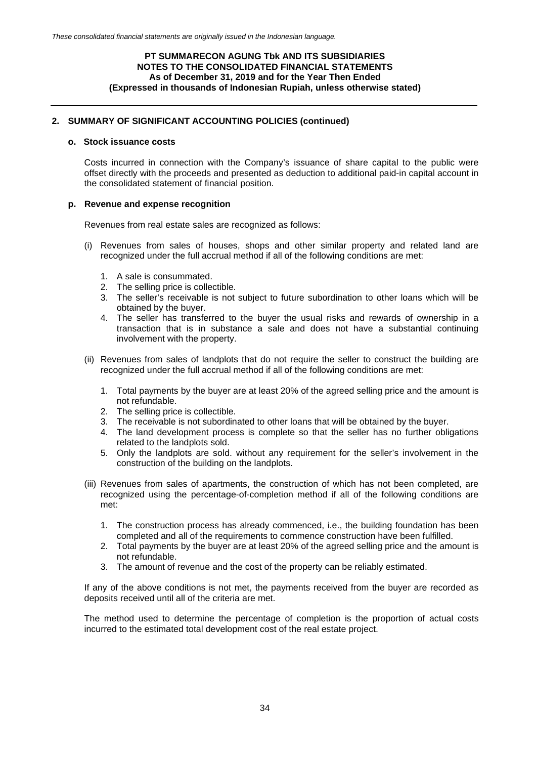## 2. SUMMARY OF SIGNIFICANT ACCOUNTING POLICIES (continued)

### o. Stock issuance costs

Costs incurred in connection with the Company's issuance of share capital to the public were offset directly with the proceeds and presented as deduction to additional paid-in capital account in the consolidated statement of financial position.

### p. Revenue and expense recognition

Revenues from real estate sales are recognized as follows:

(i) Revenues from sales of houses, shops and other similar property and related land are recognized under the full accrual method if all of the following conditions are met:

1. A sale is consummated.
2. The selling price is collectible.
3. The seller's receivable is not subject to future subordination to other loans which will be obtained by the buyer.
4. The seller has transferred to the buyer the usual risks and rewards of ownership in a transaction that is in substance a sale and does not have a substantial continuing involvement with the property.

(ii) Revenues from sales of landplots that do not require the seller to construct the building are recognized under the full accrual method if all of the following conditions are met:

1. Total payments by the buyer are at least 20% of the agreed selling price and the amount is not refundable.
2. The selling price is collectible.
3. The receivable is not subordinated to other loans that will be obtained by the buyer.
4. The land development process is complete so that the seller has no further obligations related to the landplots sold.
5. Only the landplots are sold. without any requirement for the seller's involvement in the construction of the building on the landplots.

(iii) Revenues from sales of apartments, the construction of which has not been completed, are recognized using the percentage-of-completion method if all of the following conditions are met:

1. The construction process has already commenced, i.e., the building foundation has been completed and all of the requirements to commence construction have been fulfilled.
2. Total payments by the buyer are at least 20% of the agreed selling price and the amount is not refundable.
3. The amount of revenue and the cost of the property can be reliably estimated.

If any of the above conditions is not met, the payments received from the buyer are recorded as deposits received until all of the criteria are met.

The method used to determine the percentage of completion is the proportion of actual costs incurred to the estimated total development cost of the real estate project.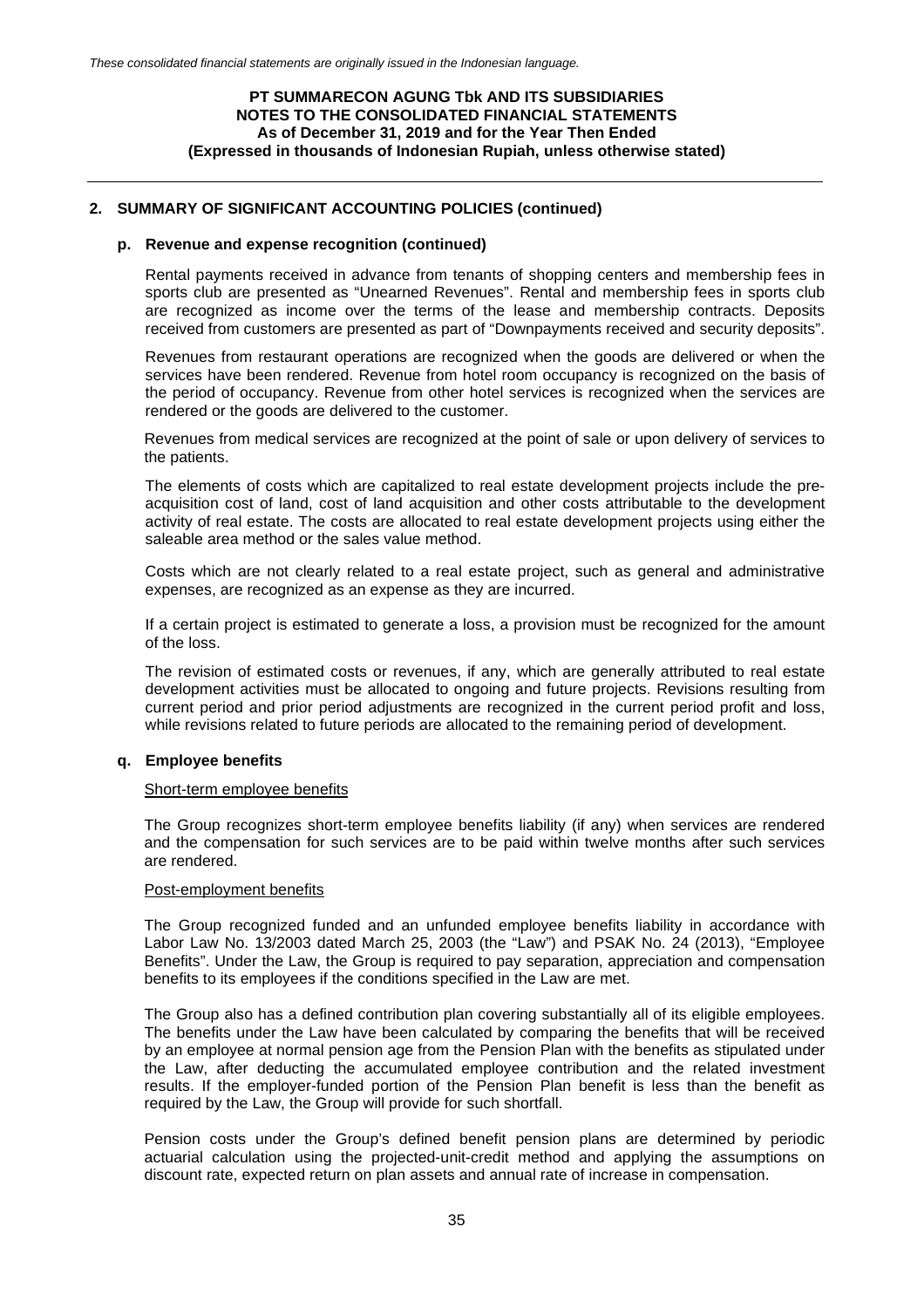## 2. SUMMARY OF SIGNIFICANT ACCOUNTING POLICIES (continued)

### p. Revenue and expense recognition (continued)

Rental payments received in advance from tenants of shopping centers and membership fees in sports club are presented as "Unearned Revenues". Rental and membership fees in sports club are recognized as income over the terms of the lease and membership contracts. Deposits received from customers are presented as part of "Downpayments received and security deposits".

Revenues from restaurant operations are recognized when the goods are delivered or when the services have been rendered. Revenue from hotel room occupancy is recognized on the basis of the period of occupancy. Revenue from other hotel services is recognized when the services are rendered or the goods are delivered to the customer.

Revenues from medical services are recognized at the point of sale or upon delivery of services to the patients.

The elements of costs which are capitalized to real estate development projects include the pre-acquisition cost of land, cost of land acquisition and other costs attributable to the development activity of real estate. The costs are allocated to real estate development projects using either the saleable area method or the sales value method.

Costs which are not clearly related to a real estate project, such as general and administrative expenses, are recognized as an expense as they are incurred.

If a certain project is estimated to generate a loss, a provision must be recognized for the amount of the loss.

The revision of estimated costs or revenues, if any, which are generally attributed to real estate development activities must be allocated to ongoing and future projects. Revisions resulting from current period and prior period adjustments are recognized in the current period profit and loss, while revisions related to future periods are allocated to the remaining period of development.

### q. Employee benefits

Short-term employee benefits

The Group recognizes short-term employee benefits liability (if any) when services are rendered and the compensation for such services are to be paid within twelve months after such services are rendered.

Post-employment benefits

The Group recognized funded and an unfunded employee benefits liability in accordance with Labor Law No. 13/2003 dated March 25, 2003 (the "Law") and PSAK No. 24 (2013), "Employee Benefits". Under the Law, the Group is required to pay separation, appreciation and compensation benefits to its employees if the conditions specified in the Law are met.

The Group also has a defined contribution plan covering substantially all of its eligible employees. The benefits under the Law have been calculated by comparing the benefits that will be received by an employee at normal pension age from the Pension Plan with the benefits as stipulated under the Law, after deducting the accumulated employee contribution and the related investment results. If the employer-funded portion of the Pension Plan benefit is less than the benefit as required by the Law, the Group will provide for such shortfall.

Pension costs under the Group's defined benefit pension plans are determined by periodic actuarial calculation using the projected-unit-credit method and applying the assumptions on discount rate, expected return on plan assets and annual rate of increase in compensation.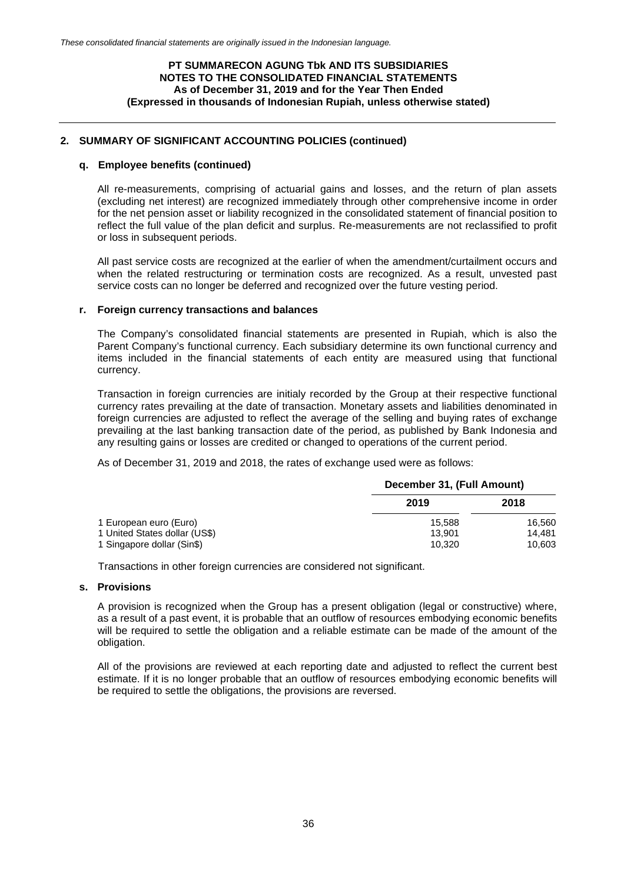## 2. SUMMARY OF SIGNIFICANT ACCOUNTING POLICIES (continued)

### q. Employee benefits (continued)

All re-measurements, comprising of actuarial gains and losses, and the return of plan assets (excluding net interest) are recognized immediately through other comprehensive income in order for the net pension asset or liability recognized in the consolidated statement of financial position to reflect the full value of the plan deficit and surplus. Re-measurements are not reclassified to profit or loss in subsequent periods.

All past service costs are recognized at the earlier of when the amendment/curtailment occurs and when the related restructuring or termination costs are recognized. As a result, unvested past service costs can no longer be deferred and recognized over the future vesting period.

### r. Foreign currency transactions and balances

The Company's consolidated financial statements are presented in Rupiah, which is also the Parent Company's functional currency. Each subsidiary determine its own functional currency and items included in the financial statements of each entity are measured using that functional currency.

Transaction in foreign currencies are initialy recorded by the Group at their respective functional currency rates prevailing at the date of transaction. Monetary assets and liabilities denominated in foreign currencies are adjusted to reflect the average of the selling and buying rates of exchange prevailing at the last banking transaction date of the period, as published by Bank Indonesia and any resulting gains or losses are credited or changed to operations of the current period.

As of December 31, 2019 and 2018, the rates of exchange used were as follows:

| | December 31, (Full Amount) | |
|---|---|---|
| | 2019 | 2018 |
| 1 European euro (Euro) | 15,588 | 16,560 |
| 1 United States dollar (US$) | 13,901 | 14,481 |
| 1 Singapore dollar (Sin$) | 10,320 | 10,603 |

Transactions in other foreign currencies are considered not significant.

### s. Provisions

A provision is recognized when the Group has a present obligation (legal or constructive) where, as a result of a past event, it is probable that an outflow of resources embodying economic benefits will be required to settle the obligation and a reliable estimate can be made of the amount of the obligation.

All of the provisions are reviewed at each reporting date and adjusted to reflect the current best estimate. If it is no longer probable that an outflow of resources embodying economic benefits will be required to settle the obligations, the provisions are reversed.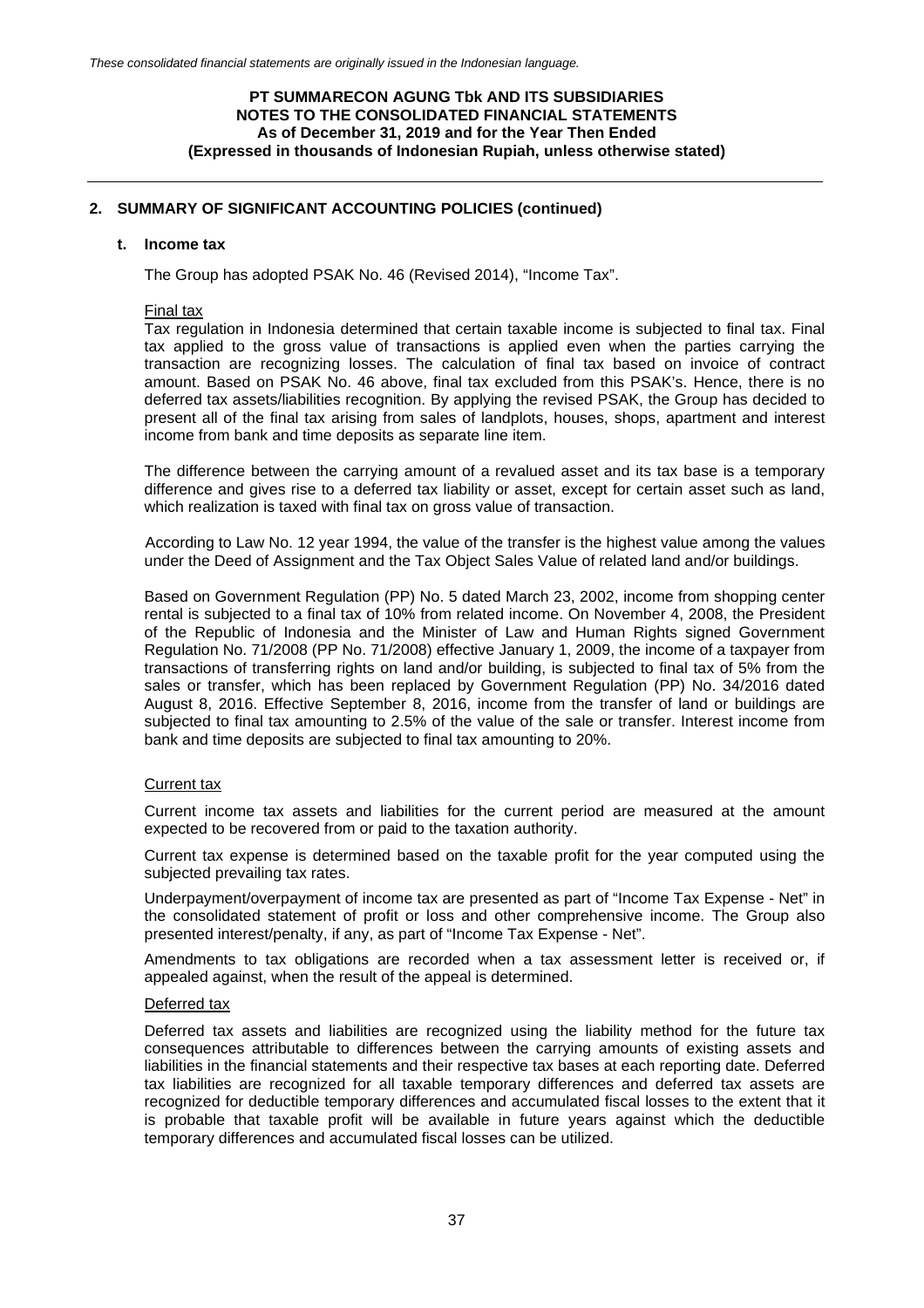## 2. SUMMARY OF SIGNIFICANT ACCOUNTING POLICIES (continued)

### t. Income tax

The Group has adopted PSAK No. 46 (Revised 2014), "Income Tax".

Final tax

Tax regulation in Indonesia determined that certain taxable income is subjected to final tax. Final tax applied to the gross value of transactions is applied even when the parties carrying the transaction are recognizing losses. The calculation of final tax based on invoice of contract amount. Based on PSAK No. 46 above, final tax excluded from this PSAK's. Hence, there is no deferred tax assets/liabilities recognition. By applying the revised PSAK, the Group has decided to present all of the final tax arising from sales of landplots, houses, shops, apartment and interest income from bank and time deposits as separate line item.

The difference between the carrying amount of a revalued asset and its tax base is a temporary difference and gives rise to a deferred tax liability or asset, except for certain asset such as land, which realization is taxed with final tax on gross value of transaction.

According to Law No. 12 year 1994, the value of the transfer is the highest value among the values under the Deed of Assignment and the Tax Object Sales Value of related land and/or buildings.

Based on Government Regulation (PP) No. 5 dated March 23, 2002, income from shopping center rental is subjected to a final tax of 10% from related income. On November 4, 2008, the President of the Republic of Indonesia and the Minister of Law and Human Rights signed Government Regulation No. 71/2008 (PP No. 71/2008) effective January 1, 2009, the income of a taxpayer from transactions of transferring rights on land and/or building, is subjected to final tax of 5% from the sales or transfer, which has been replaced by Government Regulation (PP) No. 34/2016 dated August 8, 2016. Effective September 8, 2016, income from the transfer of land or buildings are subjected to final tax amounting to 2.5% of the value of the sale or transfer. Interest income from bank and time deposits are subjected to final tax amounting to 20%.

Current tax

Current income tax assets and liabilities for the current period are measured at the amount expected to be recovered from or paid to the taxation authority.

Current tax expense is determined based on the taxable profit for the year computed using the subjected prevailing tax rates.

Underpayment/overpayment of income tax are presented as part of "Income Tax Expense - Net" in the consolidated statement of profit or loss and other comprehensive income. The Group also presented interest/penalty, if any, as part of "Income Tax Expense - Net".

Amendments to tax obligations are recorded when a tax assessment letter is received or, if appealed against, when the result of the appeal is determined.

Deferred tax

Deferred tax assets and liabilities are recognized using the liability method for the future tax consequences attributable to differences between the carrying amounts of existing assets and liabilities in the financial statements and their respective tax bases at each reporting date. Deferred tax liabilities are recognized for all taxable temporary differences and deferred tax assets are recognized for deductible temporary differences and accumulated fiscal losses to the extent that it is probable that taxable profit will be available in future years against which the deductible temporary differences and accumulated fiscal losses can be utilized.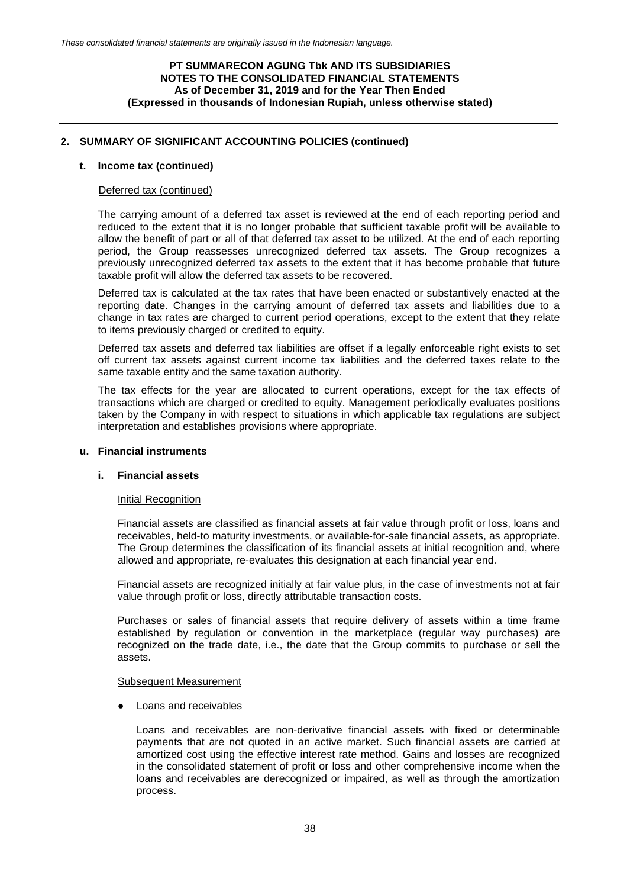## 2. SUMMARY OF SIGNIFICANT ACCOUNTING POLICIES (continued)

### t. Income tax (continued)

Deferred tax (continued)

The carrying amount of a deferred tax asset is reviewed at the end of each reporting period and reduced to the extent that it is no longer probable that sufficient taxable profit will be available to allow the benefit of part or all of that deferred tax asset to be utilized. At the end of each reporting period, the Group reassesses unrecognized deferred tax assets. The Group recognizes a previously unrecognized deferred tax assets to the extent that it has become probable that future taxable profit will allow the deferred tax assets to be recovered.

Deferred tax is calculated at the tax rates that have been enacted or substantively enacted at the reporting date. Changes in the carrying amount of deferred tax assets and liabilities due to a change in tax rates are charged to current period operations, except to the extent that they relate to items previously charged or credited to equity.

Deferred tax assets and deferred tax liabilities are offset if a legally enforceable right exists to set off current tax assets against current income tax liabilities and the deferred taxes relate to the same taxable entity and the same taxation authority.

The tax effects for the year are allocated to current operations, except for the tax effects of transactions which are charged or credited to equity. Management periodically evaluates positions taken by the Company in with respect to situations in which applicable tax regulations are subject interpretation and establishes provisions where appropriate.

### u. Financial instruments

#### i. Financial assets

Initial Recognition

Financial assets are classified as financial assets at fair value through profit or loss, loans and receivables, held-to maturity investments, or available-for-sale financial assets, as appropriate. The Group determines the classification of its financial assets at initial recognition and, where allowed and appropriate, re-evaluates this designation at each financial year end.

Financial assets are recognized initially at fair value plus, in the case of investments not at fair value through profit or loss, directly attributable transaction costs.

Purchases or sales of financial assets that require delivery of assets within a time frame established by regulation or convention in the marketplace (regular way purchases) are recognized on the trade date, i.e., the date that the Group commits to purchase or sell the assets.

Subsequent Measurement

- Loans and receivables

  Loans and receivables are non-derivative financial assets with fixed or determinable payments that are not quoted in an active market. Such financial assets are carried at amortized cost using the effective interest rate method. Gains and losses are recognized in the consolidated statement of profit or loss and other comprehensive income when the loans and receivables are derecognized or impaired, as well as through the amortization process.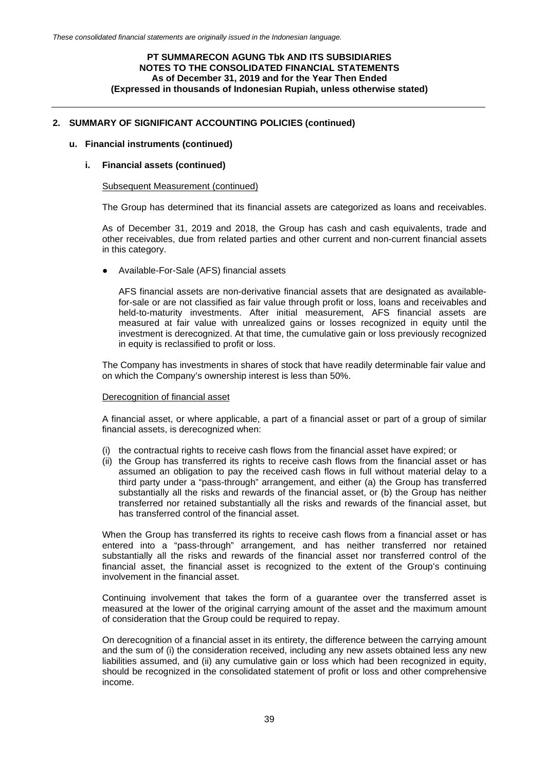## 2. SUMMARY OF SIGNIFICANT ACCOUNTING POLICIES (continued)

### u. Financial instruments (continued)

#### i. Financial assets (continued)

Subsequent Measurement (continued)

The Group has determined that its financial assets are categorized as loans and receivables.

As of December 31, 2019 and 2018, the Group has cash and cash equivalents, trade and other receivables, due from related parties and other current and non-current financial assets in this category.

- Available-For-Sale (AFS) financial assets

  AFS financial assets are non-derivative financial assets that are designated as available-for-sale or are not classified as fair value through profit or loss, loans and receivables and held-to-maturity investments. After initial measurement, AFS financial assets are measured at fair value with unrealized gains or losses recognized in equity until the investment is derecognized. At that time, the cumulative gain or loss previously recognized in equity is reclassified to profit or loss.

The Company has investments in shares of stock that have readily determinable fair value and on which the Company's ownership interest is less than 50%.

Derecognition of financial asset

A financial asset, or where applicable, a part of a financial asset or part of a group of similar financial assets, is derecognized when:

(i) the contractual rights to receive cash flows from the financial asset have expired; or
(ii) the Group has transferred its rights to receive cash flows from the financial asset or has assumed an obligation to pay the received cash flows in full without material delay to a third party under a "pass-through" arrangement, and either (a) the Group has transferred substantially all the risks and rewards of the financial asset, or (b) the Group has neither transferred nor retained substantially all the risks and rewards of the financial asset, but has transferred control of the financial asset.

When the Group has transferred its rights to receive cash flows from a financial asset or has entered into a "pass-through" arrangement, and has neither transferred nor retained substantially all the risks and rewards of the financial asset nor transferred control of the financial asset, the financial asset is recognized to the extent of the Group's continuing involvement in the financial asset.

Continuing involvement that takes the form of a guarantee over the transferred asset is measured at the lower of the original carrying amount of the asset and the maximum amount of consideration that the Group could be required to repay.

On derecognition of a financial asset in its entirety, the difference between the carrying amount and the sum of (i) the consideration received, including any new assets obtained less any new liabilities assumed, and (ii) any cumulative gain or loss which had been recognized in equity, should be recognized in the consolidated statement of profit or loss and other comprehensive income.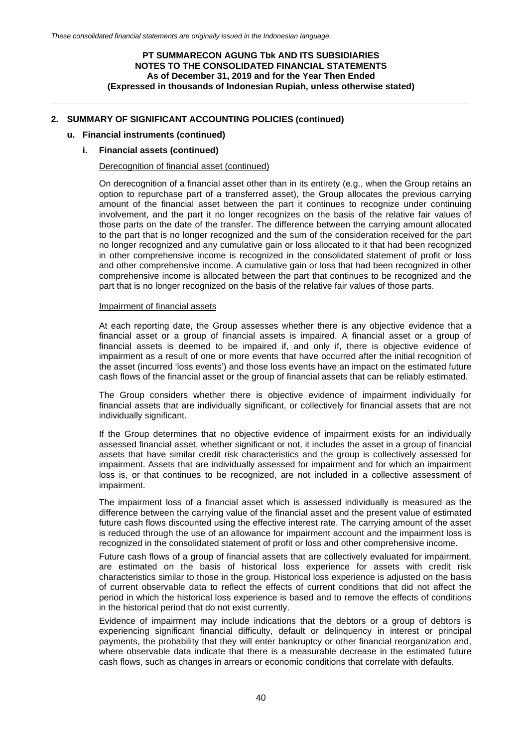## 2. SUMMARY OF SIGNIFICANT ACCOUNTING POLICIES (continued)

### u. Financial instruments (continued)

#### i. Financial assets (continued)

Derecognition of financial asset (continued)

On derecognition of a financial asset other than in its entirety (e.g., when the Group retains an option to repurchase part of a transferred asset), the Group allocates the previous carrying amount of the financial asset between the part it continues to recognize under continuing involvement, and the part it no longer recognizes on the basis of the relative fair values of those parts on the date of the transfer. The difference between the carrying amount allocated to the part that is no longer recognized and the sum of the consideration received for the part no longer recognized and any cumulative gain or loss allocated to it that had been recognized in other comprehensive income is recognized in the consolidated statement of profit or loss and other comprehensive income. A cumulative gain or loss that had been recognized in other comprehensive income is allocated between the part that continues to be recognized and the part that is no longer recognized on the basis of the relative fair values of those parts.

Impairment of financial assets

At each reporting date, the Group assesses whether there is any objective evidence that a financial asset or a group of financial assets is impaired. A financial asset or a group of financial assets is deemed to be impaired if, and only if, there is objective evidence of impairment as a result of one or more events that have occurred after the initial recognition of the asset (incurred 'loss events') and those loss events have an impact on the estimated future cash flows of the financial asset or the group of financial assets that can be reliably estimated.

The Group considers whether there is objective evidence of impairment individually for financial assets that are individually significant, or collectively for financial assets that are not individually significant.

If the Group determines that no objective evidence of impairment exists for an individually assessed financial asset, whether significant or not, it includes the asset in a group of financial assets that have similar credit risk characteristics and the group is collectively assessed for impairment. Assets that are individually assessed for impairment and for which an impairment loss is, or that continues to be recognized, are not included in a collective assessment of impairment.

The impairment loss of a financial asset which is assessed individually is measured as the difference between the carrying value of the financial asset and the present value of estimated future cash flows discounted using the effective interest rate. The carrying amount of the asset is reduced through the use of an allowance for impairment account and the impairment loss is recognized in the consolidated statement of profit or loss and other comprehensive income.

Future cash flows of a group of financial assets that are collectively evaluated for impairment, are estimated on the basis of historical loss experience for assets with credit risk characteristics similar to those in the group. Historical loss experience is adjusted on the basis of current observable data to reflect the effects of current conditions that did not affect the period in which the historical loss experience is based and to remove the effects of conditions in the historical period that do not exist currently.

Evidence of impairment may include indications that the debtors or a group of debtors is experiencing significant financial difficulty, default or delinquency in interest or principal payments, the probability that they will enter bankruptcy or other financial reorganization and, where observable data indicate that there is a measurable decrease in the estimated future cash flows, such as changes in arrears or economic conditions that correlate with defaults.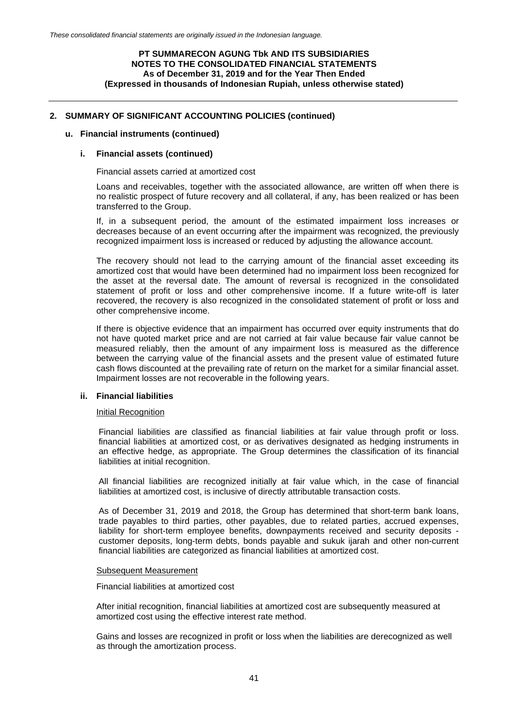## 2. SUMMARY OF SIGNIFICANT ACCOUNTING POLICIES (continued)

### u. Financial instruments (continued)

#### i. Financial assets (continued)

Financial assets carried at amortized cost

Loans and receivables, together with the associated allowance, are written off when there is no realistic prospect of future recovery and all collateral, if any, has been realized or has been transferred to the Group.

If, in a subsequent period, the amount of the estimated impairment loss increases or decreases because of an event occurring after the impairment was recognized, the previously recognized impairment loss is increased or reduced by adjusting the allowance account.

The recovery should not lead to the carrying amount of the financial asset exceeding its amortized cost that would have been determined had no impairment loss been recognized for the asset at the reversal date. The amount of reversal is recognized in the consolidated statement of profit or loss and other comprehensive income. If a future write-off is later recovered, the recovery is also recognized in the consolidated statement of profit or loss and other comprehensive income.

If there is objective evidence that an impairment has occurred over equity instruments that do not have quoted market price and are not carried at fair value because fair value cannot be measured reliably, then the amount of any impairment loss is measured as the difference between the carrying value of the financial assets and the present value of estimated future cash flows discounted at the prevailing rate of return on the market for a similar financial asset. Impairment losses are not recoverable in the following years.

#### ii. Financial liabilities

Initial Recognition

Financial liabilities are classified as financial liabilities at fair value through profit or loss. financial liabilities at amortized cost, or as derivatives designated as hedging instruments in an effective hedge, as appropriate. The Group determines the classification of its financial liabilities at initial recognition.

All financial liabilities are recognized initially at fair value which, in the case of financial liabilities at amortized cost, is inclusive of directly attributable transaction costs.

As of December 31, 2019 and 2018, the Group has determined that short-term bank loans, trade payables to third parties, other payables, due to related parties, accrued expenses, liability for short-term employee benefits, downpayments received and security deposits - customer deposits, long-term debts, bonds payable and sukuk ijarah and other non-current financial liabilities are categorized as financial liabilities at amortized cost.

Subsequent Measurement

Financial liabilities at amortized cost

After initial recognition, financial liabilities at amortized cost are subsequently measured at amortized cost using the effective interest rate method.

Gains and losses are recognized in profit or loss when the liabilities are derecognized as well as through the amortization process.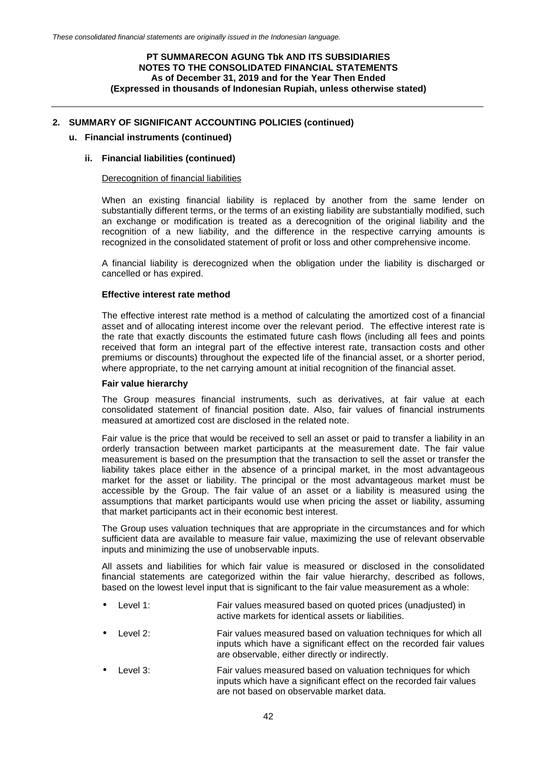## 2. SUMMARY OF SIGNIFICANT ACCOUNTING POLICIES (continued)

### u. Financial instruments (continued)

#### ii. Financial liabilities (continued)

Derecognition of financial liabilities

When an existing financial liability is replaced by another from the same lender on substantially different terms, or the terms of an existing liability are substantially modified, such an exchange or modification is treated as a derecognition of the original liability and the recognition of a new liability, and the difference in the respective carrying amounts is recognized in the consolidated statement of profit or loss and other comprehensive income.

A financial liability is derecognized when the obligation under the liability is discharged or cancelled or has expired.

**Effective interest rate method**

The effective interest rate method is a method of calculating the amortized cost of a financial asset and of allocating interest income over the relevant period. The effective interest rate is the rate that exactly discounts the estimated future cash flows (including all fees and points received that form an integral part of the effective interest rate, transaction costs and other premiums or discounts) throughout the expected life of the financial asset, or a shorter period, where appropriate, to the net carrying amount at initial recognition of the financial asset.

**Fair value hierarchy**

The Group measures financial instruments, such as derivatives, at fair value at each consolidated statement of financial position date. Also, fair values of financial instruments measured at amortized cost are disclosed in the related note.

Fair value is the price that would be received to sell an asset or paid to transfer a liability in an orderly transaction between market participants at the measurement date. The fair value measurement is based on the presumption that the transaction to sell the asset or transfer the liability takes place either in the absence of a principal market, in the most advantageous market for the asset or liability. The principal or the most advantageous market must be accessible by the Group. The fair value of an asset or a liability is measured using the assumptions that market participants would use when pricing the asset or liability, assuming that market participants act in their economic best interest.

The Group uses valuation techniques that are appropriate in the circumstances and for which sufficient data are available to measure fair value, maximizing the use of relevant observable inputs and minimizing the use of unobservable inputs.

All assets and liabilities for which fair value is measured or disclosed in the consolidated financial statements are categorized within the fair value hierarchy, described as follows, based on the lowest level input that is significant to the fair value measurement as a whole:

- Level 1: Fair values measured based on quoted prices (unadjusted) in active markets for identical assets or liabilities.
- Level 2: Fair values measured based on valuation techniques for which all inputs which have a significant effect on the recorded fair values are observable, either directly or indirectly.
- Level 3: Fair values measured based on valuation techniques for which inputs which have a significant effect on the recorded fair values are not based on observable market data.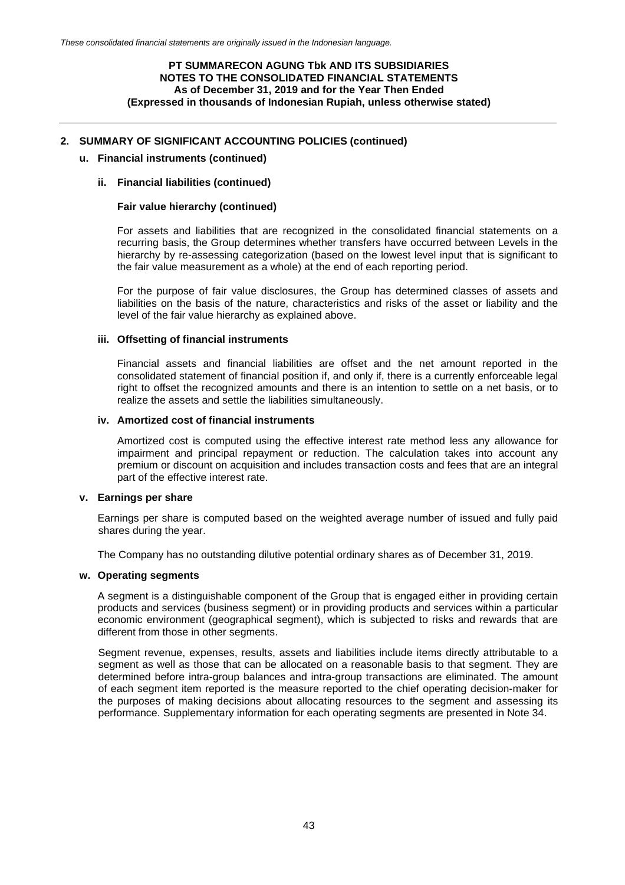## 2. SUMMARY OF SIGNIFICANT ACCOUNTING POLICIES (continued)

### u. Financial instruments (continued)

#### ii. Financial liabilities (continued)

**Fair value hierarchy (continued)**

For assets and liabilities that are recognized in the consolidated financial statements on a recurring basis, the Group determines whether transfers have occurred between Levels in the hierarchy by re-assessing categorization (based on the lowest level input that is significant to the fair value measurement as a whole) at the end of each reporting period.

For the purpose of fair value disclosures, the Group has determined classes of assets and liabilities on the basis of the nature, characteristics and risks of the asset or liability and the level of the fair value hierarchy as explained above.

#### iii. Offsetting of financial instruments

Financial assets and financial liabilities are offset and the net amount reported in the consolidated statement of financial position if, and only if, there is a currently enforceable legal right to offset the recognized amounts and there is an intention to settle on a net basis, or to realize the assets and settle the liabilities simultaneously.

#### iv. Amortized cost of financial instruments

Amortized cost is computed using the effective interest rate method less any allowance for impairment and principal repayment or reduction. The calculation takes into account any premium or discount on acquisition and includes transaction costs and fees that are an integral part of the effective interest rate.

### v. Earnings per share

Earnings per share is computed based on the weighted average number of issued and fully paid shares during the year.

The Company has no outstanding dilutive potential ordinary shares as of December 31, 2019.

### w. Operating segments

A segment is a distinguishable component of the Group that is engaged either in providing certain products and services (business segment) or in providing products and services within a particular economic environment (geographical segment), which is subjected to risks and rewards that are different from those in other segments.

Segment revenue, expenses, results, assets and liabilities include items directly attributable to a segment as well as those that can be allocated on a reasonable basis to that segment. They are determined before intra-group balances and intra-group transactions are eliminated. The amount of each segment item reported is the measure reported to the chief operating decision-maker for the purposes of making decisions about allocating resources to the segment and assessing its performance. Supplementary information for each operating segments are presented in Note 34.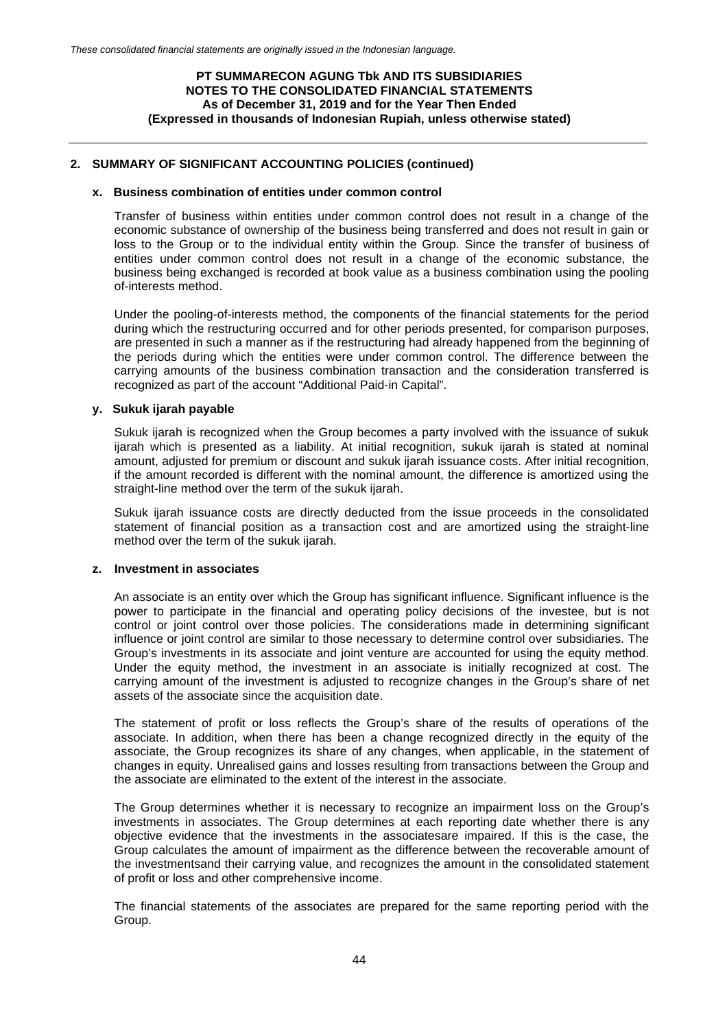## 2. SUMMARY OF SIGNIFICANT ACCOUNTING POLICIES (continued)

### x. Business combination of entities under common control

Transfer of business within entities under common control does not result in a change of the economic substance of ownership of the business being transferred and does not result in gain or loss to the Group or to the individual entity within the Group. Since the transfer of business of entities under common control does not result in a change of the economic substance, the business being exchanged is recorded at book value as a business combination using the pooling of-interests method.

Under the pooling-of-interests method, the components of the financial statements for the period during which the restructuring occurred and for other periods presented, for comparison purposes, are presented in such a manner as if the restructuring had already happened from the beginning of the periods during which the entities were under common control. The difference between the carrying amounts of the business combination transaction and the consideration transferred is recognized as part of the account "Additional Paid-in Capital".

### y. Sukuk ijarah payable

Sukuk ijarah is recognized when the Group becomes a party involved with the issuance of sukuk ijarah which is presented as a liability. At initial recognition, sukuk ijarah is stated at nominal amount, adjusted for premium or discount and sukuk ijarah issuance costs. After initial recognition, if the amount recorded is different with the nominal amount, the difference is amortized using the straight-line method over the term of the sukuk ijarah.

Sukuk ijarah issuance costs are directly deducted from the issue proceeds in the consolidated statement of financial position as a transaction cost and are amortized using the straight-line method over the term of the sukuk ijarah.

### z. Investment in associates

An associate is an entity over which the Group has significant influence. Significant influence is the power to participate in the financial and operating policy decisions of the investee, but is not control or joint control over those policies. The considerations made in determining significant influence or joint control are similar to those necessary to determine control over subsidiaries. The Group's investments in its associate and joint venture are accounted for using the equity method. Under the equity method, the investment in an associate is initially recognized at cost. The carrying amount of the investment is adjusted to recognize changes in the Group's share of net assets of the associate since the acquisition date.

The statement of profit or loss reflects the Group's share of the results of operations of the associate. In addition, when there has been a change recognized directly in the equity of the associate, the Group recognizes its share of any changes, when applicable, in the statement of changes in equity. Unrealised gains and losses resulting from transactions between the Group and the associate are eliminated to the extent of the interest in the associate.

The Group determines whether it is necessary to recognize an impairment loss on the Group's investments in associates. The Group determines at each reporting date whether there is any objective evidence that the investments in the associatesare impaired. If this is the case, the Group calculates the amount of impairment as the difference between the recoverable amount of the investmentsand their carrying value, and recognizes the amount in the consolidated statement of profit or loss and other comprehensive income.

The financial statements of the associates are prepared for the same reporting period with the Group.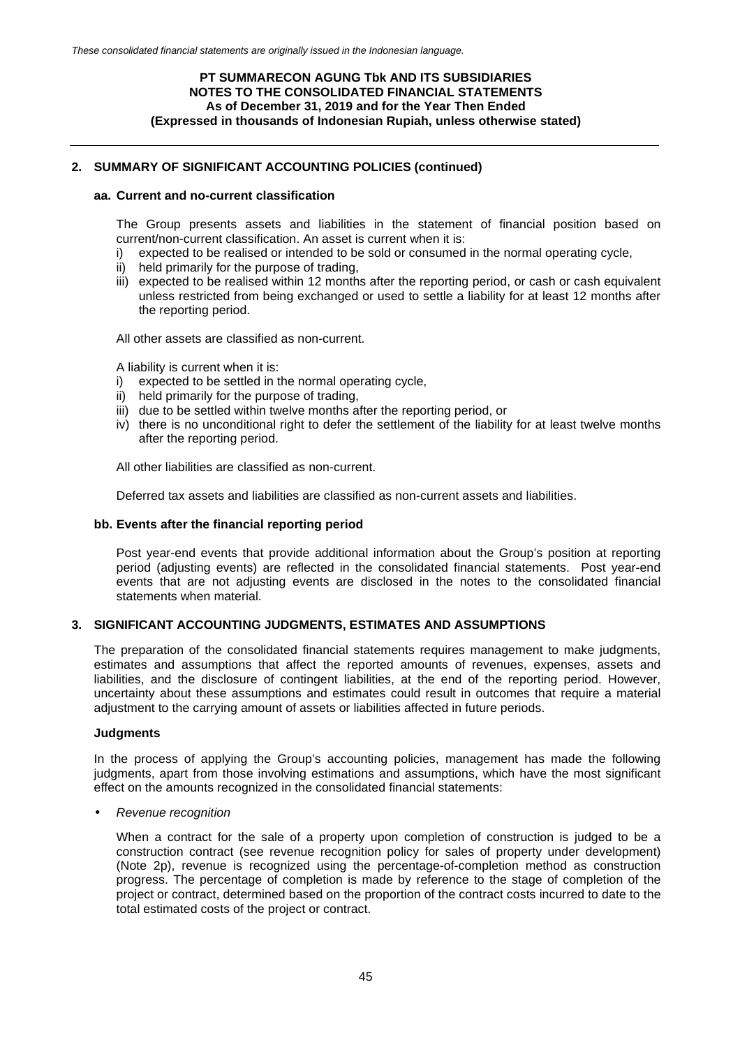## 2. SUMMARY OF SIGNIFICANT ACCOUNTING POLICIES (continued)

### aa. Current and no-current classification

The Group presents assets and liabilities in the statement of financial position based on current/non-current classification. An asset is current when it is:

i) expected to be realised or intended to be sold or consumed in the normal operating cycle,
ii) held primarily for the purpose of trading,
iii) expected to be realised within 12 months after the reporting period, or cash or cash equivalent unless restricted from being exchanged or used to settle a liability for at least 12 months after the reporting period.

All other assets are classified as non-current.

A liability is current when it is:

i) expected to be settled in the normal operating cycle,
ii) held primarily for the purpose of trading,
iii) due to be settled within twelve months after the reporting period, or
iv) there is no unconditional right to defer the settlement of the liability for at least twelve months after the reporting period.

All other liabilities are classified as non-current.

Deferred tax assets and liabilities are classified as non-current assets and liabilities.

### bb. Events after the financial reporting period

Post year-end events that provide additional information about the Group's position at reporting period (adjusting events) are reflected in the consolidated financial statements. Post year-end events that are not adjusting events are disclosed in the notes to the consolidated financial statements when material.

## 3. SIGNIFICANT ACCOUNTING JUDGMENTS, ESTIMATES AND ASSUMPTIONS

The preparation of the consolidated financial statements requires management to make judgments, estimates and assumptions that affect the reported amounts of revenues, expenses, assets and liabilities, and the disclosure of contingent liabilities, at the end of the reporting period. However, uncertainty about these assumptions and estimates could result in outcomes that require a material adjustment to the carrying amount of assets or liabilities affected in future periods.

**Judgments**

In the process of applying the Group's accounting policies, management has made the following judgments, apart from those involving estimations and assumptions, which have the most significant effect on the amounts recognized in the consolidated financial statements:

- *Revenue recognition*

  When a contract for the sale of a property upon completion of construction is judged to be a construction contract (see revenue recognition policy for sales of property under development) (Note 2p), revenue is recognized using the percentage-of-completion method as construction progress. The percentage of completion is made by reference to the stage of completion of the project or contract, determined based on the proportion of the contract costs incurred to date to the total estimated costs of the project or contract.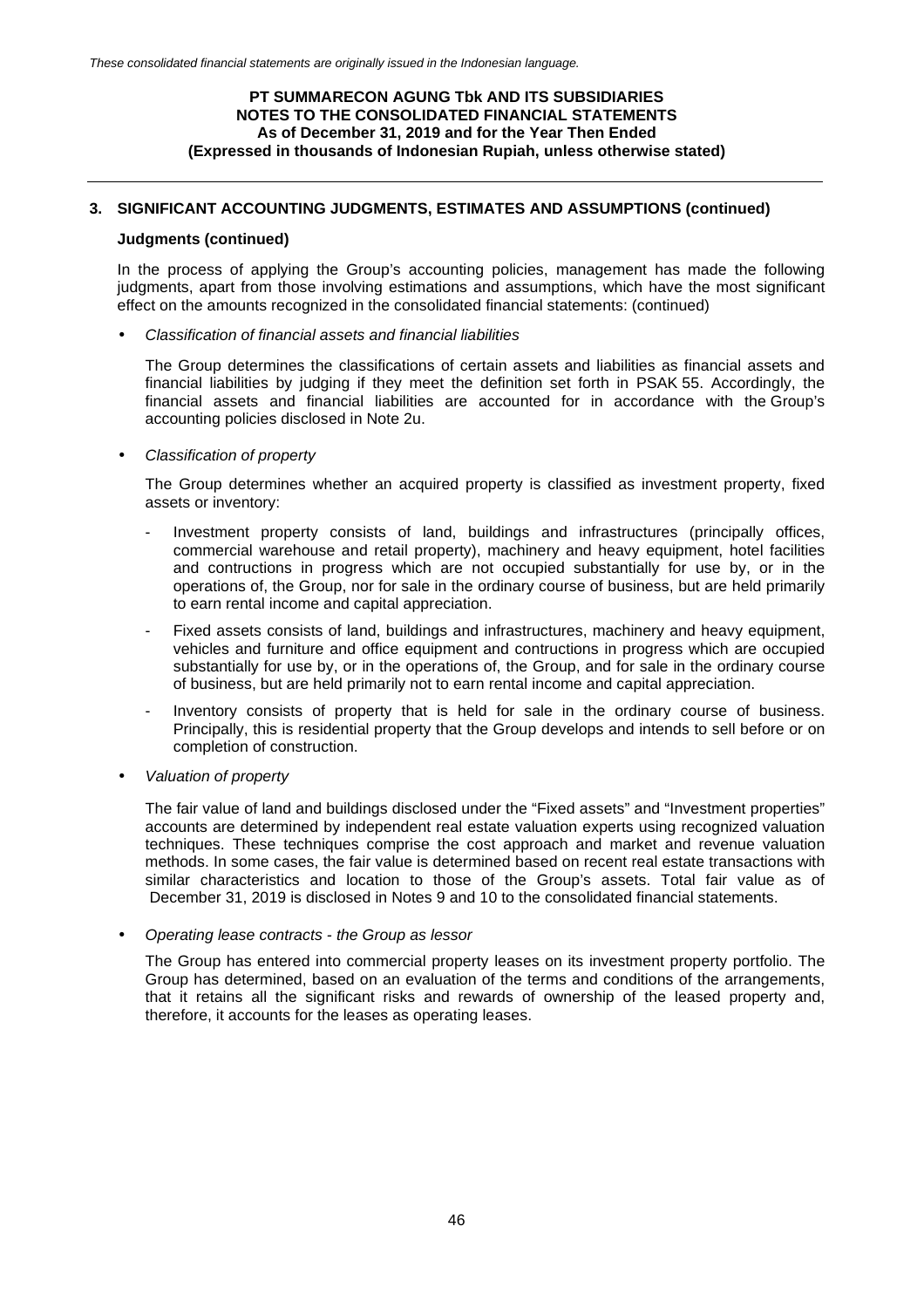## 3. SIGNIFICANT ACCOUNTING JUDGMENTS, ESTIMATES AND ASSUMPTIONS (continued)

### Judgments (continued)

In the process of applying the Group's accounting policies, management has made the following judgments, apart from those involving estimations and assumptions, which have the most significant effect on the amounts recognized in the consolidated financial statements: (continued)

- *Classification of financial assets and financial liabilities*

  The Group determines the classifications of certain assets and liabilities as financial assets and financial liabilities by judging if they meet the definition set forth in PSAK 55. Accordingly, the financial assets and financial liabilities are accounted for in accordance with the Group's accounting policies disclosed in Note 2u.

- *Classification of property*

  The Group determines whether an acquired property is classified as investment property, fixed assets or inventory:

  - Investment property consists of land, buildings and infrastructures (principally offices, commercial warehouse and retail property), machinery and heavy equipment, hotel facilities and contructions in progress which are not occupied substantially for use by, or in the operations of, the Group, nor for sale in the ordinary course of business, but are held primarily to earn rental income and capital appreciation.
  - Fixed assets consists of land, buildings and infrastructures, machinery and heavy equipment, vehicles and furniture and office equipment and contructions in progress which are occupied substantially for use by, or in the operations of, the Group, and for sale in the ordinary course of business, but are held primarily not to earn rental income and capital appreciation.
  - Inventory consists of property that is held for sale in the ordinary course of business. Principally, this is residential property that the Group develops and intends to sell before or on completion of construction.

- *Valuation of property*

  The fair value of land and buildings disclosed under the "Fixed assets" and "Investment properties" accounts are determined by independent real estate valuation experts using recognized valuation techniques. These techniques comprise the cost approach and market and revenue valuation methods. In some cases, the fair value is determined based on recent real estate transactions with similar characteristics and location to those of the Group's assets. Total fair value as of December 31, 2019 is disclosed in Notes 9 and 10 to the consolidated financial statements.

- *Operating lease contracts - the Group as lessor*

  The Group has entered into commercial property leases on its investment property portfolio. The Group has determined, based on an evaluation of the terms and conditions of the arrangements, that it retains all the significant risks and rewards of ownership of the leased property and, therefore, it accounts for the leases as operating leases.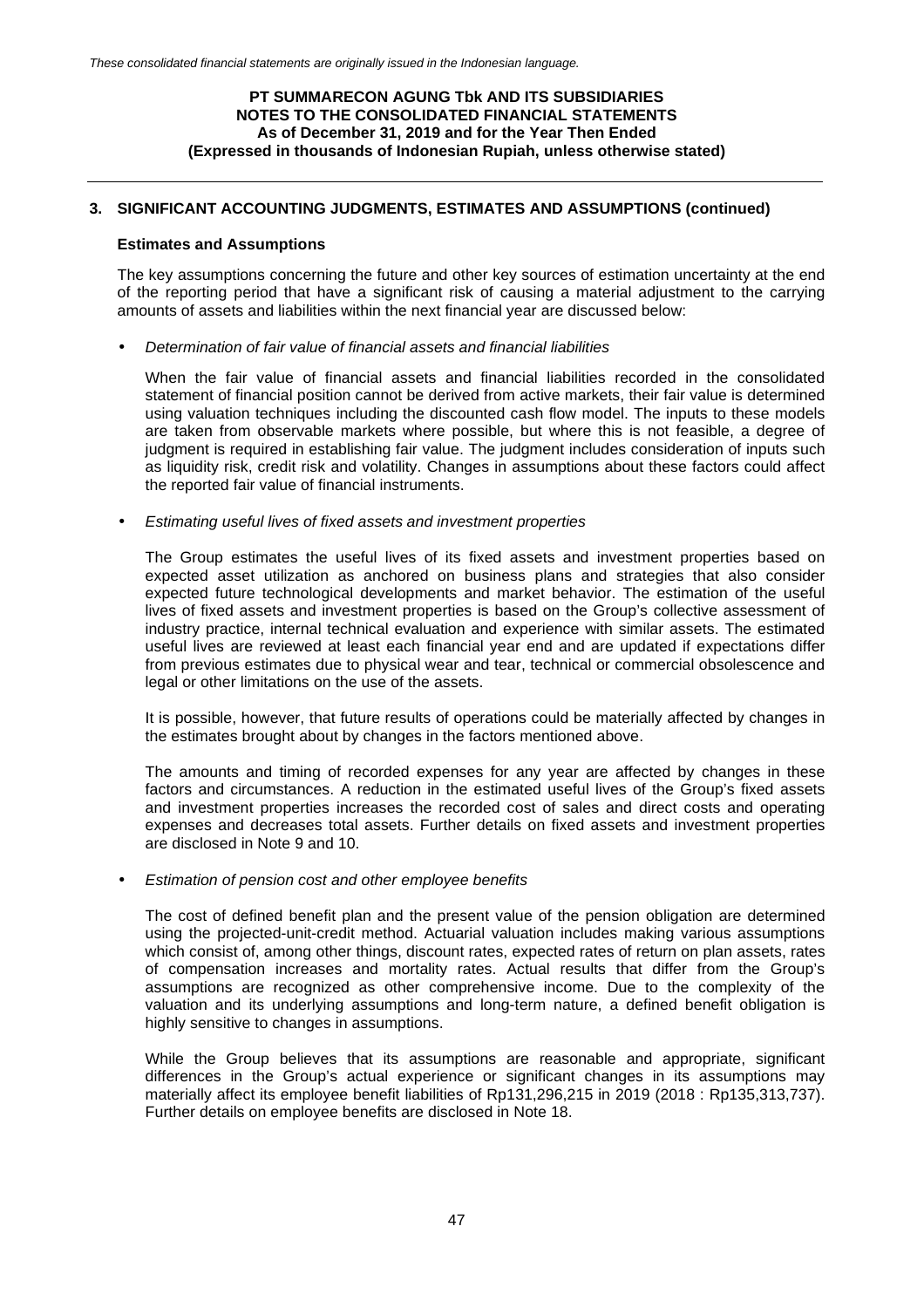## 3. SIGNIFICANT ACCOUNTING JUDGMENTS, ESTIMATES AND ASSUMPTIONS (continued)

### Estimates and Assumptions

The key assumptions concerning the future and other key sources of estimation uncertainty at the end of the reporting period that have a significant risk of causing a material adjustment to the carrying amounts of assets and liabilities within the next financial year are discussed below:

- *Determination of fair value of financial assets and financial liabilities*

  When the fair value of financial assets and financial liabilities recorded in the consolidated statement of financial position cannot be derived from active markets, their fair value is determined using valuation techniques including the discounted cash flow model. The inputs to these models are taken from observable markets where possible, but where this is not feasible, a degree of judgment is required in establishing fair value. The judgment includes consideration of inputs such as liquidity risk, credit risk and volatility. Changes in assumptions about these factors could affect the reported fair value of financial instruments.

- *Estimating useful lives of fixed assets and investment properties*

  The Group estimates the useful lives of its fixed assets and investment properties based on expected asset utilization as anchored on business plans and strategies that also consider expected future technological developments and market behavior. The estimation of the useful lives of fixed assets and investment properties is based on the Group's collective assessment of industry practice, internal technical evaluation and experience with similar assets. The estimated useful lives are reviewed at least each financial year end and are updated if expectations differ from previous estimates due to physical wear and tear, technical or commercial obsolescence and legal or other limitations on the use of the assets.

  It is possible, however, that future results of operations could be materially affected by changes in the estimates brought about by changes in the factors mentioned above.

  The amounts and timing of recorded expenses for any year are affected by changes in these factors and circumstances. A reduction in the estimated useful lives of the Group's fixed assets and investment properties increases the recorded cost of sales and direct costs and operating expenses and decreases total assets. Further details on fixed assets and investment properties are disclosed in Note 9 and 10.

- *Estimation of pension cost and other employee benefits*

  The cost of defined benefit plan and the present value of the pension obligation are determined using the projected-unit-credit method. Actuarial valuation includes making various assumptions which consist of, among other things, discount rates, expected rates of return on plan assets, rates of compensation increases and mortality rates. Actual results that differ from the Group's assumptions are recognized as other comprehensive income. Due to the complexity of the valuation and its underlying assumptions and long-term nature, a defined benefit obligation is highly sensitive to changes in assumptions.

  While the Group believes that its assumptions are reasonable and appropriate, significant differences in the Group's actual experience or significant changes in its assumptions may materially affect its employee benefit liabilities of Rp131,296,215 in 2019 (2018 : Rp135,313,737). Further details on employee benefits are disclosed in Note 18.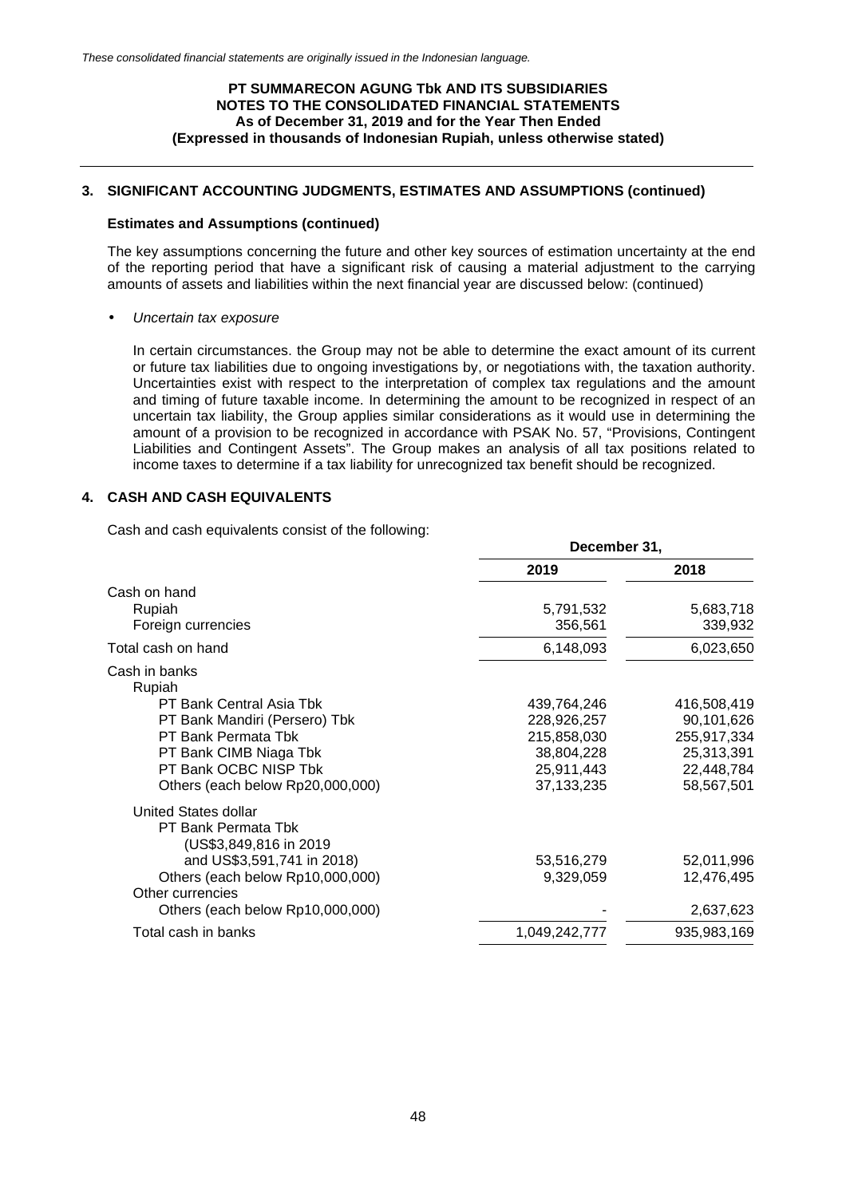*These consolidated financial statements are originally issued in the Indonesian language.*

**PT SUMMARECON AGUNG Tbk AND ITS SUBSIDIARIES**
**NOTES TO THE CONSOLIDATED FINANCIAL STATEMENTS**
**As of December 31, 2019 and for the Year Then Ended**
**(Expressed in thousands of Indonesian Rupiah, unless otherwise stated)**

## 3. SIGNIFICANT ACCOUNTING JUDGMENTS, ESTIMATES AND ASSUMPTIONS (continued)

### Estimates and Assumptions (continued)

The key assumptions concerning the future and other key sources of estimation uncertainty at the end of the reporting period that have a significant risk of causing a material adjustment to the carrying amounts of assets and liabilities within the next financial year are discussed below: (continued)

- *Uncertain tax exposure*

  In certain circumstances. the Group may not be able to determine the exact amount of its current or future tax liabilities due to ongoing investigations by, or negotiations with, the taxation authority. Uncertainties exist with respect to the interpretation of complex tax regulations and the amount and timing of future taxable income. In determining the amount to be recognized in respect of an uncertain tax liability, the Group applies similar considerations as it would use in determining the amount of a provision to be recognized in accordance with PSAK No. 57, "Provisions, Contingent Liabilities and Contingent Assets". The Group makes an analysis of all tax positions related to income taxes to determine if a tax liability for unrecognized tax benefit should be recognized.

## 4. CASH AND CASH EQUIVALENTS

Cash and cash equivalents consist of the following:

| | December 31, | |
|---|---|---|
| | **2019** | **2018** |
| Cash on hand | | |
| Rupiah | 5,791,532 | 5,683,718 |
| Foreign currencies | 356,561 | 339,932 |
| Total cash on hand | 6,148,093 | 6,023,650 |
| Cash in banks | | |
| Rupiah | | |
| PT Bank Central Asia Tbk | 439,764,246 | 416,508,419 |
| PT Bank Mandiri (Persero) Tbk | 228,926,257 | 90,101,626 |
| PT Bank Permata Tbk | 215,858,030 | 255,917,334 |
| PT Bank CIMB Niaga Tbk | 38,804,228 | 25,313,391 |
| PT Bank OCBC NISP Tbk | 25,911,443 | 22,448,784 |
| Others (each below Rp20,000,000) | 37,133,235 | 58,567,501 |
| United States dollar | | |
| PT Bank Permata Tbk (US$3,849,816 in 2019 and US$3,591,741 in 2018) | 53,516,279 | 52,011,996 |
| Others (each below Rp10,000,000) | 9,329,059 | 12,476,495 |
| Other currencies | | |
| Others (each below Rp10,000,000) | - | 2,637,623 |
| Total cash in banks | 1,049,242,777 | 935,983,169 |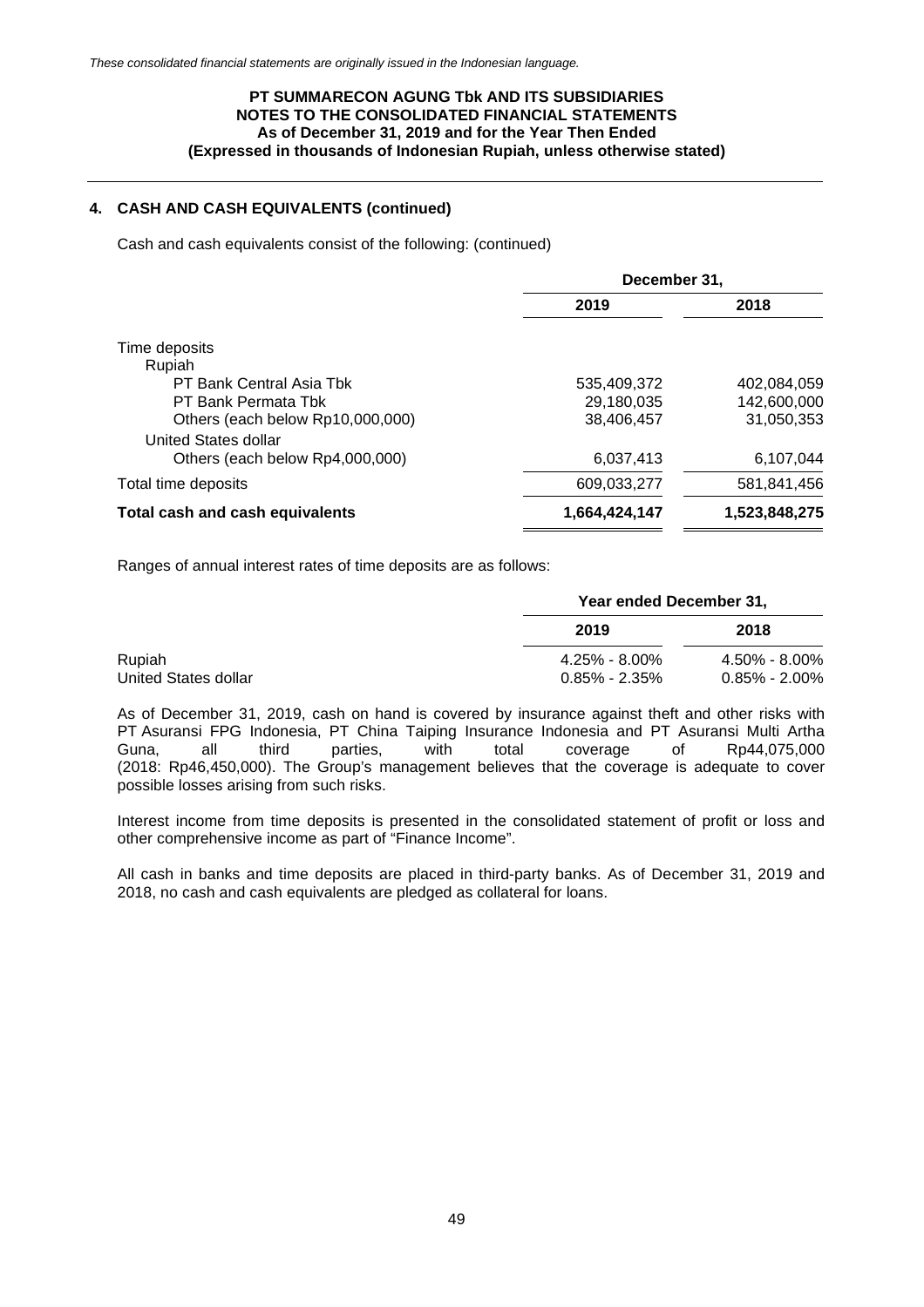## 4. CASH AND CASH EQUIVALENTS (continued)

Cash and cash equivalents consist of the following: (continued)

| | December 31, | |
|---|---|---|
| | 2019 | 2018 |
| Time deposits | | |
| Rupiah | | |
| PT Bank Central Asia Tbk | 535,409,372 | 402,084,059 |
| PT Bank Permata Tbk | 29,180,035 | 142,600,000 |
| Others (each below Rp10,000,000) | 38,406,457 | 31,050,353 |
| United States dollar | | |
| Others (each below Rp4,000,000) | 6,037,413 | 6,107,044 |
| Total time deposits | 609,033,277 | 581,841,456 |
| **Total cash and cash equivalents** | **1,664,424,147** | **1,523,848,275** |

Ranges of annual interest rates of time deposits are as follows:

| | Year ended December 31, | |
|---|---|---|
| | 2019 | 2018 |
| Rupiah | 4.25% - 8.00% | 4.50% - 8.00% |
| United States dollar | 0.85% - 2.35% | 0.85% - 2.00% |

As of December 31, 2019, cash on hand is covered by insurance against theft and other risks with PT Asuransi FPG Indonesia, PT China Taiping Insurance Indonesia and PT Asuransi Multi Artha Guna, all third parties, with total coverage of Rp44,075,000 (2018: Rp46,450,000). The Group's management believes that the coverage is adequate to cover possible losses arising from such risks.

Interest income from time deposits is presented in the consolidated statement of profit or loss and other comprehensive income as part of "Finance Income".

All cash in banks and time deposits are placed in third-party banks. As of December 31, 2019 and 2018, no cash and cash equivalents are pledged as collateral for loans.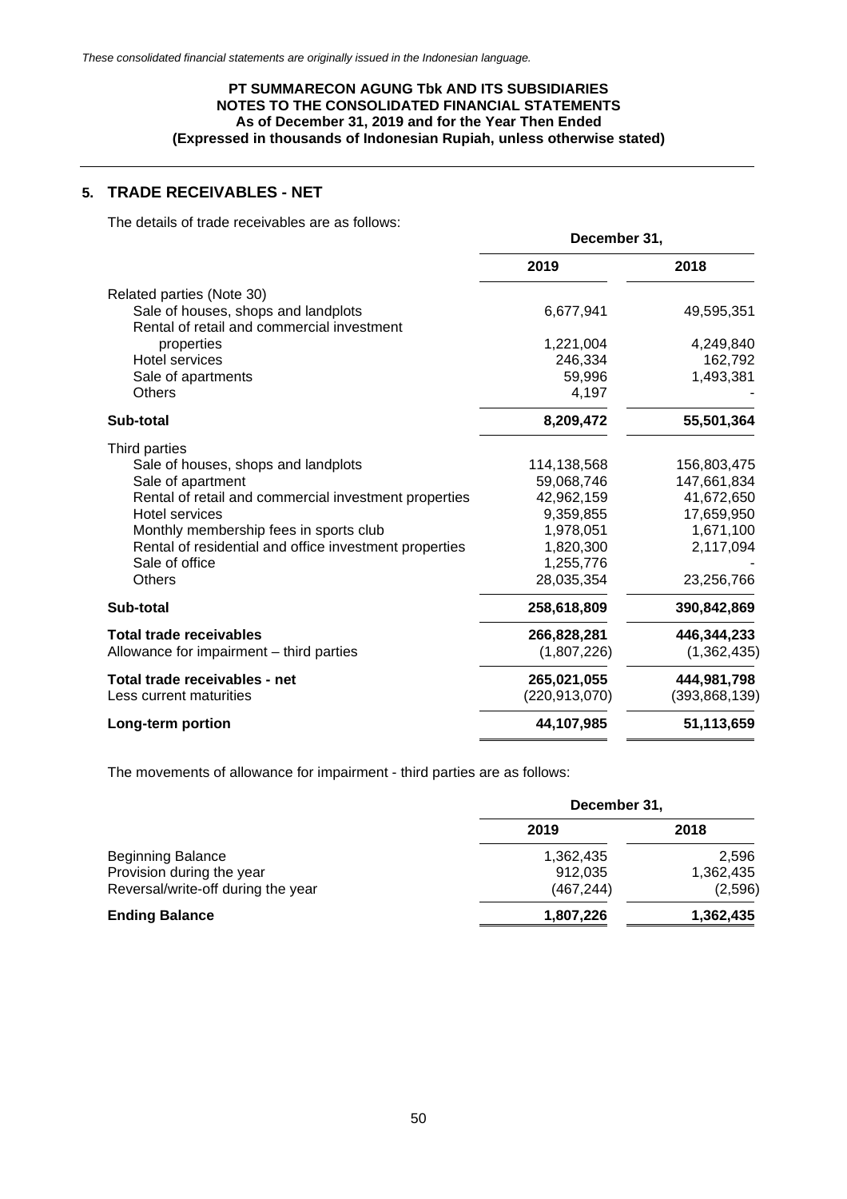*These consolidated financial statements are originally issued in the Indonesian language.*

**PT SUMMARECON AGUNG Tbk AND ITS SUBSIDIARIES**
**NOTES TO THE CONSOLIDATED FINANCIAL STATEMENTS**
**As of December 31, 2019 and for the Year Then Ended**
**(Expressed in thousands of Indonesian Rupiah, unless otherwise stated)**

## 5. TRADE RECEIVABLES - NET

The details of trade receivables are as follows:

| | December 31, | |
|---|---|---|
| | **2019** | **2018** |
| Related parties (Note 30) | | |
| Sale of houses, shops and landplots | 6,677,941 | 49,595,351 |
| Rental of retail and commercial investment properties | 1,221,004 | 4,249,840 |
| Hotel services | 246,334 | 162,792 |
| Sale of apartments | 59,996 | 1,493,381 |
| Others | 4,197 | - |
| **Sub-total** | **8,209,472** | **55,501,364** |
| Third parties | | |
| Sale of houses, shops and landplots | 114,138,568 | 156,803,475 |
| Sale of apartment | 59,068,746 | 147,661,834 |
| Rental of retail and commercial investment properties | 42,962,159 | 41,672,650 |
| Hotel services | 9,359,855 | 17,659,950 |
| Monthly membership fees in sports club | 1,978,051 | 1,671,100 |
| Rental of residential and office investment properties | 1,820,300 | 2,117,094 |
| Sale of office | 1,255,776 | - |
| Others | 28,035,354 | 23,256,766 |
| **Sub-total** | **258,618,809** | **390,842,869** |
| **Total trade receivables** | **266,828,281** | **446,344,233** |
| Allowance for impairment – third parties | (1,807,226) | (1,362,435) |
| **Total trade receivables - net** | **265,021,055** | **444,981,798** |
| Less current maturities | (220,913,070) | (393,868,139) |
| **Long-term portion** | **44,107,985** | **51,113,659** |

The movements of allowance for impairment - third parties are as follows:

| | December 31, | |
|---|---|---|
| | **2019** | **2018** |
| Beginning Balance | 1,362,435 | 2,596 |
| Provision during the year | 912,035 | 1,362,435 |
| Reversal/write-off during the year | (467,244) | (2,596) |
| **Ending Balance** | **1,807,226** | **1,362,435** |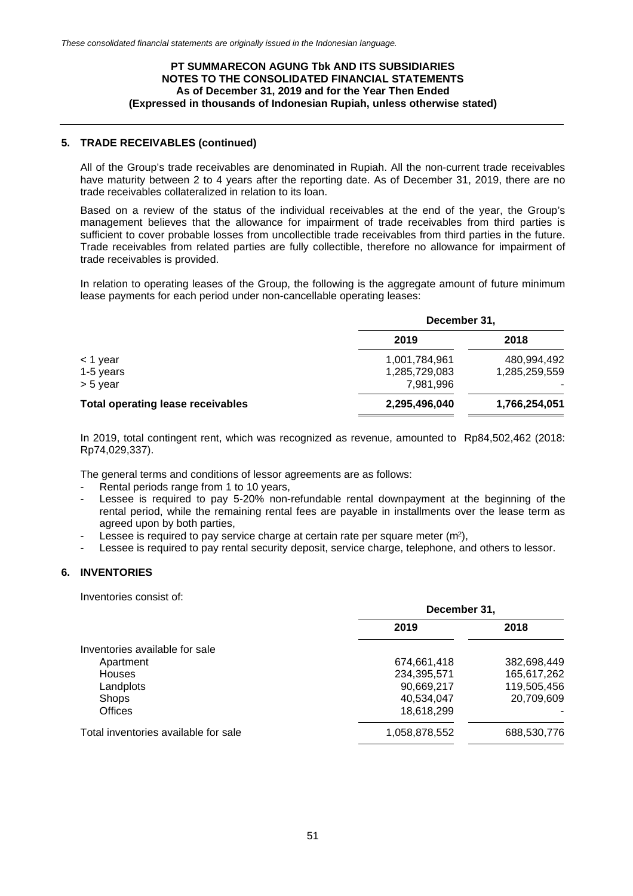## 5. TRADE RECEIVABLES (continued)

All of the Group's trade receivables are denominated in Rupiah. All the non-current trade receivables have maturity between 2 to 4 years after the reporting date. As of December 31, 2019, there are no trade receivables collateralized in relation to its loan.

Based on a review of the status of the individual receivables at the end of the year, the Group's management believes that the allowance for impairment of trade receivables from third parties is sufficient to cover probable losses from uncollectible trade receivables from third parties in the future. Trade receivables from related parties are fully collectible, therefore no allowance for impairment of trade receivables is provided.

In relation to operating leases of the Group, the following is the aggregate amount of future minimum lease payments for each period under non-cancellable operating leases:

| | December 31, | |
|---|---|---|
| | 2019 | 2018 |
| < 1 year | 1,001,784,961 | 480,994,492 |
| 1-5 years | 1,285,729,083 | 1,285,259,559 |
| > 5 year | 7,981,996 | - |
| **Total operating lease receivables** | **2,295,496,040** | **1,766,254,051** |

In 2019, total contingent rent, which was recognized as revenue, amounted to Rp84,502,462 (2018: Rp74,029,337).

The general terms and conditions of lessor agreements are as follows:

- Rental periods range from 1 to 10 years,
- Lessee is required to pay 5-20% non-refundable rental downpayment at the beginning of the rental period, while the remaining rental fees are payable in installments over the lease term as agreed upon by both parties,
- Lessee is required to pay service charge at certain rate per square meter ($m^2$),
- Lessee is required to pay rental security deposit, service charge, telephone, and others to lessor.

## 6. INVENTORIES

Inventories consist of:

| | December 31, | |
|---|---|---|
| | 2019 | 2018 |
| Inventories available for sale | | |
| Apartment | 674,661,418 | 382,698,449 |
| Houses | 234,395,571 | 165,617,262 |
| Landplots | 90,669,217 | 119,505,456 |
| Shops | 40,534,047 | 20,709,609 |
| Offices | 18,618,299 | - |
| Total inventories available for sale | 1,058,878,552 | 688,530,776 |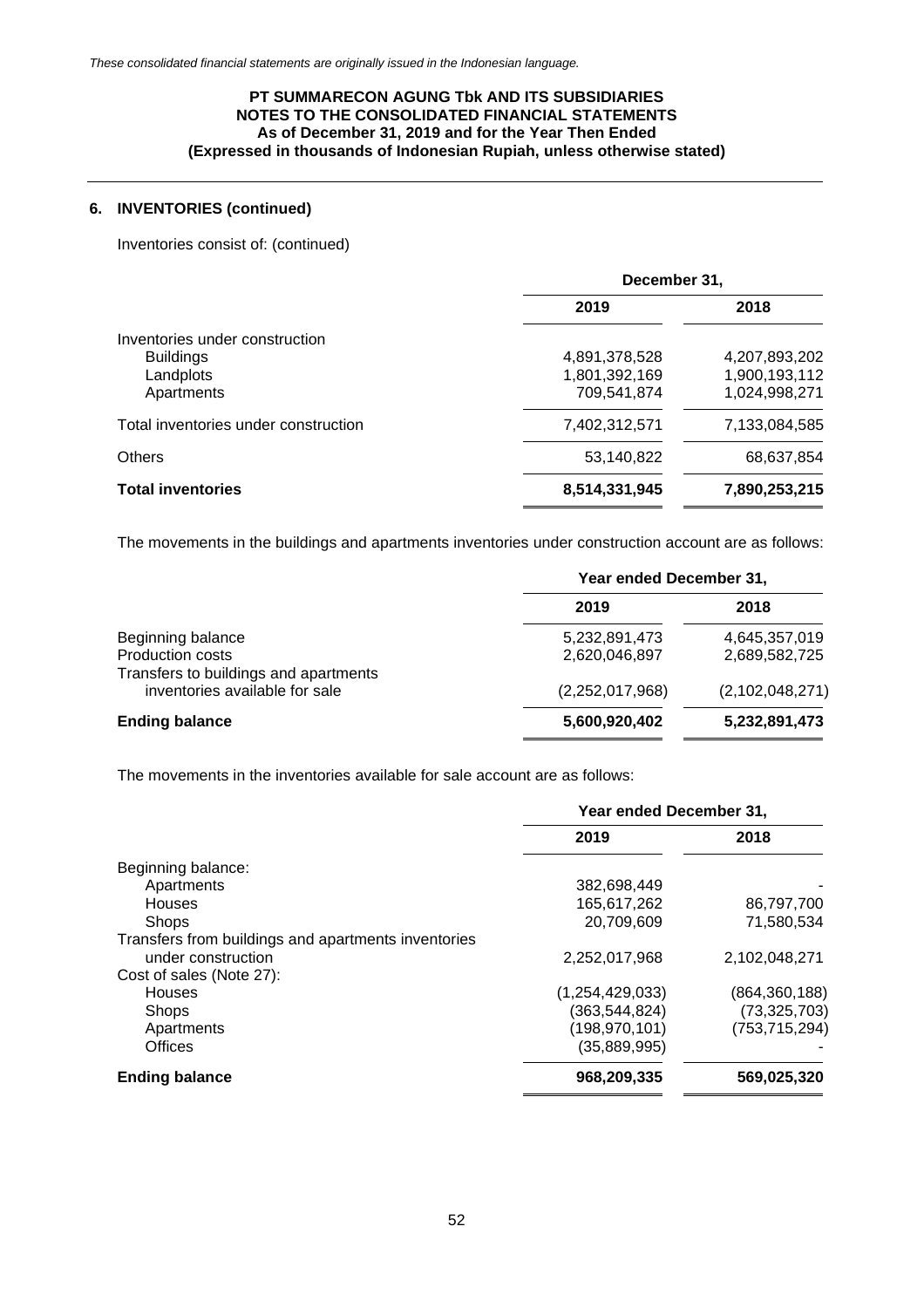*These consolidated financial statements are originally issued in the Indonesian language.*

**PT SUMMARECON AGUNG Tbk AND ITS SUBSIDIARIES**
**NOTES TO THE CONSOLIDATED FINANCIAL STATEMENTS**
**As of December 31, 2019 and for the Year Then Ended**
**(Expressed in thousands of Indonesian Rupiah, unless otherwise stated)**

## 6. INVENTORIES (continued)

Inventories consist of: (continued)

| | December 31, | |
|---|---|---|
| | **2019** | **2018** |
| Inventories under construction | | |
| Buildings | 4,891,378,528 | 4,207,893,202 |
| Landplots | 1,801,392,169 | 1,900,193,112 |
| Apartments | 709,541,874 | 1,024,998,271 |
| Total inventories under construction | 7,402,312,571 | 7,133,084,585 |
| Others | 53,140,822 | 68,637,854 |
| **Total inventories** | **8,514,331,945** | **7,890,253,215** |

The movements in the buildings and apartments inventories under construction account are as follows:

| | Year ended December 31, | |
|---|---|---|
| | **2019** | **2018** |
| Beginning balance | 5,232,891,473 | 4,645,357,019 |
| Production costs | 2,620,046,897 | 2,689,582,725 |
| Transfers to buildings and apartments inventories available for sale | (2,252,017,968) | (2,102,048,271) |
| **Ending balance** | **5,600,920,402** | **5,232,891,473** |

The movements in the inventories available for sale account are as follows:

| | Year ended December 31, | |
|---|---|---|
| | **2019** | **2018** |
| Beginning balance: | | |
| Apartments | 382,698,449 | - |
| Houses | 165,617,262 | 86,797,700 |
| Shops | 20,709,609 | 71,580,534 |
| Transfers from buildings and apartments inventories under construction | 2,252,017,968 | 2,102,048,271 |
| Cost of sales (Note 27): | | |
| Houses | (1,254,429,033) | (864,360,188) |
| Shops | (363,544,824) | (73,325,703) |
| Apartments | (198,970,101) | (753,715,294) |
| Offices | (35,889,995) | - |
| **Ending balance** | **968,209,335** | **569,025,320** |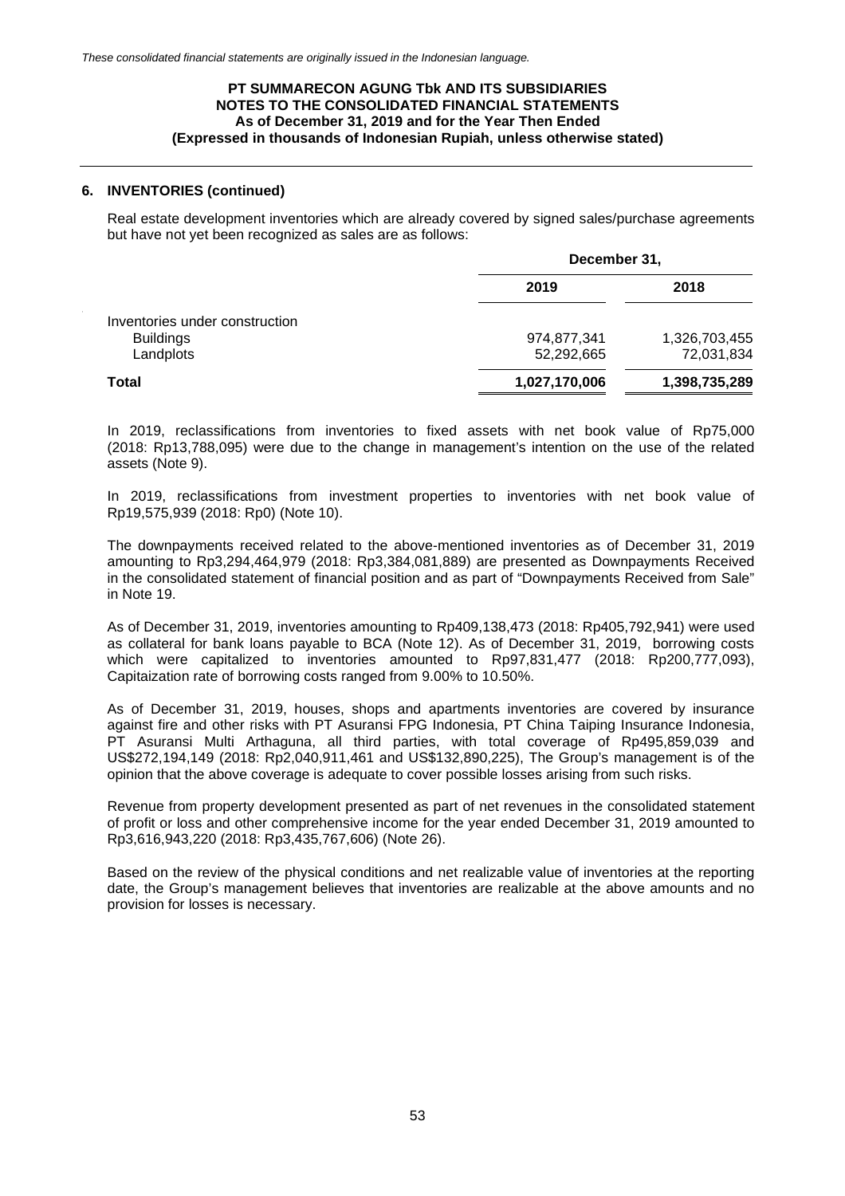## 6. INVENTORIES (continued)

Real estate development inventories which are already covered by signed sales/purchase agreements but have not yet been recognized as sales are as follows:

| | December 31, | |
|---|---|---|
| | 2019 | 2018 |
| Inventories under construction | | |
| Buildings | 974,877,341 | 1,326,703,455 |
| Landplots | 52,292,665 | 72,031,834 |
| **Total** | **1,027,170,006** | **1,398,735,289** |

In 2019, reclassifications from inventories to fixed assets with net book value of Rp75,000 (2018: Rp13,788,095) were due to the change in management's intention on the use of the related assets (Note 9).

In 2019, reclassifications from investment properties to inventories with net book value of Rp19,575,939 (2018: Rp0) (Note 10).

The downpayments received related to the above-mentioned inventories as of December 31, 2019 amounting to Rp3,294,464,979 (2018: Rp3,384,081,889) are presented as Downpayments Received in the consolidated statement of financial position and as part of "Downpayments Received from Sale" in Note 19.

As of December 31, 2019, inventories amounting to Rp409,138,473 (2018: Rp405,792,941) were used as collateral for bank loans payable to BCA (Note 12). As of December 31, 2019, borrowing costs which were capitalized to inventories amounted to Rp97,831,477 (2018: Rp200,777,093), Capitaization rate of borrowing costs ranged from 9.00% to 10.50%.

As of December 31, 2019, houses, shops and apartments inventories are covered by insurance against fire and other risks with PT Asuransi FPG Indonesia, PT China Taiping Insurance Indonesia, PT Asuransi Multi Arthaguna, all third parties, with total coverage of Rp495,859,039 and US$272,194,149 (2018: Rp2,040,911,461 and US$132,890,225), The Group's management is of the opinion that the above coverage is adequate to cover possible losses arising from such risks.

Revenue from property development presented as part of net revenues in the consolidated statement of profit or loss and other comprehensive income for the year ended December 31, 2019 amounted to Rp3,616,943,220 (2018: Rp3,435,767,606) (Note 26).

Based on the review of the physical conditions and net realizable value of inventories at the reporting date, the Group's management believes that inventories are realizable at the above amounts and no provision for losses is necessary.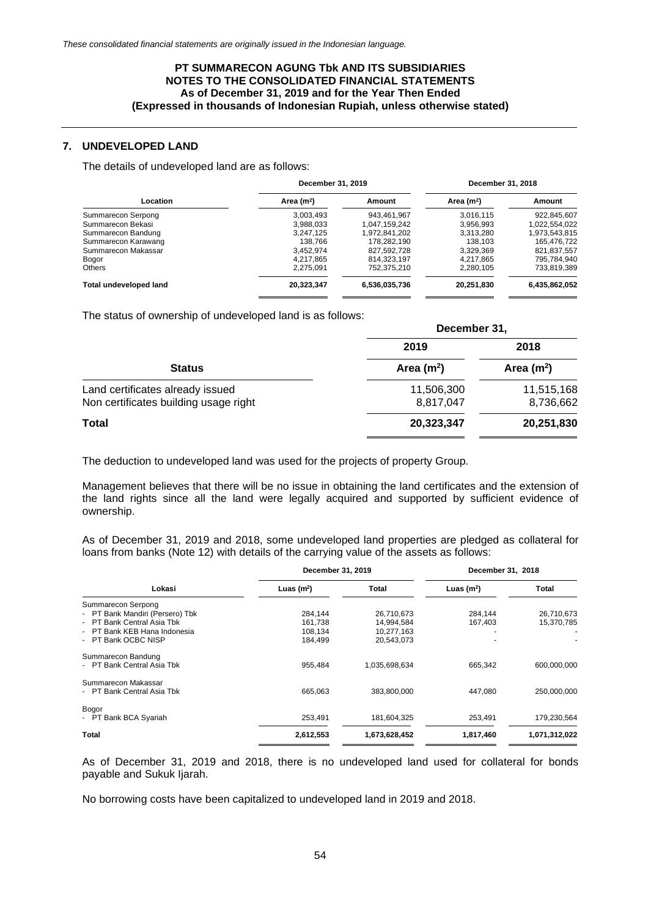## 7. UNDEVELOPED LAND

The details of undeveloped land are as follows:

| Location | December 31, 2019 | | December 31, 2018 | |
|---|---|---|---|---|
| | Area ($m^2$) | Amount | Area ($m^2$) | Amount |
| Summarecon Serpong | 3,003,493 | 943,461,967 | 3,016,115 | 922,845,607 |
| Summarecon Bekasi | 3,988,033 | 1,047,159,242 | 3,956,993 | 1,022,554,022 |
| Summarecon Bandung | 3,247,125 | 1,972,841,202 | 3,313,280 | 1,973,543,815 |
| Summarecon Karawang | 138,766 | 178,282,190 | 138,103 | 165,476,722 |
| Summarecon Makassar | 3,452,974 | 827,592,728 | 3,329,369 | 821,837,557 |
| Bogor | 4,217,865 | 814,323,197 | 4,217,865 | 795,784,940 |
| Others | 2,275,091 | 752,375,210 | 2,280,105 | 733,819,389 |
| **Total undeveloped land** | **20,323,347** | **6,536,035,736** | **20,251,830** | **6,435,862,052** |

The status of ownership of undeveloped land is as follows:

| Status | December 31, | |
|---|---|---|
| | 2019 | 2018 |
| | Area ($m^2$) | Area ($m^2$) |
| Land certificates already issued | 11,506,300 | 11,515,168 |
| Non certificates building usage right | 8,817,047 | 8,736,662 |
| **Total** | **20,323,347** | **20,251,830** |

The deduction to undeveloped land was used for the projects of property Group.

Management believes that there will be no issue in obtaining the land certificates and the extension of the land rights since all the land were legally acquired and supported by sufficient evidence of ownership.

As of December 31, 2019 and 2018, some undeveloped land properties are pledged as collateral for loans from banks (Note 12) with details of the carrying value of the assets as follows:

| Lokasi | December 31, 2019 | | December 31, 2018 | |
|---|---|---|---|---|
| | Luas ($m^2$) | Total | Luas ($m^2$) | Total |
| Summarecon Serpong | | | | |
| - PT Bank Mandiri (Persero) Tbk | 284,144 | 26,710,673 | 284,144 | 26,710,673 |
| - PT Bank Central Asia Tbk | 161,738 | 14,994,584 | 167,403 | 15,370,785 |
| - PT Bank KEB Hana Indonesia | 108,134 | 10,277,163 | - | - |
| - PT Bank OCBC NISP | 184,499 | 20,543,073 | - | - |
| Summarecon Bandung | | | | |
| - PT Bank Central Asia Tbk | 955,484 | 1,035,698,634 | 665,342 | 600,000,000 |
| Summarecon Makassar | | | | |
| - PT Bank Central Asia Tbk | 665,063 | 383,800,000 | 447,080 | 250,000,000 |
| Bogor | | | | |
| - PT Bank BCA Syariah | 253,491 | 181,604,325 | 253,491 | 179,230,564 |
| **Total** | **2,612,553** | **1,673,628,452** | **1,817,460** | **1,071,312,022** |

As of December 31, 2019 and 2018, there is no undeveloped land used for collateral for bonds payable and Sukuk Ijarah.

No borrowing costs have been capitalized to undeveloped land in 2019 and 2018.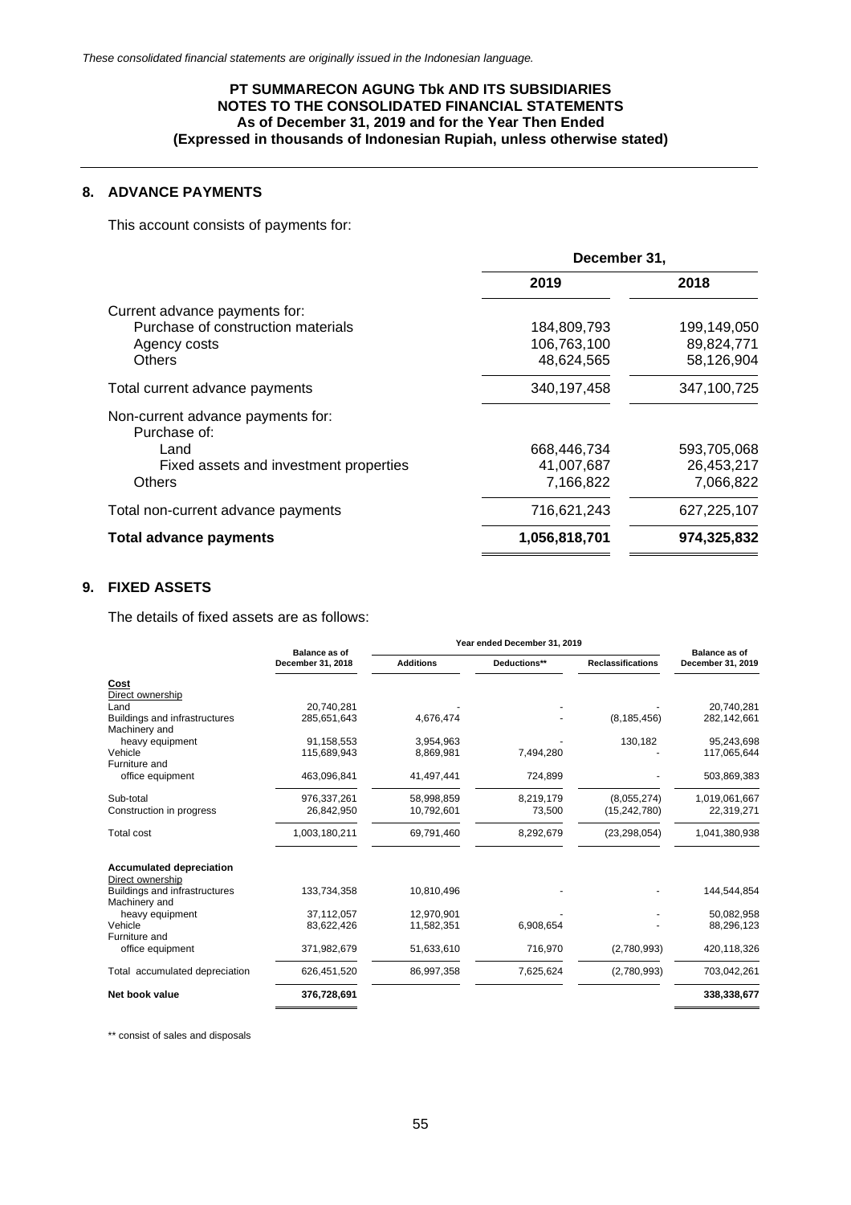*These consolidated financial statements are originally issued in the Indonesian language.*

**PT SUMMARECON AGUNG Tbk AND ITS SUBSIDIARIES**
**NOTES TO THE CONSOLIDATED FINANCIAL STATEMENTS**
**As of December 31, 2019 and for the Year Then Ended**
**(Expressed in thousands of Indonesian Rupiah, unless otherwise stated)**

## 8. ADVANCE PAYMENTS

This account consists of payments for:

| | December 31, | |
|---|---|---|
| | 2019 | 2018 |
| Current advance payments for: | | |
| Purchase of construction materials | 184,809,793 | 199,149,050 |
| Agency costs | 106,763,100 | 89,824,771 |
| Others | 48,624,565 | 58,126,904 |
| Total current advance payments | 340,197,458 | 347,100,725 |
| Non-current advance payments for: | | |
| Purchase of: | | |
| Land | 668,446,734 | 593,705,068 |
| Fixed assets and investment properties | 41,007,687 | 26,453,217 |
| Others | 7,166,822 | 7,066,822 |
| Total non-current advance payments | 716,621,243 | 627,225,107 |
| **Total advance payments** | **1,056,818,701** | **974,325,832** |

## 9. FIXED ASSETS

The details of fixed assets are as follows:

| | Balance as of December 31, 2018 | Year ended December 31, 2019 | | | Balance as of December 31, 2019 |
|---|---|---|---|---|---|
| | | Additions | Deductions** | Reclassifications | |
| **Cost** | | | | | |
| Direct ownership | | | | | |
| Land | 20,740,281 | - | - | - | 20,740,281 |
| Buildings and infrastructures | 285,651,643 | 4,676,474 | - | (8,185,456) | 282,142,661 |
| Machinery and heavy equipment | 91,158,553 | 3,954,963 | - | 130,182 | 95,243,698 |
| Vehicle | 115,689,943 | 8,869,981 | 7,494,280 | - | 117,065,644 |
| Furniture and office equipment | 463,096,841 | 41,497,441 | 724,899 | - | 503,869,383 |
| Sub-total | 976,337,261 | 58,998,859 | 8,219,179 | (8,055,274) | 1,019,061,667 |
| Construction in progress | 26,842,950 | 10,792,601 | 73,500 | (15,242,780) | 22,319,271 |
| Total cost | 1,003,180,211 | 69,791,460 | 8,292,679 | (23,298,054) | 1,041,380,938 |
| **Accumulated depreciation** | | | | | |
| Direct ownership | | | | | |
| Buildings and infrastructures | 133,734,358 | 10,810,496 | - | - | 144,544,854 |
| Machinery and heavy equipment | 37,112,057 | 12,970,901 | - | - | 50,082,958 |
| Vehicle | 83,622,426 | 11,582,351 | 6,908,654 | - | 88,296,123 |
| Furniture and office equipment | 371,982,679 | 51,633,610 | 716,970 | (2,780,993) | 420,118,326 |
| Total accumulated depreciation | 626,451,520 | 86,997,358 | 7,625,624 | (2,780,993) | 703,042,261 |
| **Net book value** | **376,728,691** | | | | **338,338,677** |

** consist of sales and disposals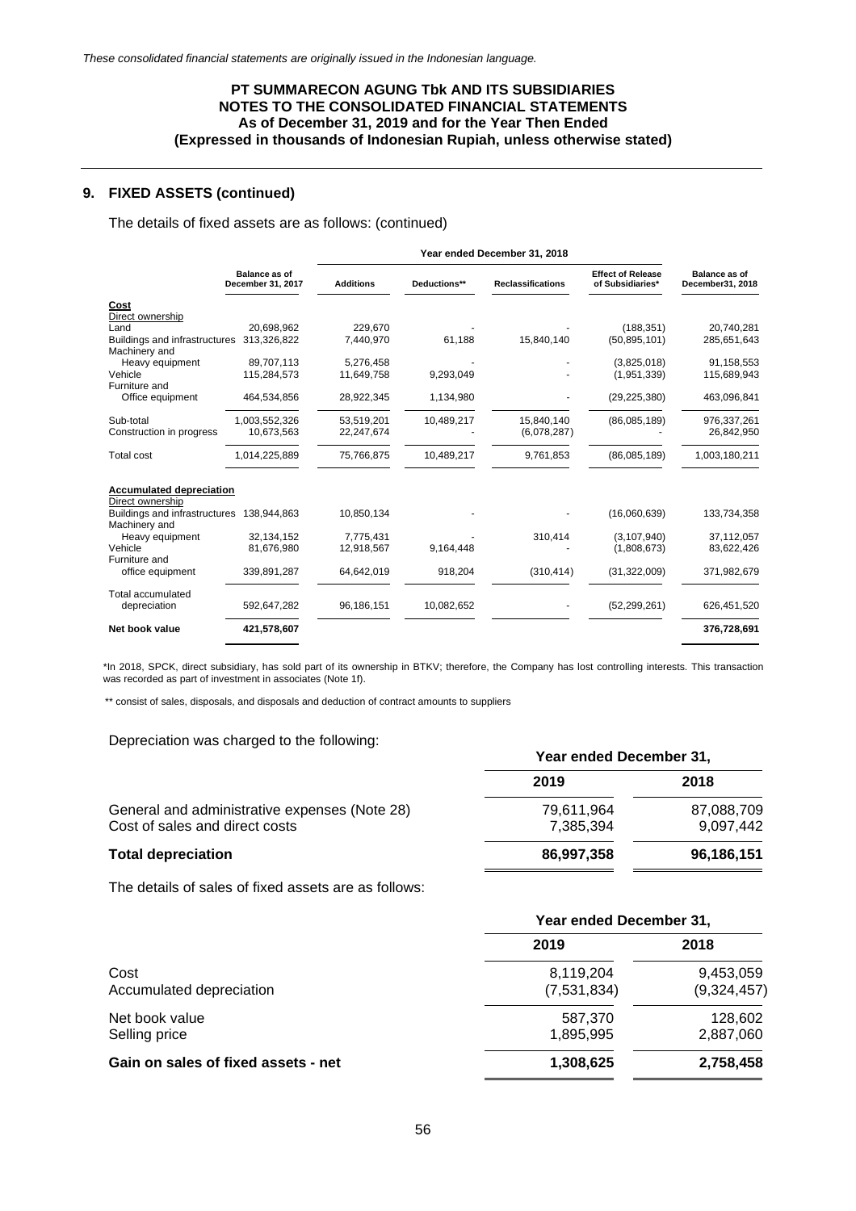*These consolidated financial statements are originally issued in the Indonesian language.*

**PT SUMMARECON AGUNG Tbk AND ITS SUBSIDIARIES**
**NOTES TO THE CONSOLIDATED FINANCIAL STATEMENTS**
**As of December 31, 2019 and for the Year Then Ended**
**(Expressed in thousands of Indonesian Rupiah, unless otherwise stated)**

## 9. FIXED ASSETS (continued)

The details of fixed assets are as follows: (continued)

| | | Year ended December 31, 2018 | | | | |
|---|---|---|---|---|---|---|
| | Balance as of December 31, 2017 | Additions | Deductions** | Reclassifications | Effect of Release of Subsidiaries* | Balance as of December31, 2018 |
| **Cost** | | | | | | |
| Direct ownership | | | | | | |
| Land | 20,698,962 | 229,670 | - | - | (188,351) | 20,740,281 |
| Buildings and infrastructures | 313,326,822 | 7,440,970 | 61,188 | 15,840,140 | (50,895,101) | 285,651,643 |
| Machinery and Heavy equipment | 89,707,113 | 5,276,458 | - | - | (3,825,018) | 91,158,553 |
| Vehicle | 115,284,573 | 11,649,758 | 9,293,049 | - | (1,951,339) | 115,689,943 |
| Furniture and Office equipment | 464,534,856 | 28,922,345 | 1,134,980 | - | (29,225,380) | 463,096,841 |
| Sub-total | 1,003,552,326 | 53,519,201 | 10,489,217 | 15,840,140 | (86,085,189) | 976,337,261 |
| Construction in progress | 10,673,563 | 22,247,674 | - | (6,078,287) | - | 26,842,950 |
| Total cost | 1,014,225,889 | 75,766,875 | 10,489,217 | 9,761,853 | (86,085,189) | 1,003,180,211 |
| **Accumulated depreciation** | | | | | | |
| Direct ownership | | | | | | |
| Buildings and infrastructures | 138,944,863 | 10,850,134 | - | - | (16,060,639) | 133,734,358 |
| Machinery and Heavy equipment | 32,134,152 | 7,775,431 | - | 310,414 | (3,107,940) | 37,112,057 |
| Vehicle | 81,676,980 | 12,918,567 | 9,164,448 | - | (1,808,673) | 83,622,426 |
| Furniture and office equipment | 339,891,287 | 64,642,019 | 918,204 | (310,414) | (31,322,009) | 371,982,679 |
| Total accumulated depreciation | 592,647,282 | 96,186,151 | 10,082,652 | - | (52,299,261) | 626,451,520 |
| **Net book value** | **421,578,607** | | | | | **376,728,691** |

*In 2018, SPCK, direct subsidiary, has sold part of its ownership in BTKV; therefore, the Company has lost controlling interests. This transaction was recorded as part of investment in associates (Note 1f).

** consist of sales, disposals, and disposals and deduction of contract amounts to suppliers

Depreciation was charged to the following:

| | Year ended December 31, | |
|---|---|---|
| | 2019 | 2018 |
| General and administrative expenses (Note 28) | 79,611,964 | 87,088,709 |
| Cost of sales and direct costs | 7,385,394 | 9,097,442 |
| **Total depreciation** | **86,997,358** | **96,186,151** |

The details of sales of fixed assets are as follows:

| | Year ended December 31, | |
|---|---|---|
| | 2019 | 2018 |
| Cost | 8,119,204 | 9,453,059 |
| Accumulated depreciation | (7,531,834) | (9,324,457) |
| Net book value | 587,370 | 128,602 |
| Selling price | 1,895,995 | 2,887,060 |
| **Gain on sales of fixed assets - net** | **1,308,625** | **2,758,458** |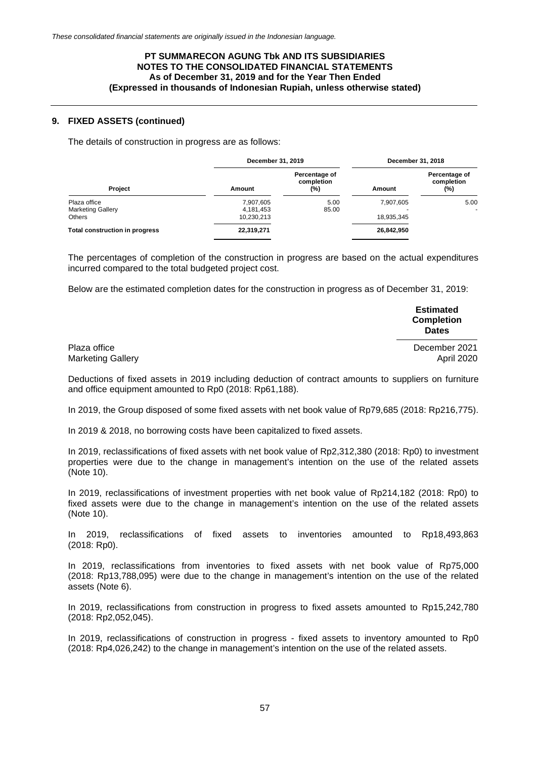*These consolidated financial statements are originally issued in the Indonesian language.*

**PT SUMMARECON AGUNG Tbk AND ITS SUBSIDIARIES**
**NOTES TO THE CONSOLIDATED FINANCIAL STATEMENTS**
**As of December 31, 2019 and for the Year Then Ended**
**(Expressed in thousands of Indonesian Rupiah, unless otherwise stated)**

## 9. FIXED ASSETS (continued)

The details of construction in progress are as follows:

| | December 31, 2019 | | December 31, 2018 | |
|---|---|---|---|---|
| **Project** | **Amount** | **Percentage of completion (%)** | **Amount** | **Percentage of completion (%)** |
| Plaza office | 7,907,605 | 5.00 | 7,907,605 | 5.00 |
| Marketing Gallery | 4,181,453 | 85.00 | - | - |
| Others | 10,230,213 | | 18,935,345 | |
| **Total construction in progress** | **22,319,271** | | **26,842,950** | |

The percentages of completion of the construction in progress are based on the actual expenditures incurred compared to the total budgeted project cost.

Below are the estimated completion dates for the construction in progress as of December 31, 2019:

| | Estimated Completion Dates |
|---|---|
| Plaza office | December 2021 |
| Marketing Gallery | April 2020 |

Deductions of fixed assets in 2019 including deduction of contract amounts to suppliers on furniture and office equipment amounted to Rp0 (2018: Rp61,188).

In 2019, the Group disposed of some fixed assets with net book value of Rp79,685 (2018: Rp216,775).

In 2019 & 2018, no borrowing costs have been capitalized to fixed assets.

In 2019, reclassifications of fixed assets with net book value of Rp2,312,380 (2018: Rp0) to investment properties were due to the change in management's intention on the use of the related assets (Note 10).

In 2019, reclassifications of investment properties with net book value of Rp214,182 (2018: Rp0) to fixed assets were due to the change in management's intention on the use of the related assets (Note 10).

In 2019, reclassifications of fixed assets to inventories amounted to Rp18,493,863 (2018: Rp0).

In 2019, reclassifications from inventories to fixed assets with net book value of Rp75,000 (2018: Rp13,788,095) were due to the change in management's intention on the use of the related assets (Note 6).

In 2019, reclassifications from construction in progress to fixed assets amounted to Rp15,242,780 (2018: Rp2,052,045).

In 2019, reclassifications of construction in progress - fixed assets to inventory amounted to Rp0 (2018: Rp4,026,242) to the change in management's intention on the use of the related assets.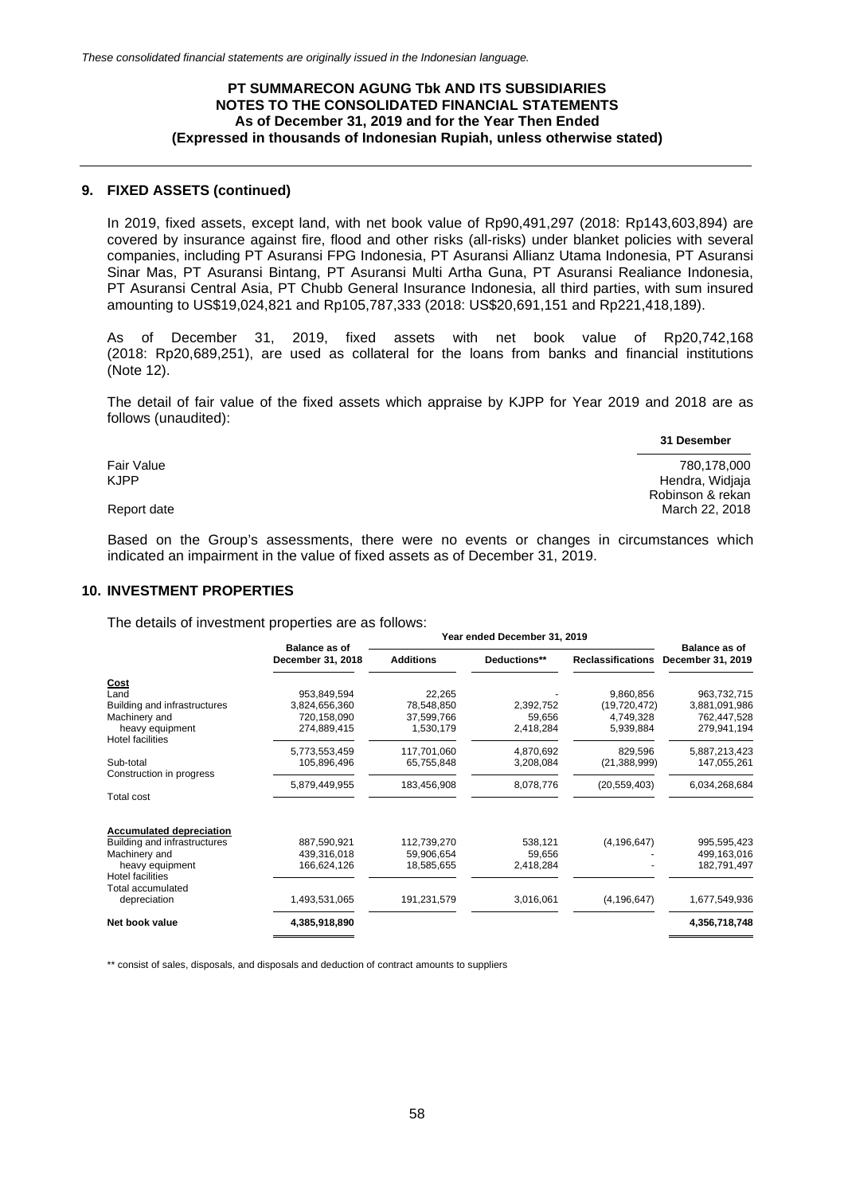*These consolidated financial statements are originally issued in the Indonesian language.*

**PT SUMMARECON AGUNG Tbk AND ITS SUBSIDIARIES**
**NOTES TO THE CONSOLIDATED FINANCIAL STATEMENTS**
**As of December 31, 2019 and for the Year Then Ended**
**(Expressed in thousands of Indonesian Rupiah, unless otherwise stated)**

## 9. FIXED ASSETS (continued)

In 2019, fixed assets, except land, with net book value of Rp90,491,297 (2018: Rp143,603,894) are covered by insurance against fire, flood and other risks (all-risks) under blanket policies with several companies, including PT Asuransi FPG Indonesia, PT Asuransi Allianz Utama Indonesia, PT Asuransi Sinar Mas, PT Asuransi Bintang, PT Asuransi Multi Artha Guna, PT Asuransi Realiance Indonesia, PT Asuransi Central Asia, PT Chubb General Insurance Indonesia, all third parties, with sum insured amounting to US$19,024,821 and Rp105,787,333 (2018: US$20,691,151 and Rp221,418,189).

As of December 31, 2019, fixed assets with net book value of Rp20,742,168 (2018: Rp20,689,251), are used as collateral for the loans from banks and financial institutions (Note 12).

The detail of fair value of the fixed assets which appraise by KJPP for Year 2019 and 2018 are as follows (unaudited):

| | 31 Desember |
|---|---|
| Fair Value | 780,178,000 |
| KJPP | Hendra, Widjaja Robinson & rekan |
| Report date | March 22, 2018 |

Based on the Group's assessments, there were no events or changes in circumstances which indicated an impairment in the value of fixed assets as of December 31, 2019.

## 10. INVESTMENT PROPERTIES

The details of investment properties are as follows:

| | Balance as of December 31, 2018 | Year ended December 31, 2019 | | | Balance as of December 31, 2019 |
|---|---|---|---|---|---|
| | | Additions | Deductions** | Reclassifications | |
| **Cost** | | | | | |
| Land | 953,849,594 | 22,265 | - | 9,860,856 | 963,732,715 |
| Building and infrastructures | 3,824,656,360 | 78,548,850 | 2,392,752 | (19,720,472) | 3,881,091,986 |
| Machinery and heavy equipment | 720,158,090 | 37,599,766 | 59,656 | 4,749,328 | 762,447,528 |
| Hotel facilities | 274,889,415 | 1,530,179 | 2,418,284 | 5,939,884 | 279,941,194 |
| Sub-total | 5,773,553,459 | 117,701,060 | 4,870,692 | 829,596 | 5,887,213,423 |
| Construction in progress | 105,896,496 | 65,755,848 | 3,208,084 | (21,388,999) | 147,055,261 |
| Total cost | 5,879,449,955 | 183,456,908 | 8,078,776 | (20,559,403) | 6,034,268,684 |
| **Accumulated depreciation** | | | | | |
| Building and infrastructures | 887,590,921 | 112,739,270 | 538,121 | (4,196,647) | 995,595,423 |
| Machinery and heavy equipment | 439,316,018 | 59,906,654 | 59,656 | - | 499,163,016 |
| Hotel facilities | 166,624,126 | 18,585,655 | 2,418,284 | - | 182,791,497 |
| Total accumulated depreciation | 1,493,531,065 | 191,231,579 | 3,016,061 | (4,196,647) | 1,677,549,936 |
| **Net book value** | **4,385,918,890** | | | | **4,356,718,748** |

** consist of sales, disposals, and disposals and deduction of contract amounts to suppliers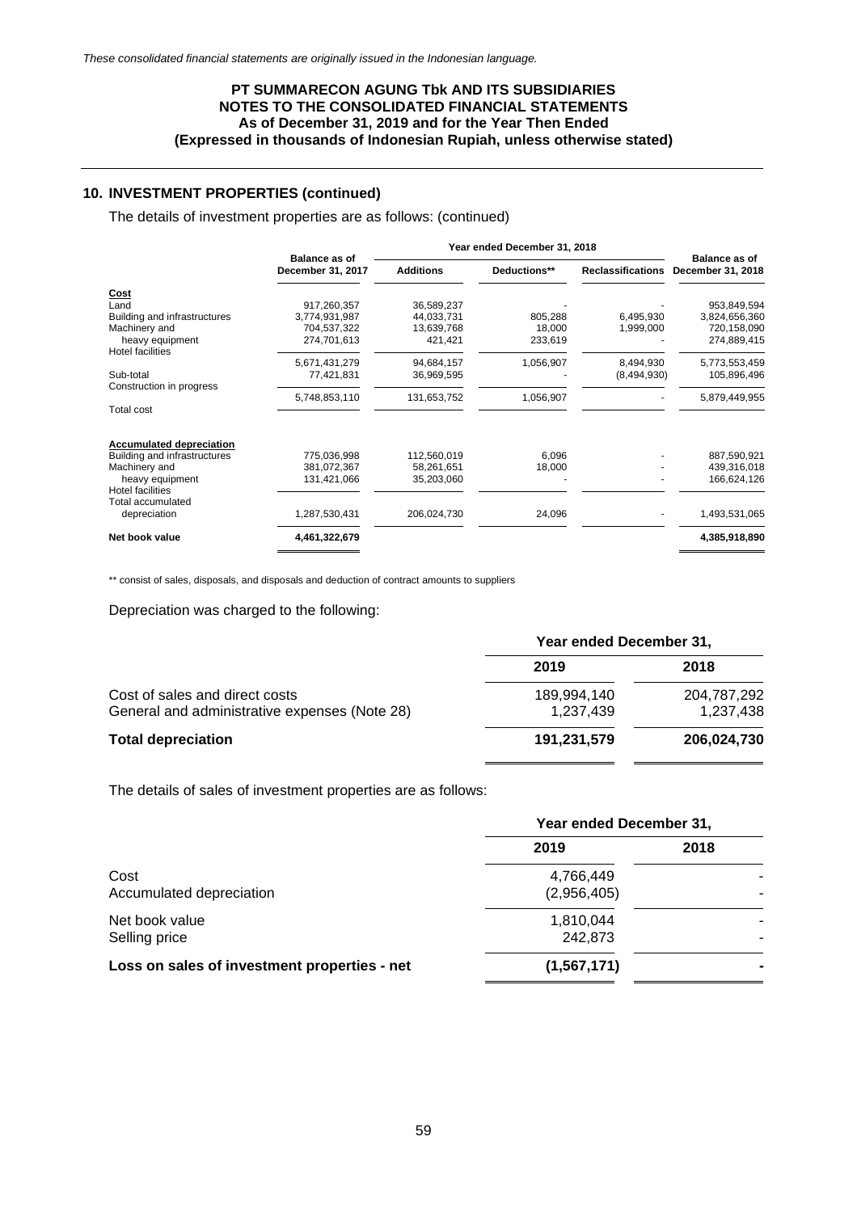*These consolidated financial statements are originally issued in the Indonesian language.*

**PT SUMMARECON AGUNG Tbk AND ITS SUBSIDIARIES**
**NOTES TO THE CONSOLIDATED FINANCIAL STATEMENTS**
**As of December 31, 2019 and for the Year Then Ended**
**(Expressed in thousands of Indonesian Rupiah, unless otherwise stated)**

## 10. INVESTMENT PROPERTIES (continued)

The details of investment properties are as follows: (continued)

| | Balance as of December 31, 2017 | Year ended December 31, 2018 | | | Balance as of December 31, 2018 |
|---|---|---|---|---|---|
| | | Additions | Deductions** | Reclassifications | |
| **Cost** | | | | | |
| Land | 917,260,357 | 36,589,237 | - | - | 953,849,594 |
| Building and infrastructures | 3,774,931,987 | 44,033,731 | 805,288 | 6,495,930 | 3,824,656,360 |
| Machinery and heavy equipment | 704,537,322 | 13,639,768 | 18,000 | 1,999,000 | 720,158,090 |
| Hotel facilities | 274,701,613 | 421,421 | 233,619 | - | 274,889,415 |
| Sub-total | 5,671,431,279 | 94,684,157 | 1,056,907 | 8,494,930 | 5,773,553,459 |
| Construction in progress | 77,421,831 | 36,969,595 | - | (8,494,930) | 105,896,496 |
| Total cost | 5,748,853,110 | 131,653,752 | 1,056,907 | - | 5,879,449,955 |
| **Accumulated depreciation** | | | | | |
| Building and infrastructures | 775,036,998 | 112,560,019 | 6,096 | - | 887,590,921 |
| Machinery and heavy equipment | 381,072,367 | 58,261,651 | 18,000 | - | 439,316,018 |
| Hotel facilities | 131,421,066 | 35,203,060 | - | - | 166,624,126 |
| Total accumulated depreciation | 1,287,530,431 | 206,024,730 | 24,096 | - | 1,493,531,065 |
| **Net book value** | **4,461,322,679** | | | | **4,385,918,890** |

** consist of sales, disposals, and disposals and deduction of contract amounts to suppliers

Depreciation was charged to the following:

| | Year ended December 31, | |
|---|---|---|
| | 2019 | 2018 |
| Cost of sales and direct costs | 189,994,140 | 204,787,292 |
| General and administrative expenses (Note 28) | 1,237,439 | 1,237,438 |
| **Total depreciation** | **191,231,579** | **206,024,730** |

The details of sales of investment properties are as follows:

| | Year ended December 31, | |
|---|---|---|
| | 2019 | 2018 |
| Cost | 4,766,449 | - |
| Accumulated depreciation | (2,956,405) | - |
| Net book value | 1,810,044 | - |
| Selling price | 242,873 | - |
| **Loss on sales of investment properties - net** | **(1,567,171)** | **-** |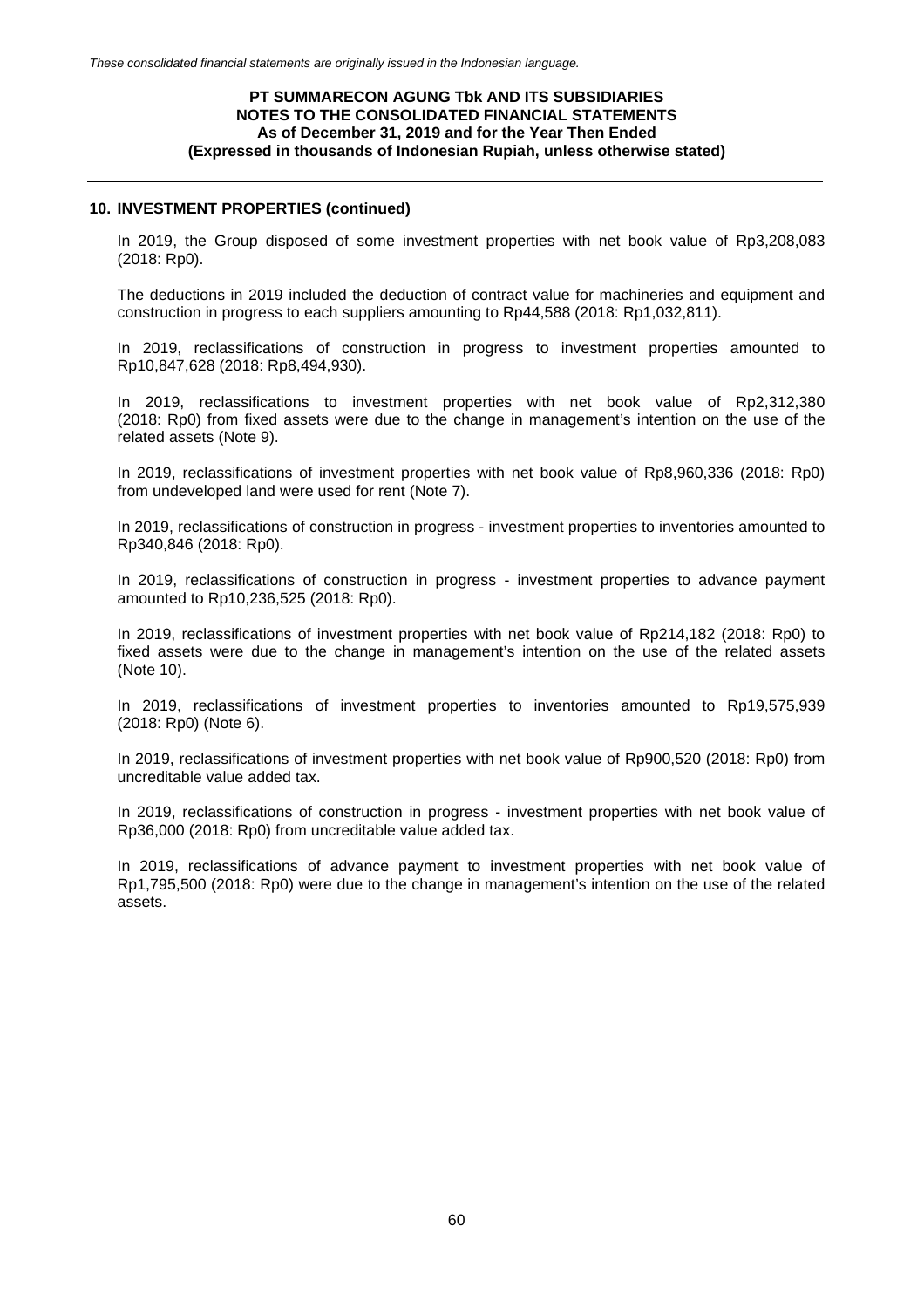## 10. INVESTMENT PROPERTIES (continued)

In 2019, the Group disposed of some investment properties with net book value of Rp3,208,083 (2018: Rp0).

The deductions in 2019 included the deduction of contract value for machineries and equipment and construction in progress to each suppliers amounting to Rp44,588 (2018: Rp1,032,811).

In 2019, reclassifications of construction in progress to investment properties amounted to Rp10,847,628 (2018: Rp8,494,930).

In 2019, reclassifications to investment properties with net book value of Rp2,312,380 (2018: Rp0) from fixed assets were due to the change in management's intention on the use of the related assets (Note 9).

In 2019, reclassifications of investment properties with net book value of Rp8,960,336 (2018: Rp0) from undeveloped land were used for rent (Note 7).

In 2019, reclassifications of construction in progress - investment properties to inventories amounted to Rp340,846 (2018: Rp0).

In 2019, reclassifications of construction in progress - investment properties to advance payment amounted to Rp10,236,525 (2018: Rp0).

In 2019, reclassifications of investment properties with net book value of Rp214,182 (2018: Rp0) to fixed assets were due to the change in management's intention on the use of the related assets (Note 10).

In 2019, reclassifications of investment properties to inventories amounted to Rp19,575,939 (2018: Rp0) (Note 6).

In 2019, reclassifications of investment properties with net book value of Rp900,520 (2018: Rp0) from uncreditable value added tax.

In 2019, reclassifications of construction in progress - investment properties with net book value of Rp36,000 (2018: Rp0) from uncreditable value added tax.

In 2019, reclassifications of advance payment to investment properties with net book value of Rp1,795,500 (2018: Rp0) were due to the change in management's intention on the use of the related assets.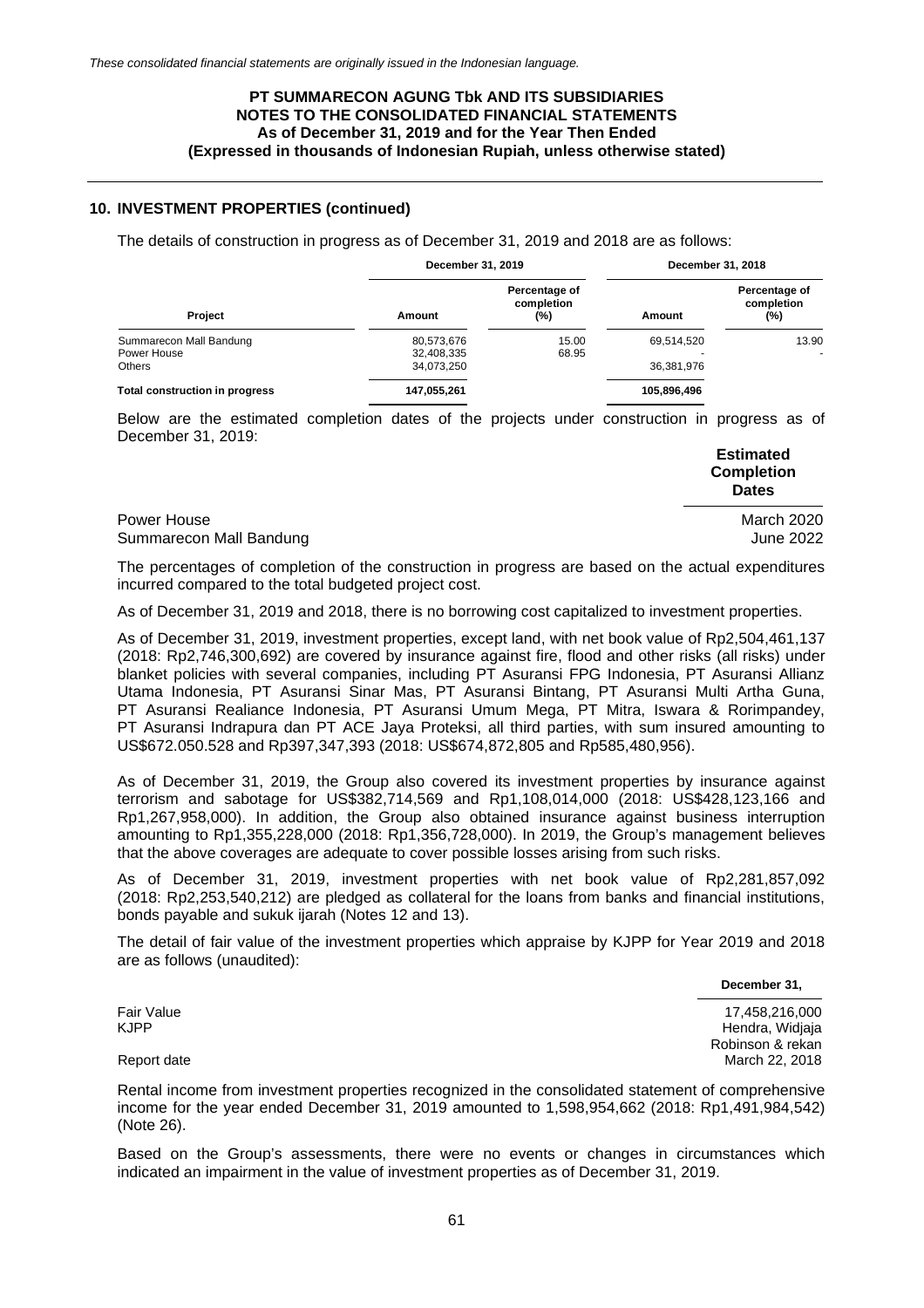*These consolidated financial statements are originally issued in the Indonesian language.*

**PT SUMMARECON AGUNG Tbk AND ITS SUBSIDIARIES**
**NOTES TO THE CONSOLIDATED FINANCIAL STATEMENTS**
**As of December 31, 2019 and for the Year Then Ended**
**(Expressed in thousands of Indonesian Rupiah, unless otherwise stated)**

## 10. INVESTMENT PROPERTIES (continued)

The details of construction in progress as of December 31, 2019 and 2018 are as follows:

| Project | December 31, 2019 | | December 31, 2018 | |
|---|---|---|---|---|
| | Amount | Percentage of completion (%) | Amount | Percentage of completion (%) |
| Summarecon Mall Bandung | 80,573,676 | 15.00 | 69,514,520 | 13.90 |
| Power House | 32,408,335 | 68.95 | - | - |
| Others | 34,073,250 | | 36,381,976 | |
| **Total construction in progress** | **147,055,261** | | **105,896,496** | |

Below are the estimated completion dates of the projects under construction in progress as of December 31, 2019:

| | Estimated Completion Dates |
|---|---|
| Power House | March 2020 |
| Summarecon Mall Bandung | June 2022 |

The percentages of completion of the construction in progress are based on the actual expenditures incurred compared to the total budgeted project cost.

As of December 31, 2019 and 2018, there is no borrowing cost capitalized to investment properties.

As of December 31, 2019, investment properties, except land, with net book value of Rp2,504,461,137 (2018: Rp2,746,300,692) are covered by insurance against fire, flood and other risks (all risks) under blanket policies with several companies, including PT Asuransi FPG Indonesia, PT Asuransi Allianz Utama Indonesia, PT Asuransi Sinar Mas, PT Asuransi Bintang, PT Asuransi Multi Artha Guna, PT Asuransi Realiance Indonesia, PT Asuransi Umum Mega, PT Mitra, Iswara & Rorimpandey, PT Asuransi Indrapura dan PT ACE Jaya Proteksi, all third parties, with sum insured amounting to US$672.050.528 and Rp397,347,393 (2018: US$674,872,805 and Rp585,480,956).

As of December 31, 2019, the Group also covered its investment properties by insurance against terrorism and sabotage for US$382,714,569 and Rp1,108,014,000 (2018: US$428,123,166 and Rp1,267,958,000). In addition, the Group also obtained insurance against business interruption amounting to Rp1,355,228,000 (2018: Rp1,356,728,000). In 2019, the Group's management believes that the above coverages are adequate to cover possible losses arising from such risks.

As of December 31, 2019, investment properties with net book value of Rp2,281,857,092 (2018: Rp2,253,540,212) are pledged as collateral for the loans from banks and financial institutions, bonds payable and sukuk ijarah (Notes 12 and 13).

The detail of fair value of the investment properties which appraise by KJPP for Year 2019 and 2018 are as follows (unaudited):

| | December 31, |
|---|---|
| Fair Value | 17,458,216,000 |
| KJPP | Hendra, Widjaja Robinson & rekan |
| Report date | March 22, 2018 |

Rental income from investment properties recognized in the consolidated statement of comprehensive income for the year ended December 31, 2019 amounted to 1,598,954,662 (2018: Rp1,491,984,542) (Note 26).

Based on the Group's assessments, there were no events or changes in circumstances which indicated an impairment in the value of investment properties as of December 31, 2019.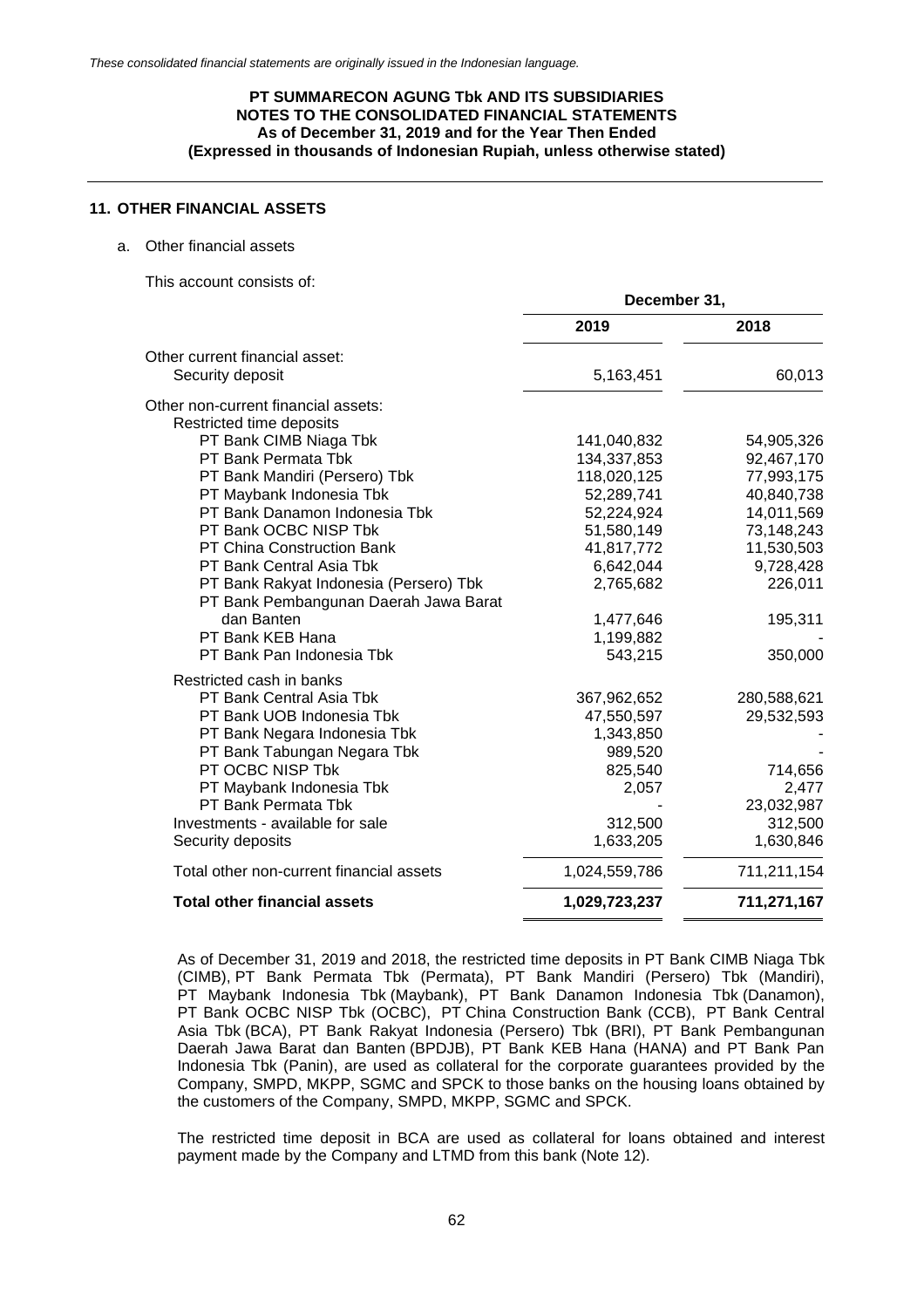## 11. OTHER FINANCIAL ASSETS

a. Other financial assets

This account consists of:

| | December 31, | |
|---|---|---|
| | **2019** | **2018** |
| Other current financial asset: | | |
| Security deposit | 5,163,451 | 60,013 |
| Other non-current financial assets: | | |
| Restricted time deposits | | |
| PT Bank CIMB Niaga Tbk | 141,040,832 | 54,905,326 |
| PT Bank Permata Tbk | 134,337,853 | 92,467,170 |
| PT Bank Mandiri (Persero) Tbk | 118,020,125 | 77,993,175 |
| PT Maybank Indonesia Tbk | 52,289,741 | 40,840,738 |
| PT Bank Danamon Indonesia Tbk | 52,224,924 | 14,011,569 |
| PT Bank OCBC NISP Tbk | 51,580,149 | 73,148,243 |
| PT China Construction Bank | 41,817,772 | 11,530,503 |
| PT Bank Central Asia Tbk | 6,642,044 | 9,728,428 |
| PT Bank Rakyat Indonesia (Persero) Tbk | 2,765,682 | 226,011 |
| PT Bank Pembangunan Daerah Jawa Barat dan Banten | 1,477,646 | 195,311 |
| PT Bank KEB Hana | 1,199,882 | - |
| PT Bank Pan Indonesia Tbk | 543,215 | 350,000 |
| Restricted cash in banks | | |
| PT Bank Central Asia Tbk | 367,962,652 | 280,588,621 |
| PT Bank UOB Indonesia Tbk | 47,550,597 | 29,532,593 |
| PT Bank Negara Indonesia Tbk | 1,343,850 | - |
| PT Bank Tabungan Negara Tbk | 989,520 | - |
| PT OCBC NISP Tbk | 825,540 | 714,656 |
| PT Maybank Indonesia Tbk | 2,057 | 2,477 |
| PT Bank Permata Tbk | - | 23,032,987 |
| Investments - available for sale | 312,500 | 312,500 |
| Security deposits | 1,633,205 | 1,630,846 |
| Total other non-current financial assets | 1,024,559,786 | 711,211,154 |
| **Total other financial assets** | **1,029,723,237** | **711,271,167** |

As of December 31, 2019 and 2018, the restricted time deposits in PT Bank CIMB Niaga Tbk (CIMB), PT Bank Permata Tbk (Permata), PT Bank Mandiri (Persero) Tbk (Mandiri), PT Maybank Indonesia Tbk (Maybank), PT Bank Danamon Indonesia Tbk (Danamon), PT Bank OCBC NISP Tbk (OCBC), PT China Construction Bank (CCB), PT Bank Central Asia Tbk (BCA), PT Bank Rakyat Indonesia (Persero) Tbk (BRI), PT Bank Pembangunan Daerah Jawa Barat dan Banten (BPDJB), PT Bank KEB Hana (HANA) and PT Bank Pan Indonesia Tbk (Panin), are used as collateral for the corporate guarantees provided by the Company, SMPD, MKPP, SGMC and SPCK to those banks on the housing loans obtained by the customers of the Company, SMPD, MKPP, SGMC and SPCK.

The restricted time deposit in BCA are used as collateral for loans obtained and interest payment made by the Company and LTMD from this bank (Note 12).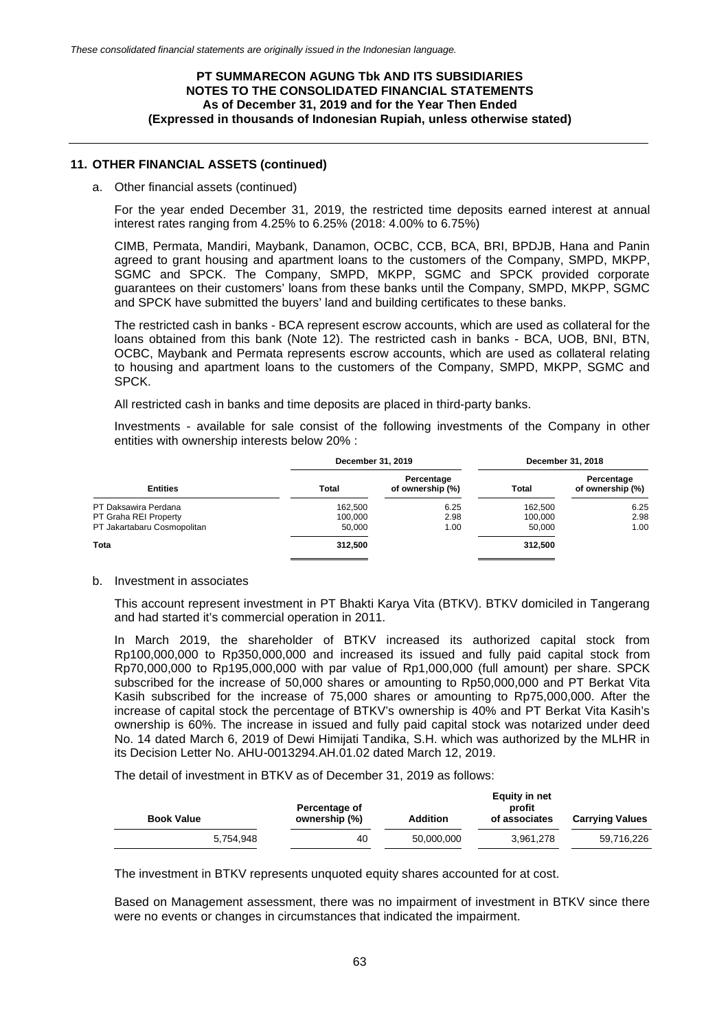## 11. OTHER FINANCIAL ASSETS (continued)

a. Other financial assets (continued)

For the year ended December 31, 2019, the restricted time deposits earned interest at annual interest rates ranging from 4.25% to 6.25% (2018: 4.00% to 6.75%)

CIMB, Permata, Mandiri, Maybank, Danamon, OCBC, CCB, BCA, BRI, BPDJB, Hana and Panin agreed to grant housing and apartment loans to the customers of the Company, SMPD, MKPP, SGMC and SPCK. The Company, SMPD, MKPP, SGMC and SPCK provided corporate guarantees on their customers' loans from these banks until the Company, SMPD, MKPP, SGMC and SPCK have submitted the buyers' land and building certificates to these banks.

The restricted cash in banks - BCA represent escrow accounts, which are used as collateral for the loans obtained from this bank (Note 12). The restricted cash in banks - BCA, UOB, BNI, BTN, OCBC, Maybank and Permata represents escrow accounts, which are used as collateral relating to housing and apartment loans to the customers of the Company, SMPD, MKPP, SGMC and SPCK.

All restricted cash in banks and time deposits are placed in third-party banks.

Investments - available for sale consist of the following investments of the Company in other entities with ownership interests below 20% :

| | December 31, 2019 | | December 31, 2018 | |
|---|---|---|---|---|
| **Entities** | **Total** | **Percentage of ownership (%)** | **Total** | **Percentage of ownership (%)** |
| PT Daksawira Perdana | 162,500 | 6.25 | 162,500 | 6.25 |
| PT Graha REI Property | 100,000 | 2.98 | 100,000 | 2.98 |
| PT Jakartabaru Cosmopolitan | 50,000 | 1.00 | 50,000 | 1.00 |
| **Tota** | **312,500** | | **312,500** | |

b. Investment in associates

This account represent investment in PT Bhakti Karya Vita (BTKV). BTKV domiciled in Tangerang and had started it's commercial operation in 2011.

In March 2019, the shareholder of BTKV increased its authorized capital stock from Rp100,000,000 to Rp350,000,000 and increased its issued and fully paid capital stock from Rp70,000,000 to Rp195,000,000 with par value of Rp1,000,000 (full amount) per share. SPCK subscribed for the increase of 50,000 shares or amounting to Rp50,000,000 and PT Berkat Vita Kasih subscribed for the increase of 75,000 shares or amounting to Rp75,000,000. After the increase of capital stock the percentage of BTKV's ownership is 40% and PT Berkat Vita Kasih's ownership is 60%. The increase in issued and fully paid capital stock was notarized under deed No. 14 dated March 6, 2019 of Dewi Himijati Tandika, S.H. which was authorized by the MLHR in its Decision Letter No. AHU-0013294.AH.01.02 dated March 12, 2019.

The detail of investment in BTKV as of December 31, 2019 as follows:

| Book Value | Percentage of ownership (%) | Addition | Equity in net profit of associates | Carrying Values |
|---|---|---|---|---|
| 5,754,948 | 40 | 50,000,000 | 3,961,278 | 59,716,226 |

The investment in BTKV represents unquoted equity shares accounted for at cost.

Based on Management assessment, there was no impairment of investment in BTKV since there were no events or changes in circumstances that indicated the impairment.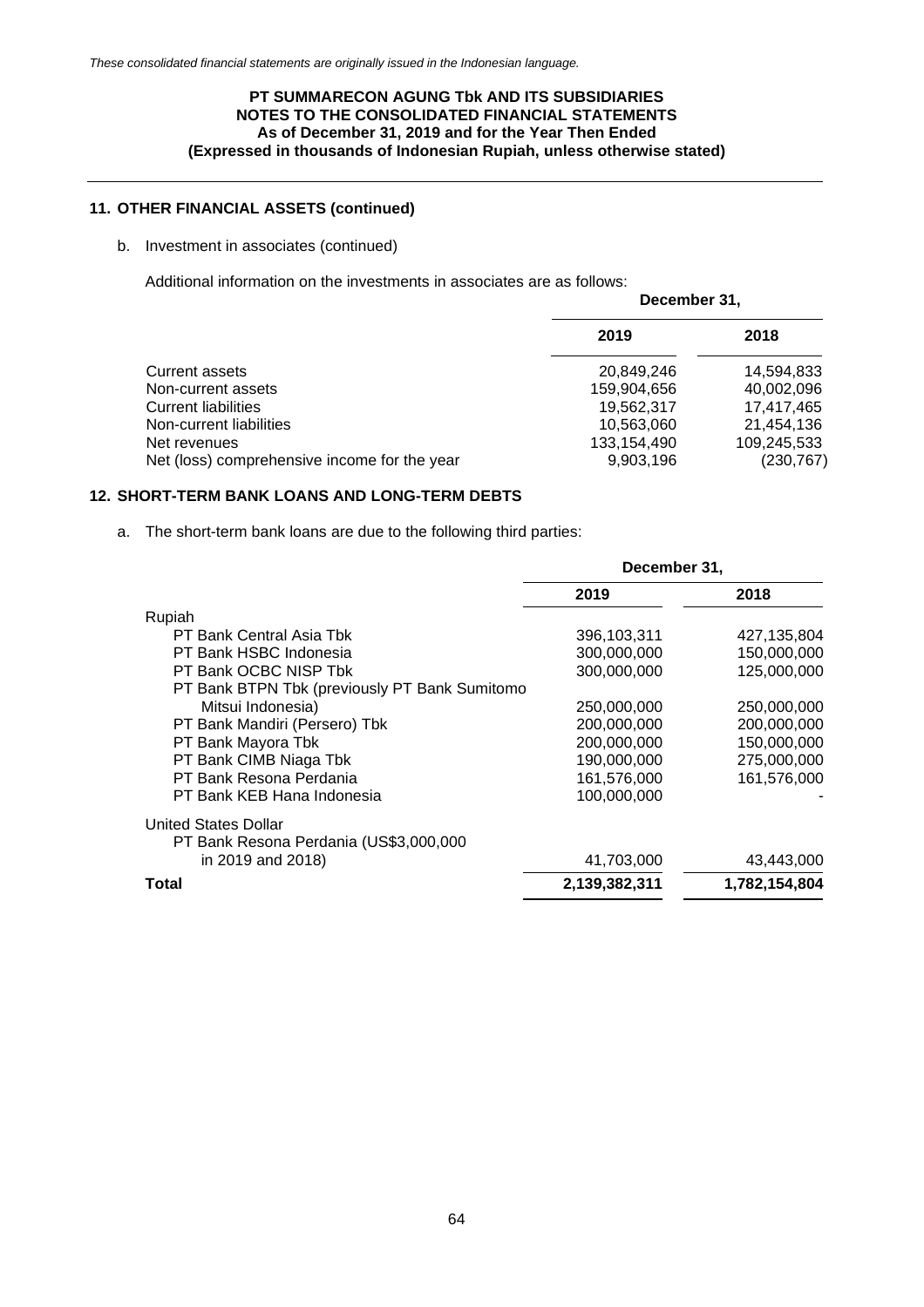*These consolidated financial statements are originally issued in the Indonesian language.*

**PT SUMMARECON AGUNG Tbk AND ITS SUBSIDIARIES**
**NOTES TO THE CONSOLIDATED FINANCIAL STATEMENTS**
**As of December 31, 2019 and for the Year Then Ended**
**(Expressed in thousands of Indonesian Rupiah, unless otherwise stated)**

## 11. OTHER FINANCIAL ASSETS (continued)

b. Investment in associates (continued)

Additional information on the investments in associates are as follows:

| | December 31, | |
|---|---|---|
| | 2019 | 2018 |
| Current assets | 20,849,246 | 14,594,833 |
| Non-current assets | 159,904,656 | 40,002,096 |
| Current liabilities | 19,562,317 | 17,417,465 |
| Non-current liabilities | 10,563,060 | 21,454,136 |
| Net revenues | 133,154,490 | 109,245,533 |
| Net (loss) comprehensive income for the year | 9,903,196 | (230,767) |

## 12. SHORT-TERM BANK LOANS AND LONG-TERM DEBTS

a. The short-term bank loans are due to the following third parties:

| | December 31, | |
|---|---|---|
| | 2019 | 2018 |
| Rupiah | | |
| PT Bank Central Asia Tbk | 396,103,311 | 427,135,804 |
| PT Bank HSBC Indonesia | 300,000,000 | 150,000,000 |
| PT Bank OCBC NISP Tbk | 300,000,000 | 125,000,000 |
| PT Bank BTPN Tbk (previously PT Bank Sumitomo Mitsui Indonesia) | 250,000,000 | 250,000,000 |
| PT Bank Mandiri (Persero) Tbk | 200,000,000 | 200,000,000 |
| PT Bank Mayora Tbk | 200,000,000 | 150,000,000 |
| PT Bank CIMB Niaga Tbk | 190,000,000 | 275,000,000 |
| PT Bank Resona Perdania | 161,576,000 | 161,576,000 |
| PT Bank KEB Hana Indonesia | 100,000,000 | - |
| United States Dollar | | |
| PT Bank Resona Perdania (US$3,000,000 in 2019 and 2018) | 41,703,000 | 43,443,000 |
| **Total** | **2,139,382,311** | **1,782,154,804** |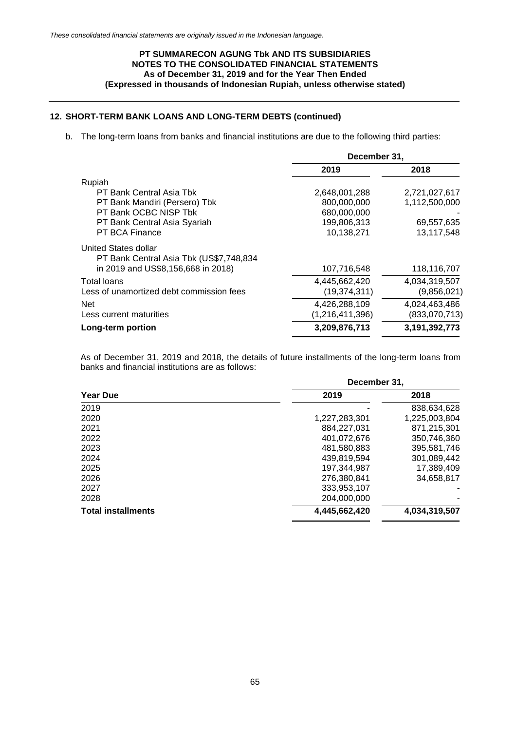*These consolidated financial statements are originally issued in the Indonesian language.*

**PT SUMMARECON AGUNG Tbk AND ITS SUBSIDIARIES**
**NOTES TO THE CONSOLIDATED FINANCIAL STATEMENTS**
**As of December 31, 2019 and for the Year Then Ended**
**(Expressed in thousands of Indonesian Rupiah, unless otherwise stated)**

## 12. SHORT-TERM BANK LOANS AND LONG-TERM DEBTS (continued)

b. The long-term loans from banks and financial institutions are due to the following third parties:

| | December 31, | |
|---|---|---|
| | 2019 | 2018 |
| Rupiah | | |
| PT Bank Central Asia Tbk | 2,648,001,288 | 2,721,027,617 |
| PT Bank Mandiri (Persero) Tbk | 800,000,000 | 1,112,500,000 |
| PT Bank OCBC NISP Tbk | 680,000,000 | - |
| PT Bank Central Asia Syariah | 199,806,313 | 69,557,635 |
| PT BCA Finance | 10,138,271 | 13,117,548 |
| United States dollar | | |
| PT Bank Central Asia Tbk (US$7,748,834 in 2019 and US$8,156,668 in 2018) | 107,716,548 | 118,116,707 |
| Total loans | 4,445,662,420 | 4,034,319,507 |
| Less of unamortized debt commission fees | (19,374,311) | (9,856,021) |
| Net | 4,426,288,109 | 4,024,463,486 |
| Less current maturities | (1,216,411,396) | (833,070,713) |
| **Long-term portion** | **3,209,876,713** | **3,191,392,773** |

As of December 31, 2019 and 2018, the details of future installments of the long-term loans from banks and financial institutions are as follows:

| | December 31, | |
|---|---|---|
| **Year Due** | **2019** | **2018** |
| 2019 | - | 838,634,628 |
| 2020 | 1,227,283,301 | 1,225,003,804 |
| 2021 | 884,227,031 | 871,215,301 |
| 2022 | 401,072,676 | 350,746,360 |
| 2023 | 481,580,883 | 395,581,746 |
| 2024 | 439,819,594 | 301,089,442 |
| 2025 | 197,344,987 | 17,389,409 |
| 2026 | 276,380,841 | 34,658,817 |
| 2027 | 333,953,107 | - |
| 2028 | 204,000,000 | - |
| **Total installments** | **4,445,662,420** | **4,034,319,507** |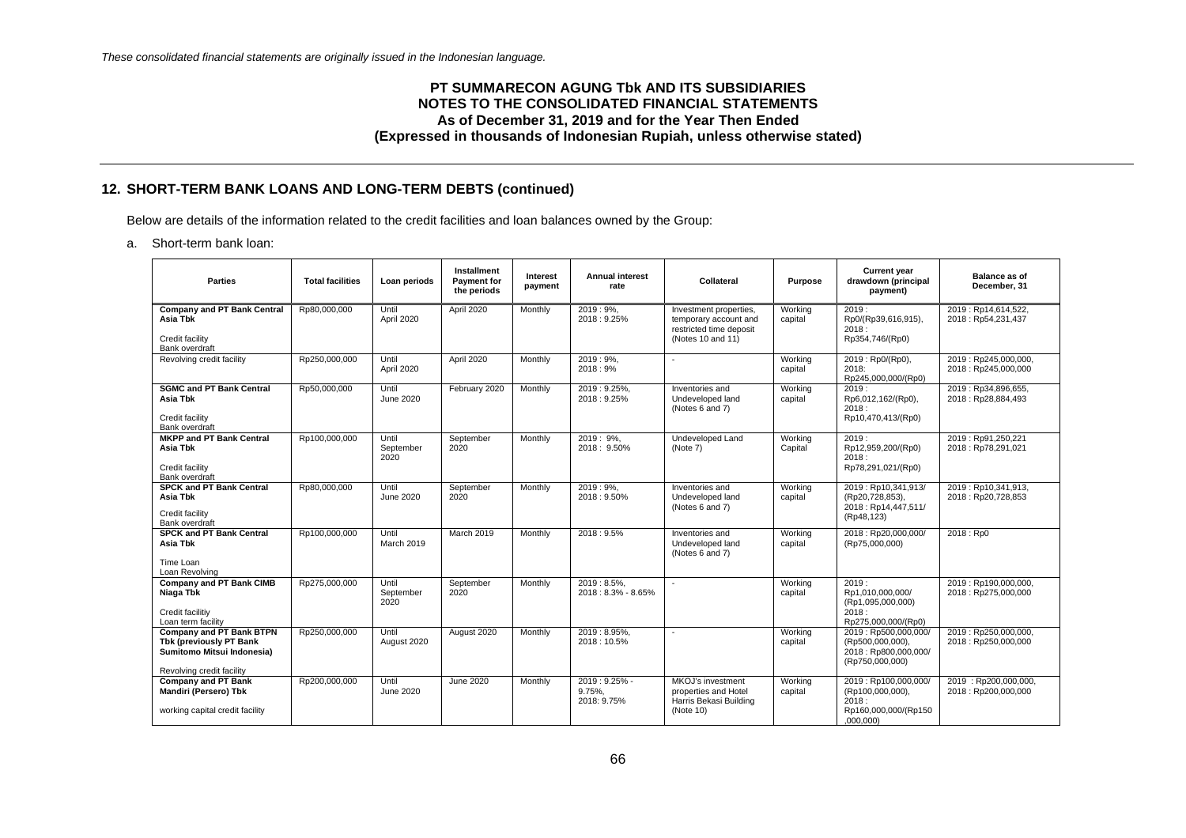*These consolidated financial statements are originally issued in the Indonesian language.*

**PT SUMMARECON AGUNG Tbk AND ITS SUBSIDIARIES**
**NOTES TO THE CONSOLIDATED FINANCIAL STATEMENTS**
**As of December 31, 2019 and for the Year Then Ended**
**(Expressed in thousands of Indonesian Rupiah, unless otherwise stated)**

## 12. SHORT-TERM BANK LOANS AND LONG-TERM DEBTS (continued)

Below are details of the information related to the credit facilities and loan balances owned by the Group:

a. Short-term bank loan:

| Parties | Total facilities | Loan periods | Installment Payment for the periods | Interest payment | Annual interest rate | Collateral | Purpose | Current year drawdown (principal payment) | Balance as of December, 31 |
|---|---|---|---|---|---|---|---|---|---|
| **Company and PT Bank Central Asia Tbk**<br>Credit facility<br>Bank overdraft | Rp80,000,000 | Until April 2020 | April 2020 | Monthly | 2019 : 9%,<br>2018 : 9.25% | Investment properties, temporary account and restricted time deposit (Notes 10 and 11) | Working capital | 2019 : Rp0/(Rp39,616,915),<br>2018 : Rp354,746/(Rp0) | 2019 : Rp14,614,522,<br>2018 : Rp54,231,437 |
| Revolving credit facility | Rp250,000,000 | Until April 2020 | April 2020 | Monthly | 2019 : 9%,<br>2018 : 9% | - | Working capital | 2019 : Rp0/(Rp0),<br>2018: Rp245,000,000/(Rp0) | 2019 : Rp245,000,000,<br>2018 : Rp245,000,000 |
| **SGMC and PT Bank Central Asia Tbk**<br>Credit facility<br>Bank overdraft | Rp50,000,000 | Until June 2020 | February 2020 | Monthly | 2019 : 9.25%,<br>2018 : 9.25% | Inventories and Undeveloped land (Notes 6 and 7) | Working capital | 2019 : Rp6,012,162/(Rp0),<br>2018 : Rp10,470,413/(Rp0) | 2019 : Rp34,896,655,<br>2018 : Rp28,884,493 |
| **MKPP and PT Bank Central Asia Tbk**<br>Credit facility<br>Bank overdraft | Rp100,000,000 | Until September 2020 | September 2020 | Monthly | 2019 : 9%,<br>2018 : 9.50% | Undeveloped Land (Note 7) | Working Capital | 2019 : Rp12,959,200/(Rp0)<br>2018 : Rp78,291,021/(Rp0) | 2019 : Rp91,250,221<br>2018 : Rp78,291,021 |
| **SPCK and PT Bank Central Asia Tbk**<br>Credit facility<br>Bank overdraft | Rp80,000,000 | Until June 2020 | September 2020 | Monthly | 2019 : 9%,<br>2018 : 9.50% | Inventories and Undeveloped land (Notes 6 and 7) | Working capital | 2019 : Rp10,341,913/ (Rp20,728,853),<br>2018 : Rp14,447,511/ (Rp48,123) | 2019 : Rp10,341,913,<br>2018 : Rp20,728,853 |
| **SPCK and PT Bank Central Asia Tbk**<br>Time Loan<br>Loan Revolving | Rp100,000,000 | Until March 2019 | March 2019 | Monthly | 2018 : 9.5% | Inventories and Undeveloped land (Notes 6 and 7) | Working capital | 2018 : Rp20,000,000/ (Rp75,000,000) | 2018 : Rp0 |
| **Company and PT Bank CIMB Niaga Tbk**<br>Credit facilitiy<br>Loan term facility | Rp275,000,000 | Until September 2020 | September 2020 | Monthly | 2019 : 8.5%,<br>2018 : 8.3% - 8.65% | - | Working capital | 2019 : Rp1,010,000,000/ (Rp1,095,000,000)<br>2018 : Rp275,000,000/(Rp0) | 2019 : Rp190,000,000,<br>2018 : Rp275,000,000 |
| **Company and PT Bank BTPN Tbk (previously PT Bank Sumitomo Mitsui Indonesia)**<br>Revolving credit facility | Rp250,000,000 | Until August 2020 | August 2020 | Monthly | 2019 : 8.95%,<br>2018 : 10.5% | - | Working capital | 2019 : Rp500,000,000/ (Rp500,000,000),<br>2018 : Rp800,000,000/ (Rp750,000,000) | 2019 : Rp250,000,000,<br>2018 : Rp250,000,000 |
| **Company and PT Bank Mandiri (Persero) Tbk**<br>working capital credit facility | Rp200,000,000 | Until June 2020 | June 2020 | Monthly | 2019 : 9.25% - 9.75%,<br>2018: 9.75% | MKOJ's investment properties and Hotel Harris Bekasi Building (Note 10) | Working capital | 2019 : Rp100,000,000/ (Rp100,000,000),<br>2018 : Rp160,000,000/(Rp150 ,000,000) | 2019 : Rp200,000,000,<br>2018 : Rp200,000,000 |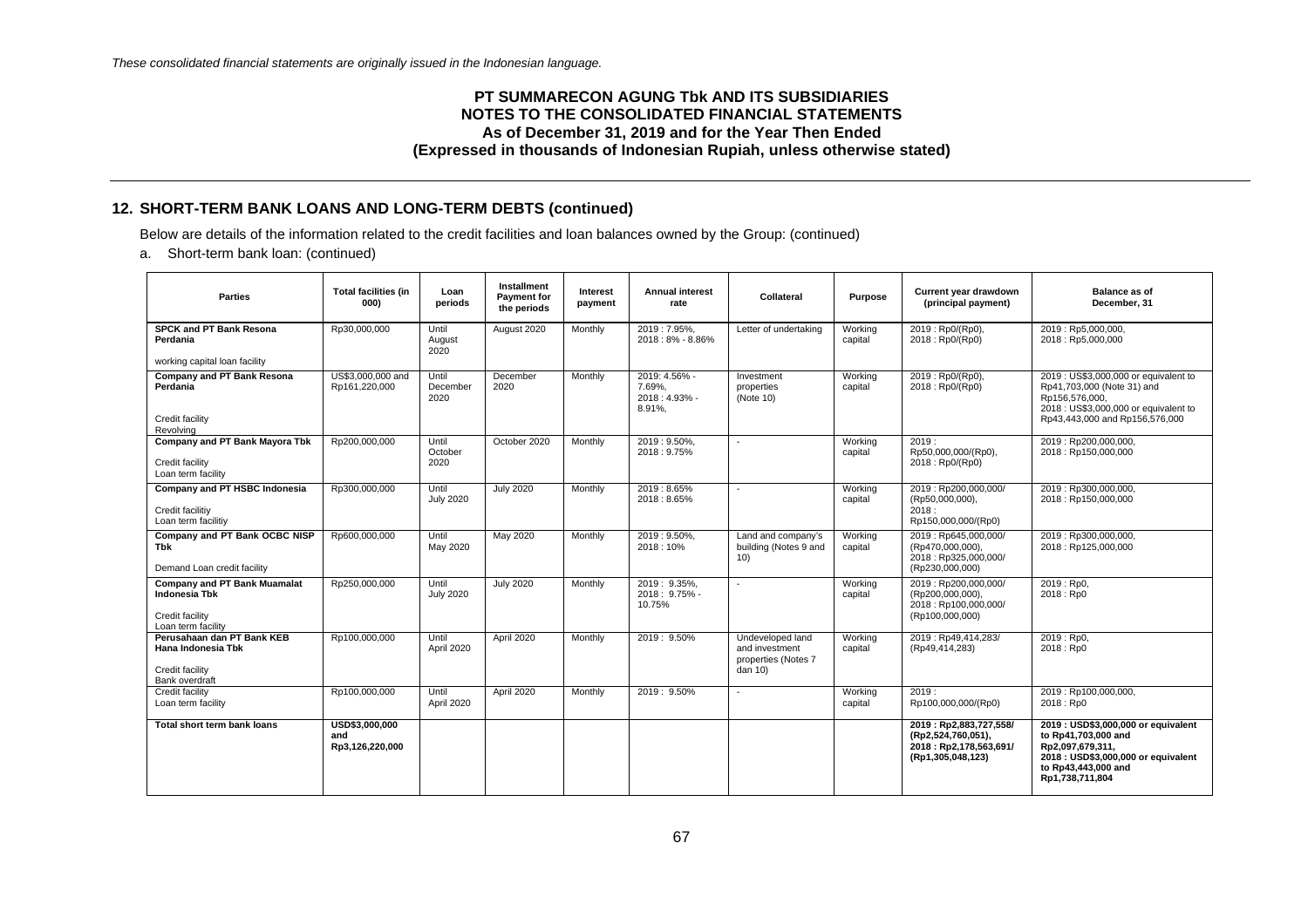*These consolidated financial statements are originally issued in the Indonesian language.*

**PT SUMMARECON AGUNG Tbk AND ITS SUBSIDIARIES**
**NOTES TO THE CONSOLIDATED FINANCIAL STATEMENTS**
**As of December 31, 2019 and for the Year Then Ended**
**(Expressed in thousands of Indonesian Rupiah, unless otherwise stated)**

## 12. SHORT-TERM BANK LOANS AND LONG-TERM DEBTS (continued)

Below are details of the information related to the credit facilities and loan balances owned by the Group: (continued)

a. Short-term bank loan: (continued)

| Parties | Total facilities (in 000) | Loan periods | Installment Payment for the periods | Interest payment | Annual interest rate | Collateral | Purpose | Current year drawdown (principal payment) | Balance as of December, 31 |
|---|---|---|---|---|---|---|---|---|---|
| **SPCK and PT Bank Resona Perdania**<br><br>working capital loan facility | Rp30,000,000 | Until August 2020 | August 2020 | Monthly | 2019 : 7.95%,<br>2018 : 8% - 8.86% | Letter of undertaking | Working capital | 2019 : Rp0/(Rp0),<br>2018 : Rp0/(Rp0) | 2019 : Rp5,000,000,<br>2018 : Rp5,000,000 |
| **Company and PT Bank Resona Perdania**<br><br>Credit facility<br>Revolving | US$3,000,000 and Rp161,220,000 | Until December 2020 | December 2020 | Monthly | 2019: 4.56% - 7.69%,<br>2018 : 4.93% - 8.91%, | Investment properties (Note 10) | Working capital | 2019 : Rp0/(Rp0),<br>2018 : Rp0/(Rp0) | 2019 : US$3,000,000 or equivalent to Rp41,703,000 (Note 31) and Rp156,576,000,<br>2018 : US$3,000,000 or equivalent to Rp43,443,000 and Rp156,576,000 |
| **Company and PT Bank Mayora Tbk**<br><br>Credit facility<br>Loan term facility | Rp200,000,000 | Until October 2020 | October 2020 | Monthly | 2019 : 9.50%,<br>2018 : 9.75% | - | Working capital | 2019 :<br>Rp50,000,000/(Rp0),<br>2018 : Rp0/(Rp0) | 2019 : Rp200,000,000,<br>2018 : Rp150,000,000 |
| **Company and PT HSBC Indonesia**<br><br>Credit facilitiy<br>Loan term facilitiy | Rp300,000,000 | Until July 2020 | July 2020 | Monthly | 2019 : 8.65%<br>2018 : 8.65% | - | Working capital | 2019 : Rp200,000,000/ (Rp50,000,000),<br>2018 :<br>Rp150,000,000/(Rp0) | 2019 : Rp300,000,000,<br>2018 : Rp150,000,000 |
| **Company and PT Bank OCBC NISP Tbk**<br><br>Demand Loan credit facility | Rp600,000,000 | Until May 2020 | May 2020 | Monthly | 2019 : 9.50%,<br>2018 : 10% | Land and company's building (Notes 9 and 10) | Working capital | 2019 : Rp645,000,000/ (Rp470,000,000),<br>2018 : Rp325,000,000/ (Rp230,000,000) | 2019 : Rp300,000,000,<br>2018 : Rp125,000,000 |
| **Company and PT Bank Muamalat Indonesia Tbk**<br><br>Credit facility<br>Loan term facility | Rp250,000,000 | Until July 2020 | July 2020 | Monthly | 2019 : 9.35%,<br>2018 : 9.75% - 10.75% | - | Working capital | 2019 : Rp200,000,000/ (Rp200,000,000),<br>2018 : Rp100,000,000/ (Rp100,000,000) | 2019 : Rp0,<br>2018 : Rp0 |
| **Perusahaan dan PT Bank KEB Hana Indonesia Tbk**<br><br>Credit facility<br>Bank overdraft | Rp100,000,000 | Until April 2020 | April 2020 | Monthly | 2019 : 9.50% | Undeveloped land and investment properties (Notes 7 dan 10) | Working capital | 2019 : Rp49,414,283/ (Rp49,414,283) | 2019 : Rp0,<br>2018 : Rp0 |
| Credit facility<br>Loan term facility | Rp100,000,000 | Until April 2020 | April 2020 | Monthly | 2019 : 9.50% | - | Working capital | 2019 :<br>Rp100,000,000/(Rp0) | 2019 : Rp100,000,000,<br>2018 : Rp0 |
| **Total short term bank loans** | **USD$3,000,000 and Rp3,126,220,000** | | | | | | | **2019 : Rp2,883,727,558/ (Rp2,524,760,051),<br>2018 : Rp2,178,563,691/ (Rp1,305,048,123)** | **2019 : USD$3,000,000 or equivalent to Rp41,703,000 and Rp2,097,679,311,<br>2018 : USD$3,000,000 or equivalent to Rp43,443,000 and Rp1,738,711,804** |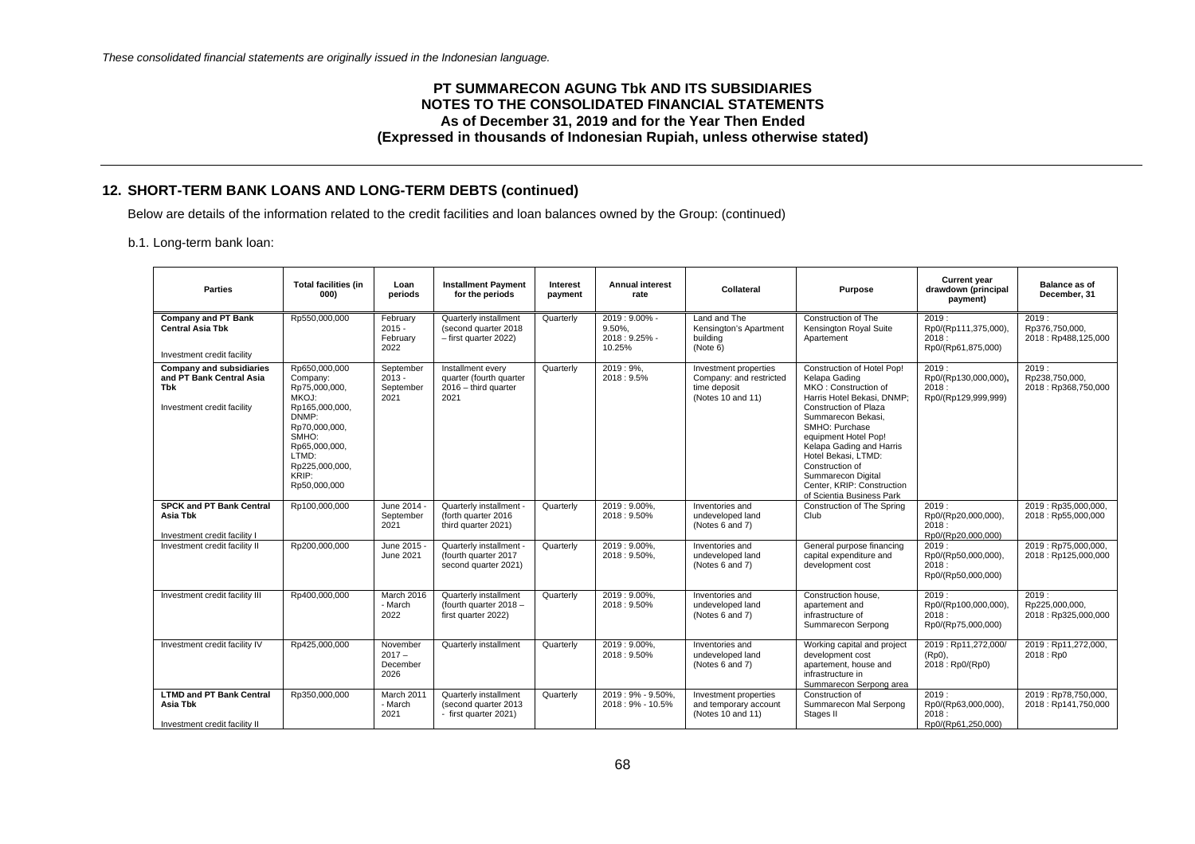*These consolidated financial statements are originally issued in the Indonesian language.*

**PT SUMMARECON AGUNG Tbk AND ITS SUBSIDIARIES**
**NOTES TO THE CONSOLIDATED FINANCIAL STATEMENTS**
**As of December 31, 2019 and for the Year Then Ended**
**(Expressed in thousands of Indonesian Rupiah, unless otherwise stated)**

## 12. SHORT-TERM BANK LOANS AND LONG-TERM DEBTS (continued)

Below are details of the information related to the credit facilities and loan balances owned by the Group: (continued)

b.1. Long-term bank loan:

| Parties | Total facilities (in 000) | Loan periods | Installment Payment for the periods | Interest payment | Annual interest rate | Collateral | Purpose | Current year drawdown (principal payment) | Balance as of December, 31 |
|---|---|---|---|---|---|---|---|---|---|
| **Company and PT Bank Central Asia Tbk**<br><br>Investment credit facility | Rp550,000,000 | February 2015 - February 2022 | Quarterly installment (second quarter 2018 – first quarter 2022) | Quarterly | 2019 : 9.00% - 9.50%, 2018 : 9.25% - 10.25% | Land and The Kensington's Apartment building (Note 6) | Construction of The Kensington Royal Suite Apartement | 2019 : Rp0/(Rp111,375,000), 2018 : Rp0/(Rp61,875,000) | 2019 : Rp376,750,000, 2018 : Rp488,125,000 |
| **Company and subsidiaries and PT Bank Central Asia Tbk**<br><br>Investment credit facility | Rp650,000,000 Company: Rp75,000,000, MKOJ: Rp165,000,000, DNMP: Rp70,000,000, SMHO: Rp65,000,000, LTMD: Rp225,000,000, KRIP: Rp50,000,000 | September 2013 - September 2021 | Installment every quarter (fourth quarter 2016 – third quarter 2021 | Quarterly | 2019 : 9%, 2018 : 9.5% | Investment properties Company: and restricted time deposit (Notes 10 and 11) | Construction of Hotel Pop! Kelapa Gading MKO : Construction of Harris Hotel Bekasi, DNMP; Construction of Plaza Summarecon Bekasi, SMHO: Purchase equipment Hotel Pop! Kelapa Gading and Harris Hotel Bekasi, LTMD: Construction of Summarecon Digital Center, KRIP: Construction of Scientia Business Park | 2019 : Rp0/(Rp130,000,000), 2018 : Rp0/(Rp129,999,999) | 2019 : Rp238,750,000, 2018 : Rp368,750,000 |
| **SPCK and PT Bank Central Asia Tbk**<br><br>Investment credit facility I | Rp100,000,000 | June 2014 - September 2021 | Quarterly installment - (forth quarter 2016 third quarter 2021) | Quarterly | 2019 : 9.00%, 2018 : 9.50% | Inventories and undeveloped land (Notes 6 and 7) | Construction of The Spring Club | 2019 : Rp0/(Rp20,000,000), 2018 : Rp0/(Rp20,000,000) | 2019 : Rp35,000,000, 2018 : Rp55,000,000 |
| Investment credit facility II | Rp200,000,000 | June 2015 - June 2021 | Quarterly installment - (fourth quarter 2017 second quarter 2021) | Quarterly | 2019 : 9.00%, 2018 : 9.50%, | Inventories and undeveloped land (Notes 6 and 7) | General purpose financing capital expenditure and development cost | 2019 : Rp0/(Rp50,000,000), 2018 : Rp0/(Rp50,000,000) | 2019 : Rp75,000,000, 2018 : Rp125,000,000 |
| Investment credit facility III | Rp400,000,000 | March 2016 - March 2022 | Quarterly installment (fourth quarter 2018 – first quarter 2022) | Quarterly | 2019 : 9.00%, 2018 : 9.50% | Inventories and undeveloped land (Notes 6 and 7) | Construction house, apartement and infrastructure of Summarecon Serpong | 2019 : Rp0/(Rp100,000,000), 2018 : Rp0/(Rp75,000,000) | 2019 : Rp225,000,000, 2018 : Rp325,000,000 |
| Investment credit facility IV | Rp425,000,000 | November 2017 – December 2026 | Quarterly installment | Quarterly | 2019 : 9.00%, 2018 : 9.50% | Inventories and undeveloped land (Notes 6 and 7) | Working capital and project development cost apartement, house and infrastructure in Summarecon Serpong area | 2019 : Rp11,272,000/ (Rp0), 2018 : Rp0/(Rp0) | 2019 : Rp11,272,000, 2018 : Rp0 |
| **LTMD and PT Bank Central Asia Tbk**<br><br>Investment credit facility II | Rp350,000,000 | March 2011 - March 2021 | Quarterly installment (second quarter 2013 - first quarter 2021) | Quarterly | 2019 : 9% - 9.50%, 2018 : 9% - 10.5% | Investment properties and temporary account (Notes 10 and 11) | Construction of Summarecon Mal Serpong Stages II | 2019 : Rp0/(Rp63,000,000), 2018 : Rp0/(Rp61,250,000) | 2019 : Rp78,750,000, 2018 : Rp141,750,000 |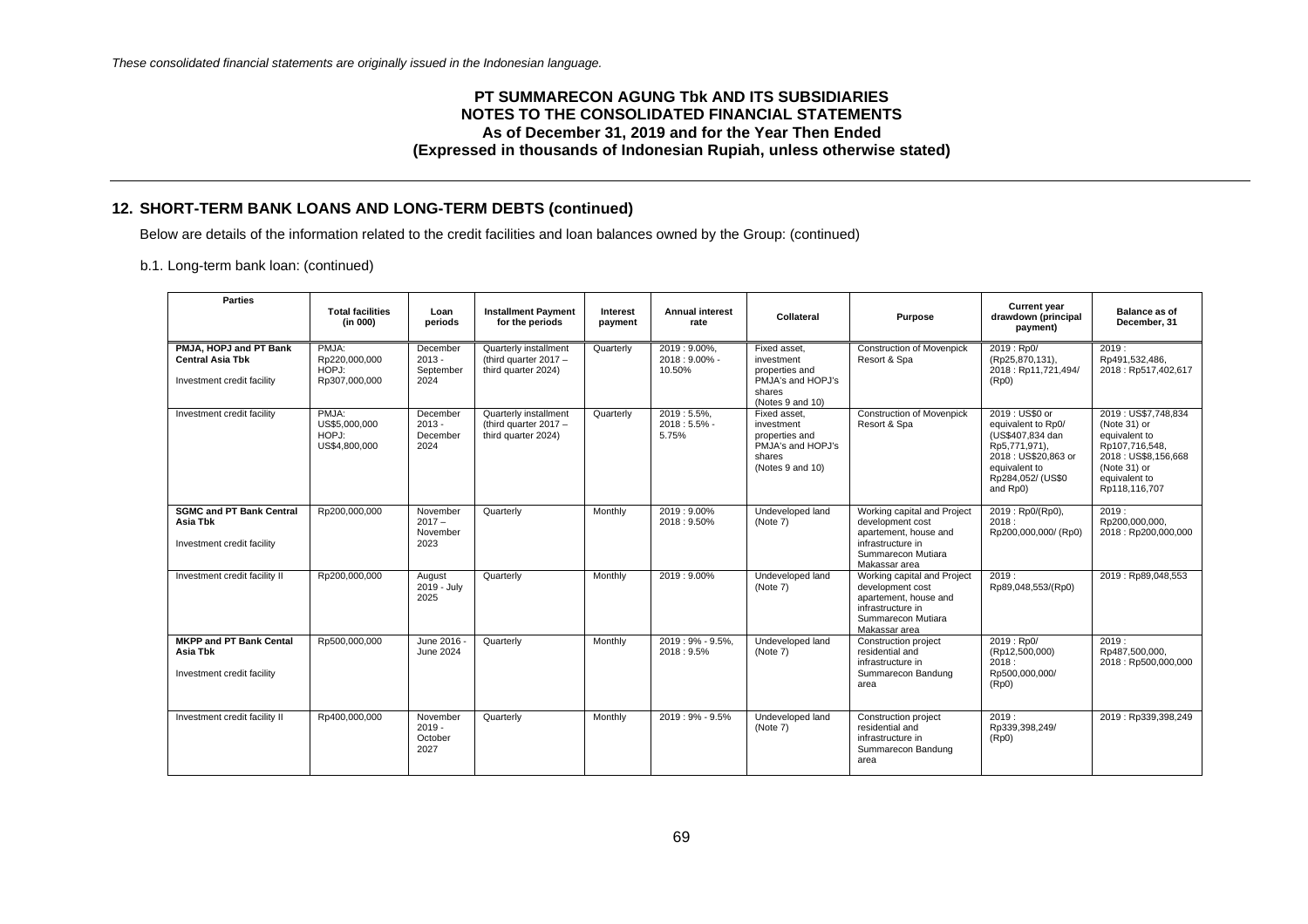*These consolidated financial statements are originally issued in the Indonesian language.*

**PT SUMMARECON AGUNG Tbk AND ITS SUBSIDIARIES**
**NOTES TO THE CONSOLIDATED FINANCIAL STATEMENTS**
**As of December 31, 2019 and for the Year Then Ended**
**(Expressed in thousands of Indonesian Rupiah, unless otherwise stated)**

## 12. SHORT-TERM BANK LOANS AND LONG-TERM DEBTS (continued)

Below are details of the information related to the credit facilities and loan balances owned by the Group: (continued)

b.1. Long-term bank loan: (continued)

| Parties | Total facilities (in 000) | Loan periods | Installment Payment for the periods | Interest payment | Annual interest rate | Collateral | Purpose | Current year drawdown (principal payment) | Balance as of December, 31 |
|---|---|---|---|---|---|---|---|---|---|
| **PMJA, HOPJ and PT Bank Central Asia Tbk** Investment credit facility | PMJA: Rp220,000,000 HOPJ: Rp307,000,000 | December 2013 - September 2024 | Quarterly installment (third quarter 2017 – third quarter 2024) | Quarterly | 2019 : 9.00%, 2018 : 9.00% - 10.50% | Fixed asset, investment properties and PMJA's and HOPJ's shares (Notes 9 and 10) | Construction of Movenpick Resort & Spa | 2019 : Rp0/ (Rp25,870,131), 2018 : Rp11,721,494/ (Rp0) | 2019 : Rp491,532,486, 2018 : Rp517,402,617 |
| Investment credit facility | PMJA: US$5,000,000 HOPJ: US$4,800,000 | December 2013 - December 2024 | Quarterly installment (third quarter 2017 – third quarter 2024) | Quarterly | 2019 : 5.5%, 2018 : 5.5% - 5.75% | Fixed asset, investment properties and PMJA's and HOPJ's shares (Notes 9 and 10) | Construction of Movenpick Resort & Spa | 2019 : US$0 or equivalent to Rp0/ (US$407,834 dan Rp5,771,971), 2018 : US$20,863 or equivalent to Rp284,052/ (US$0 and Rp0) | 2019 : US$7,748,834 (Note 31) or equivalent to Rp107,716,548, 2018 : US$8,156,668 (Note 31) or equivalent to Rp118,116,707 |
| **SGMC and PT Bank Central Asia Tbk** Investment credit facility | Rp200,000,000 | November 2017 – November 2023 | Quarterly | Monthly | 2019 : 9.00% 2018 : 9.50% | Undeveloped land (Note 7) | Working capital and Project development cost apartement, house and infrastructure in Summarecon Mutiara Makassar area | 2019 : Rp0/(Rp0), 2018 : Rp200,000,000/ (Rp0) | 2019 : Rp200,000,000, 2018 : Rp200,000,000 |
| Investment credit facility II | Rp200,000,000 | August 2019 - July 2025 | Quarterly | Monthly | 2019 : 9.00% | Undeveloped land (Note 7) | Working capital and Project development cost apartement, house and infrastructure in Summarecon Mutiara Makassar area | 2019 : Rp89,048,553/(Rp0) | 2019 : Rp89,048,553 |
| **MKPP and PT Bank Cental Asia Tbk** Investment credit facility | Rp500,000,000 | June 2016 - June 2024 | Quarterly | Monthly | 2019 : 9% - 9.5%, 2018 : 9.5% | Undeveloped land (Note 7) | Construction project residential and infrastructure in Summarecon Bandung area | 2019 : Rp0/ (Rp12,500,000) 2018 : Rp500,000,000/ (Rp0) | 2019 : Rp487,500,000, 2018 : Rp500,000,000 |
| Investment credit facility II | Rp400,000,000 | November 2019 - October 2027 | Quarterly | Monthly | 2019 : 9% - 9.5% | Undeveloped land (Note 7) | Construction project residential and infrastructure in Summarecon Bandung area | 2019 : Rp339,398,249/ (Rp0) | 2019 : Rp339,398,249 |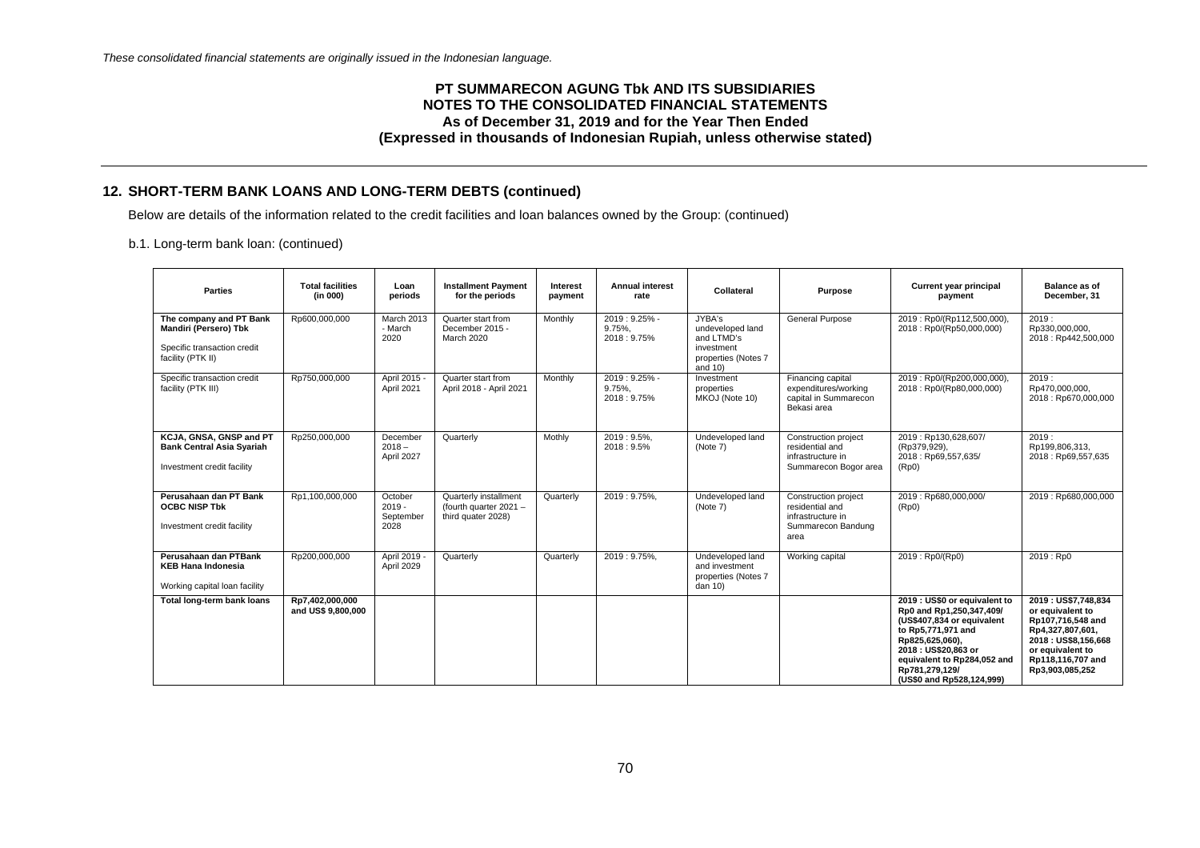*These consolidated financial statements are originally issued in the Indonesian language.*

**PT SUMMARECON AGUNG Tbk AND ITS SUBSIDIARIES**
**NOTES TO THE CONSOLIDATED FINANCIAL STATEMENTS**
**As of December 31, 2019 and for the Year Then Ended**
**(Expressed in thousands of Indonesian Rupiah, unless otherwise stated)**

## 12. SHORT-TERM BANK LOANS AND LONG-TERM DEBTS (continued)

Below are details of the information related to the credit facilities and loan balances owned by the Group: (continued)

b.1. Long-term bank loan: (continued)

| Parties | Total facilities (in 000) | Loan periods | Installment Payment for the periods | Interest payment | Annual interest rate | Collateral | Purpose | Current year principal payment | Balance as of December, 31 |
|---|---|---|---|---|---|---|---|---|---|
| **The company and PT Bank Mandiri (Persero) Tbk** Specific transaction credit facility (PTK II) | Rp600,000,000 | March 2013 - March 2020 | Quarter start from December 2015 - March 2020 | Monthly | 2019 : 9.25% - 9.75%, 2018 : 9.75% | JYBA's undeveloped land and LTMD's investment properties (Notes 7 and 10) | General Purpose | 2019 : Rp0/(Rp112,500,000), 2018 : Rp0/(Rp50,000,000) | 2019 : Rp330,000,000, 2018 : Rp442,500,000 |
| Specific transaction credit facility (PTK III) | Rp750,000,000 | April 2015 - April 2021 | Quarter start from April 2018 - April 2021 | Monthly | 2019 : 9.25% - 9.75%, 2018 : 9.75% | Investment properties MKOJ (Note 10) | Financing capital expenditures/working capital in Summarecon Bekasi area | 2019 : Rp0/(Rp200,000,000), 2018 : Rp0/(Rp80,000,000) | 2019 : Rp470,000,000, 2018 : Rp670,000,000 |
| **KCJA, GNSA, GNSP and PT Bank Central Asia Syariah** Investment credit facility | Rp250,000,000 | December 2018 – April 2027 | Quarterly | Mothly | 2019 : 9.5%, 2018 : 9.5% | Undeveloped land (Note 7) | Construction project residential and infrastructure in Summarecon Bogor area | 2019 : Rp130,628,607/ (Rp379,929), 2018 : Rp69,557,635/ (Rp0) | 2019 : Rp199,806,313, 2018 : Rp69,557,635 |
| **Perusahaan dan PT Bank OCBC NISP Tbk** Investment credit facility | Rp1,100,000,000 | October 2019 - September 2028 | Quarterly installment (fourth quarter 2021 – third quater 2028) | Quarterly | 2019 : 9.75%, | Undeveloped land (Note 7) | Construction project residential and infrastructure in Summarecon Bandung area | 2019 : Rp680,000,000/ (Rp0) | 2019 : Rp680,000,000 |
| **Perusahaan dan PTBank KEB Hana Indonesia** Working capital loan facility | Rp200,000,000 | April 2019 - April 2029 | Quarterly | Quarterly | 2019 : 9.75%, | Undeveloped land and investment properties (Notes 7 dan 10) | Working capital | 2019 : Rp0/(Rp0) | 2019 : Rp0 |
| **Total long-term bank loans** | **Rp7,402,000,000 and US$ 9,800,000** | | | | | | | **2019 : US$0 or equivalent to Rp0 and Rp1,250,347,409/ (US$407,834 or equivalent to Rp5,771,971 and Rp825,625,060), 2018 : US$20,863 or equivalent to Rp284,052 and Rp781,279,129/ (US$0 and Rp528,124,999)** | **2019 : US$7,748,834 or equivalent to Rp107,716,548 and Rp4,327,807,601, 2018 : US$8,156,668 or equivalent to Rp118,116,707 and Rp3,903,085,252** |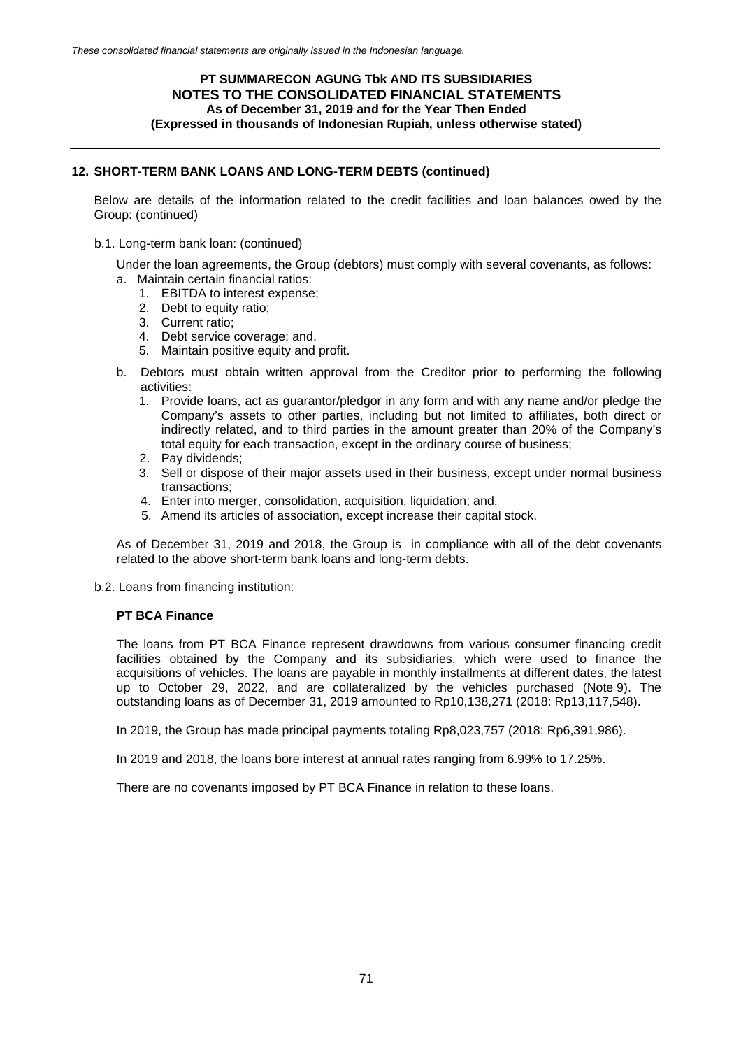## 12. SHORT-TERM BANK LOANS AND LONG-TERM DEBTS (continued)

Below are details of the information related to the credit facilities and loan balances owed by the Group: (continued)

b.1. Long-term bank loan: (continued)

Under the loan agreements, the Group (debtors) must comply with several covenants, as follows:

a. Maintain certain financial ratios:
   1. EBITDA to interest expense;
   2. Debt to equity ratio;
   3. Current ratio;
   4. Debt service coverage; and,
   5. Maintain positive equity and profit.

b. Debtors must obtain written approval from the Creditor prior to performing the following activities:
   1. Provide loans, act as guarantor/pledgor in any form and with any name and/or pledge the Company's assets to other parties, including but not limited to affiliates, both direct or indirectly related, and to third parties in the amount greater than 20% of the Company's total equity for each transaction, except in the ordinary course of business;
   2. Pay dividends;
   3. Sell or dispose of their major assets used in their business, except under normal business transactions;
   4. Enter into merger, consolidation, acquisition, liquidation; and,
   5. Amend its articles of association, except increase their capital stock.

As of December 31, 2019 and 2018, the Group is in compliance with all of the debt covenants related to the above short-term bank loans and long-term debts.

b.2. Loans from financing institution:

**PT BCA Finance**

The loans from PT BCA Finance represent drawdowns from various consumer financing credit facilities obtained by the Company and its subsidiaries, which were used to finance the acquisitions of vehicles. The loans are payable in monthly installments at different dates, the latest up to October 29, 2022, and are collateralized by the vehicles purchased (Note 9). The outstanding loans as of December 31, 2019 amounted to Rp10,138,271 (2018: Rp13,117,548).

In 2019, the Group has made principal payments totaling Rp8,023,757 (2018: Rp6,391,986).

In 2019 and 2018, the loans bore interest at annual rates ranging from 6.99% to 17.25%.

There are no covenants imposed by PT BCA Finance in relation to these loans.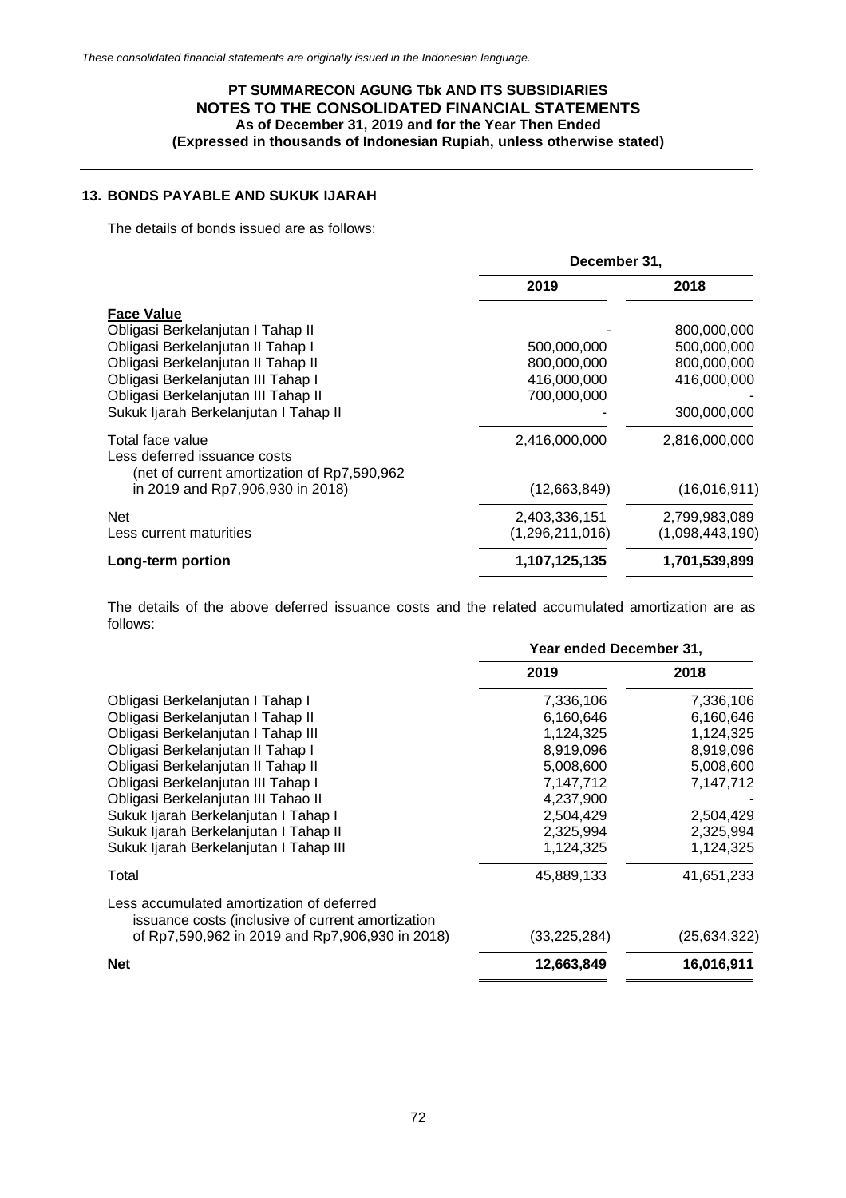*These consolidated financial statements are originally issued in the Indonesian language.*

**PT SUMMARECON AGUNG Tbk AND ITS SUBSIDIARIES**
**NOTES TO THE CONSOLIDATED FINANCIAL STATEMENTS**
**As of December 31, 2019 and for the Year Then Ended**
**(Expressed in thousands of Indonesian Rupiah, unless otherwise stated)**

## 13. BONDS PAYABLE AND SUKUK IJARAH

The details of bonds issued are as follows:

| | December 31, | |
|---|---|---|
| | **2019** | **2018** |
| **Face Value** | | |
| Obligasi Berkelanjutan I Tahap II | - | 800,000,000 |
| Obligasi Berkelanjutan II Tahap I | 500,000,000 | 500,000,000 |
| Obligasi Berkelanjutan II Tahap II | 800,000,000 | 800,000,000 |
| Obligasi Berkelanjutan III Tahap I | 416,000,000 | 416,000,000 |
| Obligasi Berkelanjutan III Tahap II | 700,000,000 | - |
| Sukuk Ijarah Berkelanjutan I Tahap II | - | 300,000,000 |
| Total face value | 2,416,000,000 | 2,816,000,000 |
| Less deferred issuance costs (net of current amortization of Rp7,590,962 in 2019 and Rp7,906,930 in 2018) | (12,663,849) | (16,016,911) |
| Net | 2,403,336,151 | 2,799,983,089 |
| Less current maturities | (1,296,211,016) | (1,098,443,190) |
| **Long-term portion** | **1,107,125,135** | **1,701,539,899** |

The details of the above deferred issuance costs and the related accumulated amortization are as follows:

| | Year ended December 31, | |
|---|---|---|
| | **2019** | **2018** |
| Obligasi Berkelanjutan I Tahap I | 7,336,106 | 7,336,106 |
| Obligasi Berkelanjutan I Tahap II | 6,160,646 | 6,160,646 |
| Obligasi Berkelanjutan I Tahap III | 1,124,325 | 1,124,325 |
| Obligasi Berkelanjutan II Tahap I | 8,919,096 | 8,919,096 |
| Obligasi Berkelanjutan II Tahap II | 5,008,600 | 5,008,600 |
| Obligasi Berkelanjutan III Tahap I | 7,147,712 | 7,147,712 |
| Obligasi Berkelanjutan III Tahao II | 4,237,900 | - |
| Sukuk Ijarah Berkelanjutan I Tahap I | 2,504,429 | 2,504,429 |
| Sukuk Ijarah Berkelanjutan I Tahap II | 2,325,994 | 2,325,994 |
| Sukuk Ijarah Berkelanjutan I Tahap III | 1,124,325 | 1,124,325 |
| Total | 45,889,133 | 41,651,233 |
| Less accumulated amortization of deferred issuance costs (inclusive of current amortization of Rp7,590,962 in 2019 and Rp7,906,930 in 2018) | (33,225,284) | (25,634,322) |
| **Net** | **12,663,849** | **16,016,911** |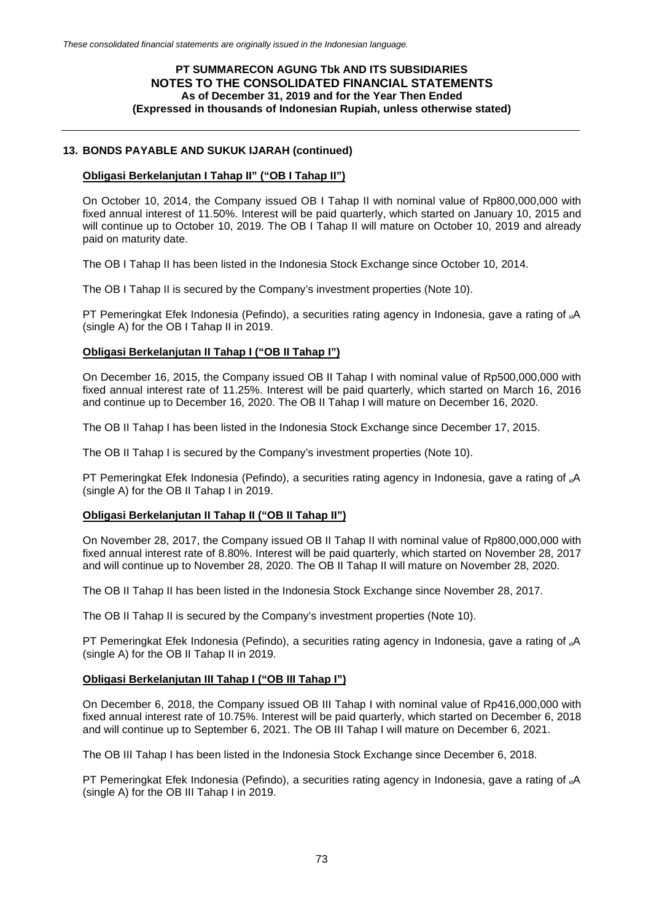## 13. BONDS PAYABLE AND SUKUK IJARAH (continued)

**Obligasi Berkelanjutan I Tahap II" ("OB I Tahap II")**

On October 10, 2014, the Company issued OB I Tahap II with nominal value of Rp800,000,000 with fixed annual interest of 11.50%. Interest will be paid quarterly, which started on January 10, 2015 and will continue up to October 10, 2019. The OB I Tahap II will mature on October 10, 2019 and already paid on maturity date.

The OB I Tahap II has been listed in the Indonesia Stock Exchange since October 10, 2014.

The OB I Tahap II is secured by the Company's investment properties (Note 10).

PT Pemeringkat Efek Indonesia (Pefindo), a securities rating agency in Indonesia, gave a rating of $_{id}$A (single A) for the OB I Tahap II in 2019.

**Obligasi Berkelanjutan II Tahap I ("OB II Tahap I")**

On December 16, 2015, the Company issued OB II Tahap I with nominal value of Rp500,000,000 with fixed annual interest rate of 11.25%. Interest will be paid quarterly, which started on March 16, 2016 and continue up to December 16, 2020. The OB II Tahap I will mature on December 16, 2020.

The OB II Tahap I has been listed in the Indonesia Stock Exchange since December 17, 2015.

The OB II Tahap I is secured by the Company's investment properties (Note 10).

PT Pemeringkat Efek Indonesia (Pefindo), a securities rating agency in Indonesia, gave a rating of $_{id}$A (single A) for the OB II Tahap I in 2019.

**Obligasi Berkelanjutan II Tahap II ("OB II Tahap II")**

On November 28, 2017, the Company issued OB II Tahap II with nominal value of Rp800,000,000 with fixed annual interest rate of 8.80%. Interest will be paid quarterly, which started on November 28, 2017 and will continue up to November 28, 2020. The OB II Tahap II will mature on November 28, 2020.

The OB II Tahap II has been listed in the Indonesia Stock Exchange since November 28, 2017.

The OB II Tahap II is secured by the Company's investment properties (Note 10).

PT Pemeringkat Efek Indonesia (Pefindo), a securities rating agency in Indonesia, gave a rating of $_{id}$A (single A) for the OB II Tahap II in 2019.

**Obligasi Berkelanjutan III Tahap I ("OB III Tahap I")**

On December 6, 2018, the Company issued OB III Tahap I with nominal value of Rp416,000,000 with fixed annual interest rate of 10.75%. Interest will be paid quarterly, which started on December 6, 2018 and will continue up to September 6, 2021. The OB III Tahap I will mature on December 6, 2021.

The OB III Tahap I has been listed in the Indonesia Stock Exchange since December 6, 2018.

PT Pemeringkat Efek Indonesia (Pefindo), a securities rating agency in Indonesia, gave a rating of $_{id}$A (single A) for the OB III Tahap I in 2019.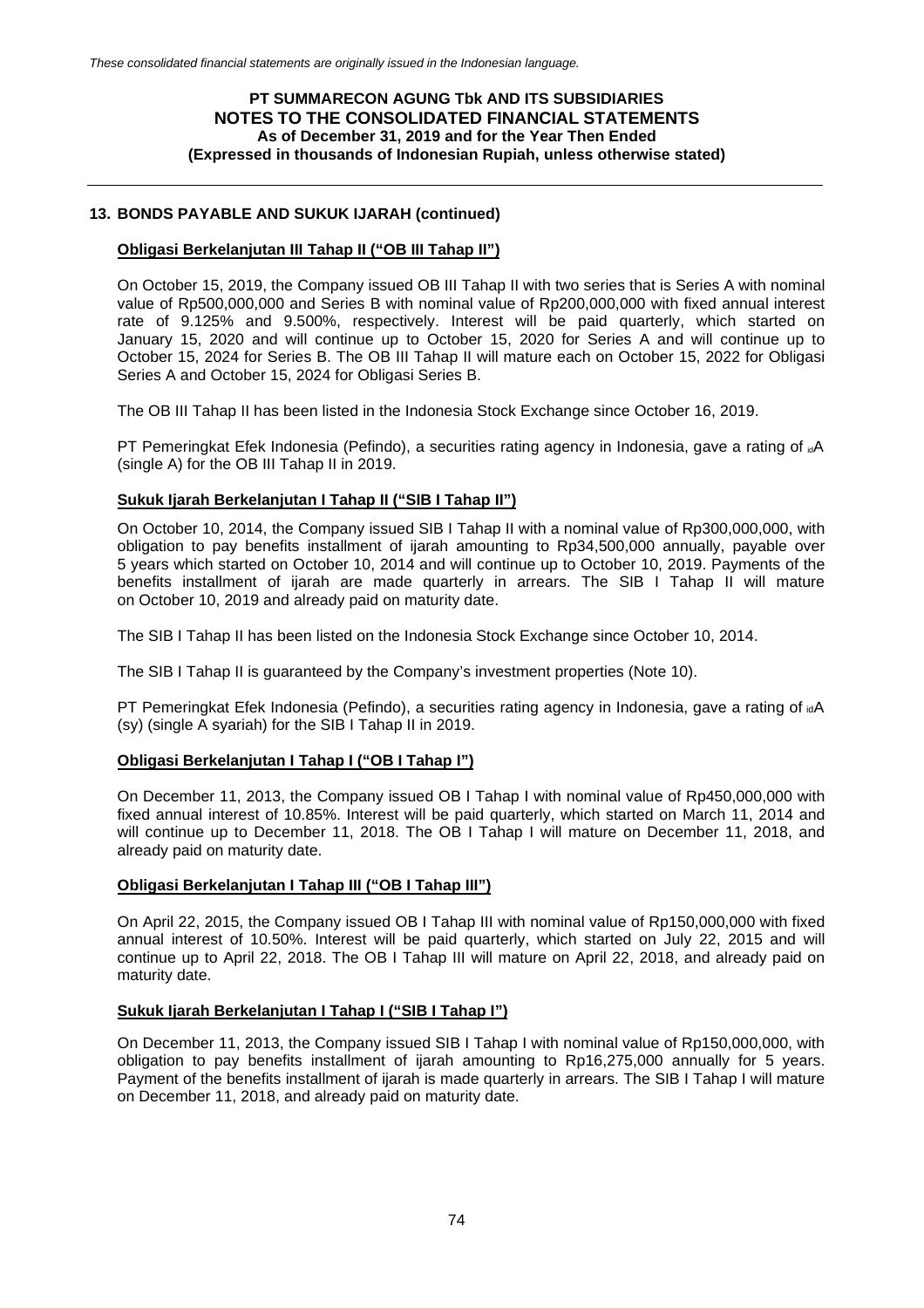## 13. BONDS PAYABLE AND SUKUK IJARAH (continued)

**Obligasi Berkelanjutan III Tahap II ("OB III Tahap II")**

On October 15, 2019, the Company issued OB III Tahap II with two series that is Series A with nominal value of Rp500,000,000 and Series B with nominal value of Rp200,000,000 with fixed annual interest rate of 9.125% and 9.500%, respectively. Interest will be paid quarterly, which started on January 15, 2020 and will continue up to October 15, 2020 for Series A and will continue up to October 15, 2024 for Series B. The OB III Tahap II will mature each on October 15, 2022 for Obligasi Series A and October 15, 2024 for Obligasi Series B.

The OB III Tahap II has been listed in the Indonesia Stock Exchange since October 16, 2019.

PT Pemeringkat Efek Indonesia (Pefindo), a securities rating agency in Indonesia, gave a rating of $_{id}$A (single A) for the OB III Tahap II in 2019.

**Sukuk Ijarah Berkelanjutan I Tahap II ("SIB I Tahap II")**

On October 10, 2014, the Company issued SIB I Tahap II with a nominal value of Rp300,000,000, with obligation to pay benefits installment of ijarah amounting to Rp34,500,000 annually, payable over 5 years which started on October 10, 2014 and will continue up to October 10, 2019. Payments of the benefits installment of ijarah are made quarterly in arrears. The SIB I Tahap II will mature on October 10, 2019 and already paid on maturity date.

The SIB I Tahap II has been listed on the Indonesia Stock Exchange since October 10, 2014.

The SIB I Tahap II is guaranteed by the Company's investment properties (Note 10).

PT Pemeringkat Efek Indonesia (Pefindo), a securities rating agency in Indonesia, gave a rating of $_{id}$A (sy) (single A syariah) for the SIB I Tahap II in 2019.

**Obligasi Berkelanjutan I Tahap I ("OB I Tahap I")**

On December 11, 2013, the Company issued OB I Tahap I with nominal value of Rp450,000,000 with fixed annual interest of 10.85%. Interest will be paid quarterly, which started on March 11, 2014 and will continue up to December 11, 2018. The OB I Tahap I will mature on December 11, 2018, and already paid on maturity date.

**Obligasi Berkelanjutan I Tahap III ("OB I Tahap III")**

On April 22, 2015, the Company issued OB I Tahap III with nominal value of Rp150,000,000 with fixed annual interest of 10.50%. Interest will be paid quarterly, which started on July 22, 2015 and will continue up to April 22, 2018. The OB I Tahap III will mature on April 22, 2018, and already paid on maturity date.

**Sukuk Ijarah Berkelanjutan I Tahap I ("SIB I Tahap I")**

On December 11, 2013, the Company issued SIB I Tahap I with nominal value of Rp150,000,000, with obligation to pay benefits installment of ijarah amounting to Rp16,275,000 annually for 5 years. Payment of the benefits installment of ijarah is made quarterly in arrears. The SIB I Tahap I will mature on December 11, 2018, and already paid on maturity date.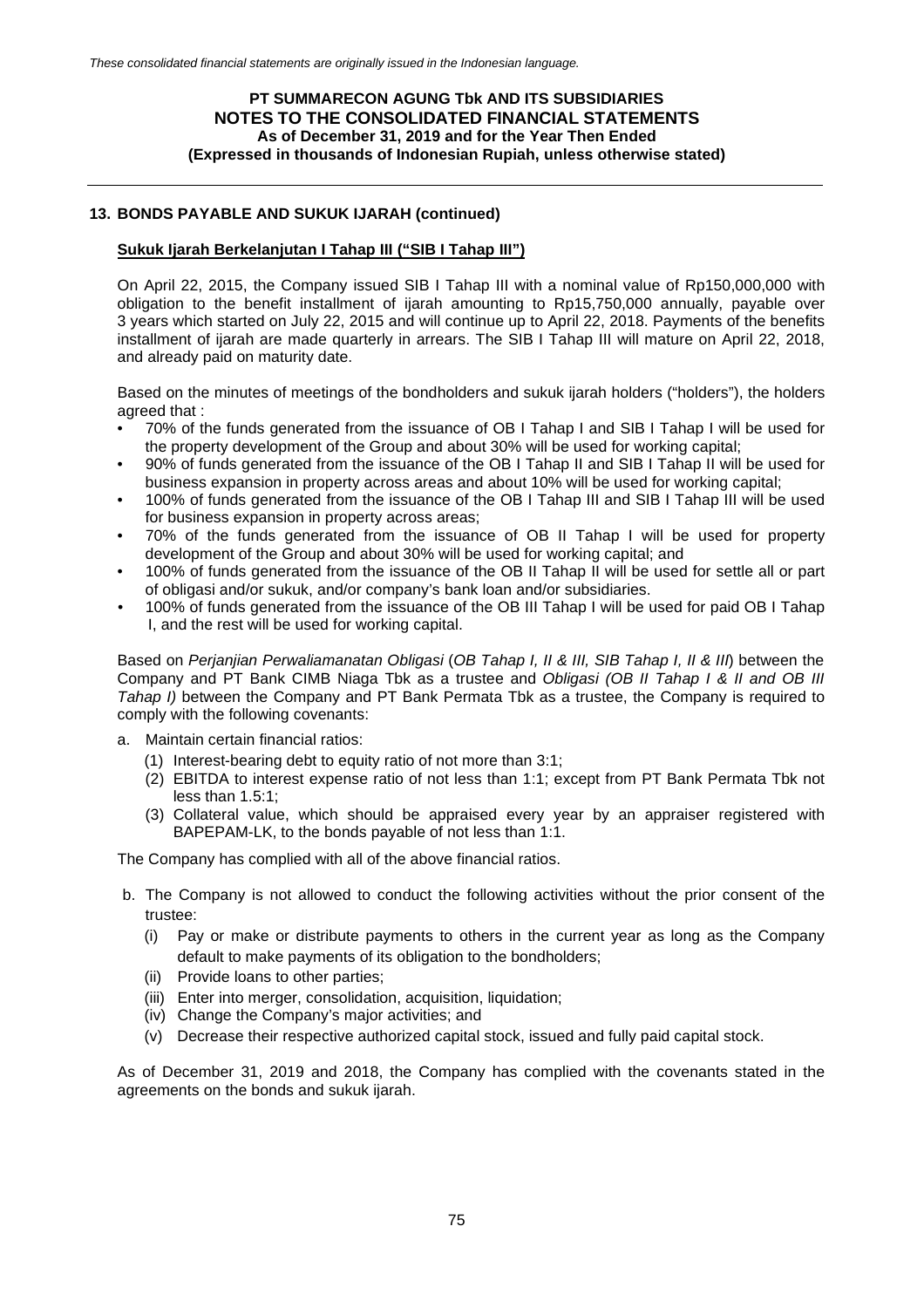## 13. BONDS PAYABLE AND SUKUK IJARAH (continued)

**Sukuk Ijarah Berkelanjutan I Tahap III ("SIB I Tahap III")**

On April 22, 2015, the Company issued SIB I Tahap III with a nominal value of Rp150,000,000 with obligation to the benefit installment of ijarah amounting to Rp15,750,000 annually, payable over 3 years which started on July 22, 2015 and will continue up to April 22, 2018. Payments of the benefits installment of ijarah are made quarterly in arrears. The SIB I Tahap III will mature on April 22, 2018, and already paid on maturity date.

Based on the minutes of meetings of the bondholders and sukuk ijarah holders ("holders"), the holders agreed that :

- 70% of the funds generated from the issuance of OB I Tahap I and SIB I Tahap I will be used for the property development of the Group and about 30% will be used for working capital;
- 90% of funds generated from the issuance of the OB I Tahap II and SIB I Tahap II will be used for business expansion in property across areas and about 10% will be used for working capital;
- 100% of funds generated from the issuance of the OB I Tahap III and SIB I Tahap III will be used for business expansion in property across areas;
- 70% of the funds generated from the issuance of OB II Tahap I will be used for property development of the Group and about 30% will be used for working capital; and
- 100% of funds generated from the issuance of the OB II Tahap II will be used for settle all or part of obligasi and/or sukuk, and/or company's bank loan and/or subsidiaries.
- 100% of funds generated from the issuance of the OB III Tahap I will be used for paid OB I Tahap I, and the rest will be used for working capital.

Based on *Perjanjian Perwaliamanatan Obligasi* (*OB Tahap I, II & III, SIB Tahap I, II & III*) between the Company and PT Bank CIMB Niaga Tbk as a trustee and *Obligasi (OB II Tahap I & II and OB III Tahap I)* between the Company and PT Bank Permata Tbk as a trustee, the Company is required to comply with the following covenants:

a. Maintain certain financial ratios:
   (1) Interest-bearing debt to equity ratio of not more than 3:1;
   (2) EBITDA to interest expense ratio of not less than 1:1; except from PT Bank Permata Tbk not less than 1.5:1;
   (3) Collateral value, which should be appraised every year by an appraiser registered with BAPEPAM-LK, to the bonds payable of not less than 1:1.

The Company has complied with all of the above financial ratios.

b. The Company is not allowed to conduct the following activities without the prior consent of the trustee:
   (i) Pay or make or distribute payments to others in the current year as long as the Company default to make payments of its obligation to the bondholders;
   (ii) Provide loans to other parties;
   (iii) Enter into merger, consolidation, acquisition, liquidation;
   (iv) Change the Company's major activities; and
   (v) Decrease their respective authorized capital stock, issued and fully paid capital stock.

As of December 31, 2019 and 2018, the Company has complied with the covenants stated in the agreements on the bonds and sukuk ijarah.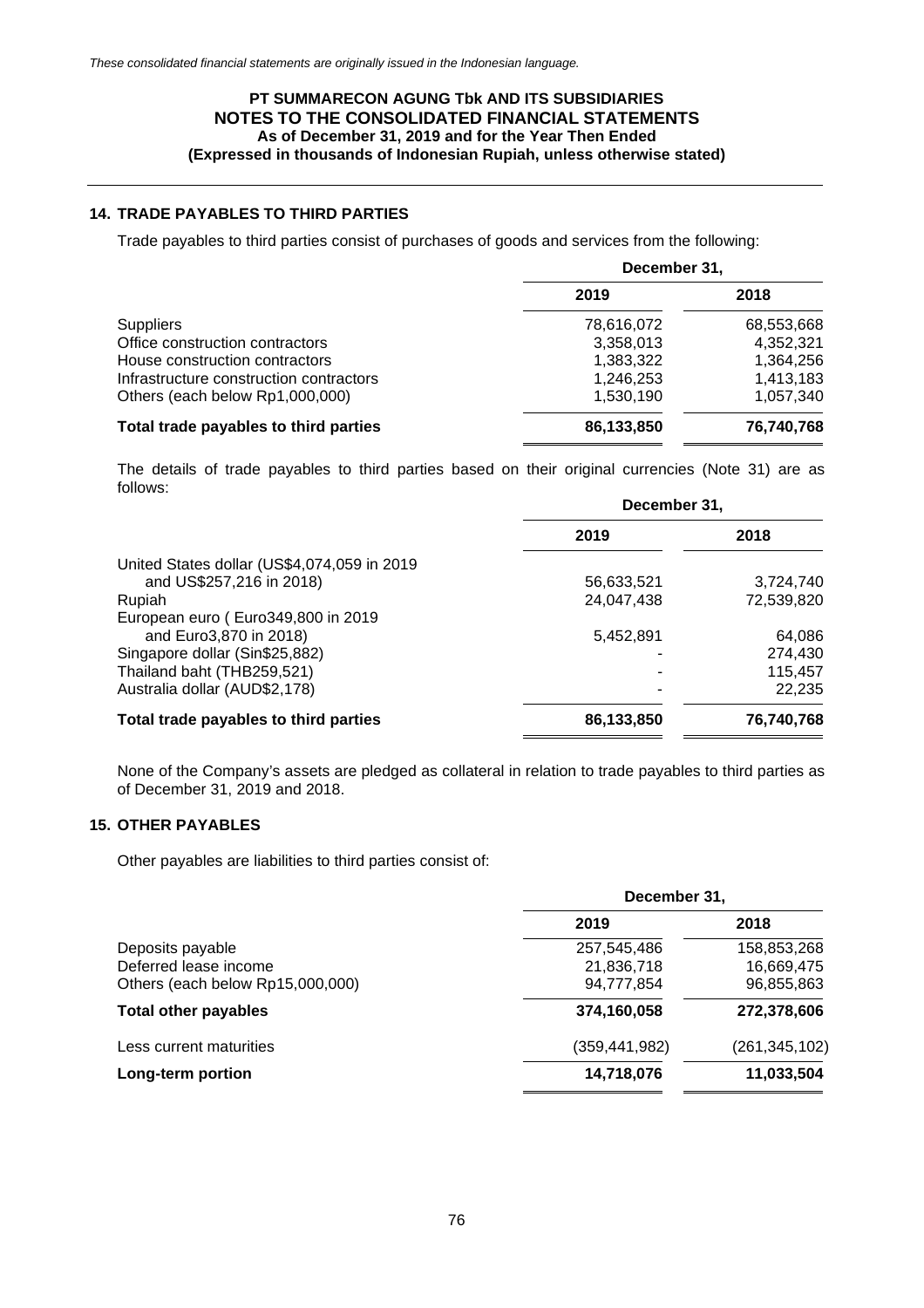## 14. TRADE PAYABLES TO THIRD PARTIES

Trade payables to third parties consist of purchases of goods and services from the following:

| | December 31, | |
|---|---|---|
| | 2019 | 2018 |
| Suppliers | 78,616,072 | 68,553,668 |
| Office construction contractors | 3,358,013 | 4,352,321 |
| House construction contractors | 1,383,322 | 1,364,256 |
| Infrastructure construction contractors | 1,246,253 | 1,413,183 |
| Others (each below Rp1,000,000) | 1,530,190 | 1,057,340 |
| **Total trade payables to third parties** | **86,133,850** | **76,740,768** |

The details of trade payables to third parties based on their original currencies (Note 31) are as follows:

| | December 31, | |
|---|---|---|
| | 2019 | 2018 |
| United States dollar (US$4,074,059 in 2019 and US$257,216 in 2018) | 56,633,521 | 3,724,740 |
| Rupiah | 24,047,438 | 72,539,820 |
| European euro ( Euro349,800 in 2019 and Euro3,870 in 2018) | 5,452,891 | 64,086 |
| Singapore dollar (Sin$25,882) | - | 274,430 |
| Thailand baht (THB259,521) | - | 115,457 |
| Australia dollar (AUD$2,178) | - | 22,235 |
| **Total trade payables to third parties** | **86,133,850** | **76,740,768** |

None of the Company's assets are pledged as collateral in relation to trade payables to third parties as of December 31, 2019 and 2018.

## 15. OTHER PAYABLES

Other payables are liabilities to third parties consist of:

| | December 31, | |
|---|---|---|
| | 2019 | 2018 |
| Deposits payable | 257,545,486 | 158,853,268 |
| Deferred lease income | 21,836,718 | 16,669,475 |
| Others (each below Rp15,000,000) | 94,777,854 | 96,855,863 |
| **Total other payables** | **374,160,058** | **272,378,606** |
| Less current maturities | (359,441,982) | (261,345,102) |
| **Long-term portion** | **14,718,076** | **11,033,504** |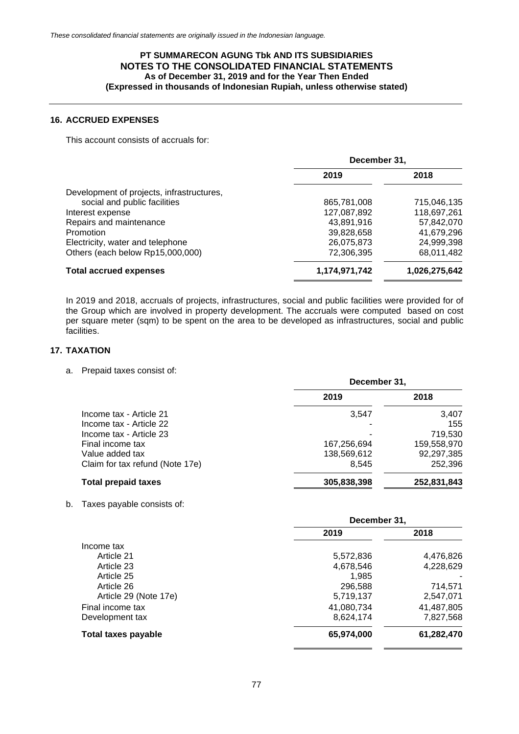## 16. ACCRUED EXPENSES

This account consists of accruals for:

| | December 31, | |
|---|---|---|
| | 2019 | 2018 |
| Development of projects, infrastructures, social and public facilities | 865,781,008 | 715,046,135 |
| Interest expense | 127,087,892 | 118,697,261 |
| Repairs and maintenance | 43,891,916 | 57,842,070 |
| Promotion | 39,828,658 | 41,679,296 |
| Electricity, water and telephone | 26,075,873 | 24,999,398 |
| Others (each below Rp15,000,000) | 72,306,395 | 68,011,482 |
| **Total accrued expenses** | **1,174,971,742** | **1,026,275,642** |

In 2019 and 2018, accruals of projects, infrastructures, social and public facilities were provided for of the Group which are involved in property development. The accruals were computed based on cost per square meter (sqm) to be spent on the area to be developed as infrastructures, social and public facilities.

## 17. TAXATION

a. Prepaid taxes consist of:

| | December 31, | |
|---|---|---|
| | 2019 | 2018 |
| Income tax - Article 21 | 3,547 | 3,407 |
| Income tax - Article 22 | - | 155 |
| Income tax - Article 23 | - | 719,530 |
| Final income tax | 167,256,694 | 159,558,970 |
| Value added tax | 138,569,612 | 92,297,385 |
| Claim for tax refund (Note 17e) | 8,545 | 252,396 |
| **Total prepaid taxes** | **305,838,398** | **252,831,843** |

b. Taxes payable consists of:

| | December 31, | |
|---|---|---|
| | 2019 | 2018 |
| Income tax | | |
| Article 21 | 5,572,836 | 4,476,826 |
| Article 23 | 4,678,546 | 4,228,629 |
| Article 25 | 1,985 | - |
| Article 26 | 296,588 | 714,571 |
| Article 29 (Note 17e) | 5,719,137 | 2,547,071 |
| Final income tax | 41,080,734 | 41,487,805 |
| Development tax | 8,624,174 | 7,827,568 |
| **Total taxes payable** | **65,974,000** | **61,282,470** |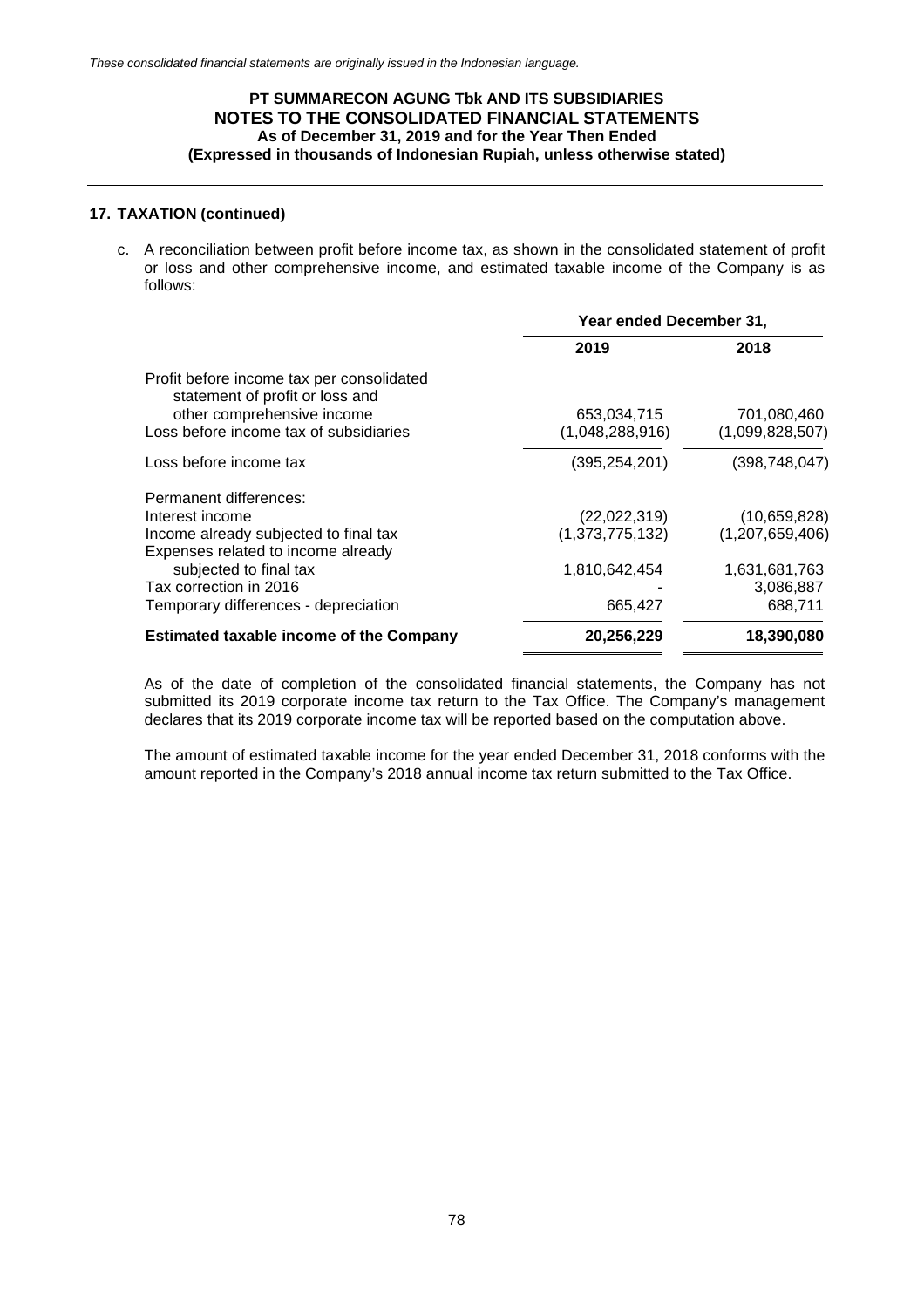*These consolidated financial statements are originally issued in the Indonesian language.*

**PT SUMMARECON AGUNG Tbk AND ITS SUBSIDIARIES**
**NOTES TO THE CONSOLIDATED FINANCIAL STATEMENTS**
**As of December 31, 2019 and for the Year Then Ended**
**(Expressed in thousands of Indonesian Rupiah, unless otherwise stated)**

## 17. TAXATION (continued)

c. A reconciliation between profit before income tax, as shown in the consolidated statement of profit or loss and other comprehensive income, and estimated taxable income of the Company is as follows:

| | Year ended December 31, | |
|---|---|---|
| | **2019** | **2018** |
| Profit before income tax per consolidated statement of profit or loss and other comprehensive income | 653,034,715 | 701,080,460 |
| Loss before income tax of subsidiaries | (1,048,288,916) | (1,099,828,507) |
| Loss before income tax | (395,254,201) | (398,748,047) |
| Permanent differences: | | |
| Interest income | (22,022,319) | (10,659,828) |
| Income already subjected to final tax | (1,373,775,132) | (1,207,659,406) |
| Expenses related to income already subjected to final tax | 1,810,642,454 | 1,631,681,763 |
| Tax correction in 2016 | - | 3,086,887 |
| Temporary differences - depreciation | 665,427 | 688,711 |
| **Estimated taxable income of the Company** | **20,256,229** | **18,390,080** |

As of the date of completion of the consolidated financial statements, the Company has not submitted its 2019 corporate income tax return to the Tax Office. The Company's management declares that its 2019 corporate income tax will be reported based on the computation above.

The amount of estimated taxable income for the year ended December 31, 2018 conforms with the amount reported in the Company's 2018 annual income tax return submitted to the Tax Office.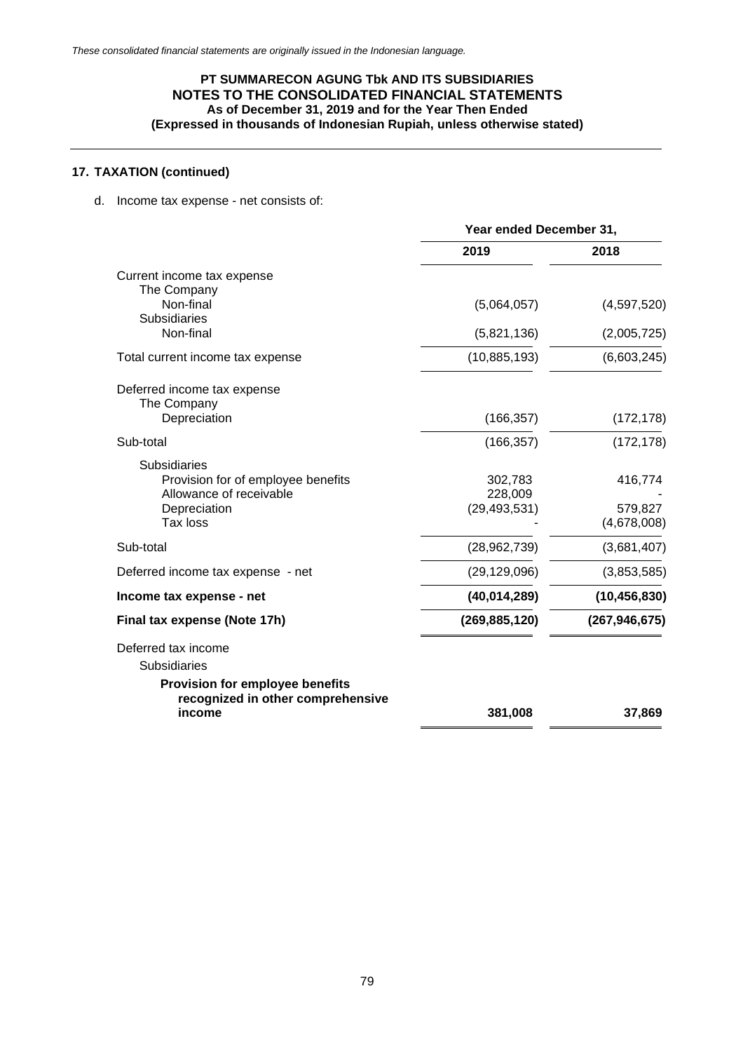*These consolidated financial statements are originally issued in the Indonesian language.*

**PT SUMMARECON AGUNG Tbk AND ITS SUBSIDIARIES**
**NOTES TO THE CONSOLIDATED FINANCIAL STATEMENTS**
**As of December 31, 2019 and for the Year Then Ended**
**(Expressed in thousands of Indonesian Rupiah, unless otherwise stated)**

## 17. TAXATION (continued)

d. Income tax expense - net consists of:

| | Year ended December 31, | |
|---|---|---|
| | **2019** | **2018** |
| Current income tax expense | | |
| The Company | | |
| Non-final | (5,064,057) | (4,597,520) |
| Subsidiaries | | |
| Non-final | (5,821,136) | (2,005,725) |
| Total current income tax expense | (10,885,193) | (6,603,245) |
| Deferred income tax expense | | |
| The Company | | |
| Depreciation | (166,357) | (172,178) |
| Sub-total | (166,357) | (172,178) |
| Subsidiaries | | |
| Provision for of employee benefits | 302,783 | 416,774 |
| Allowance of receivable | 228,009 | - |
| Depreciation | (29,493,531) | 579,827 |
| Tax loss | - | (4,678,008) |
| Sub-total | (28,962,739) | (3,681,407) |
| Deferred income tax expense - net | (29,129,096) | (3,853,585) |
| **Income tax expense - net** | **(40,014,289)** | **(10,456,830)** |
| **Final tax expense (Note 17h)** | **(269,885,120)** | **(267,946,675)** |
| Deferred tax income | | |
| Subsidiaries | | |
| **Provision for employee benefits recognized in other comprehensive income** | **381,008** | **37,869** |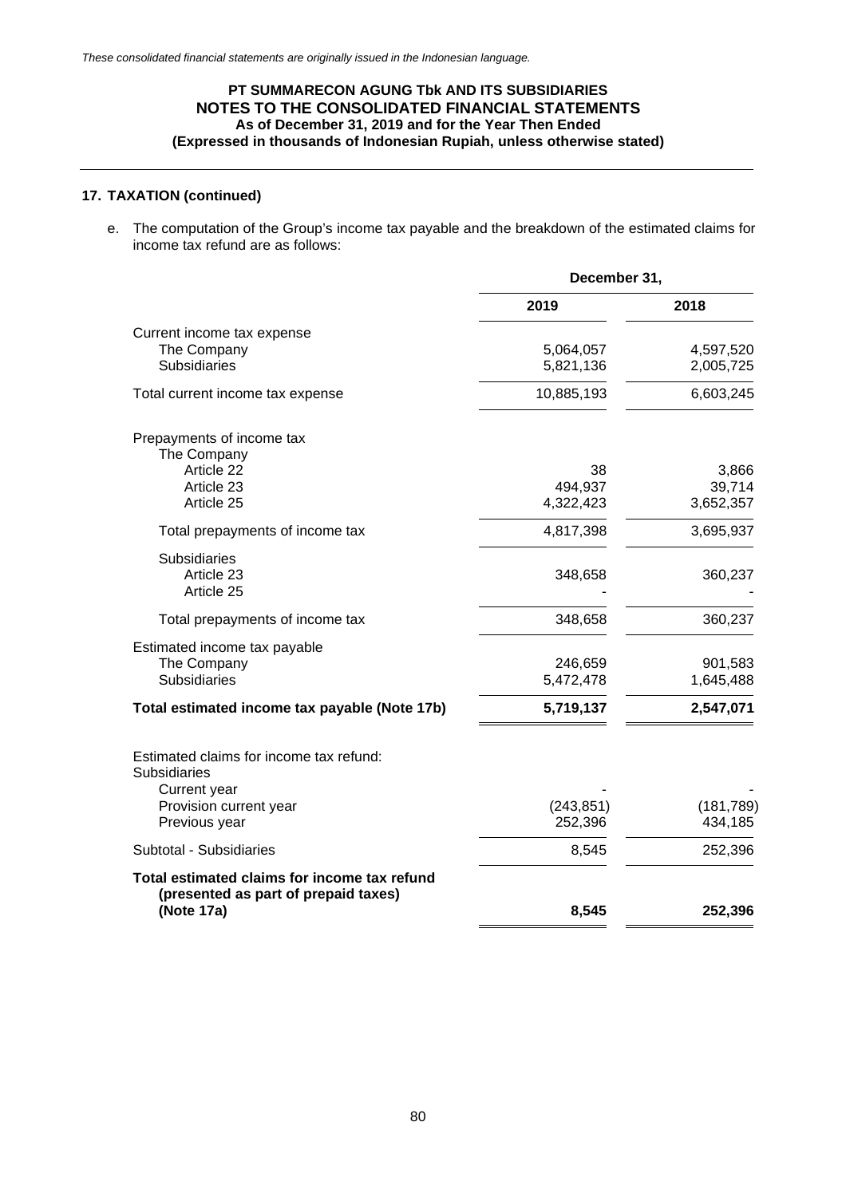*These consolidated financial statements are originally issued in the Indonesian language.*

**PT SUMMARECON AGUNG Tbk AND ITS SUBSIDIARIES**
**NOTES TO THE CONSOLIDATED FINANCIAL STATEMENTS**
**As of December 31, 2019 and for the Year Then Ended**
**(Expressed in thousands of Indonesian Rupiah, unless otherwise stated)**

## 17. TAXATION (continued)

e. The computation of the Group's income tax payable and the breakdown of the estimated claims for income tax refund are as follows:

| | December 31, | |
|---|---|---|
| | 2019 | 2018 |
| Current income tax expense | | |
| The Company | 5,064,057 | 4,597,520 |
| Subsidiaries | 5,821,136 | 2,005,725 |
| Total current income tax expense | 10,885,193 | 6,603,245 |
| Prepayments of income tax | | |
| The Company | | |
| Article 22 | 38 | 3,866 |
| Article 23 | 494,937 | 39,714 |
| Article 25 | 4,322,423 | 3,652,357 |
| Total prepayments of income tax | 4,817,398 | 3,695,937 |
| Subsidiaries | | |
| Article 23 | 348,658 | 360,237 |
| Article 25 | - | - |
| Total prepayments of income tax | 348,658 | 360,237 |
| Estimated income tax payable | | |
| The Company | 246,659 | 901,583 |
| Subsidiaries | 5,472,478 | 1,645,488 |
| **Total estimated income tax payable (Note 17b)** | **5,719,137** | **2,547,071** |
| Estimated claims for income tax refund: | | |
| Subsidiaries | | |
| Current year | - | - |
| Provision current year | (243,851) | (181,789) |
| Previous year | 252,396 | 434,185 |
| Subtotal - Subsidiaries | 8,545 | 252,396 |
| **Total estimated claims for income tax refund (presented as part of prepaid taxes) (Note 17a)** | **8,545** | **252,396** |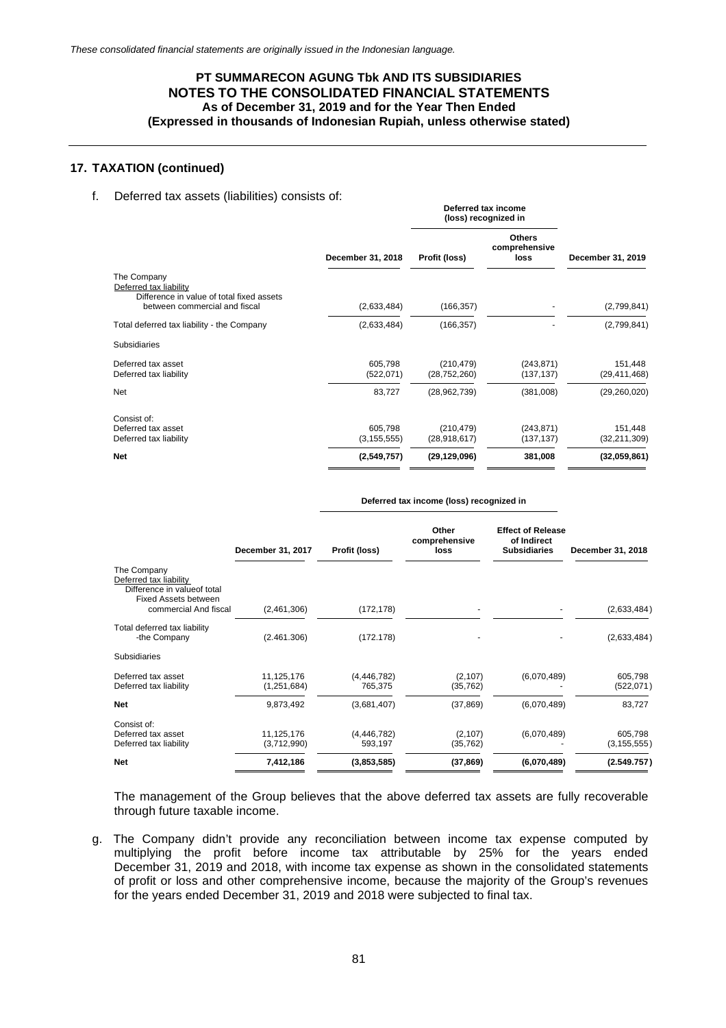*These consolidated financial statements are originally issued in the Indonesian language.*

**PT SUMMARECON AGUNG Tbk AND ITS SUBSIDIARIES**
**NOTES TO THE CONSOLIDATED FINANCIAL STATEMENTS**
**As of December 31, 2019 and for the Year Then Ended**
**(Expressed in thousands of Indonesian Rupiah, unless otherwise stated)**

## 17. TAXATION (continued)

f. Deferred tax assets (liabilities) consists of:

| | December 31, 2018 | Deferred tax income (loss) recognized in | | December 31, 2019 |
|---|---|---|---|---|
| | | Profit (loss) | Others comprehensive loss | |
| The Company | | | | |
| Deferred tax liability | | | | |
| Difference in value of total fixed assets between commercial and fiscal | (2,633,484) | (166,357) | - | (2,799,841) |
| Total deferred tax liability - the Company | (2,633,484) | (166,357) | - | (2,799,841) |
| Subsidiaries | | | | |
| Deferred tax asset | 605,798 | (210,479) | (243,871) | 151,448 |
| Deferred tax liability | (522,071) | (28,752,260) | (137,137) | (29,411,468) |
| Net | 83,727 | (28,962,739) | (381,008) | (29,260,020) |
| Consist of: | | | | |
| Deferred tax asset | 605,798 | (210,479) | (243,871) | 151,448 |
| Deferred tax liability | (3,155,555) | (28,918,617) | (137,137) | (32,211,309) |
| **Net** | **(2,549,757)** | **(29,129,096)** | **381,008** | **(32,059,861)** |

| | December 31, 2017 | Deferred tax income (loss) recognized in | | | December 31, 2018 |
|---|---|---|---|---|---|
| | | Profit (loss) | Other comprehensive loss | Effect of Release of Indirect Subsidiaries | |
| The Company | | | | | |
| Deferred tax liability | | | | | |
| Difference in valueof total Fixed Assets between commercial And fiscal | (2,461,306) | (172,178) | - | - | (2,633,484) |
| Total deferred tax liability -the Company | (2.461.306) | (172.178) | - | - | (2,633,484) |
| Subsidiaries | | | | | |
| Deferred tax asset | 11,125,176 | (4,446,782) | (2,107) | (6,070,489) | 605,798 |
| Deferred tax liability | (1,251,684) | 765,375 | (35,762) | - | (522,071) |
| **Net** | 9,873,492 | (3,681,407) | (37,869) | (6,070,489) | 83,727 |
| Consist of: | | | | | |
| Deferred tax asset | 11,125,176 | (4,446,782) | (2,107) | (6,070,489) | 605,798 |
| Deferred tax liability | (3,712,990) | 593,197 | (35,762) | - | (3,155,555) |
| **Net** | **7,412,186** | **(3,853,585)** | **(37,869)** | **(6,070,489)** | **(2.549.757)** |

The management of the Group believes that the above deferred tax assets are fully recoverable through future taxable income.

g. The Company didn't provide any reconciliation between income tax expense computed by multiplying the profit before income tax attributable by 25% for the years ended December 31, 2019 and 2018, with income tax expense as shown in the consolidated statements of profit or loss and other comprehensive income, because the majority of the Group's revenues for the years ended December 31, 2019 and 2018 were subjected to final tax.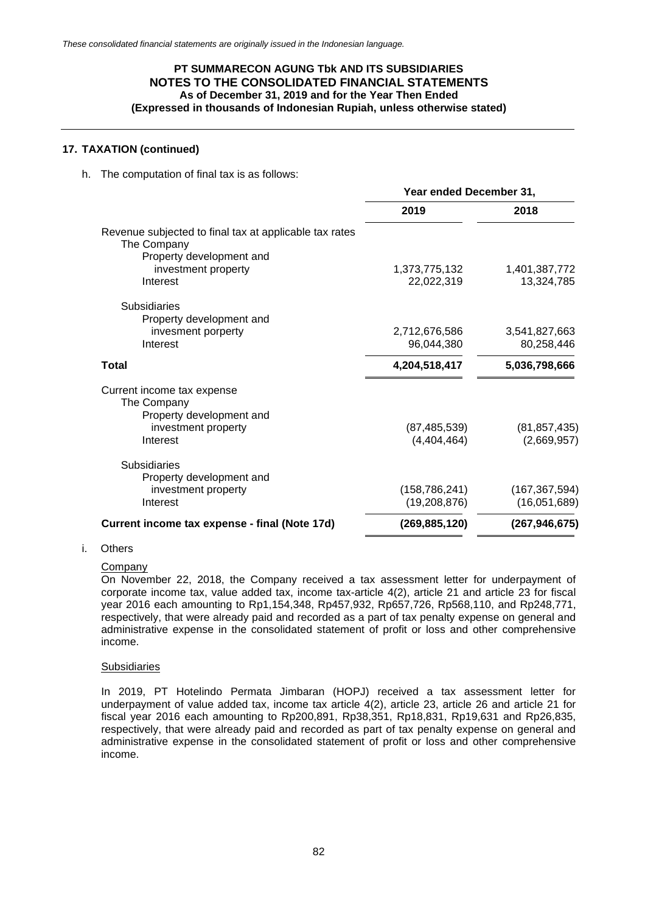*These consolidated financial statements are originally issued in the Indonesian language.*

**PT SUMMARECON AGUNG Tbk AND ITS SUBSIDIARIES**
**NOTES TO THE CONSOLIDATED FINANCIAL STATEMENTS**
**As of December 31, 2019 and for the Year Then Ended**
**(Expressed in thousands of Indonesian Rupiah, unless otherwise stated)**

## 17. TAXATION (continued)

h. The computation of final tax is as follows:

| | Year ended December 31, | |
|---|---|---|
| | **2019** | **2018** |
| Revenue subjected to final tax at applicable tax rates | | |
| The Company | | |
| Property development and investment property | 1,373,775,132 | 1,401,387,772 |
| Interest | 22,022,319 | 13,324,785 |
| Subsidiaries | | |
| Property development and invesment porperty | 2,712,676,586 | 3,541,827,663 |
| Interest | 96,044,380 | 80,258,446 |
| **Total** | **4,204,518,417** | **5,036,798,666** |
| Current income tax expense | | |
| The Company | | |
| Property development and investment property | (87,485,539) | (81,857,435) |
| Interest | (4,404,464) | (2,669,957) |
| Subsidiaries | | |
| Property development and investment property | (158,786,241) | (167,367,594) |
| Interest | (19,208,876) | (16,051,689) |
| **Current income tax expense - final (Note 17d)** | **(269,885,120)** | **(267,946,675)** |

i. Others

Company

On November 22, 2018, the Company received a tax assessment letter for underpayment of corporate income tax, value added tax, income tax-article 4(2), article 21 and article 23 for fiscal year 2016 each amounting to Rp1,154,348, Rp457,932, Rp657,726, Rp568,110, and Rp248,771, respectively, that were already paid and recorded as a part of tax penalty expense on general and administrative expense in the consolidated statement of profit or loss and other comprehensive income.

Subsidiaries

In 2019, PT Hotelindo Permata Jimbaran (HOPJ) received a tax assessment letter for underpayment of value added tax, income tax article 4(2), article 23, article 26 and article 21 for fiscal year 2016 each amounting to Rp200,891, Rp38,351, Rp18,831, Rp19,631 and Rp26,835, respectively, that were already paid and recorded as part of tax penalty expense on general and administrative expense in the consolidated statement of profit or loss and other comprehensive income.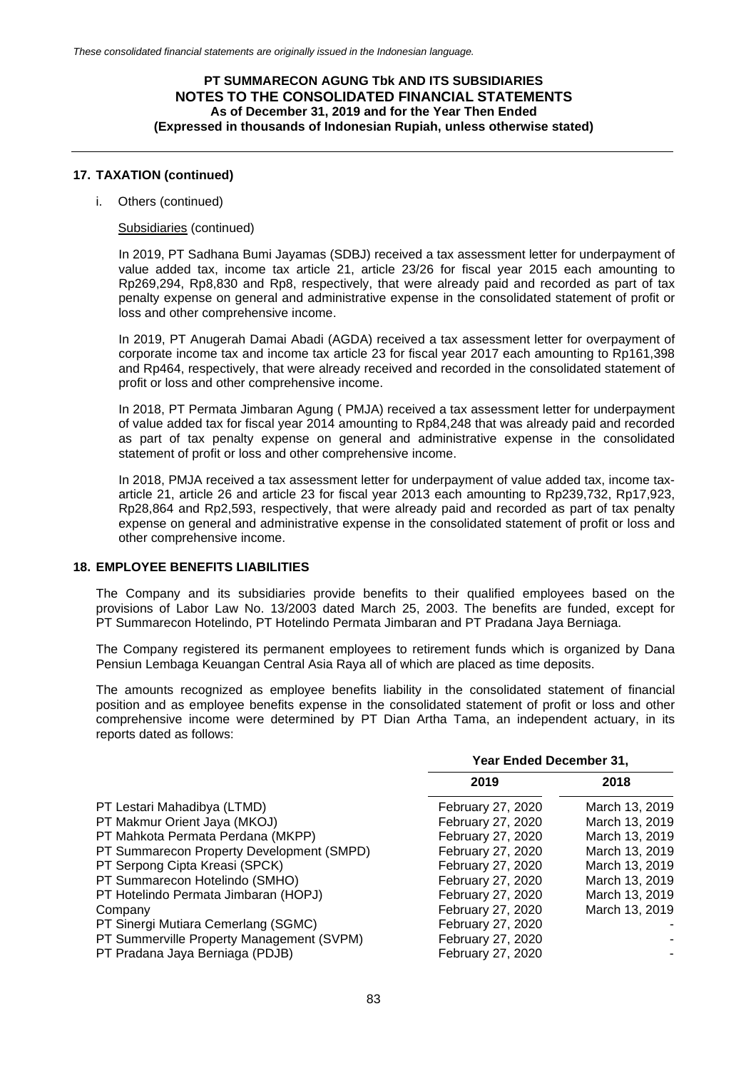## 17. TAXATION (continued)

i. Others (continued)

Subsidiaries (continued)

In 2019, PT Sadhana Bumi Jayamas (SDBJ) received a tax assessment letter for underpayment of value added tax, income tax article 21, article 23/26 for fiscal year 2015 each amounting to Rp269,294, Rp8,830 and Rp8, respectively, that were already paid and recorded as part of tax penalty expense on general and administrative expense in the consolidated statement of profit or loss and other comprehensive income.

In 2019, PT Anugerah Damai Abadi (AGDA) received a tax assessment letter for overpayment of corporate income tax and income tax article 23 for fiscal year 2017 each amounting to Rp161,398 and Rp464, respectively, that were already received and recorded in the consolidated statement of profit or loss and other comprehensive income.

In 2018, PT Permata Jimbaran Agung ( PMJA) received a tax assessment letter for underpayment of value added tax for fiscal year 2014 amounting to Rp84,248 that was already paid and recorded as part of tax penalty expense on general and administrative expense in the consolidated statement of profit or loss and other comprehensive income.

In 2018, PMJA received a tax assessment letter for underpayment of value added tax, income tax-article 21, article 26 and article 23 for fiscal year 2013 each amounting to Rp239,732, Rp17,923, Rp28,864 and Rp2,593, respectively, that were already paid and recorded as part of tax penalty expense on general and administrative expense in the consolidated statement of profit or loss and other comprehensive income.

## 18. EMPLOYEE BENEFITS LIABILITIES

The Company and its subsidiaries provide benefits to their qualified employees based on the provisions of Labor Law No. 13/2003 dated March 25, 2003. The benefits are funded, except for PT Summarecon Hotelindo, PT Hotelindo Permata Jimbaran and PT Pradana Jaya Berniaga.

The Company registered its permanent employees to retirement funds which is organized by Dana Pensiun Lembaga Keuangan Central Asia Raya all of which are placed as time deposits.

The amounts recognized as employee benefits liability in the consolidated statement of financial position and as employee benefits expense in the consolidated statement of profit or loss and other comprehensive income were determined by PT Dian Artha Tama, an independent actuary, in its reports dated as follows:

| | Year Ended December 31, | |
|---|---|---|
| | 2019 | 2018 |
| PT Lestari Mahadibya (LTMD) | February 27, 2020 | March 13, 2019 |
| PT Makmur Orient Jaya (MKOJ) | February 27, 2020 | March 13, 2019 |
| PT Mahkota Permata Perdana (MKPP) | February 27, 2020 | March 13, 2019 |
| PT Summarecon Property Development (SMPD) | February 27, 2020 | March 13, 2019 |
| PT Serpong Cipta Kreasi (SPCK) | February 27, 2020 | March 13, 2019 |
| PT Summarecon Hotelindo (SMHO) | February 27, 2020 | March 13, 2019 |
| PT Hotelindo Permata Jimbaran (HOPJ) | February 27, 2020 | March 13, 2019 |
| Company | February 27, 2020 | March 13, 2019 |
| PT Sinergi Mutiara Cemerlang (SGMC) | February 27, 2020 | - |
| PT Summerville Property Management (SVPM) | February 27, 2020 | - |
| PT Pradana Jaya Berniaga (PDJB) | February 27, 2020 | - |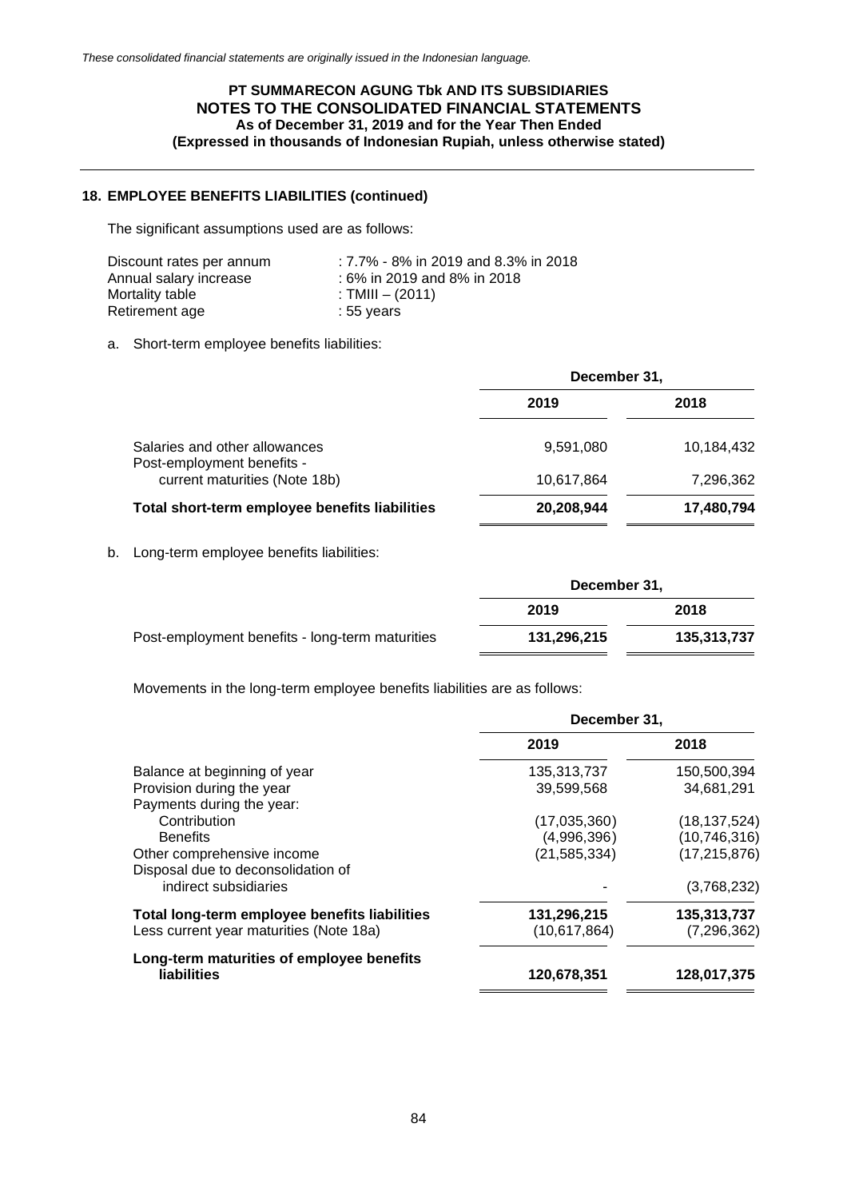## 18. EMPLOYEE BENEFITS LIABILITIES (continued)

The significant assumptions used are as follows:

| | |
|---|---|
| Discount rates per annum | : 7.7% - 8% in 2019 and 8.3% in 2018 |
| Annual salary increase | : 6% in 2019 and 8% in 2018 |
| Mortality table | : TMIII – (2011) |
| Retirement age | : 55 years |

a. Short-term employee benefits liabilities:

| | December 31, | |
|---|---|---|
| | 2019 | 2018 |
| Salaries and other allowances | 9,591,080 | 10,184,432 |
| Post-employment benefits - current maturities (Note 18b) | 10,617,864 | 7,296,362 |
| **Total short-term employee benefits liabilities** | **20,208,944** | **17,480,794** |

b. Long-term employee benefits liabilities:

| | December 31, | |
|---|---|---|
| | 2019 | 2018 |
| Post-employment benefits - long-term maturities | **131,296,215** | **135,313,737** |

Movements in the long-term employee benefits liabilities are as follows:

| | December 31, | |
|---|---|---|
| | 2019 | 2018 |
| Balance at beginning of year | 135,313,737 | 150,500,394 |
| Provision during the year | 39,599,568 | 34,681,291 |
| Payments during the year: | | |
| Contribution | (17,035,360) | (18,137,524) |
| Benefits | (4,996,396) | (10,746,316) |
| Other comprehensive income | (21,585,334) | (17,215,876) |
| Disposal due to deconsolidation of indirect subsidiaries | - | (3,768,232) |
| **Total long-term employee benefits liabilities** | **131,296,215** | **135,313,737** |
| Less current year maturities (Note 18a) | (10,617,864) | (7,296,362) |
| **Long-term maturities of employee benefits liabilities** | **120,678,351** | **128,017,375** |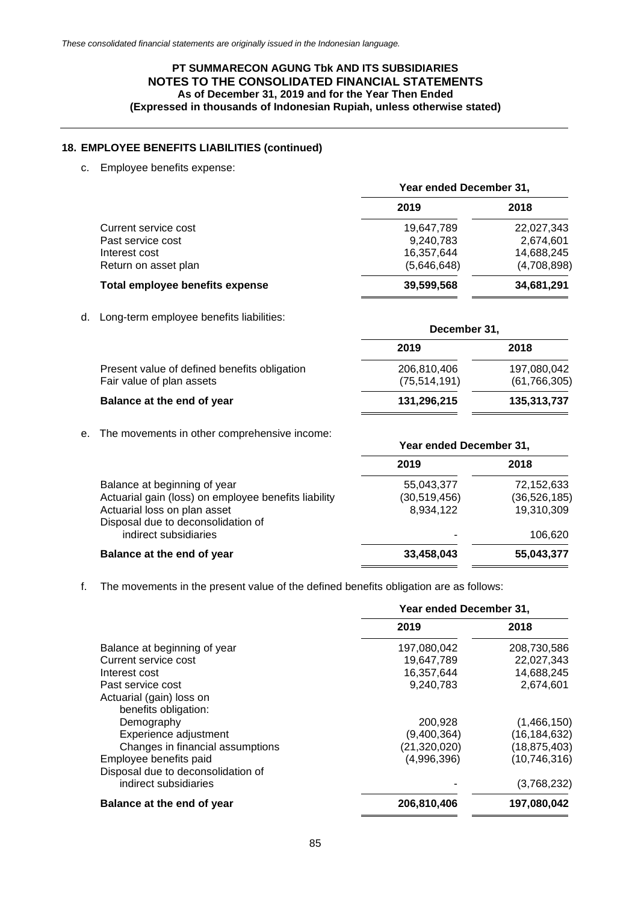*These consolidated financial statements are originally issued in the Indonesian language.*

**PT SUMMARECON AGUNG Tbk AND ITS SUBSIDIARIES**
**NOTES TO THE CONSOLIDATED FINANCIAL STATEMENTS**
**As of December 31, 2019 and for the Year Then Ended**
**(Expressed in thousands of Indonesian Rupiah, unless otherwise stated)**

## 18. EMPLOYEE BENEFITS LIABILITIES (continued)

c. Employee benefits expense:

| | Year ended December 31, | |
|---|---|---|
| | **2019** | **2018** |
| Current service cost | 19,647,789 | 22,027,343 |
| Past service cost | 9,240,783 | 2,674,601 |
| Interest cost | 16,357,644 | 14,688,245 |
| Return on asset plan | (5,646,648) | (4,708,898) |
| **Total employee benefits expense** | **39,599,568** | **34,681,291** |

d. Long-term employee benefits liabilities:

| | December 31, | |
|---|---|---|
| | **2019** | **2018** |
| Present value of defined benefits obligation | 206,810,406 | 197,080,042 |
| Fair value of plan assets | (75,514,191) | (61,766,305) |
| **Balance at the end of year** | **131,296,215** | **135,313,737** |

e. The movements in other comprehensive income:

| | Year ended December 31, | |
|---|---|---|
| | **2019** | **2018** |
| Balance at beginning of year | 55,043,377 | 72,152,633 |
| Actuarial gain (loss) on employee benefits liability | (30,519,456) | (36,526,185) |
| Actuarial loss on plan asset | 8,934,122 | 19,310,309 |
| Disposal due to deconsolidation of indirect subsidiaries | - | 106,620 |
| **Balance at the end of year** | **33,458,043** | **55,043,377** |

f. The movements in the present value of the defined benefits obligation are as follows:

| | Year ended December 31, | |
|---|---|---|
| | **2019** | **2018** |
| Balance at beginning of year | 197,080,042 | 208,730,586 |
| Current service cost | 19,647,789 | 22,027,343 |
| Interest cost | 16,357,644 | 14,688,245 |
| Past service cost | 9,240,783 | 2,674,601 |
| Actuarial (gain) loss on benefits obligation: | | |
| Demography | 200,928 | (1,466,150) |
| Experience adjustment | (9,400,364) | (16,184,632) |
| Changes in financial assumptions | (21,320,020) | (18,875,403) |
| Employee benefits paid | (4,996,396) | (10,746,316) |
| Disposal due to deconsolidation of indirect subsidiaries | - | (3,768,232) |
| **Balance at the end of year** | **206,810,406** | **197,080,042** |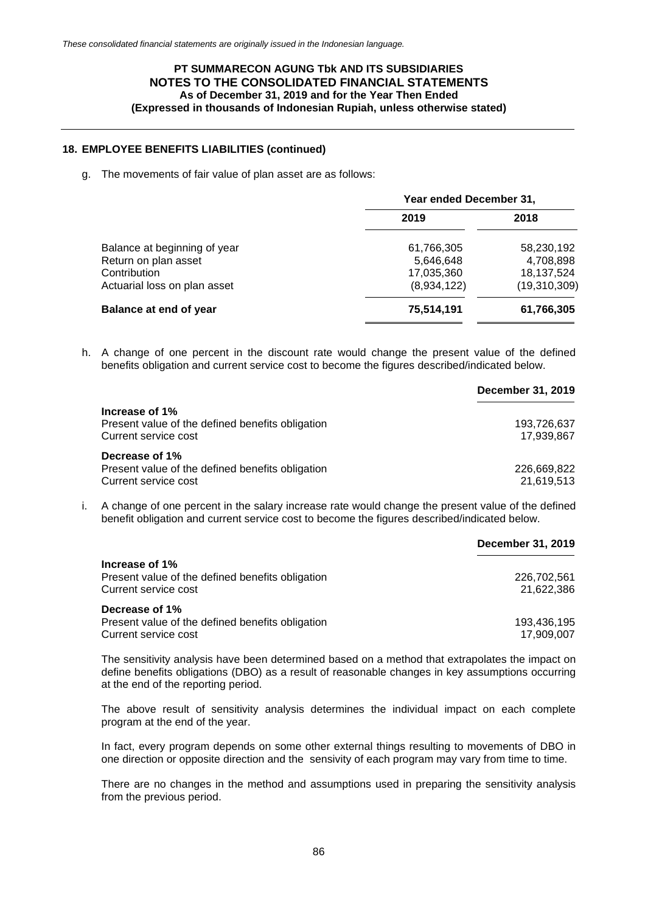## 18. EMPLOYEE BENEFITS LIABILITIES (continued)

g. The movements of fair value of plan asset are as follows:

| | Year ended December 31, | |
|---|---|---|
| | 2019 | 2018 |
| Balance at beginning of year | 61,766,305 | 58,230,192 |
| Return on plan asset | 5,646,648 | 4,708,898 |
| Contribution | 17,035,360 | 18,137,524 |
| Actuarial loss on plan asset | (8,934,122) | (19,310,309) |
| **Balance at end of year** | **75,514,191** | **61,766,305** |

h. A change of one percent in the discount rate would change the present value of the defined benefits obligation and current service cost to become the figures described/indicated below.

| | December 31, 2019 |
|---|---|
| **Increase of 1%** | |
| Present value of the defined benefits obligation | 193,726,637 |
| Current service cost | 17,939,867 |
| **Decrease of 1%** | |
| Present value of the defined benefits obligation | 226,669,822 |
| Current service cost | 21,619,513 |

i. A change of one percent in the salary increase rate would change the present value of the defined benefit obligation and current service cost to become the figures described/indicated below.

| | December 31, 2019 |
|---|---|
| **Increase of 1%** | |
| Present value of the defined benefits obligation | 226,702,561 |
| Current service cost | 21,622,386 |
| **Decrease of 1%** | |
| Present value of the defined benefits obligation | 193,436,195 |
| Current service cost | 17,909,007 |

The sensitivity analysis have been determined based on a method that extrapolates the impact on define benefits obligations (DBO) as a result of reasonable changes in key assumptions occurring at the end of the reporting period.

The above result of sensitivity analysis determines the individual impact on each complete program at the end of the year.

In fact, every program depends on some other external things resulting to movements of DBO in one direction or opposite direction and the sensivity of each program may vary from time to time.

There are no changes in the method and assumptions used in preparing the sensitivity analysis from the previous period.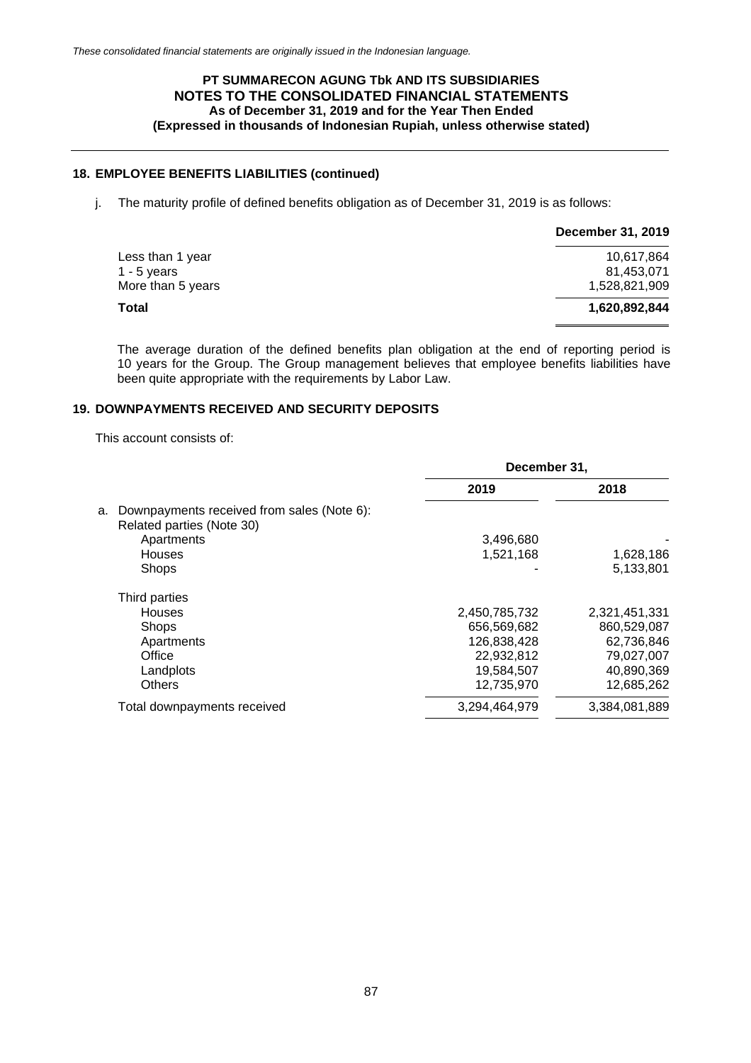*These consolidated financial statements are originally issued in the Indonesian language.*

**PT SUMMARECON AGUNG Tbk AND ITS SUBSIDIARIES**
**NOTES TO THE CONSOLIDATED FINANCIAL STATEMENTS**
**As of December 31, 2019 and for the Year Then Ended**
**(Expressed in thousands of Indonesian Rupiah, unless otherwise stated)**

## 18. EMPLOYEE BENEFITS LIABILITIES (continued)

j. The maturity profile of defined benefits obligation as of December 31, 2019 is as follows:

| | December 31, 2019 |
|---|---|
| Less than 1 year | 10,617,864 |
| 1 - 5 years | 81,453,071 |
| More than 5 years | 1,528,821,909 |
| **Total** | **1,620,892,844** |

The average duration of the defined benefits plan obligation at the end of reporting period is 10 years for the Group. The Group management believes that employee benefits liabilities have been quite appropriate with the requirements by Labor Law.

## 19. DOWNPAYMENTS RECEIVED AND SECURITY DEPOSITS

This account consists of:

| | December 31, | |
|---|---|---|
| | 2019 | 2018 |
| a. Downpayments received from sales (Note 6): | | |
| Related parties (Note 30) | | |
| Apartments | 3,496,680 | - |
| Houses | 1,521,168 | 1,628,186 |
| Shops | - | 5,133,801 |
| Third parties | | |
| Houses | 2,450,785,732 | 2,321,451,331 |
| Shops | 656,569,682 | 860,529,087 |
| Apartments | 126,838,428 | 62,736,846 |
| Office | 22,932,812 | 79,027,007 |
| Landplots | 19,584,507 | 40,890,369 |
| Others | 12,735,970 | 12,685,262 |
| Total downpayments received | 3,294,464,979 | 3,384,081,889 |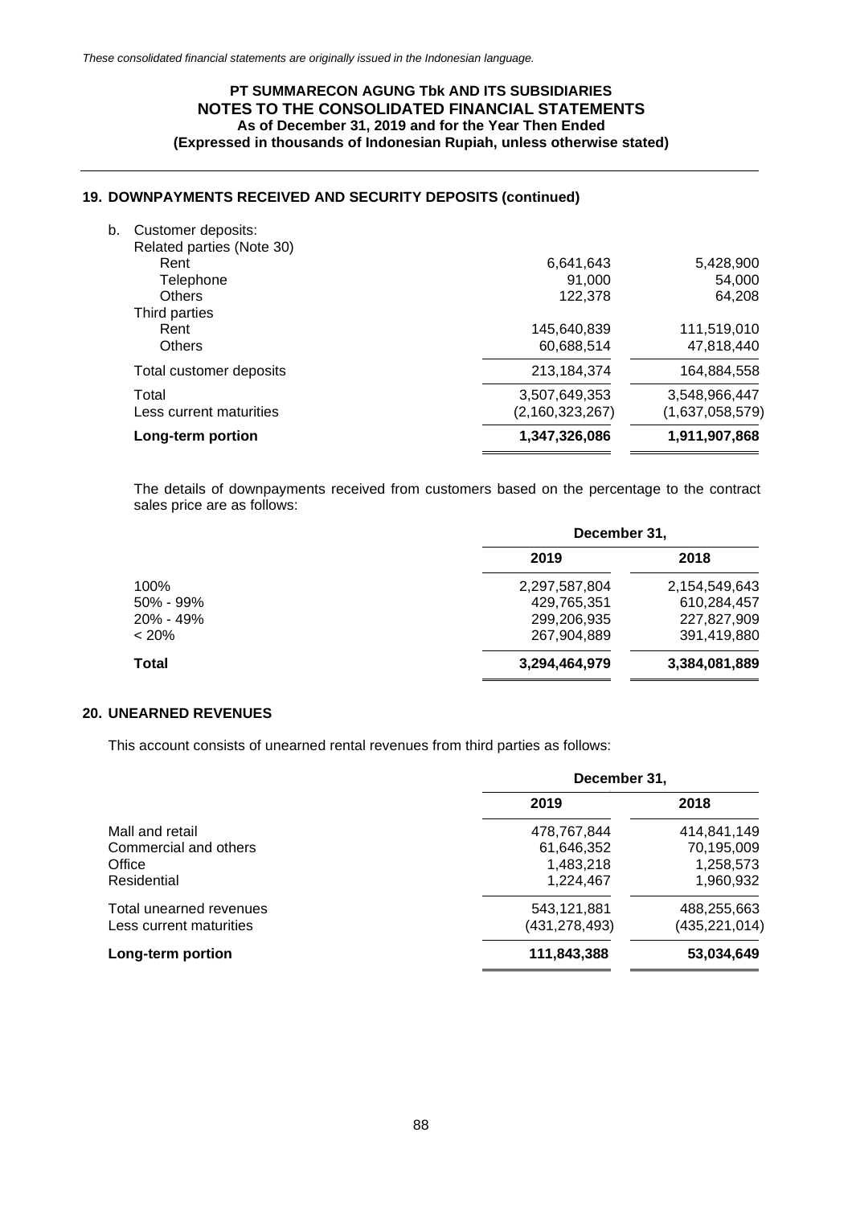*These consolidated financial statements are originally issued in the Indonesian language.*

**PT SUMMARECON AGUNG Tbk AND ITS SUBSIDIARIES**
**NOTES TO THE CONSOLIDATED FINANCIAL STATEMENTS**
**As of December 31, 2019 and for the Year Then Ended**
**(Expressed in thousands of Indonesian Rupiah, unless otherwise stated)**

## 19. DOWNPAYMENTS RECEIVED AND SECURITY DEPOSITS (continued)

| | | |
|---|---|---|
| b. Customer deposits: | | |
| Related parties (Note 30) | | |
| Rent | 6,641,643 | 5,428,900 |
| Telephone | 91,000 | 54,000 |
| Others | 122,378 | 64,208 |
| Third parties | | |
| Rent | 145,640,839 | 111,519,010 |
| Others | 60,688,514 | 47,818,440 |
| Total customer deposits | 213,184,374 | 164,884,558 |
| Total | 3,507,649,353 | 3,548,966,447 |
| Less current maturities | (2,160,323,267) | (1,637,058,579) |
| **Long-term portion** | **1,347,326,086** | **1,911,907,868** |

The details of downpayments received from customers based on the percentage to the contract sales price are as follows:

| | December 31, | |
|---|---|---|
| | **2019** | **2018** |
| 100% | 2,297,587,804 | 2,154,549,643 |
| 50% - 99% | 429,765,351 | 610,284,457 |
| 20% - 49% | 299,206,935 | 227,827,909 |
| < 20% | 267,904,889 | 391,419,880 |
| **Total** | **3,294,464,979** | **3,384,081,889** |

## 20. UNEARNED REVENUES

This account consists of unearned rental revenues from third parties as follows:

| | December 31, | |
|---|---|---|
| | **2019** | **2018** |
| Mall and retail | 478,767,844 | 414,841,149 |
| Commercial and others | 61,646,352 | 70,195,009 |
| Office | 1,483,218 | 1,258,573 |
| Residential | 1,224,467 | 1,960,932 |
| Total unearned revenues | 543,121,881 | 488,255,663 |
| Less current maturities | (431,278,493) | (435,221,014) |
| **Long-term portion** | **111,843,388** | **53,034,649** |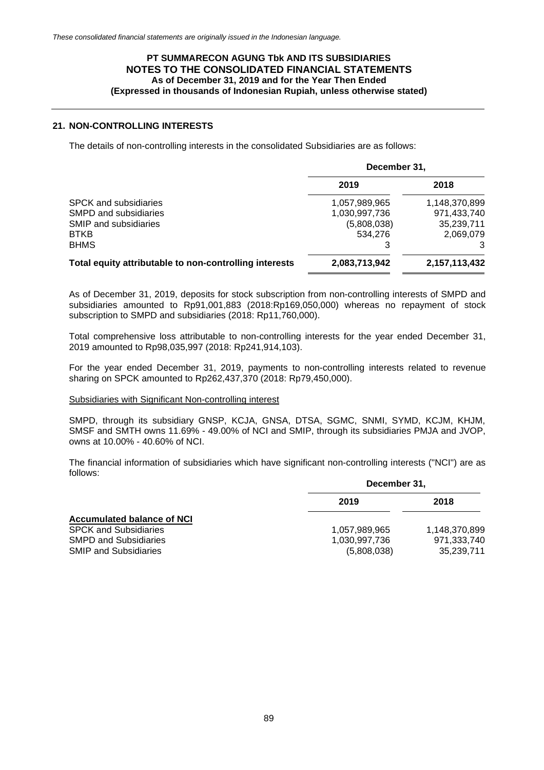## 21. NON-CONTROLLING INTERESTS

The details of non-controlling interests in the consolidated Subsidiaries are as follows:

| | December 31, | |
|---|---|---|
| | 2019 | 2018 |
| SPCK and subsidiaries | 1,057,989,965 | 1,148,370,899 |
| SMPD and subsidiaries | 1,030,997,736 | 971,433,740 |
| SMIP and subsidiaries | (5,808,038) | 35,239,711 |
| BTKB | 534,276 | 2,069,079 |
| BHMS | 3 | 3 |
| **Total equity attributable to non-controlling interests** | **2,083,713,942** | **2,157,113,432** |

As of December 31, 2019, deposits for stock subscription from non-controlling interests of SMPD and subsidiaries amounted to Rp91,001,883 (2018:Rp169,050,000) whereas no repayment of stock subscription to SMPD and subsidiaries (2018: Rp11,760,000).

Total comprehensive loss attributable to non-controlling interests for the year ended December 31, 2019 amounted to Rp98,035,997 (2018: Rp241,914,103).

For the year ended December 31, 2019, payments to non-controlling interests related to revenue sharing on SPCK amounted to Rp262,437,370 (2018: Rp79,450,000).

Subsidiaries with Significant Non-controlling interest

SMPD, through its subsidiary GNSP, KCJA, GNSA, DTSA, SGMC, SNMI, SYMD, KCJM, KHJM, SMSF and SMTH owns 11.69% - 49.00% of NCI and SMIP, through its subsidiaries PMJA and JVOP, owns at 10.00% - 40.60% of NCI.

The financial information of subsidiaries which have significant non-controlling interests ("NCI") are as follows:

| | December 31, | |
|---|---|---|
| | 2019 | 2018 |
| **Accumulated balance of NCI** | | |
| SPCK and Subsidiaries | 1,057,989,965 | 1,148,370,899 |
| SMPD and Subsidiaries | 1,030,997,736 | 971,333,740 |
| SMIP and Subsidiaries | (5,808,038) | 35,239,711 |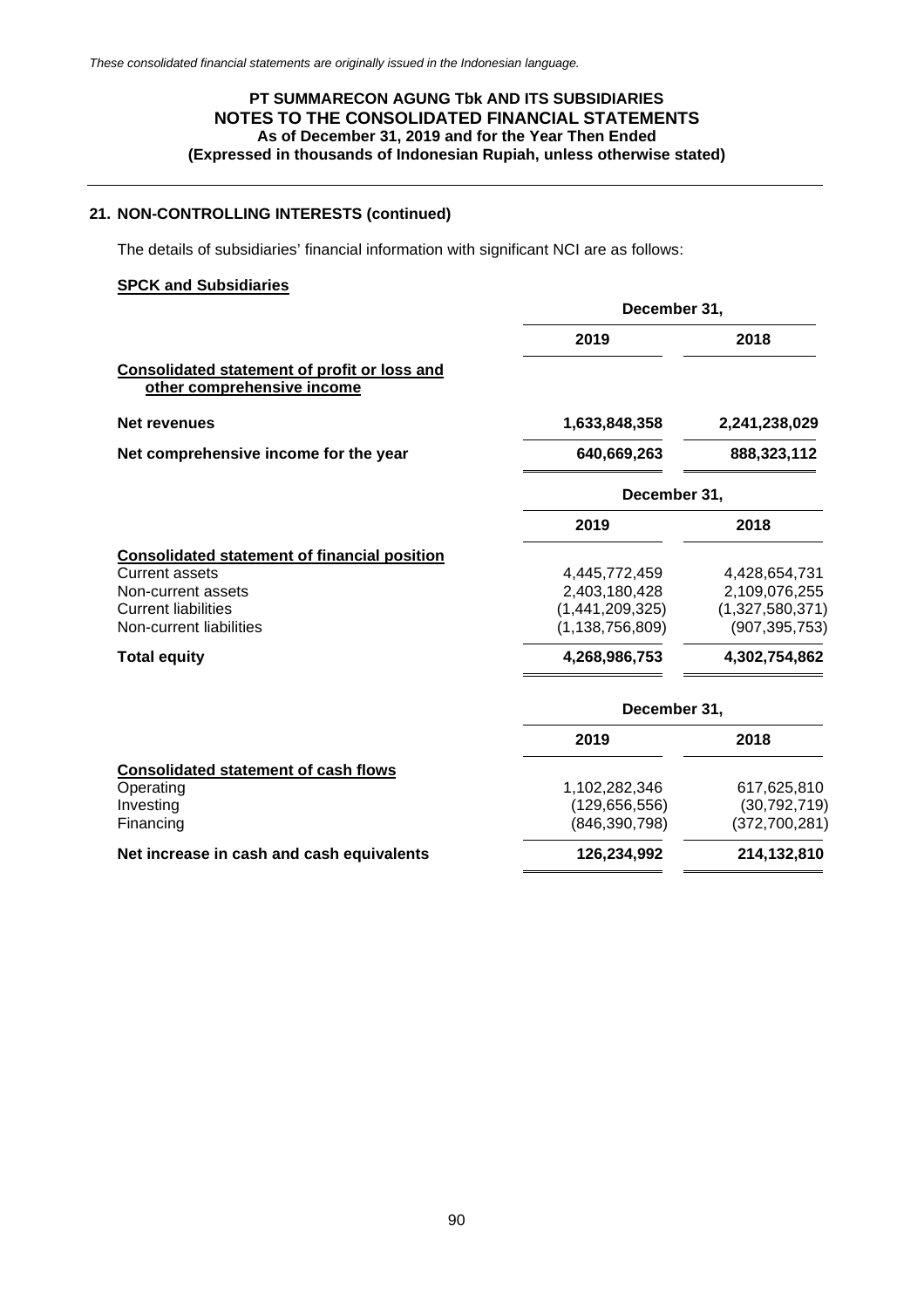## 21. NON-CONTROLLING INTERESTS (continued)

The details of subsidiaries' financial information with significant NCI are as follows:

**SPCK and Subsidiaries**

| | December 31, | |
|---|---|---|
| | **2019** | **2018** |
| **Consolidated statement of profit or loss and other comprehensive income** | | |
| **Net revenues** | **1,633,848,358** | **2,241,238,029** |
| **Net comprehensive income for the year** | **640,669,263** | **888,323,112** |

| | December 31, | |
|---|---|---|
| | **2019** | **2018** |
| **Consolidated statement of financial position** | | |
| Current assets | 4,445,772,459 | 4,428,654,731 |
| Non-current assets | 2,403,180,428 | 2,109,076,255 |
| Current liabilities | (1,441,209,325) | (1,327,580,371) |
| Non-current liabilities | (1,138,756,809) | (907,395,753) |
| **Total equity** | **4,268,986,753** | **4,302,754,862** |

| | December 31, | |
|---|---|---|
| | **2019** | **2018** |
| **Consolidated statement of cash flows** | | |
| Operating | 1,102,282,346 | 617,625,810 |
| Investing | (129,656,556) | (30,792,719) |
| Financing | (846,390,798) | (372,700,281) |
| **Net increase in cash and cash equivalents** | **126,234,992** | **214,132,810** |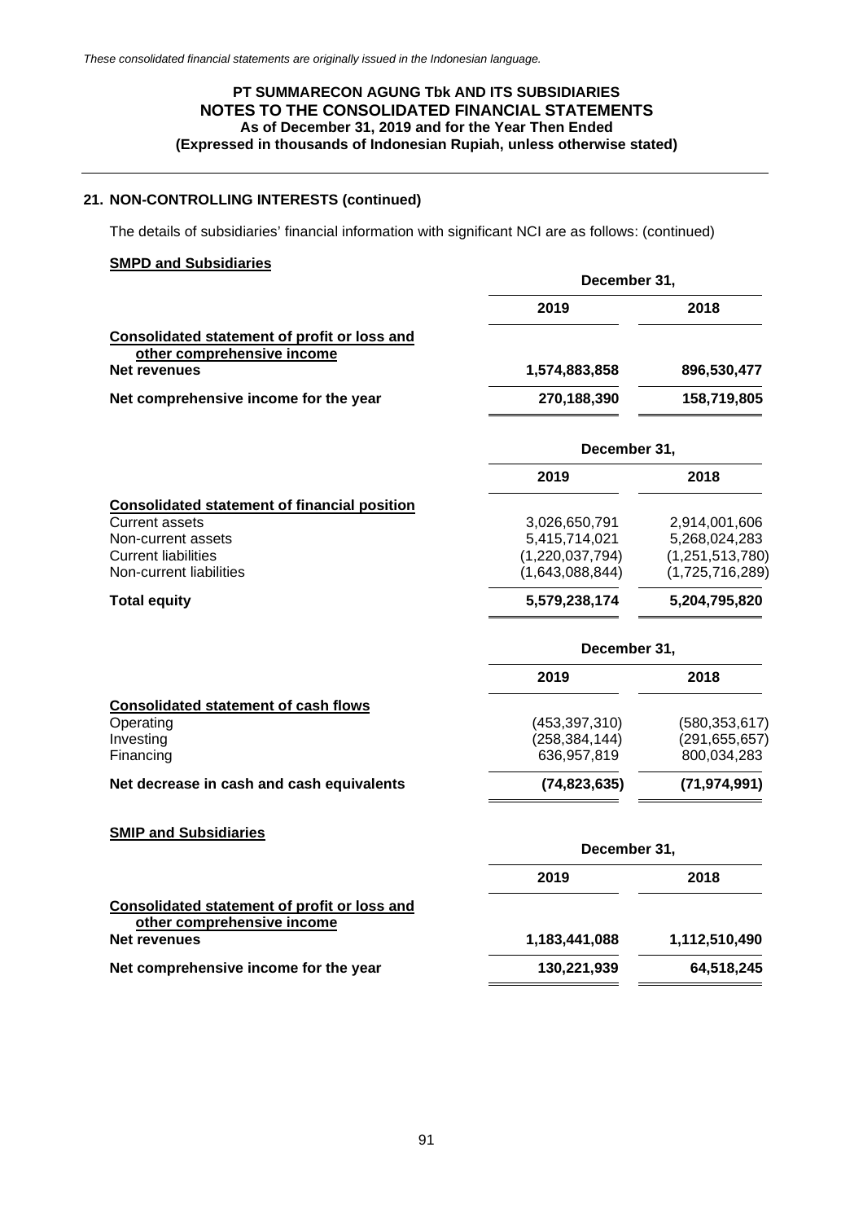*These consolidated financial statements are originally issued in the Indonesian language.*

**PT SUMMARECON AGUNG Tbk AND ITS SUBSIDIARIES**
**NOTES TO THE CONSOLIDATED FINANCIAL STATEMENTS**
**As of December 31, 2019 and for the Year Then Ended**
**(Expressed in thousands of Indonesian Rupiah, unless otherwise stated)**

## 21. NON-CONTROLLING INTERESTS (continued)

The details of subsidiaries' financial information with significant NCI are as follows: (continued)

**SMPD and Subsidiaries**

| | December 31, | |
|---|---|---|
| | **2019** | **2018** |
| **Consolidated statement of profit or loss and other comprehensive income** | | |
| **Net revenues** | **1,574,883,858** | **896,530,477** |
| **Net comprehensive income for the year** | **270,188,390** | **158,719,805** |

| | December 31, | |
|---|---|---|
| | **2019** | **2018** |
| **Consolidated statement of financial position** | | |
| Current assets | 3,026,650,791 | 2,914,001,606 |
| Non-current assets | 5,415,714,021 | 5,268,024,283 |
| Current liabilities | (1,220,037,794) | (1,251,513,780) |
| Non-current liabilities | (1,643,088,844) | (1,725,716,289) |
| **Total equity** | **5,579,238,174** | **5,204,795,820** |

| | December 31, | |
|---|---|---|
| | **2019** | **2018** |
| **Consolidated statement of cash flows** | | |
| Operating | (453,397,310) | (580,353,617) |
| Investing | (258,384,144) | (291,655,657) |
| Financing | 636,957,819 | 800,034,283 |
| **Net decrease in cash and cash equivalents** | **(74,823,635)** | **(71,974,991)** |

**SMIP and Subsidiaries**

| | December 31, | |
|---|---|---|
| | **2019** | **2018** |
| **Consolidated statement of profit or loss and other comprehensive income** | | |
| **Net revenues** | **1,183,441,088** | **1,112,510,490** |
| **Net comprehensive income for the year** | **130,221,939** | **64,518,245** |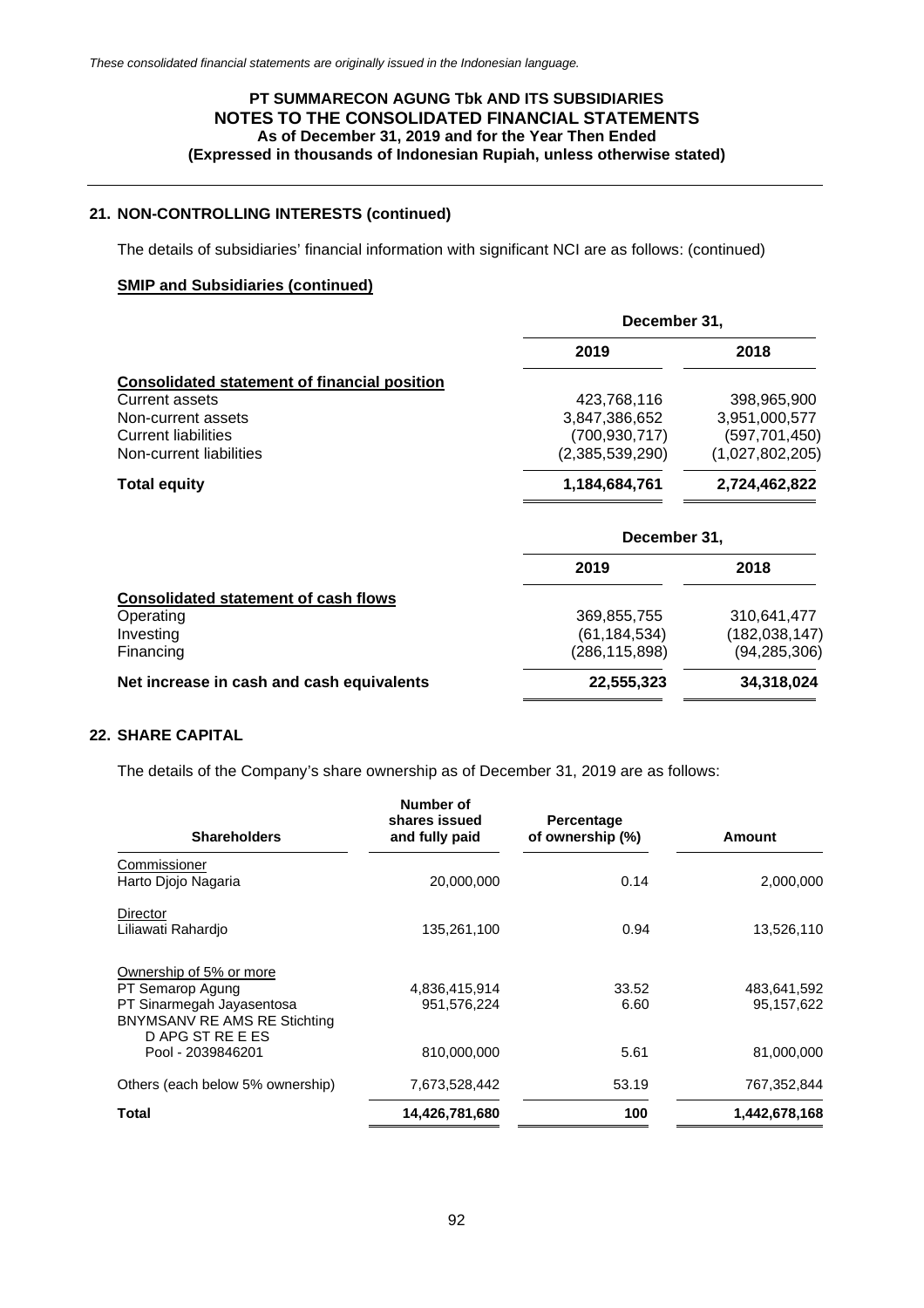*These consolidated financial statements are originally issued in the Indonesian language.*

**PT SUMMARECON AGUNG Tbk AND ITS SUBSIDIARIES**
**NOTES TO THE CONSOLIDATED FINANCIAL STATEMENTS**
**As of December 31, 2019 and for the Year Then Ended**
**(Expressed in thousands of Indonesian Rupiah, unless otherwise stated)**

## 21. NON-CONTROLLING INTERESTS (continued)

The details of subsidiaries' financial information with significant NCI are as follows: (continued)

**SMIP and Subsidiaries (continued)**

| | December 31, | |
|---|---|---|
| | **2019** | **2018** |
| **Consolidated statement of financial position** | | |
| Current assets | 423,768,116 | 398,965,900 |
| Non-current assets | 3,847,386,652 | 3,951,000,577 |
| Current liabilities | (700,930,717) | (597,701,450) |
| Non-current liabilities | (2,385,539,290) | (1,027,802,205) |
| **Total equity** | **1,184,684,761** | **2,724,462,822** |

| | December 31, | |
|---|---|---|
| | **2019** | **2018** |
| **Consolidated statement of cash flows** | | |
| Operating | 369,855,755 | 310,641,477 |
| Investing | (61,184,534) | (182,038,147) |
| Financing | (286,115,898) | (94,285,306) |
| **Net increase in cash and cash equivalents** | **22,555,323** | **34,318,024** |

## 22. SHARE CAPITAL

The details of the Company's share ownership as of December 31, 2019 are as follows:

| Shareholders | Number of shares issued and fully paid | Percentage of ownership (%) | Amount |
|---|---|---|---|
| Commissioner | | | |
| Harto Djojo Nagaria | 20,000,000 | 0.14 | 2,000,000 |
| Director | | | |
| Liliawati Rahardjo | 135,261,100 | 0.94 | 13,526,110 |
| Ownership of 5% or more | | | |
| PT Semarop Agung | 4,836,415,914 | 33.52 | 483,641,592 |
| PT Sinarmegah Jayasentosa | 951,576,224 | 6.60 | 95,157,622 |
| BNYMSANV RE AMS RE Stichting D APG ST RE E ES Pool - 2039846201 | 810,000,000 | 5.61 | 81,000,000 |
| Others (each below 5% ownership) | 7,673,528,442 | 53.19 | 767,352,844 |
| **Total** | **14,426,781,680** | **100** | **1,442,678,168** |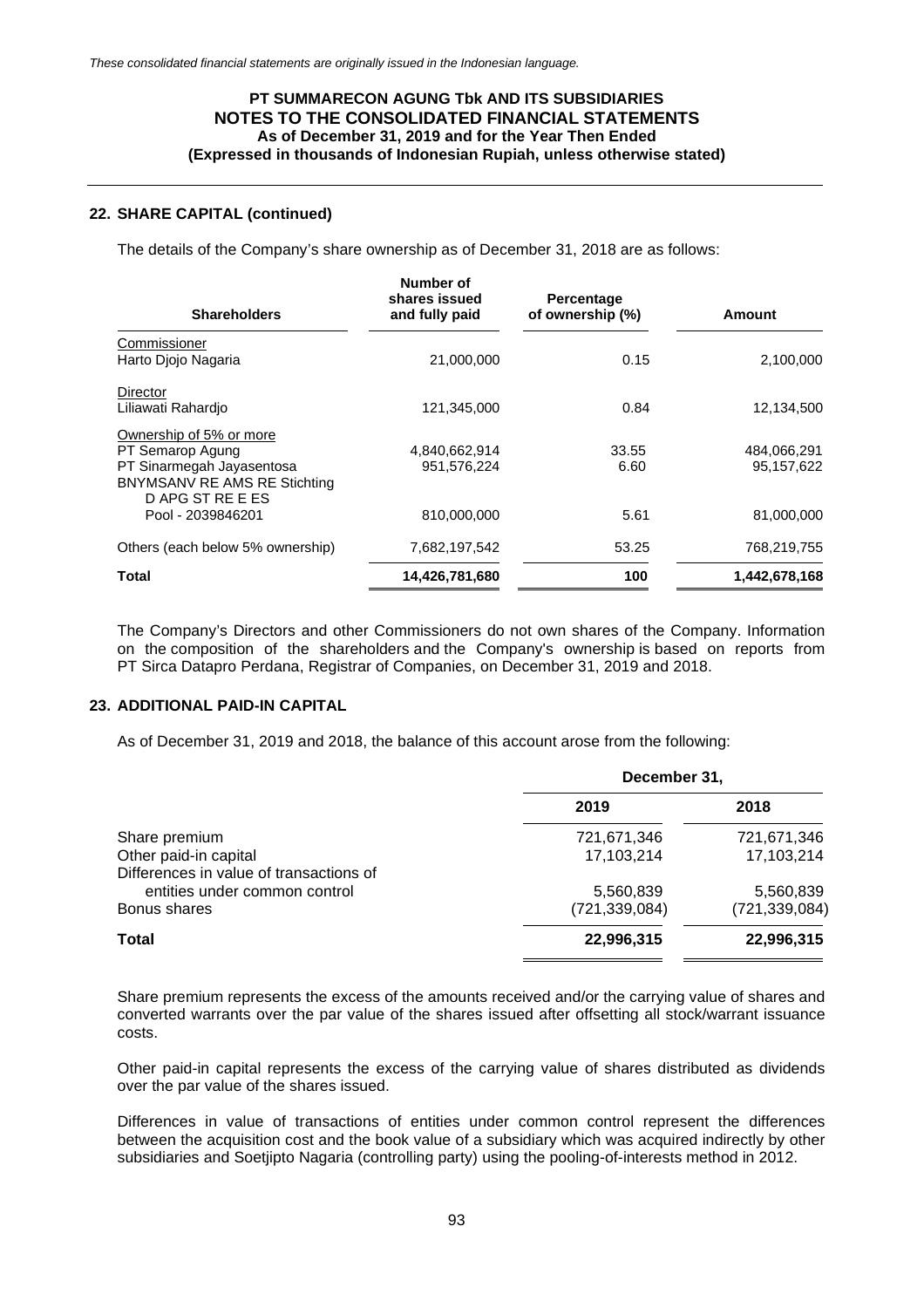*These consolidated financial statements are originally issued in the Indonesian language.*

## 22. SHARE CAPITAL (continued)

The details of the Company's share ownership as of December 31, 2018 are as follows:

| Shareholders | Number of shares issued and fully paid | Percentage of ownership (%) | Amount |
|---|---|---|---|
| Commissioner | | | |
| Harto Djojo Nagaria | 21,000,000 | 0.15 | 2,100,000 |
| Director | | | |
| Liliawati Rahardjo | 121,345,000 | 0.84 | 12,134,500 |
| Ownership of 5% or more | | | |
| PT Semarop Agung | 4,840,662,914 | 33.55 | 484,066,291 |
| PT Sinarmegah Jayasentosa | 951,576,224 | 6.60 | 95,157,622 |
| BNYMSANV RE AMS RE Stichting D APG ST RE E ES Pool - 2039846201 | 810,000,000 | 5.61 | 81,000,000 |
| Others (each below 5% ownership) | 7,682,197,542 | 53.25 | 768,219,755 |
| **Total** | **14,426,781,680** | **100** | **1,442,678,168** |

The Company's Directors and other Commissioners do not own shares of the Company. Information on the composition of the shareholders and the Company's ownership is based on reports from PT Sirca Datapro Perdana, Registrar of Companies, on December 31, 2019 and 2018.

## 23. ADDITIONAL PAID-IN CAPITAL

As of December 31, 2019 and 2018, the balance of this account arose from the following:

| | December 31, | |
|---|---|---|
| | 2019 | 2018 |
| Share premium | 721,671,346 | 721,671,346 |
| Other paid-in capital | 17,103,214 | 17,103,214 |
| Differences in value of transactions of entities under common control | 5,560,839 | 5,560,839 |
| Bonus shares | (721,339,084) | (721,339,084) |
| **Total** | **22,996,315** | **22,996,315** |

Share premium represents the excess of the amounts received and/or the carrying value of shares and converted warrants over the par value of the shares issued after offsetting all stock/warrant issuance costs.

Other paid-in capital represents the excess of the carrying value of shares distributed as dividends over the par value of the shares issued.

Differences in value of transactions of entities under common control represent the differences between the acquisition cost and the book value of a subsidiary which was acquired indirectly by other subsidiaries and Soetjipto Nagaria (controlling party) using the pooling-of-interests method in 2012.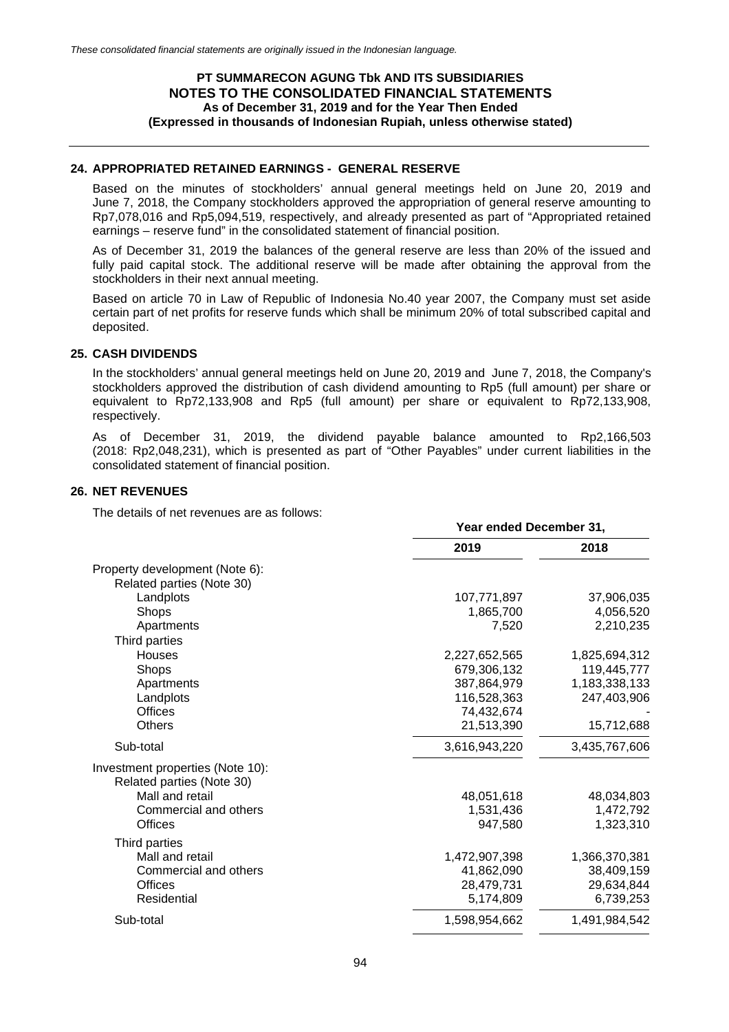## 24. APPROPRIATED RETAINED EARNINGS - GENERAL RESERVE

Based on the minutes of stockholders' annual general meetings held on June 20, 2019 and June 7, 2018, the Company stockholders approved the appropriation of general reserve amounting to Rp7,078,016 and Rp5,094,519, respectively, and already presented as part of "Appropriated retained earnings – reserve fund" in the consolidated statement of financial position.

As of December 31, 2019 the balances of the general reserve are less than 20% of the issued and fully paid capital stock. The additional reserve will be made after obtaining the approval from the stockholders in their next annual meeting.

Based on article 70 in Law of Republic of Indonesia No.40 year 2007, the Company must set aside certain part of net profits for reserve funds which shall be minimum 20% of total subscribed capital and deposited.

## 25. CASH DIVIDENDS

In the stockholders' annual general meetings held on June 20, 2019 and June 7, 2018, the Company's stockholders approved the distribution of cash dividend amounting to Rp5 (full amount) per share or equivalent to Rp72,133,908 and Rp5 (full amount) per share or equivalent to Rp72,133,908, respectively.

As of December 31, 2019, the dividend payable balance amounted to Rp2,166,503 (2018: Rp2,048,231), which is presented as part of "Other Payables" under current liabilities in the consolidated statement of financial position.

## 26. NET REVENUES

The details of net revenues are as follows:

| | Year ended December 31, | |
|---|---|---|
| | 2019 | 2018 |
| Property development (Note 6): | | |
| Related parties (Note 30) | | |
| Landplots | 107,771,897 | 37,906,035 |
| Shops | 1,865,700 | 4,056,520 |
| Apartments | 7,520 | 2,210,235 |
| Third parties | | |
| Houses | 2,227,652,565 | 1,825,694,312 |
| Shops | 679,306,132 | 119,445,777 |
| Apartments | 387,864,979 | 1,183,338,133 |
| Landplots | 116,528,363 | 247,403,906 |
| Offices | 74,432,674 | - |
| Others | 21,513,390 | 15,712,688 |
| Sub-total | 3,616,943,220 | 3,435,767,606 |
| Investment properties (Note 10): | | |
| Related parties (Note 30) | | |
| Mall and retail | 48,051,618 | 48,034,803 |
| Commercial and others | 1,531,436 | 1,472,792 |
| Offices | 947,580 | 1,323,310 |
| Third parties | | |
| Mall and retail | 1,472,907,398 | 1,366,370,381 |
| Commercial and others | 41,862,090 | 38,409,159 |
| Offices | 28,479,731 | 29,634,844 |
| Residential | 5,174,809 | 6,739,253 |
| Sub-total | 1,598,954,662 | 1,491,984,542 |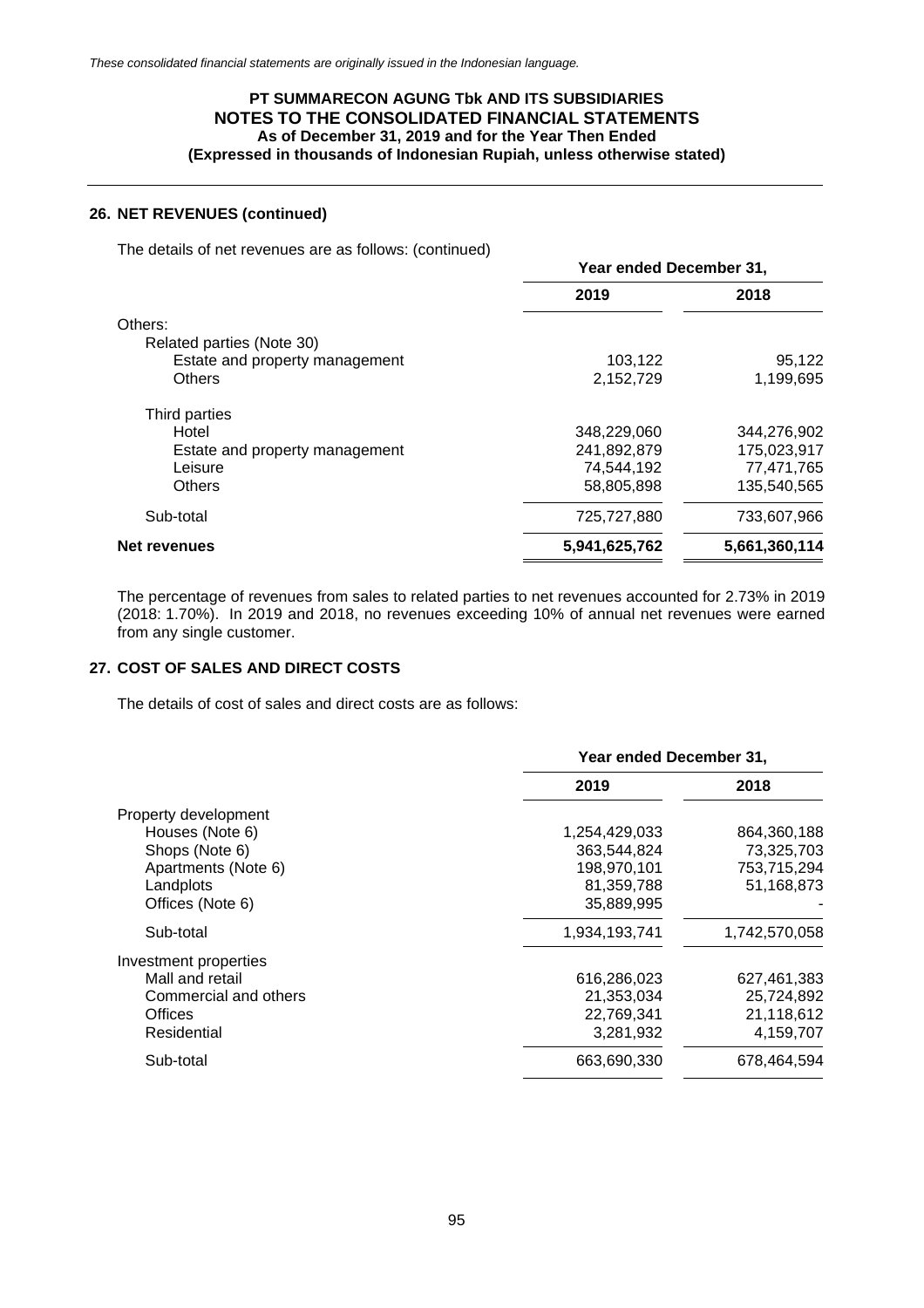*These consolidated financial statements are originally issued in the Indonesian language.*

**PT SUMMARECON AGUNG Tbk AND ITS SUBSIDIARIES**
**NOTES TO THE CONSOLIDATED FINANCIAL STATEMENTS**
**As of December 31, 2019 and for the Year Then Ended**
**(Expressed in thousands of Indonesian Rupiah, unless otherwise stated)**

## 26. NET REVENUES (continued)

The details of net revenues are as follows: (continued)

| | Year ended December 31, | |
|---|---|---|
| | 2019 | 2018 |
| Others: | | |
| Related parties (Note 30) | | |
| Estate and property management | 103,122 | 95,122 |
| Others | 2,152,729 | 1,199,695 |
| Third parties | | |
| Hotel | 348,229,060 | 344,276,902 |
| Estate and property management | 241,892,879 | 175,023,917 |
| Leisure | 74,544,192 | 77,471,765 |
| Others | 58,805,898 | 135,540,565 |
| Sub-total | 725,727,880 | 733,607,966 |
| **Net revenues** | **5,941,625,762** | **5,661,360,114** |

The percentage of revenues from sales to related parties to net revenues accounted for 2.73% in 2019 (2018: 1.70%). In 2019 and 2018, no revenues exceeding 10% of annual net revenues were earned from any single customer.

## 27. COST OF SALES AND DIRECT COSTS

The details of cost of sales and direct costs are as follows:

| | Year ended December 31, | |
|---|---|---|
| | 2019 | 2018 |
| Property development | | |
| Houses (Note 6) | 1,254,429,033 | 864,360,188 |
| Shops (Note 6) | 363,544,824 | 73,325,703 |
| Apartments (Note 6) | 198,970,101 | 753,715,294 |
| Landplots | 81,359,788 | 51,168,873 |
| Offices (Note 6) | 35,889,995 | - |
| Sub-total | 1,934,193,741 | 1,742,570,058 |
| Investment properties | | |
| Mall and retail | 616,286,023 | 627,461,383 |
| Commercial and others | 21,353,034 | 25,724,892 |
| Offices | 22,769,341 | 21,118,612 |
| Residential | 3,281,932 | 4,159,707 |
| Sub-total | 663,690,330 | 678,464,594 |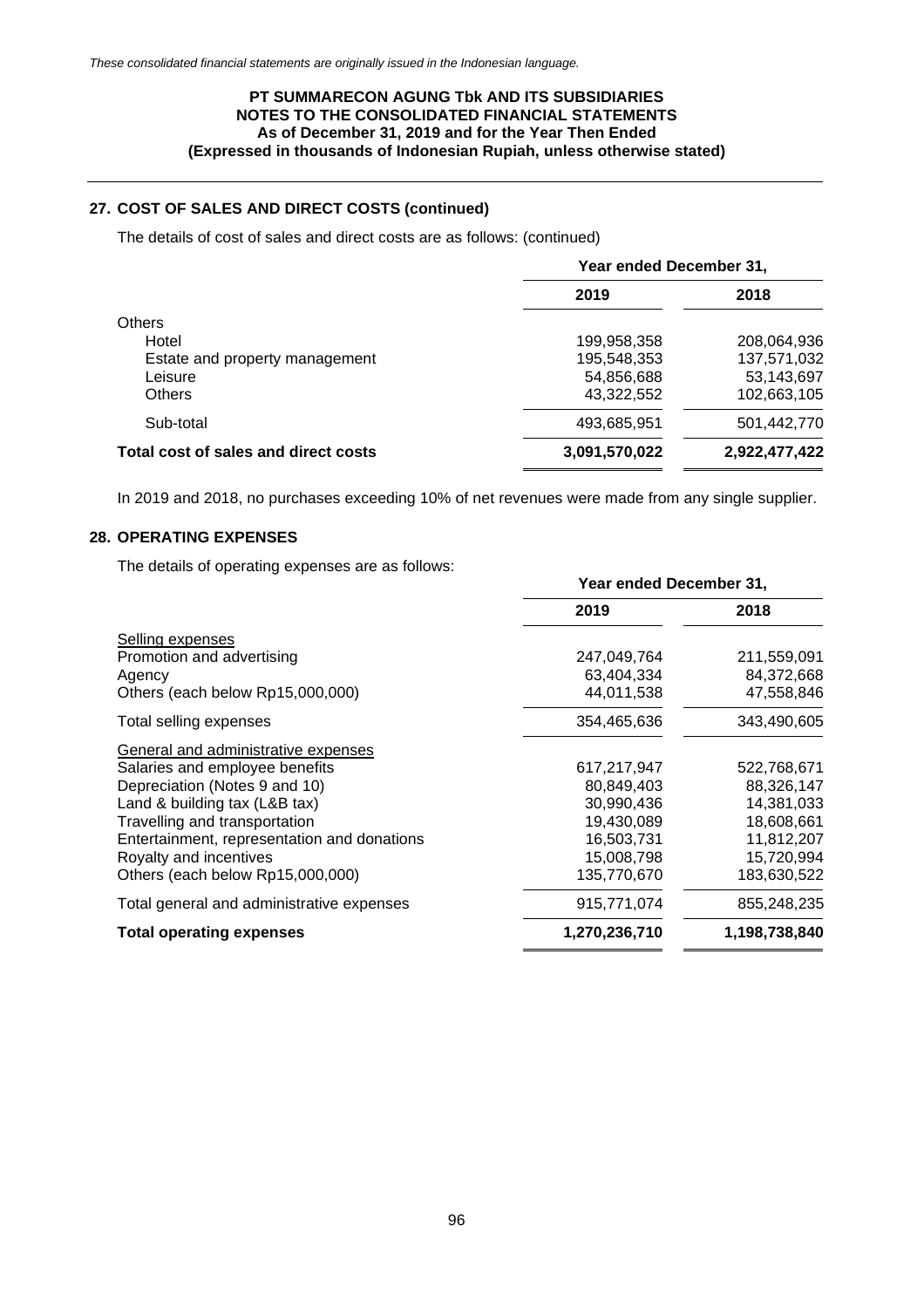*These consolidated financial statements are originally issued in the Indonesian language.*

**PT SUMMARECON AGUNG Tbk AND ITS SUBSIDIARIES**
**NOTES TO THE CONSOLIDATED FINANCIAL STATEMENTS**
**As of December 31, 2019 and for the Year Then Ended**
**(Expressed in thousands of Indonesian Rupiah, unless otherwise stated)**

## 27. COST OF SALES AND DIRECT COSTS (continued)

The details of cost of sales and direct costs are as follows: (continued)

| | Year ended December 31, | |
|---|---|---|
| | **2019** | **2018** |
| Others | | |
| Hotel | 199,958,358 | 208,064,936 |
| Estate and property management | 195,548,353 | 137,571,032 |
| Leisure | 54,856,688 | 53,143,697 |
| Others | 43,322,552 | 102,663,105 |
| Sub-total | 493,685,951 | 501,442,770 |
| **Total cost of sales and direct costs** | **3,091,570,022** | **2,922,477,422** |

In 2019 and 2018, no purchases exceeding 10% of net revenues were made from any single supplier.

## 28. OPERATING EXPENSES

The details of operating expenses are as follows:

| | Year ended December 31, | |
|---|---|---|
| | **2019** | **2018** |
| Selling expenses | | |
| Promotion and advertising | 247,049,764 | 211,559,091 |
| Agency | 63,404,334 | 84,372,668 |
| Others (each below Rp15,000,000) | 44,011,538 | 47,558,846 |
| Total selling expenses | 354,465,636 | 343,490,605 |
| General and administrative expenses | | |
| Salaries and employee benefits | 617,217,947 | 522,768,671 |
| Depreciation (Notes 9 and 10) | 80,849,403 | 88,326,147 |
| Land & building tax (L&B tax) | 30,990,436 | 14,381,033 |
| Travelling and transportation | 19,430,089 | 18,608,661 |
| Entertainment, representation and donations | 16,503,731 | 11,812,207 |
| Royalty and incentives | 15,008,798 | 15,720,994 |
| Others (each below Rp15,000,000) | 135,770,670 | 183,630,522 |
| Total general and administrative expenses | 915,771,074 | 855,248,235 |
| **Total operating expenses** | **1,270,236,710** | **1,198,738,840** |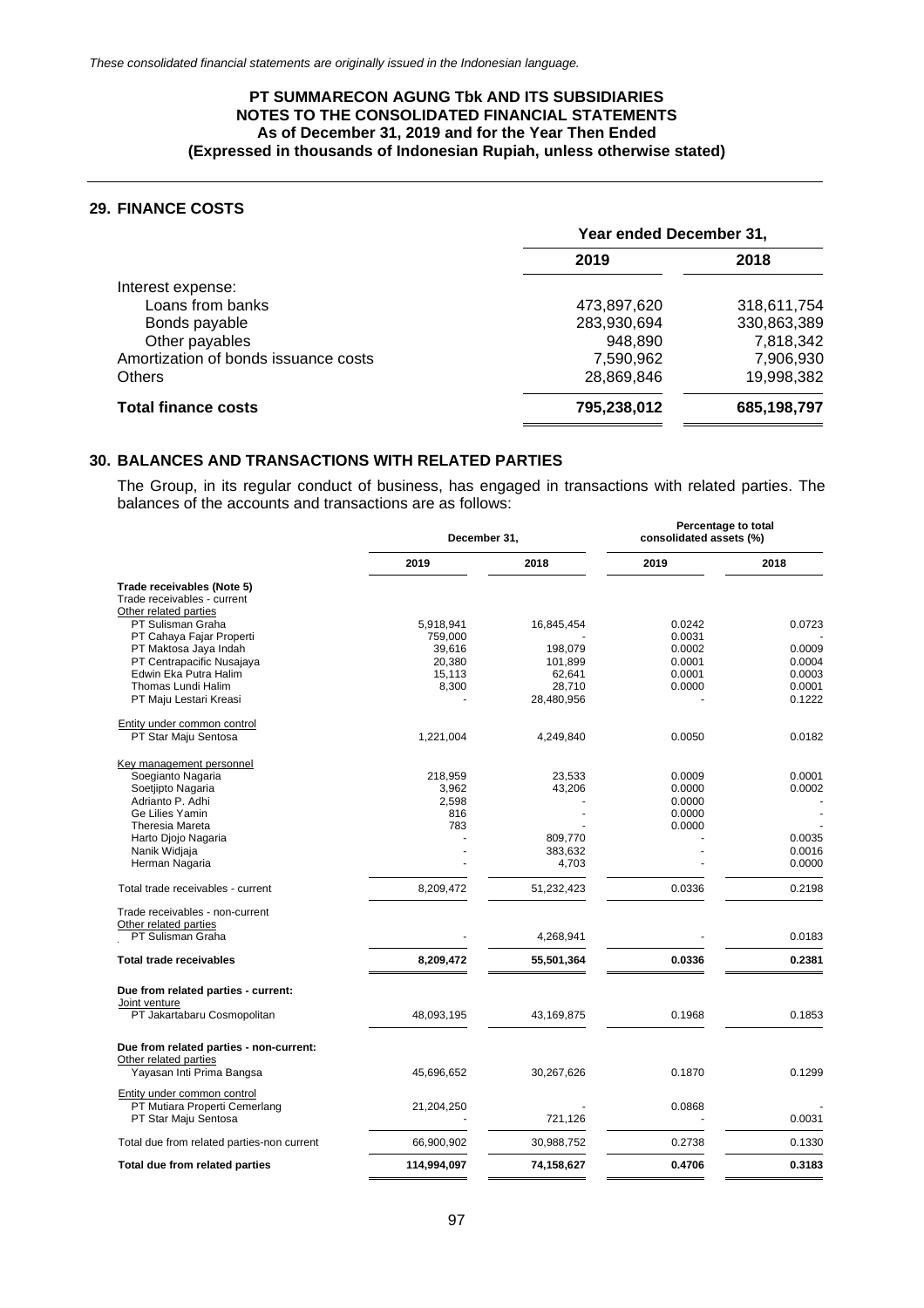*These consolidated financial statements are originally issued in the Indonesian language.*

**PT SUMMARECON AGUNG Tbk AND ITS SUBSIDIARIES**
**NOTES TO THE CONSOLIDATED FINANCIAL STATEMENTS**
**As of December 31, 2019 and for the Year Then Ended**
**(Expressed in thousands of Indonesian Rupiah, unless otherwise stated)**

## 29. FINANCE COSTS

| | Year ended December 31, | |
|---|---|---|
| | 2019 | 2018 |
| Interest expense: | | |
| Loans from banks | 473,897,620 | 318,611,754 |
| Bonds payable | 283,930,694 | 330,863,389 |
| Other payables | 948,890 | 7,818,342 |
| Amortization of bonds issuance costs | 7,590,962 | 7,906,930 |
| Others | 28,869,846 | 19,998,382 |
| **Total finance costs** | **795,238,012** | **685,198,797** |

## 30. BALANCES AND TRANSACTIONS WITH RELATED PARTIES

The Group, in its regular conduct of business, has engaged in transactions with related parties. The balances of the accounts and transactions are as follows:

| | December 31, | | Percentage to total consolidated assets (%) | |
|---|---|---|---|---|
| | 2019 | 2018 | 2019 | 2018 |
| **Trade receivables (Note 5)** | | | | |
| Trade receivables - current | | | | |
| Other related parties | | | | |
| PT Sulisman Graha | 5,918,941 | 16,845,454 | 0.0242 | 0.0723 |
| PT Cahaya Fajar Properti | 759,000 | - | 0.0031 | - |
| PT Maktosa Jaya Indah | 39,616 | 198,079 | 0.0002 | 0.0009 |
| PT Centrapacific Nusajaya | 20,380 | 101,899 | 0.0001 | 0.0004 |
| Edwin Eka Putra Halim | 15,113 | 62,641 | 0.0001 | 0.0003 |
| Thomas Lundi Halim | 8,300 | 28,710 | 0.0000 | 0.0001 |
| PT Maju Lestari Kreasi | - | 28,480,956 | - | 0.1222 |
| Entity under common control | | | | |
| PT Star Maju Sentosa | 1,221,004 | 4,249,840 | 0.0050 | 0.0182 |
| Key management personnel | | | | |
| Soegianto Nagaria | 218,959 | 23,533 | 0.0009 | 0.0001 |
| Soetjipto Nagaria | 3,962 | 43,206 | 0.0000 | 0.0002 |
| Adrianto P. Adhi | 2,598 | - | 0.0000 | - |
| Ge Lilies Yamin | 816 | - | 0.0000 | - |
| Theresia Mareta | 783 | - | 0.0000 | - |
| Harto Djojo Nagaria | - | 809,770 | - | 0.0035 |
| Nanik Widjaja | - | 383,632 | - | 0.0016 |
| Herman Nagaria | - | 4,703 | - | 0.0000 |
| Total trade receivables - current | 8,209,472 | 51,232,423 | 0.0336 | 0.2198 |
| Trade receivables - non-current | | | | |
| Other related parties | | | | |
| PT Sulisman Graha | - | 4,268,941 | - | 0.0183 |
| **Total trade receivables** | **8,209,472** | **55,501,364** | **0.0336** | **0.2381** |
| **Due from related parties - current:** | | | | |
| Joint venture | | | | |
| PT Jakartabaru Cosmopolitan | 48,093,195 | 43,169,875 | 0.1968 | 0.1853 |
| **Due from related parties - non-current:** | | | | |
| Other related parties | | | | |
| Yayasan Inti Prima Bangsa | 45,696,652 | 30,267,626 | 0.1870 | 0.1299 |
| Entity under common control | | | | |
| PT Mutiara Properti Cemerlang | 21,204,250 | - | 0.0868 | - |
| PT Star Maju Sentosa | - | 721,126 | - | 0.0031 |
| Total due from related parties-non current | 66,900,902 | 30,988,752 | 0.2738 | 0.1330 |
| **Total due from related parties** | **114,994,097** | **74,158,627** | **0.4706** | **0.3183** |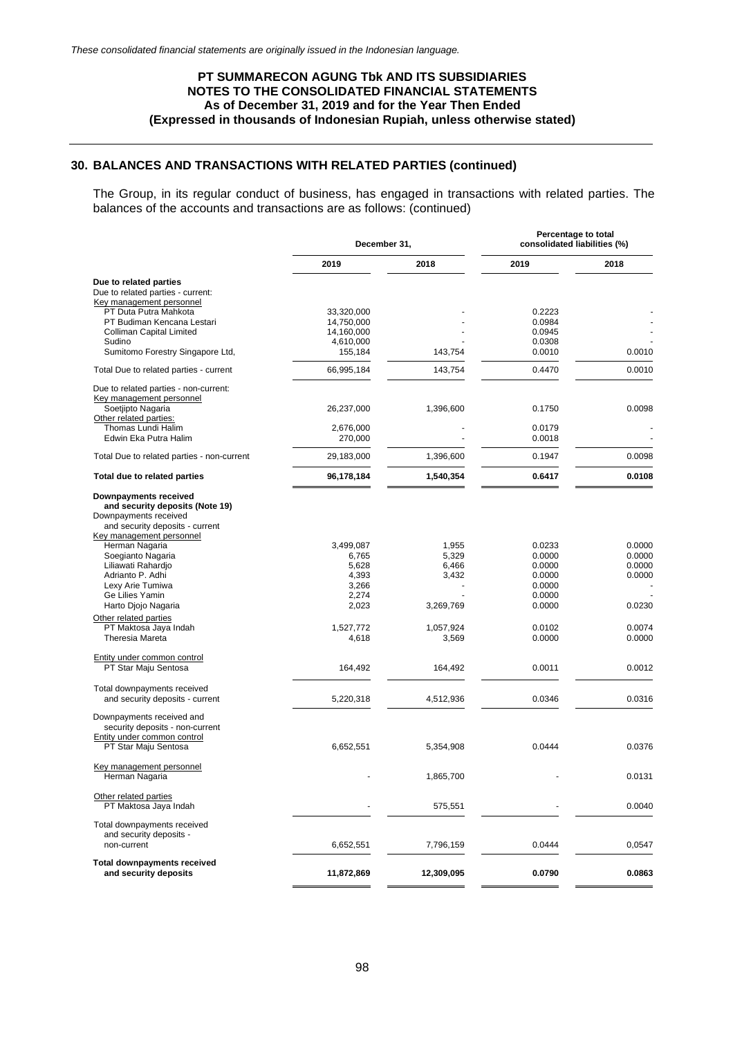*These consolidated financial statements are originally issued in the Indonesian language.*

**PT SUMMARECON AGUNG Tbk AND ITS SUBSIDIARIES**
**NOTES TO THE CONSOLIDATED FINANCIAL STATEMENTS**
**As of December 31, 2019 and for the Year Then Ended**
**(Expressed in thousands of Indonesian Rupiah, unless otherwise stated)**

## 30. BALANCES AND TRANSACTIONS WITH RELATED PARTIES (continued)

The Group, in its regular conduct of business, has engaged in transactions with related parties. The balances of the accounts and transactions are as follows: (continued)

| | December 31, | | Percentage to total consolidated liabilities (%) | |
|---|---|---|---|---|
| | 2019 | 2018 | 2019 | 2018 |
| **Due to related parties** | | | | |
| Due to related parties - current: | | | | |
| Key management personnel | | | | |
| PT Duta Putra Mahkota | 33,320,000 | - | 0.2223 | - |
| PT Budiman Kencana Lestari | 14,750,000 | - | 0.0984 | - |
| Colliman Capital Limited | 14,160,000 | - | 0.0945 | - |
| Sudino | 4,610,000 | - | 0.0308 | - |
| Sumitomo Forestry Singapore Ltd, | 155,184 | 143,754 | 0.0010 | 0.0010 |
| Total Due to related parties - current | 66,995,184 | 143,754 | 0.4470 | 0.0010 |
| Due to related parties - non-current: | | | | |
| Key management personnel | | | | |
| Soetjipto Nagaria | 26,237,000 | 1,396,600 | 0.1750 | 0.0098 |
| Other related parties: | | | | |
| Thomas Lundi Halim | 2,676,000 | - | 0.0179 | - |
| Edwin Eka Putra Halim | 270,000 | - | 0.0018 | - |
| Total Due to related parties - non-current | 29,183,000 | 1,396,600 | 0.1947 | 0.0098 |
| **Total due to related parties** | **96,178,184** | **1,540,354** | **0.6417** | **0.0108** |
| **Downpayments received and security deposits (Note 19)** | | | | |
| Downpayments received and security deposits - current | | | | |
| Key management personnel | | | | |
| Herman Nagaria | 3,499,087 | 1,955 | 0.0233 | 0.0000 |
| Soegianto Nagaria | 6,765 | 5,329 | 0.0000 | 0.0000 |
| Liliawati Rahardjo | 5,628 | 6,466 | 0.0000 | 0.0000 |
| Adrianto P. Adhi | 4,393 | 3,432 | 0.0000 | 0.0000 |
| Lexy Arie Tumiwa | 3,266 | - | 0.0000 | - |
| Ge Lilies Yamin | 2,274 | - | 0.0000 | - |
| Harto Djojo Nagaria | 2,023 | 3,269,769 | 0.0000 | 0.0230 |
| Other related parties | | | | |
| PT Maktosa Jaya Indah | 1,527,772 | 1,057,924 | 0.0102 | 0.0074 |
| Theresia Mareta | 4,618 | 3,569 | 0.0000 | 0.0000 |
| Entity under common control | | | | |
| PT Star Maju Sentosa | 164,492 | 164,492 | 0.0011 | 0.0012 |
| Total downpayments received and security deposits - current | 5,220,318 | 4,512,936 | 0.0346 | 0.0316 |
| Downpayments received and security deposits - non-current | | | | |
| Entity under common control | | | | |
| PT Star Maju Sentosa | 6,652,551 | 5,354,908 | 0.0444 | 0.0376 |
| Key management personnel | | | | |
| Herman Nagaria | - | 1,865,700 | - | 0.0131 |
| Other related parties | | | | |
| PT Maktosa Jaya Indah | - | 575,551 | - | 0.0040 |
| Total downpayments received and security deposits - non-current | 6,652,551 | 7,796,159 | 0.0444 | 0,0547 |
| **Total downpayments received and security deposits** | **11,872,869** | **12,309,095** | **0.0790** | **0.0863** |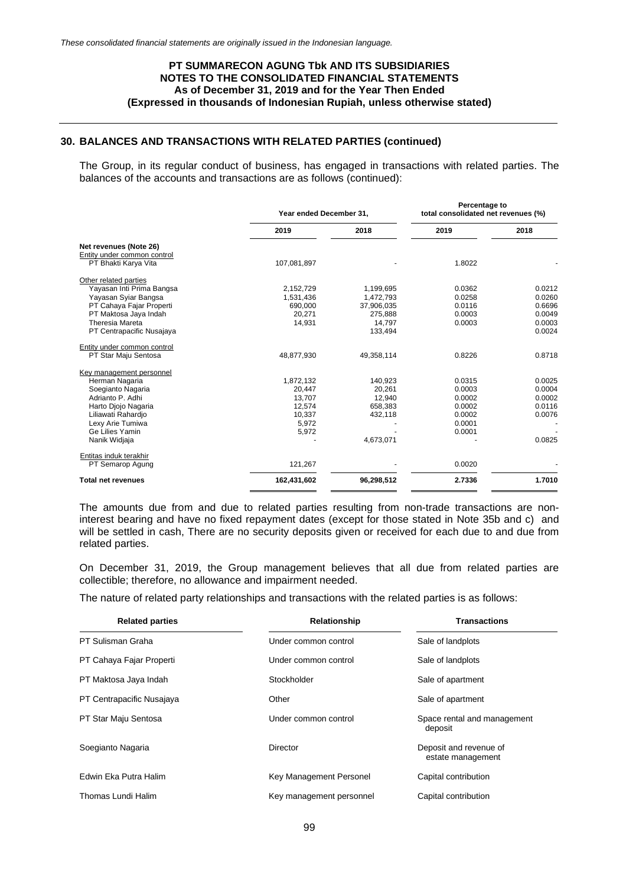*These consolidated financial statements are originally issued in the Indonesian language.*

**PT SUMMARECON AGUNG Tbk AND ITS SUBSIDIARIES**
**NOTES TO THE CONSOLIDATED FINANCIAL STATEMENTS**
**As of December 31, 2019 and for the Year Then Ended**
**(Expressed in thousands of Indonesian Rupiah, unless otherwise stated)**

## 30. BALANCES AND TRANSACTIONS WITH RELATED PARTIES (continued)

The Group, in its regular conduct of business, has engaged in transactions with related parties. The balances of the accounts and transactions are as follows (continued):

| | Year ended December 31, | | Percentage to total consolidated net revenues (%) | |
|---|---|---|---|---|
| | **2019** | **2018** | **2019** | **2018** |
| **Net revenues (Note 26)** | | | | |
| Entity under common control | | | | |
| PT Bhakti Karya Vita | 107,081,897 | - | 1.8022 | - |
| Other related parties | | | | |
| Yayasan Inti Prima Bangsa | 2,152,729 | 1,199,695 | 0.0362 | 0.0212 |
| Yayasan Syiar Bangsa | 1,531,436 | 1,472,793 | 0.0258 | 0.0260 |
| PT Cahaya Fajar Properti | 690,000 | 37,906,035 | 0.0116 | 0.6696 |
| PT Maktosa Jaya Indah | 20,271 | 275,888 | 0.0003 | 0.0049 |
| Theresia Mareta | 14,931 | 14,797 | 0.0003 | 0.0003 |
| PT Centrapacific Nusajaya | | 133,494 | | 0.0024 |
| Entity under common control | | | | |
| PT Star Maju Sentosa | 48,877,930 | 49,358,114 | 0.8226 | 0.8718 |
| Key management personnel | | | | |
| Herman Nagaria | 1,872,132 | 140,923 | 0.0315 | 0.0025 |
| Soegianto Nagaria | 20,447 | 20,261 | 0.0003 | 0.0004 |
| Adrianto P. Adhi | 13,707 | 12,940 | 0.0002 | 0.0002 |
| Harto Djojo Nagaria | 12,574 | 658,383 | 0.0002 | 0.0116 |
| Liliawati Rahardjo | 10,337 | 432,118 | 0.0002 | 0.0076 |
| Lexy Arie Tumiwa | 5,972 | - | 0.0001 | - |
| Ge Lilies Yamin | 5,972 | - | 0.0001 | - |
| Nanik Widjaja | - | 4,673,071 | - | 0.0825 |
| Entitas induk terakhir | | | | |
| PT Semarop Agung | 121,267 | - | 0.0020 | - |
| **Total net revenues** | **162,431,602** | **96,298,512** | **2.7336** | **1.7010** |

The amounts due from and due to related parties resulting from non-trade transactions are non-interest bearing and have no fixed repayment dates (except for those stated in Note 35b and c) and will be settled in cash, There are no security deposits given or received for each due to and due from related parties.

On December 31, 2019, the Group management believes that all due from related parties are collectible; therefore, no allowance and impairment needed.

The nature of related party relationships and transactions with the related parties is as follows:

| Related parties | Relationship | Transactions |
|---|---|---|
| PT Sulisman Graha | Under common control | Sale of landplots |
| PT Cahaya Fajar Properti | Under common control | Sale of landplots |
| PT Maktosa Jaya Indah | Stockholder | Sale of apartment |
| PT Centrapacific Nusajaya | Other | Sale of apartment |
| PT Star Maju Sentosa | Under common control | Space rental and management deposit |
| Soegianto Nagaria | Director | Deposit and revenue of estate management |
| Edwin Eka Putra Halim | Key Management Personel | Capital contribution |
| Thomas Lundi Halim | Key management personnel | Capital contribution |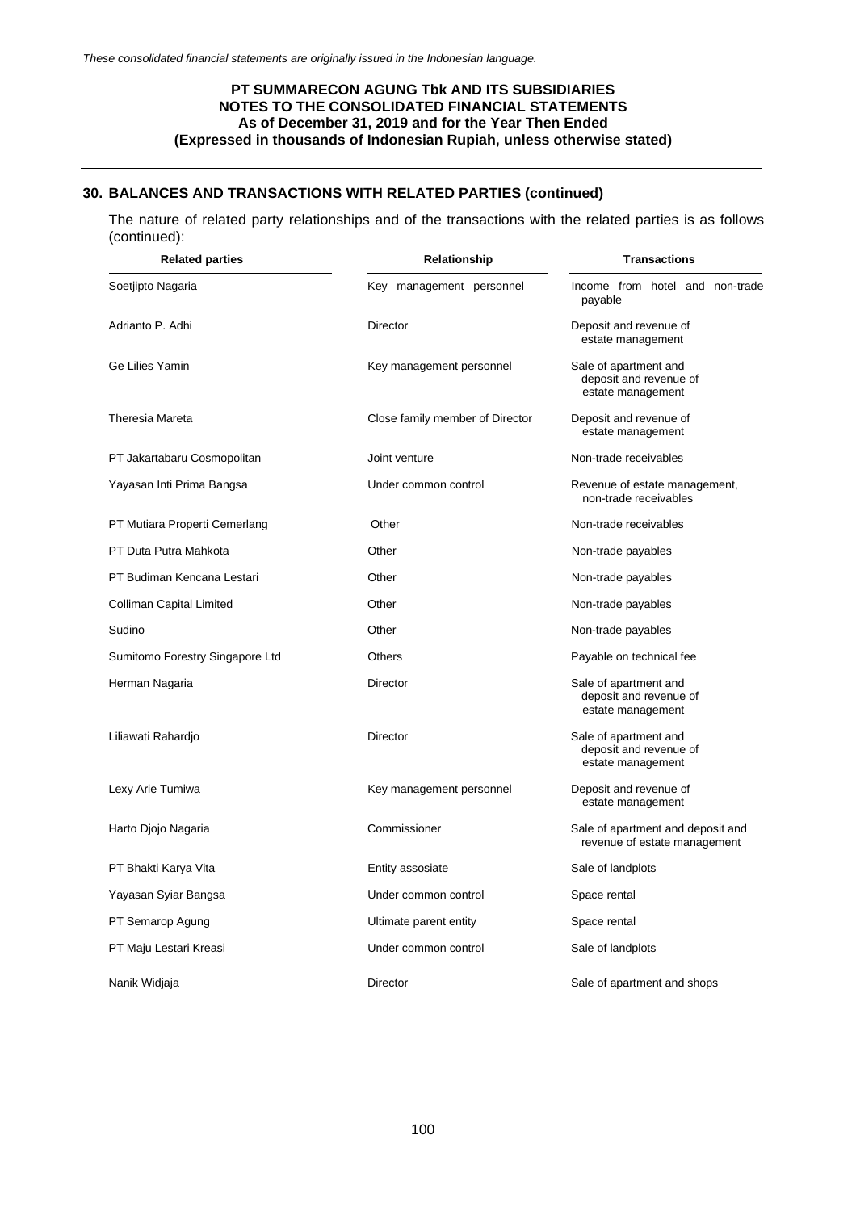## 30. BALANCES AND TRANSACTIONS WITH RELATED PARTIES (continued)

The nature of related party relationships and of the transactions with the related parties is as follows (continued):

| Related parties | Relationship | Transactions |
|---|---|---|
| Soetjipto Nagaria | Key management personnel | Income from hotel and non-trade payable |
| Adrianto P. Adhi | Director | Deposit and revenue of estate management |
| Ge Lilies Yamin | Key management personnel | Sale of apartment and deposit and revenue of estate management |
| Theresia Mareta | Close family member of Director | Deposit and revenue of estate management |
| PT Jakartabaru Cosmopolitan | Joint venture | Non-trade receivables |
| Yayasan Inti Prima Bangsa | Under common control | Revenue of estate management, non-trade receivables |
| PT Mutiara Properti Cemerlang | Other | Non-trade receivables |
| PT Duta Putra Mahkota | Other | Non-trade payables |
| PT Budiman Kencana Lestari | Other | Non-trade payables |
| Colliman Capital Limited | Other | Non-trade payables |
| Sudino | Other | Non-trade payables |
| Sumitomo Forestry Singapore Ltd | Others | Payable on technical fee |
| Herman Nagaria | Director | Sale of apartment and deposit and revenue of estate management |
| Liliawati Rahardjo | Director | Sale of apartment and deposit and revenue of estate management |
| Lexy Arie Tumiwa | Key management personnel | Deposit and revenue of estate management |
| Harto Djojo Nagaria | Commissioner | Sale of apartment and deposit and revenue of estate management |
| PT Bhakti Karya Vita | Entity assosiate | Sale of landplots |
| Yayasan Syiar Bangsa | Under common control | Space rental |
| PT Semarop Agung | Ultimate parent entity | Space rental |
| PT Maju Lestari Kreasi | Under common control | Sale of landplots |
| Nanik Widjaja | Director | Sale of apartment and shops |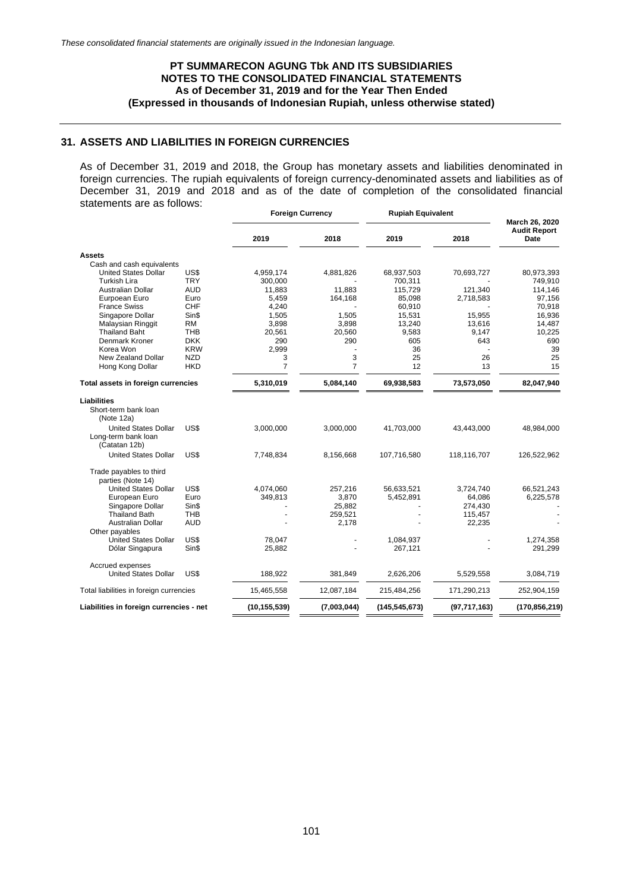*These consolidated financial statements are originally issued in the Indonesian language.*

**PT SUMMARECON AGUNG Tbk AND ITS SUBSIDIARIES**
**NOTES TO THE CONSOLIDATED FINANCIAL STATEMENTS**
**As of December 31, 2019 and for the Year Then Ended**
**(Expressed in thousands of Indonesian Rupiah, unless otherwise stated)**

## 31. ASSETS AND LIABILITIES IN FOREIGN CURRENCIES

As of December 31, 2019 and 2018, the Group has monetary assets and liabilities denominated in foreign currencies. The rupiah equivalents of foreign currency-denominated assets and liabilities as of December 31, 2019 and 2018 and as of the date of completion of the consolidated financial statements are as follows:

| | | Foreign Currency | | Rupiah Equivalent | | March 26, 2020 Audit Report Date |
|---|---|---|---|---|---|---|
| | | 2019 | 2018 | 2019 | 2018 | |
| **Assets** | | | | | | |
| Cash and cash equivalents | | | | | | |
| United States Dollar | US$ | 4,959,174 | 4,881,826 | 68,937,503 | 70,693,727 | 80,973,393 |
| Turkish Lira | TRY | 300,000 | - | 700,311 | - | 749,910 |
| Australian Dollar | AUD | 11,883 | 11,883 | 115,729 | 121,340 | 114,146 |
| Eurpoean Euro | Euro | 5,459 | 164,168 | 85,098 | 2,718,583 | 97,156 |
| France Swiss | CHF | 4,240 | - | 60,910 | - | 70,918 |
| Singapore Dollar | Sin$ | 1,505 | 1,505 | 15,531 | 15,955 | 16,936 |
| Malaysian Ringgit | RM | 3,898 | 3,898 | 13,240 | 13,616 | 14,487 |
| Thailand Baht | THB | 20,561 | 20,560 | 9,583 | 9,147 | 10,225 |
| Denmark Kroner | DKK | 290 | 290 | 605 | 643 | 690 |
| Korea Won | KRW | 2,999 | - | 36 | - | 39 |
| New Zealand Dollar | NZD | 3 | 3 | 25 | 26 | 25 |
| Hong Kong Dollar | HKD | 7 | 7 | 12 | 13 | 15 |
| **Total assets in foreign currencies** | | **5,310,019** | **5,084,140** | **69,938,583** | **73,573,050** | **82,047,940** |
| **Liabilities** | | | | | | |
| Short-term bank loan (Note 12a) | | | | | | |
| United States Dollar | US$ | 3,000,000 | 3,000,000 | 41,703,000 | 43,443,000 | 48,984,000 |
| Long-term bank loan (Catatan 12b) | | | | | | |
| United States Dollar | US$ | 7,748,834 | 8,156,668 | 107,716,580 | 118,116,707 | 126,522,962 |
| Trade payables to third parties (Note 14) | | | | | | |
| United States Dollar | US$ | 4,074,060 | 257,216 | 56,633,521 | 3,724,740 | 66,521,243 |
| European Euro | Euro | 349,813 | 3,870 | 5,452,891 | 64,086 | 6,225,578 |
| Singapore Dollar | Sin$ | - | 25,882 | - | 274,430 | - |
| Thailand Bath | THB | - | 259,521 | - | 115,457 | - |
| Australian Dollar | AUD | - | 2,178 | - | 22,235 | - |
| Other payables | | | | | | |
| United States Dollar | US$ | 78,047 | - | 1,084,937 | - | 1,274,358 |
| Dólar Singapura | Sin$ | 25,882 | - | 267,121 | - | 291,299 |
| Accrued expenses | | | | | | |
| United States Dollar | US$ | 188,922 | 381,849 | 2,626,206 | 5,529,558 | 3,084,719 |
| Total liabilities in foreign currencies | | 15,465,558 | 12,087,184 | 215,484,256 | 171,290,213 | 252,904,159 |
| **Liabilities in foreign currencies - net** | | **(10,155,539)** | **(7,003,044)** | **(145,545,673)** | **(97,717,163)** | **(170,856,219)** |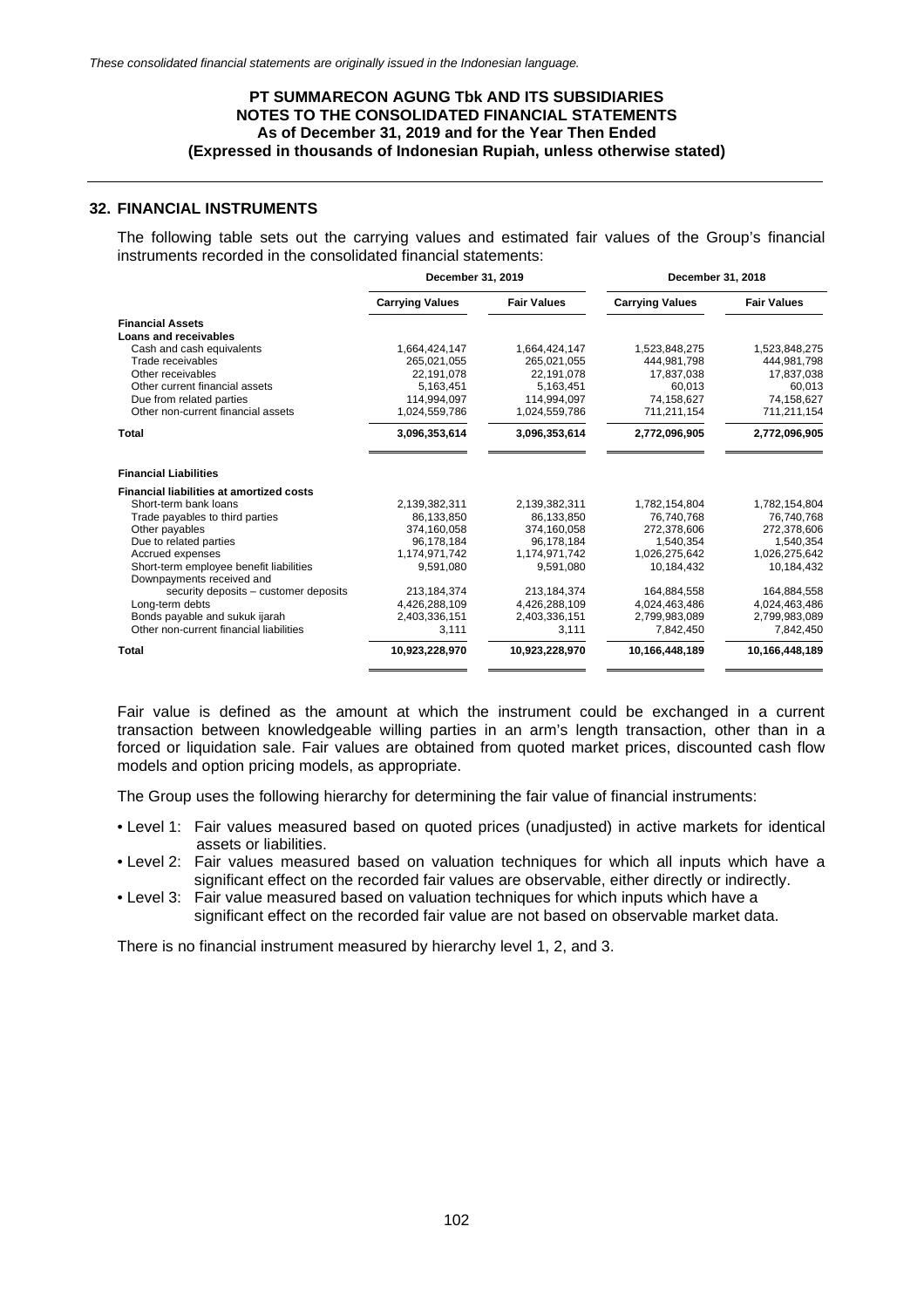*These consolidated financial statements are originally issued in the Indonesian language.*

**PT SUMMARECON AGUNG Tbk AND ITS SUBSIDIARIES**
**NOTES TO THE CONSOLIDATED FINANCIAL STATEMENTS**
**As of December 31, 2019 and for the Year Then Ended**
**(Expressed in thousands of Indonesian Rupiah, unless otherwise stated)**

## 32. FINANCIAL INSTRUMENTS

The following table sets out the carrying values and estimated fair values of the Group's financial instruments recorded in the consolidated financial statements:

| | December 31, 2019 | | December 31, 2018 | |
|---|---|---|---|---|
| | **Carrying Values** | **Fair Values** | **Carrying Values** | **Fair Values** |
| **Financial Assets** | | | | |
| **Loans and receivables** | | | | |
| Cash and cash equivalents | 1,664,424,147 | 1,664,424,147 | 1,523,848,275 | 1,523,848,275 |
| Trade receivables | 265,021,055 | 265,021,055 | 444,981,798 | 444,981,798 |
| Other receivables | 22,191,078 | 22,191,078 | 17,837,038 | 17,837,038 |
| Other current financial assets | 5,163,451 | 5,163,451 | 60,013 | 60,013 |
| Due from related parties | 114,994,097 | 114,994,097 | 74,158,627 | 74,158,627 |
| Other non-current financial assets | 1,024,559,786 | 1,024,559,786 | 711,211,154 | 711,211,154 |
| **Total** | **3,096,353,614** | **3,096,353,614** | **2,772,096,905** | **2,772,096,905** |
| **Financial Liabilities** | | | | |
| **Financial liabilities at amortized costs** | | | | |
| Short-term bank loans | 2,139,382,311 | 2,139,382,311 | 1,782,154,804 | 1,782,154,804 |
| Trade payables to third parties | 86,133,850 | 86,133,850 | 76,740,768 | 76,740,768 |
| Other payables | 374,160,058 | 374,160,058 | 272,378,606 | 272,378,606 |
| Due to related parties | 96,178,184 | 96,178,184 | 1,540,354 | 1,540,354 |
| Accrued expenses | 1,174,971,742 | 1,174,971,742 | 1,026,275,642 | 1,026,275,642 |
| Short-term employee benefit liabilities | 9,591,080 | 9,591,080 | 10,184,432 | 10,184,432 |
| Downpayments received and security deposits – customer deposits | 213,184,374 | 213,184,374 | 164,884,558 | 164,884,558 |
| Long-term debts | 4,426,288,109 | 4,426,288,109 | 4,024,463,486 | 4,024,463,486 |
| Bonds payable and sukuk ijarah | 2,403,336,151 | 2,403,336,151 | 2,799,983,089 | 2,799,983,089 |
| Other non-current financial liabilities | 3,111 | 3,111 | 7,842,450 | 7,842,450 |
| **Total** | **10,923,228,970** | **10,923,228,970** | **10,166,448,189** | **10,166,448,189** |

Fair value is defined as the amount at which the instrument could be exchanged in a current transaction between knowledgeable willing parties in an arm's length transaction, other than in a forced or liquidation sale. Fair values are obtained from quoted market prices, discounted cash flow models and option pricing models, as appropriate.

The Group uses the following hierarchy for determining the fair value of financial instruments:

- Level 1: Fair values measured based on quoted prices (unadjusted) in active markets for identical assets or liabilities.
- Level 2: Fair values measured based on valuation techniques for which all inputs which have a significant effect on the recorded fair values are observable, either directly or indirectly.
- Level 3: Fair value measured based on valuation techniques for which inputs which have a significant effect on the recorded fair value are not based on observable market data.

There is no financial instrument measured by hierarchy level 1, 2, and 3.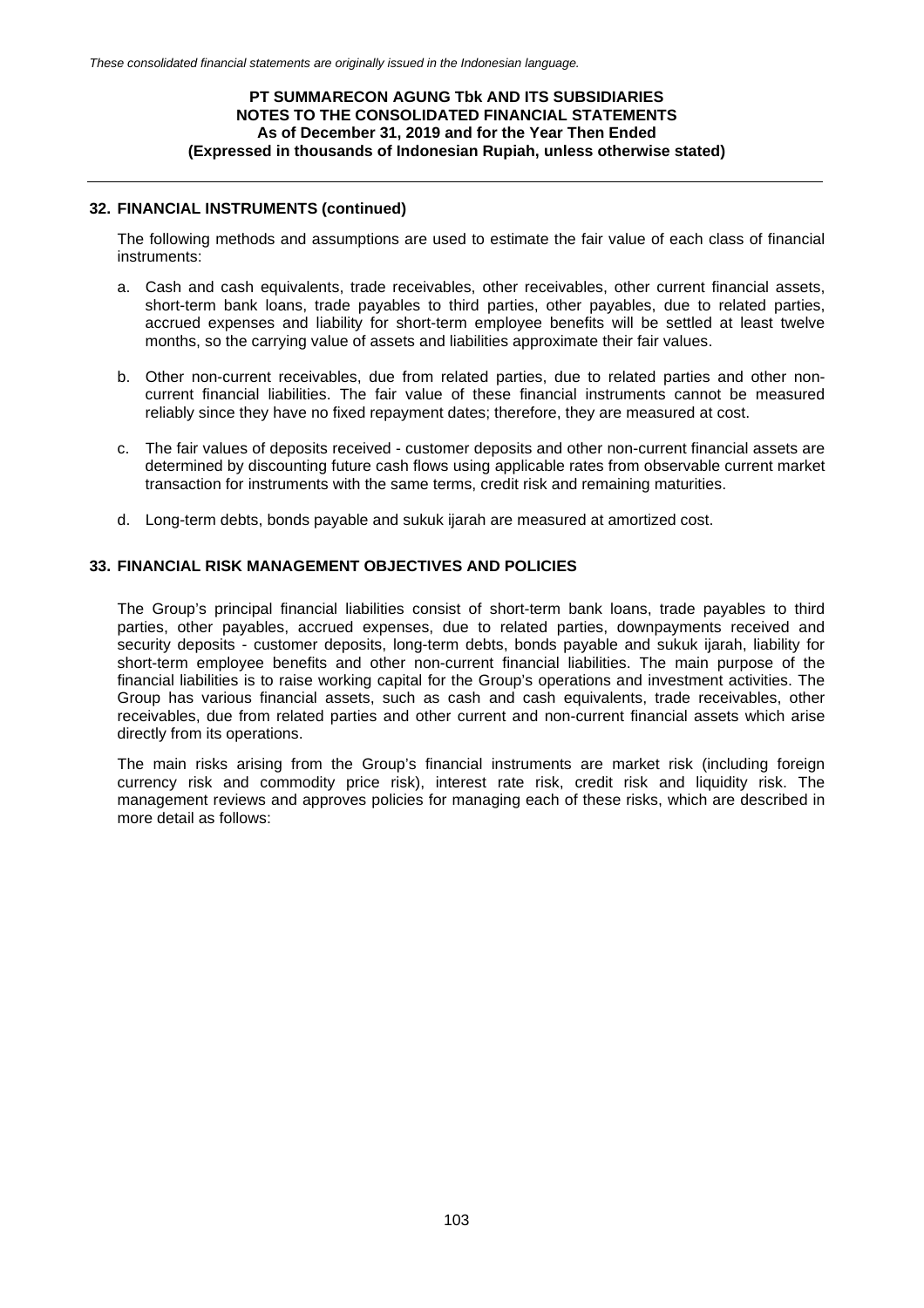## 32. FINANCIAL INSTRUMENTS (continued)

The following methods and assumptions are used to estimate the fair value of each class of financial instruments:

a. Cash and cash equivalents, trade receivables, other receivables, other current financial assets, short-term bank loans, trade payables to third parties, other payables, due to related parties, accrued expenses and liability for short-term employee benefits will be settled at least twelve months, so the carrying value of assets and liabilities approximate their fair values.

b. Other non-current receivables, due from related parties, due to related parties and other non-current financial liabilities. The fair value of these financial instruments cannot be measured reliably since they have no fixed repayment dates; therefore, they are measured at cost.

c. The fair values of deposits received - customer deposits and other non-current financial assets are determined by discounting future cash flows using applicable rates from observable current market transaction for instruments with the same terms, credit risk and remaining maturities.

d. Long-term debts, bonds payable and sukuk ijarah are measured at amortized cost.

## 33. FINANCIAL RISK MANAGEMENT OBJECTIVES AND POLICIES

The Group's principal financial liabilities consist of short-term bank loans, trade payables to third parties, other payables, accrued expenses, due to related parties, downpayments received and security deposits - customer deposits, long-term debts, bonds payable and sukuk ijarah, liability for short-term employee benefits and other non-current financial liabilities. The main purpose of the financial liabilities is to raise working capital for the Group's operations and investment activities. The Group has various financial assets, such as cash and cash equivalents, trade receivables, other receivables, due from related parties and other current and non-current financial assets which arise directly from its operations.

The main risks arising from the Group's financial instruments are market risk (including foreign currency risk and commodity price risk), interest rate risk, credit risk and liquidity risk. The management reviews and approves policies for managing each of these risks, which are described in more detail as follows: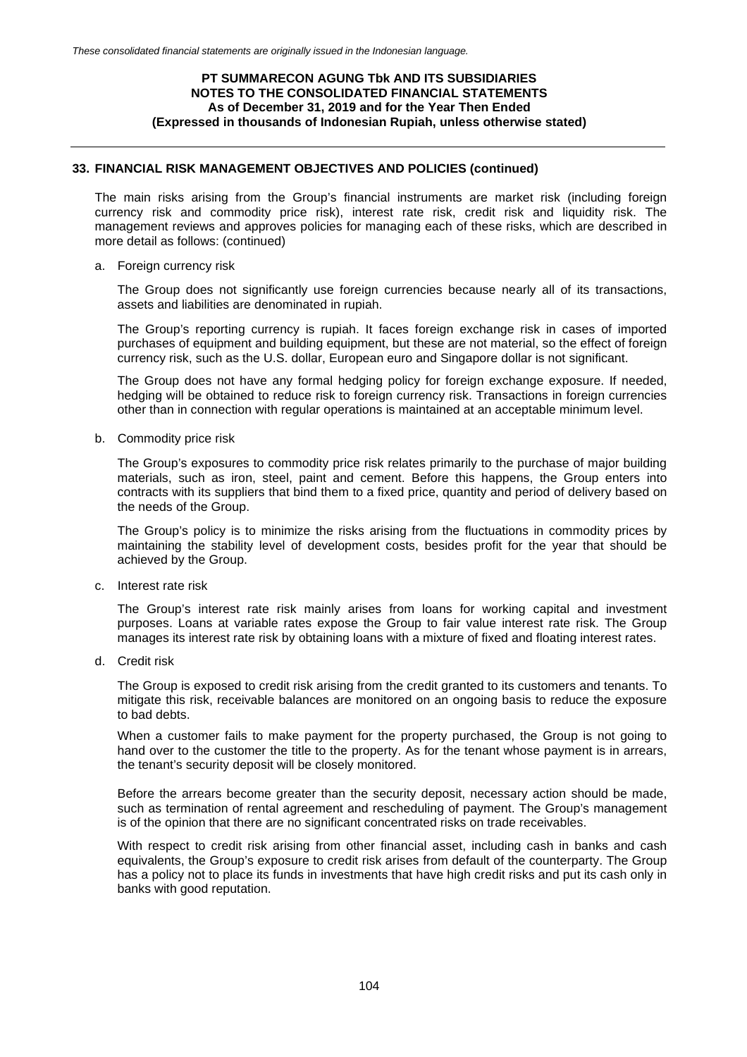## 33. FINANCIAL RISK MANAGEMENT OBJECTIVES AND POLICIES (continued)

The main risks arising from the Group's financial instruments are market risk (including foreign currency risk and commodity price risk), interest rate risk, credit risk and liquidity risk. The management reviews and approves policies for managing each of these risks, which are described in more detail as follows: (continued)

a. Foreign currency risk

   The Group does not significantly use foreign currencies because nearly all of its transactions, assets and liabilities are denominated in rupiah.

   The Group's reporting currency is rupiah. It faces foreign exchange risk in cases of imported purchases of equipment and building equipment, but these are not material, so the effect of foreign currency risk, such as the U.S. dollar, European euro and Singapore dollar is not significant.

   The Group does not have any formal hedging policy for foreign exchange exposure. If needed, hedging will be obtained to reduce risk to foreign currency risk. Transactions in foreign currencies other than in connection with regular operations is maintained at an acceptable minimum level.

b. Commodity price risk

   The Group's exposures to commodity price risk relates primarily to the purchase of major building materials, such as iron, steel, paint and cement. Before this happens, the Group enters into contracts with its suppliers that bind them to a fixed price, quantity and period of delivery based on the needs of the Group.

   The Group's policy is to minimize the risks arising from the fluctuations in commodity prices by maintaining the stability level of development costs, besides profit for the year that should be achieved by the Group.

c. Interest rate risk

   The Group's interest rate risk mainly arises from loans for working capital and investment purposes. Loans at variable rates expose the Group to fair value interest rate risk. The Group manages its interest rate risk by obtaining loans with a mixture of fixed and floating interest rates.

d. Credit risk

   The Group is exposed to credit risk arising from the credit granted to its customers and tenants. To mitigate this risk, receivable balances are monitored on an ongoing basis to reduce the exposure to bad debts.

   When a customer fails to make payment for the property purchased, the Group is not going to hand over to the customer the title to the property. As for the tenant whose payment is in arrears, the tenant's security deposit will be closely monitored.

   Before the arrears become greater than the security deposit, necessary action should be made, such as termination of rental agreement and rescheduling of payment. The Group's management is of the opinion that there are no significant concentrated risks on trade receivables.

   With respect to credit risk arising from other financial asset, including cash in banks and cash equivalents, the Group's exposure to credit risk arises from default of the counterparty. The Group has a policy not to place its funds in investments that have high credit risks and put its cash only in banks with good reputation.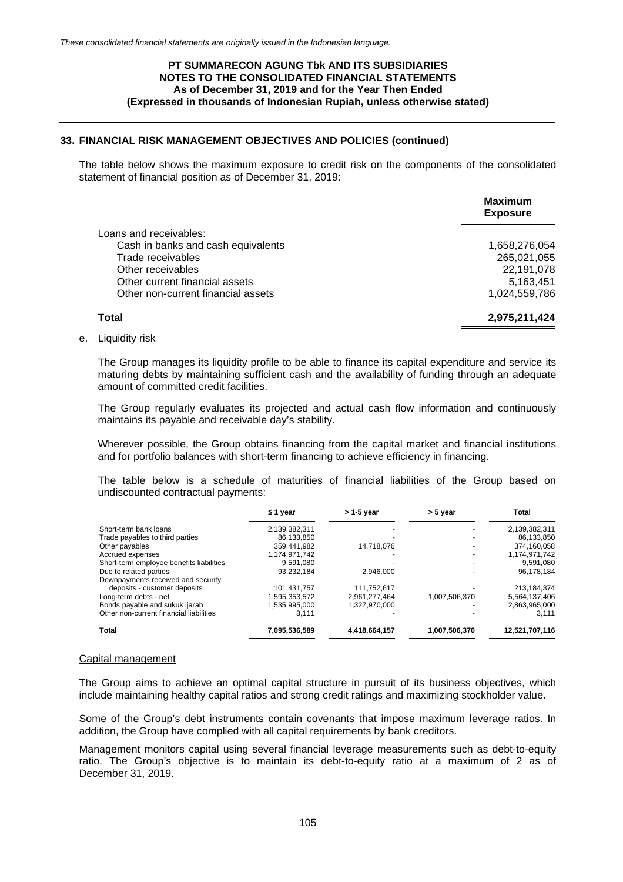## 33. FINANCIAL RISK MANAGEMENT OBJECTIVES AND POLICIES (continued)

The table below shows the maximum exposure to credit risk on the components of the consolidated statement of financial position as of December 31, 2019:

| | Maximum Exposure |
|---|---|
| Loans and receivables: | |
| Cash in banks and cash equivalents | 1,658,276,054 |
| Trade receivables | 265,021,055 |
| Other receivables | 22,191,078 |
| Other current financial assets | 5,163,451 |
| Other non-current financial assets | 1,024,559,786 |
| **Total** | **2,975,211,424** |

e. Liquidity risk

The Group manages its liquidity profile to be able to finance its capital expenditure and service its maturing debts by maintaining sufficient cash and the availability of funding through an adequate amount of committed credit facilities.

The Group regularly evaluates its projected and actual cash flow information and continuously maintains its payable and receivable day's stability.

Wherever possible, the Group obtains financing from the capital market and financial institutions and for portfolio balances with short-term financing to achieve efficiency in financing.

The table below is a schedule of maturities of financial liabilities of the Group based on undiscounted contractual payments:

| | ≤ 1 year | > 1-5 year | > 5 year | Total |
|---|---|---|---|---|
| Short-term bank loans | 2,139,382,311 | - | - | 2,139,382,311 |
| Trade payables to third parties | 86,133,850 | - | - | 86,133,850 |
| Other payables | 359,441,982 | 14,718,076 | - | 374,160,058 |
| Accrued expenses | 1,174,971,742 | - | - | 1,174,971,742 |
| Short-term employee benefits liabilities | 9,591,080 | - | - | 9,591,080 |
| Due to related parties | 93,232,184 | 2,946,000 | - | 96,178,184 |
| Downpayments received and security deposits - customer deposits | 101,431,757 | 111,752,617 | - | 213,184,374 |
| Long-term debts - net | 1,595,353,572 | 2,961,277,464 | 1,007,506,370 | 5,564,137,406 |
| Bonds payable and sukuk ijarah | 1,535,995,000 | 1,327,970,000 | - | 2,863,965,000 |
| Other non-current financial liabilities | 3,111 | - | - | 3,111 |
| **Total** | **7,095,536,589** | **4,418,664,157** | **1,007,506,370** | **12,521,707,116** |

Capital management

The Group aims to achieve an optimal capital structure in pursuit of its business objectives, which include maintaining healthy capital ratios and strong credit ratings and maximizing stockholder value.

Some of the Group's debt instruments contain covenants that impose maximum leverage ratios. In addition, the Group have complied with all capital requirements by bank creditors.

Management monitors capital using several financial leverage measurements such as debt-to-equity ratio. The Group's objective is to maintain its debt-to-equity ratio at a maximum of 2 as of December 31, 2019.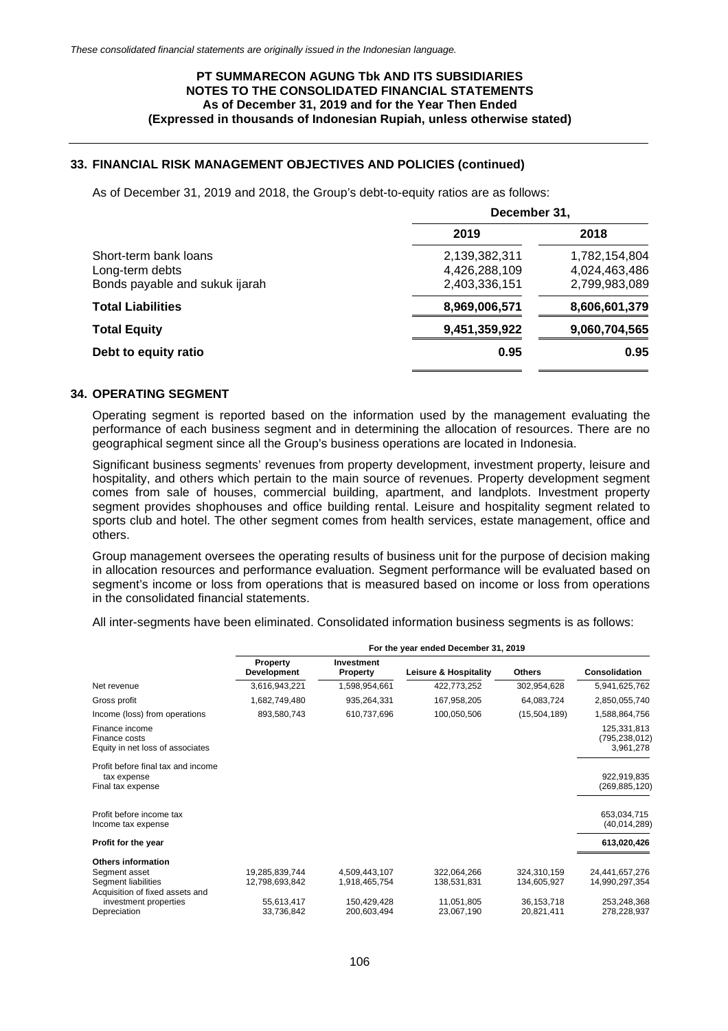*These consolidated financial statements are originally issued in the Indonesian language.*

**PT SUMMARECON AGUNG Tbk AND ITS SUBSIDIARIES**
**NOTES TO THE CONSOLIDATED FINANCIAL STATEMENTS**
**As of December 31, 2019 and for the Year Then Ended**
**(Expressed in thousands of Indonesian Rupiah, unless otherwise stated)**

## 33. FINANCIAL RISK MANAGEMENT OBJECTIVES AND POLICIES (continued)

As of December 31, 2019 and 2018, the Group's debt-to-equity ratios are as follows:

| | December 31, | |
|---|---|---|
| | **2019** | **2018** |
| Short-term bank loans | 2,139,382,311 | 1,782,154,804 |
| Long-term debts | 4,426,288,109 | 4,024,463,486 |
| Bonds payable and sukuk ijarah | 2,403,336,151 | 2,799,983,089 |
| **Total Liabilities** | **8,969,006,571** | **8,606,601,379** |
| **Total Equity** | **9,451,359,922** | **9,060,704,565** |
| **Debt to equity ratio** | **0.95** | **0.95** |

## 34. OPERATING SEGMENT

Operating segment is reported based on the information used by the management evaluating the performance of each business segment and in determining the allocation of resources. There are no geographical segment since all the Group's business operations are located in Indonesia.

Significant business segments' revenues from property development, investment property, leisure and hospitality, and others which pertain to the main source of revenues. Property development segment comes from sale of houses, commercial building, apartment, and landplots. Investment property segment provides shophouses and office building rental. Leisure and hospitality segment related to sports club and hotel. The other segment comes from health services, estate management, office and others.

Group management oversees the operating results of business unit for the purpose of decision making in allocation resources and performance evaluation. Segment performance will be evaluated based on segment's income or loss from operations that is measured based on income or loss from operations in the consolidated financial statements.

All inter-segments have been eliminated. Consolidated information business segments is as follows:

| | For the year ended December 31, 2019 | | | | |
|---|---|---|---|---|---|
| | **Property Development** | **Investment Property** | **Leisure & Hospitality** | **Others** | **Consolidation** |
| Net revenue | 3,616,943,221 | 1,598,954,661 | 422,773,252 | 302,954,628 | 5,941,625,762 |
| Gross profit | 1,682,749,480 | 935,264,331 | 167,958,205 | 64,083,724 | 2,850,055,740 |
| Income (loss) from operations | 893,580,743 | 610,737,696 | 100,050,506 | (15,504,189) | 1,588,864,756 |
| Finance income | | | | | 125,331,813 |
| Finance costs | | | | | (795,238,012) |
| Equity in net loss of associates | | | | | 3,961,278 |
| Profit before final tax and income tax expense | | | | | 922,919,835 |
| Final tax expense | | | | | (269,885,120) |
| Profit before income tax | | | | | 653,034,715 |
| Income tax expense | | | | | (40,014,289) |
| **Profit for the year** | | | | | **613,020,426** |
| **Others information** | | | | | |
| Segment asset | 19,285,839,744 | 4,509,443,107 | 322,064,266 | 324,310,159 | 24,441,657,276 |
| Segment liabilities | 12,798,693,842 | 1,918,465,754 | 138,531,831 | 134,605,927 | 14,990,297,354 |
| Acquisition of fixed assets and investment properties | 55,613,417 | 150,429,428 | 11,051,805 | 36,153,718 | 253,248,368 |
| Depreciation | 33,736,842 | 200,603,494 | 23,067,190 | 20,821,411 | 278,228,937 |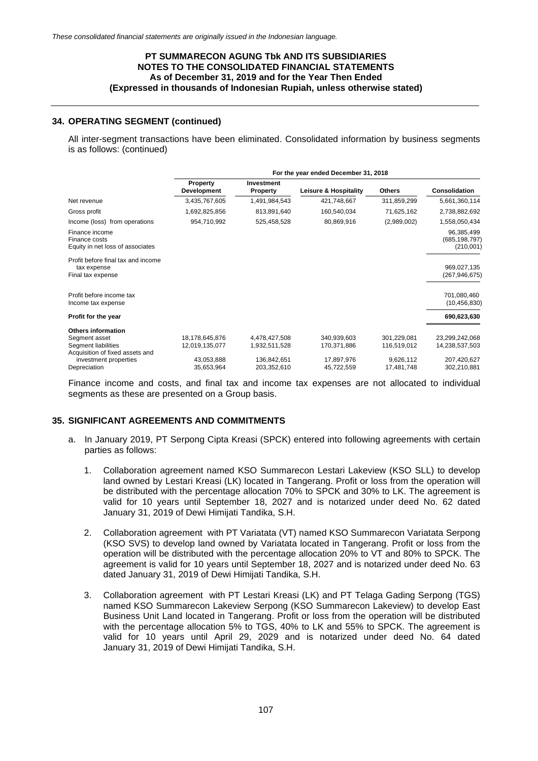*These consolidated financial statements are originally issued in the Indonesian language.*

**PT SUMMARECON AGUNG Tbk AND ITS SUBSIDIARIES**
**NOTES TO THE CONSOLIDATED FINANCIAL STATEMENTS**
**As of December 31, 2019 and for the Year Then Ended**
**(Expressed in thousands of Indonesian Rupiah, unless otherwise stated)**

## 34. OPERATING SEGMENT (continued)

All inter-segment transactions have been eliminated. Consolidated information by business segments is as follows: (continued)

| | For the year ended December 31, 2018 | | | | |
|---|---|---|---|---|---|
| | **Property Development** | **Investment Property** | **Leisure & Hospitality** | **Others** | **Consolidation** |
| Net revenue | 3,435,767,605 | 1,491,984,543 | 421,748,667 | 311,859,299 | 5,661,360,114 |
| Gross profit | 1,692,825,856 | 813,891,640 | 160,540,034 | 71,625,162 | 2,738,882,692 |
| Income (loss) from operations | 954,710,992 | 525,458,528 | 80,869,916 | (2,989,002) | 1,558,050,434 |
| Finance income | | | | | 96,385,499 |
| Finance costs | | | | | (685,198,797) |
| Equity in net loss of associates | | | | | (210,001) |
| Profit before final tax and income tax expense | | | | | 969,027,135 |
| Final tax expense | | | | | (267,946,675) |
| Profit before income tax | | | | | 701,080,460 |
| Income tax expense | | | | | (10,456,830) |
| **Profit for the year** | | | | | **690,623,630** |
| **Others information** | | | | | |
| Segment asset | 18,178,645,876 | 4,478,427,508 | 340,939,603 | 301,229,081 | 23,299,242,068 |
| Segment liabilities | 12,019,135,077 | 1,932,511,528 | 170,371,886 | 116,519,012 | 14,238,537,503 |
| Acquisition of fixed assets and investment properties | 43,053,888 | 136,842,651 | 17,897,976 | 9,626,112 | 207,420,627 |
| Depreciation | 35,653,964 | 203,352,610 | 45,722,559 | 17,481,748 | 302,210,881 |

Finance income and costs, and final tax and income tax expenses are not allocated to individual segments as these are presented on a Group basis.

## 35. SIGNIFICANT AGREEMENTS AND COMMITMENTS

a. In January 2019, PT Serpong Cipta Kreasi (SPCK) entered into following agreements with certain parties as follows:

   1. Collaboration agreement named KSO Summarecon Lestari Lakeview (KSO SLL) to develop land owned by Lestari Kreasi (LK) located in Tangerang. Profit or loss from the operation will be distributed with the percentage allocation 70% to SPCK and 30% to LK. The agreement is valid for 10 years until September 18, 2027 and is notarized under deed No. 62 dated January 31, 2019 of Dewi Himijati Tandika, S.H.

   2. Collaboration agreement with PT Variatata (VT) named KSO Summarecon Variatata Serpong (KSO SVS) to develop land owned by Variatata located in Tangerang. Profit or loss from the operation will be distributed with the percentage allocation 20% to VT and 80% to SPCK. The agreement is valid for 10 years until September 18, 2027 and is notarized under deed No. 63 dated January 31, 2019 of Dewi Himijati Tandika, S.H.

   3. Collaboration agreement with PT Lestari Kreasi (LK) and PT Telaga Gading Serpong (TGS) named KSO Summarecon Lakeview Serpong (KSO Summarecon Lakeview) to develop East Business Unit Land located in Tangerang. Profit or loss from the operation will be distributed with the percentage allocation 5% to TGS, 40% to LK and 55% to SPCK. The agreement is valid for 10 years until April 29, 2029 and is notarized under deed No. 64 dated January 31, 2019 of Dewi Himijati Tandika, S.H.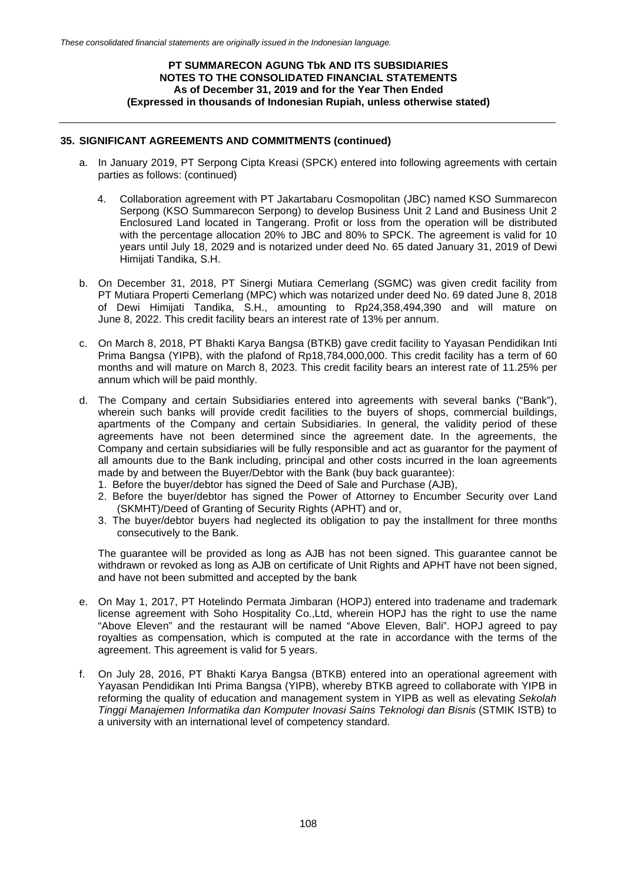## 35. SIGNIFICANT AGREEMENTS AND COMMITMENTS (continued)

a. In January 2019, PT Serpong Cipta Kreasi (SPCK) entered into following agreements with certain parties as follows: (continued)

   4. Collaboration agreement with PT Jakartabaru Cosmopolitan (JBC) named KSO Summarecon Serpong (KSO Summarecon Serpong) to develop Business Unit 2 Land and Business Unit 2 Enclosured Land located in Tangerang. Profit or loss from the operation will be distributed with the percentage allocation 20% to JBC and 80% to SPCK. The agreement is valid for 10 years until July 18, 2029 and is notarized under deed No. 65 dated January 31, 2019 of Dewi Himijati Tandika, S.H.

b. On December 31, 2018, PT Sinergi Mutiara Cemerlang (SGMC) was given credit facility from PT Mutiara Properti Cemerlang (MPC) which was notarized under deed No. 69 dated June 8, 2018 of Dewi Himijati Tandika, S.H., amounting to Rp24,358,494,390 and will mature on June 8, 2022. This credit facility bears an interest rate of 13% per annum.

c. On March 8, 2018, PT Bhakti Karya Bangsa (BTKB) gave credit facility to Yayasan Pendidikan Inti Prima Bangsa (YIPB), with the plafond of Rp18,784,000,000. This credit facility has a term of 60 months and will mature on March 8, 2023. This credit facility bears an interest rate of 11.25% per annum which will be paid monthly.

d. The Company and certain Subsidiaries entered into agreements with several banks ("Bank"), wherein such banks will provide credit facilities to the buyers of shops, commercial buildings, apartments of the Company and certain Subsidiaries. In general, the validity period of these agreements have not been determined since the agreement date. In the agreements, the Company and certain subsidiaries will be fully responsible and act as guarantor for the payment of all amounts due to the Bank including, principal and other costs incurred in the loan agreements made by and between the Buyer/Debtor with the Bank (buy back guarantee):

   1. Before the buyer/debtor has signed the Deed of Sale and Purchase (AJB),
   2. Before the buyer/debtor has signed the Power of Attorney to Encumber Security over Land (SKMHT)/Deed of Granting of Security Rights (APHT) and or,
   3. The buyer/debtor buyers had neglected its obligation to pay the installment for three months consecutively to the Bank.

   The guarantee will be provided as long as AJB has not been signed. This guarantee cannot be withdrawn or revoked as long as AJB on certificate of Unit Rights and APHT have not been signed, and have not been submitted and accepted by the bank

e. On May 1, 2017, PT Hotelindo Permata Jimbaran (HOPJ) entered into tradename and trademark license agreement with Soho Hospitality Co.,Ltd, wherein HOPJ has the right to use the name "Above Eleven" and the restaurant will be named "Above Eleven, Bali". HOPJ agreed to pay royalties as compensation, which is computed at the rate in accordance with the terms of the agreement. This agreement is valid for 5 years.

f. On July 28, 2016, PT Bhakti Karya Bangsa (BTKB) entered into an operational agreement with Yayasan Pendidikan Inti Prima Bangsa (YIPB), whereby BTKB agreed to collaborate with YIPB in reforming the quality of education and management system in YIPB as well as elevating *Sekolah Tinggi Manajemen Informatika dan Komputer Inovasi Sains Teknologi dan Bisnis* (STMIK ISTB) to a university with an international level of competency standard.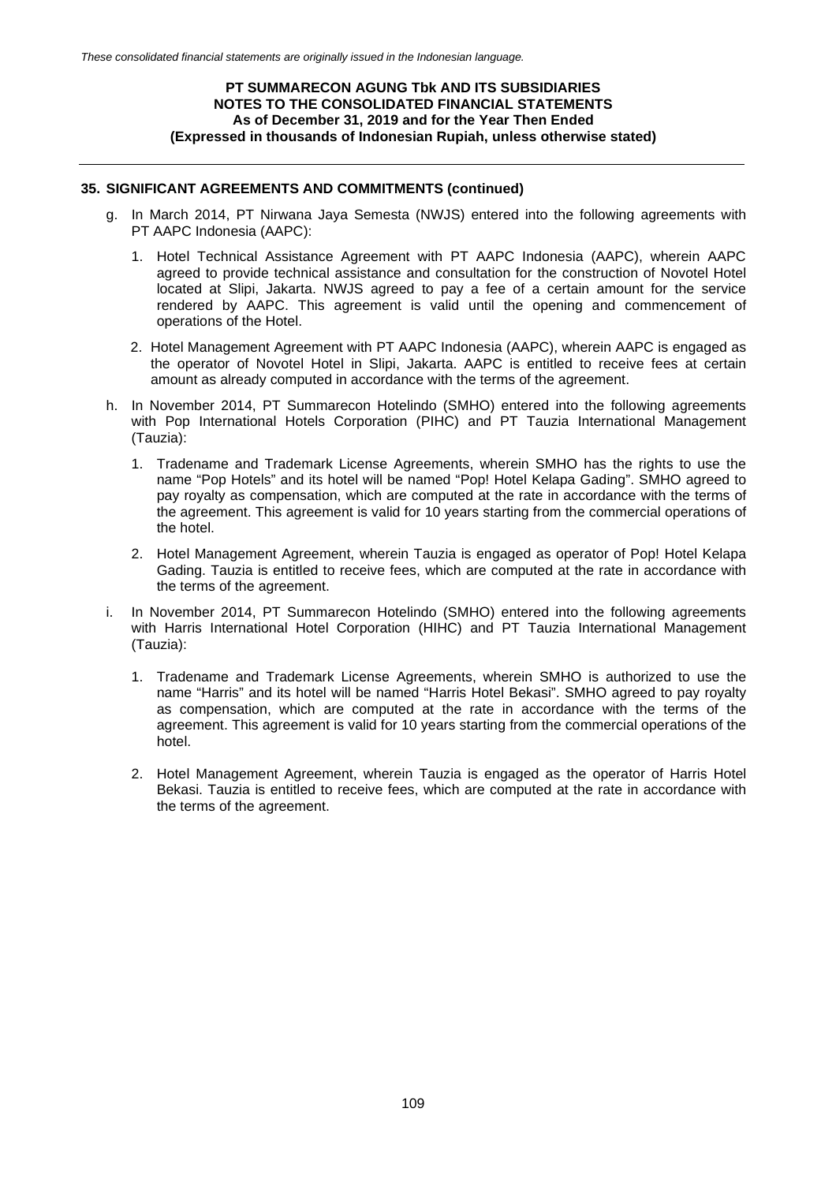## 35. SIGNIFICANT AGREEMENTS AND COMMITMENTS (continued)

g. In March 2014, PT Nirwana Jaya Semesta (NWJS) entered into the following agreements with PT AAPC Indonesia (AAPC):

   1. Hotel Technical Assistance Agreement with PT AAPC Indonesia (AAPC), wherein AAPC agreed to provide technical assistance and consultation for the construction of Novotel Hotel located at Slipi, Jakarta. NWJS agreed to pay a fee of a certain amount for the service rendered by AAPC. This agreement is valid until the opening and commencement of operations of the Hotel.

   2. Hotel Management Agreement with PT AAPC Indonesia (AAPC), wherein AAPC is engaged as the operator of Novotel Hotel in Slipi, Jakarta. AAPC is entitled to receive fees at certain amount as already computed in accordance with the terms of the agreement.

h. In November 2014, PT Summarecon Hotelindo (SMHO) entered into the following agreements with Pop International Hotels Corporation (PIHC) and PT Tauzia International Management (Tauzia):

   1. Tradename and Trademark License Agreements, wherein SMHO has the rights to use the name "Pop Hotels" and its hotel will be named "Pop! Hotel Kelapa Gading". SMHO agreed to pay royalty as compensation, which are computed at the rate in accordance with the terms of the agreement. This agreement is valid for 10 years starting from the commercial operations of the hotel.

   2. Hotel Management Agreement, wherein Tauzia is engaged as operator of Pop! Hotel Kelapa Gading. Tauzia is entitled to receive fees, which are computed at the rate in accordance with the terms of the agreement.

i. In November 2014, PT Summarecon Hotelindo (SMHO) entered into the following agreements with Harris International Hotel Corporation (HIHC) and PT Tauzia International Management (Tauzia):

   1. Tradename and Trademark License Agreements, wherein SMHO is authorized to use the name "Harris" and its hotel will be named "Harris Hotel Bekasi". SMHO agreed to pay royalty as compensation, which are computed at the rate in accordance with the terms of the agreement. This agreement is valid for 10 years starting from the commercial operations of the hotel.

   2. Hotel Management Agreement, wherein Tauzia is engaged as the operator of Harris Hotel Bekasi. Tauzia is entitled to receive fees, which are computed at the rate in accordance with the terms of the agreement.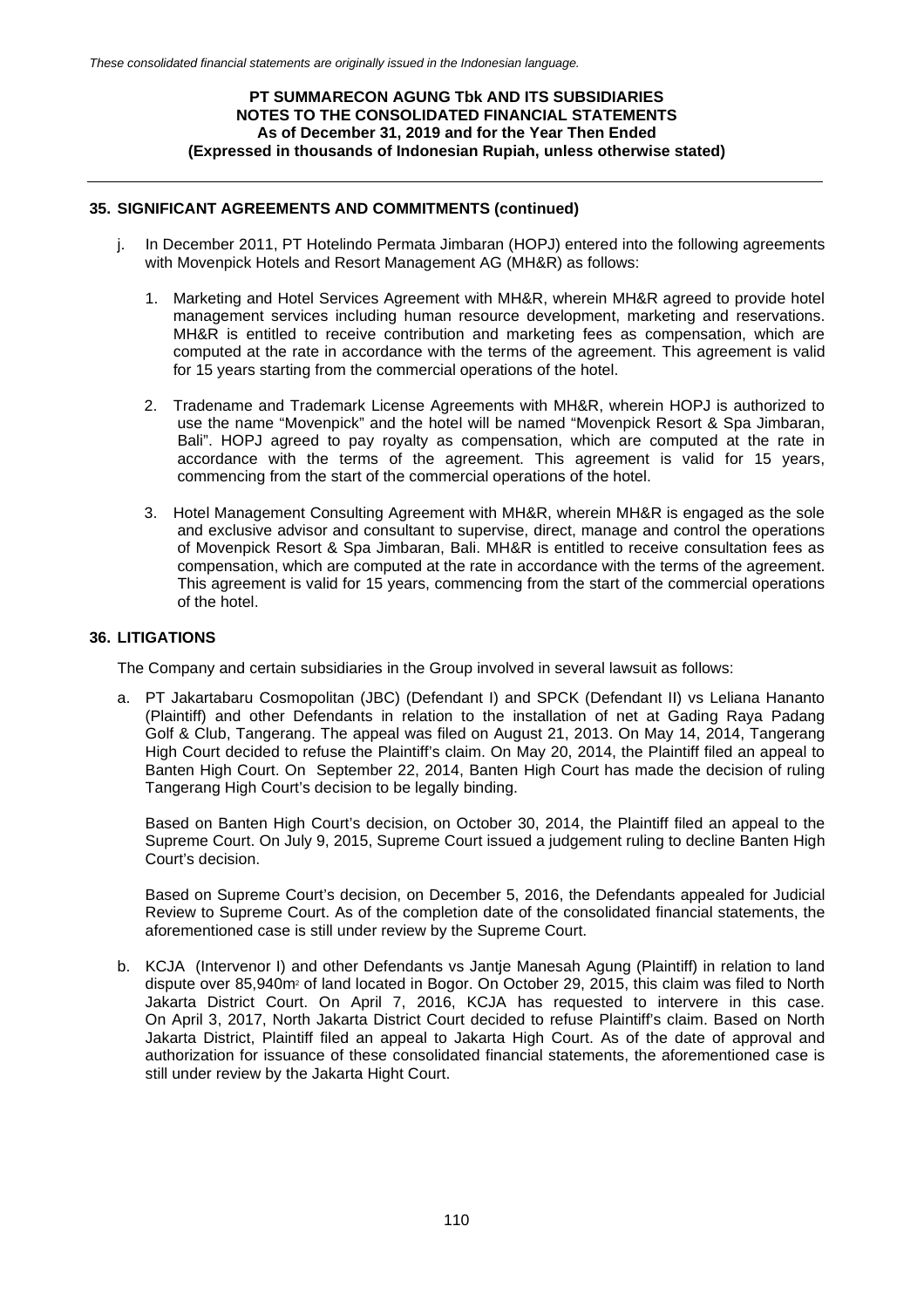## 35. SIGNIFICANT AGREEMENTS AND COMMITMENTS (continued)

j. In December 2011, PT Hotelindo Permata Jimbaran (HOPJ) entered into the following agreements with Movenpick Hotels and Resort Management AG (MH&R) as follows:

   1. Marketing and Hotel Services Agreement with MH&R, wherein MH&R agreed to provide hotel management services including human resource development, marketing and reservations. MH&R is entitled to receive contribution and marketing fees as compensation, which are computed at the rate in accordance with the terms of the agreement. This agreement is valid for 15 years starting from the commercial operations of the hotel.

   2. Tradename and Trademark License Agreements with MH&R, wherein HOPJ is authorized to use the name "Movenpick" and the hotel will be named "Movenpick Resort & Spa Jimbaran, Bali". HOPJ agreed to pay royalty as compensation, which are computed at the rate in accordance with the terms of the agreement. This agreement is valid for 15 years, commencing from the start of the commercial operations of the hotel.

   3. Hotel Management Consulting Agreement with MH&R, wherein MH&R is engaged as the sole and exclusive advisor and consultant to supervise, direct, manage and control the operations of Movenpick Resort & Spa Jimbaran, Bali. MH&R is entitled to receive consultation fees as compensation, which are computed at the rate in accordance with the terms of the agreement. This agreement is valid for 15 years, commencing from the start of the commercial operations of the hotel.

## 36. LITIGATIONS

The Company and certain subsidiaries in the Group involved in several lawsuit as follows:

a. PT Jakartabaru Cosmopolitan (JBC) (Defendant I) and SPCK (Defendant II) vs Leliana Hananto (Plaintiff) and other Defendants in relation to the installation of net at Gading Raya Padang Golf & Club, Tangerang. The appeal was filed on August 21, 2013. On May 14, 2014, Tangerang High Court decided to refuse the Plaintiff's claim. On May 20, 2014, the Plaintiff filed an appeal to Banten High Court. On September 22, 2014, Banten High Court has made the decision of ruling Tangerang High Court's decision to be legally binding.

   Based on Banten High Court's decision, on October 30, 2014, the Plaintiff filed an appeal to the Supreme Court. On July 9, 2015, Supreme Court issued a judgement ruling to decline Banten High Court's decision.

   Based on Supreme Court's decision, on December 5, 2016, the Defendants appealed for Judicial Review to Supreme Court. As of the completion date of the consolidated financial statements, the aforementioned case is still under review by the Supreme Court.

b. KCJA (Intervenor I) and other Defendants vs Jantje Manesah Agung (Plaintiff) in relation to land dispute over 85,940m$^2$ of land located in Bogor. On October 29, 2015, this claim was filed to North Jakarta District Court. On April 7, 2016, KCJA has requested to intervere in this case. On April 3, 2017, North Jakarta District Court decided to refuse Plaintiff's claim. Based on North Jakarta District, Plaintiff filed an appeal to Jakarta High Court. As of the date of approval and authorization for issuance of these consolidated financial statements, the aforementioned case is still under review by the Jakarta Hight Court.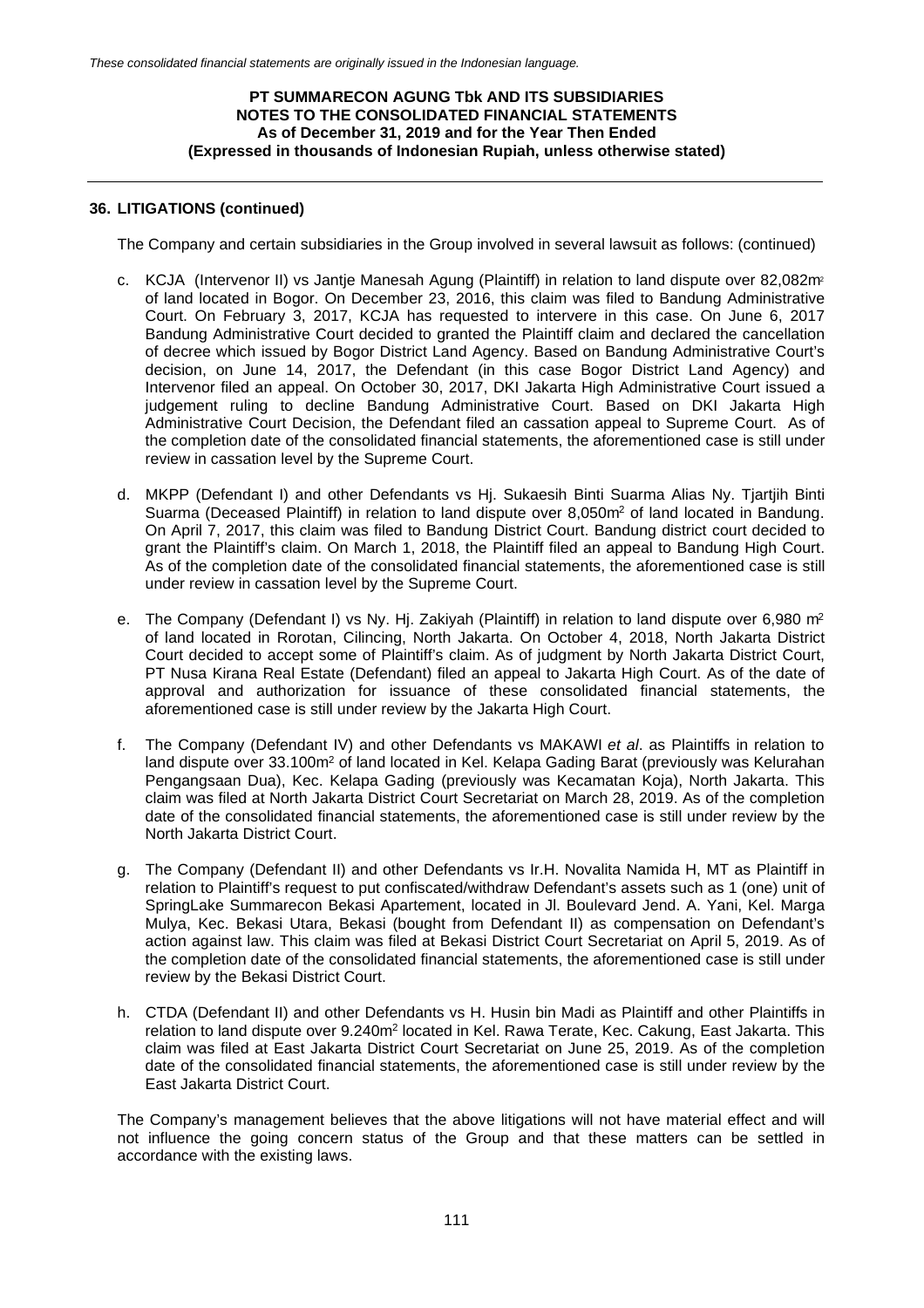## 36. LITIGATIONS (continued)

The Company and certain subsidiaries in the Group involved in several lawsuit as follows: (continued)

c. KCJA (Intervenor II) vs Jantje Manesah Agung (Plaintiff) in relation to land dispute over 82,082m² of land located in Bogor. On December 23, 2016, this claim was filed to Bandung Administrative Court. On February 3, 2017, KCJA has requested to intervere in this case. On June 6, 2017 Bandung Administrative Court decided to granted the Plaintiff claim and declared the cancellation of decree which issued by Bogor District Land Agency. Based on Bandung Administrative Court's decision, on June 14, 2017, the Defendant (in this case Bogor District Land Agency) and Intervenor filed an appeal. On October 30, 2017, DKI Jakarta High Administrative Court issued a judgement ruling to decline Bandung Administrative Court. Based on DKI Jakarta High Administrative Court Decision, the Defendant filed an cassation appeal to Supreme Court. As of the completion date of the consolidated financial statements, the aforementioned case is still under review in cassation level by the Supreme Court.

d. MKPP (Defendant I) and other Defendants vs Hj. Sukaesih Binti Suarma Alias Ny. Tjartjih Binti Suarma (Deceased Plaintiff) in relation to land dispute over 8,050m² of land located in Bandung. On April 7, 2017, this claim was filed to Bandung District Court. Bandung district court decided to grant the Plaintiff's claim. On March 1, 2018, the Plaintiff filed an appeal to Bandung High Court. As of the completion date of the consolidated financial statements, the aforementioned case is still under review in cassation level by the Supreme Court.

e. The Company (Defendant I) vs Ny. Hj. Zakiyah (Plaintiff) in relation to land dispute over 6,980 m² of land located in Rorotan, Cilincing, North Jakarta. On October 4, 2018, North Jakarta District Court decided to accept some of Plaintiff's claim. As of judgment by North Jakarta District Court, PT Nusa Kirana Real Estate (Defendant) filed an appeal to Jakarta High Court. As of the date of approval and authorization for issuance of these consolidated financial statements, the aforementioned case is still under review by the Jakarta High Court.

f. The Company (Defendant IV) and other Defendants vs MAKAWI *et al*. as Plaintiffs in relation to land dispute over 33.100m² of land located in Kel. Kelapa Gading Barat (previously was Kelurahan Pengangsaan Dua), Kec. Kelapa Gading (previously was Kecamatan Koja), North Jakarta. This claim was filed at North Jakarta District Court Secretariat on March 28, 2019. As of the completion date of the consolidated financial statements, the aforementioned case is still under review by the North Jakarta District Court.

g. The Company (Defendant II) and other Defendants vs Ir.H. Novalita Namida H, MT as Plaintiff in relation to Plaintiff's request to put confiscated/withdraw Defendant's assets such as 1 (one) unit of SpringLake Summarecon Bekasi Apartement, located in Jl. Boulevard Jend. A. Yani, Kel. Marga Mulya, Kec. Bekasi Utara, Bekasi (bought from Defendant II) as compensation on Defendant's action against law. This claim was filed at Bekasi District Court Secretariat on April 5, 2019. As of the completion date of the consolidated financial statements, the aforementioned case is still under review by the Bekasi District Court.

h. CTDA (Defendant II) and other Defendants vs H. Husin bin Madi as Plaintiff and other Plaintiffs in relation to land dispute over 9.240m² located in Kel. Rawa Terate, Kec. Cakung, East Jakarta. This claim was filed at East Jakarta District Court Secretariat on June 25, 2019. As of the completion date of the consolidated financial statements, the aforementioned case is still under review by the East Jakarta District Court.

The Company's management believes that the above litigations will not have material effect and will not influence the going concern status of the Group and that these matters can be settled in accordance with the existing laws.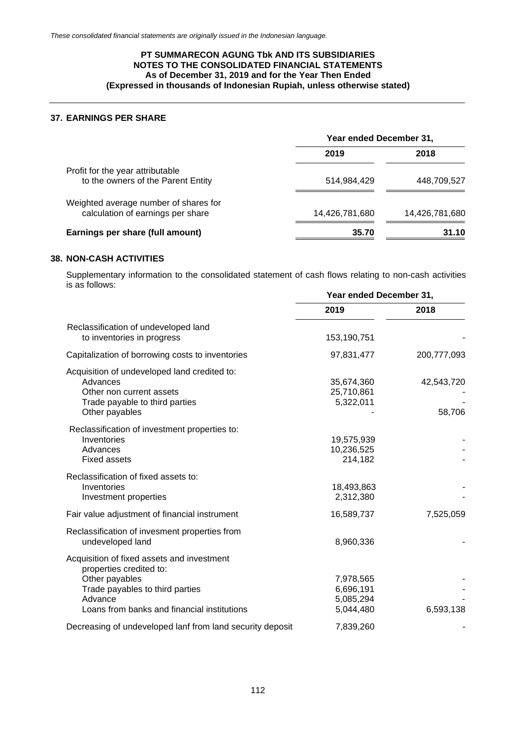*These consolidated financial statements are originally issued in the Indonesian language.*

**PT SUMMARECON AGUNG Tbk AND ITS SUBSIDIARIES**
**NOTES TO THE CONSOLIDATED FINANCIAL STATEMENTS**
**As of December 31, 2019 and for the Year Then Ended**
**(Expressed in thousands of Indonesian Rupiah, unless otherwise stated)**

## 37. EARNINGS PER SHARE

| | Year ended December 31, | |
|---|---|---|
| | 2019 | 2018 |
| Profit for the year attributable to the owners of the Parent Entity | 514,984,429 | 448,709,527 |
| Weighted average number of shares for calculation of earnings per share | 14,426,781,680 | 14,426,781,680 |
| **Earnings per share (full amount)** | **35.70** | **31.10** |

## 38. NON-CASH ACTIVITIES

Supplementary information to the consolidated statement of cash flows relating to non-cash activities is as follows:

| | Year ended December 31, | |
|---|---|---|
| | 2019 | 2018 |
| Reclassification of undeveloped land to inventories in progress | 153,190,751 | - |
| Capitalization of borrowing costs to inventories | 97,831,477 | 200,777,093 |
| Acquisition of undeveloped land credited to: | | |
| Advances | 35,674,360 | 42,543,720 |
| Other non current assets | 25,710,861 | - |
| Trade payable to third parties | 5,322,011 | - |
| Other payables | - | 58,706 |
| Reclassification of investment properties to: | | |
| Inventories | 19,575,939 | - |
| Advances | 10,236,525 | - |
| Fixed assets | 214,182 | - |
| Reclassification of fixed assets to: | | |
| Inventories | 18,493,863 | - |
| Investment properties | 2,312,380 | - |
| Fair value adjustment of financial instrument | 16,589,737 | 7,525,059 |
| Reclassification of invesment properties from undeveloped land | 8,960,336 | - |
| Acquisition of fixed assets and investment properties credited to: | | |
| Other payables | 7,978,565 | - |
| Trade payables to third parties | 6,696,191 | - |
| Advance | 5,085,294 | - |
| Loans from banks and financial institutions | 5,044,480 | 6,593,138 |
| Decreasing of undeveloped lanf from land security deposit | 7,839,260 | - |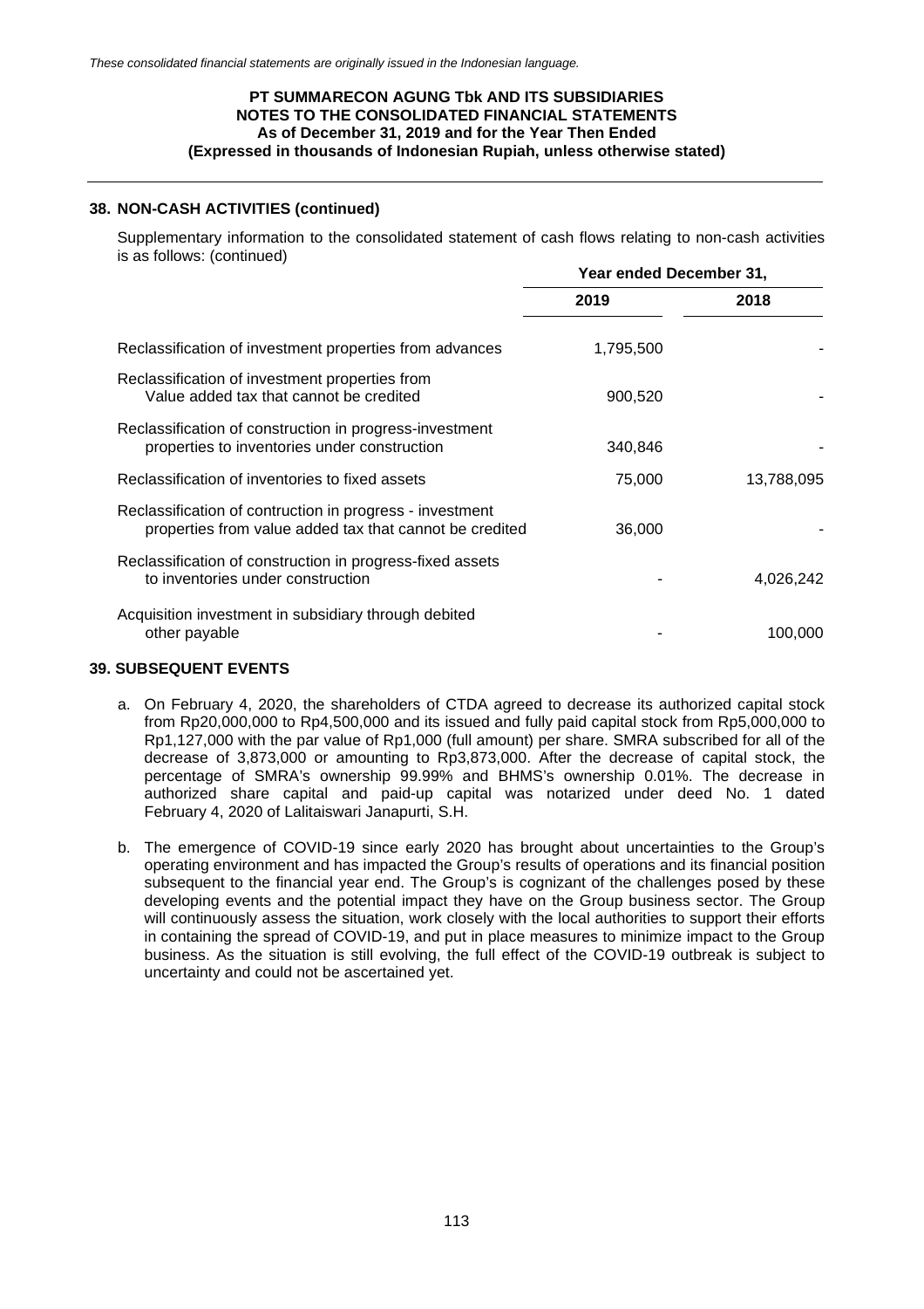*These consolidated financial statements are originally issued in the Indonesian language.*

**PT SUMMARECON AGUNG Tbk AND ITS SUBSIDIARIES**
**NOTES TO THE CONSOLIDATED FINANCIAL STATEMENTS**
**As of December 31, 2019 and for the Year Then Ended**
**(Expressed in thousands of Indonesian Rupiah, unless otherwise stated)**

## 38. NON-CASH ACTIVITIES (continued)

Supplementary information to the consolidated statement of cash flows relating to non-cash activities is as follows: (continued)

| | Year ended December 31, | |
|---|---|---|
| | **2019** | **2018** |
| Reclassification of investment properties from advances | 1,795,500 | - |
| Reclassification of investment properties from Value added tax that cannot be credited | 900,520 | - |
| Reclassification of construction in progress-investment properties to inventories under construction | 340,846 | - |
| Reclassification of inventories to fixed assets | 75,000 | 13,788,095 |
| Reclassification of contruction in progress - investment properties from value added tax that cannot be credited | 36,000 | - |
| Reclassification of construction in progress-fixed assets to inventories under construction | - | 4,026,242 |
| Acquisition investment in subsidiary through debited other payable | - | 100,000 |

## 39. SUBSEQUENT EVENTS

a. On February 4, 2020, the shareholders of CTDA agreed to decrease its authorized capital stock from Rp20,000,000 to Rp4,500,000 and its issued and fully paid capital stock from Rp5,000,000 to Rp1,127,000 with the par value of Rp1,000 (full amount) per share. SMRA subscribed for all of the decrease of 3,873,000 or amounting to Rp3,873,000. After the decrease of capital stock, the percentage of SMRA's ownership 99.99% and BHMS's ownership 0.01%. The decrease in authorized share capital and paid-up capital was notarized under deed No. 1 dated February 4, 2020 of Lalitaiswari Janapurti, S.H.

b. The emergence of COVID-19 since early 2020 has brought about uncertainties to the Group's operating environment and has impacted the Group's results of operations and its financial position subsequent to the financial year end. The Group's is cognizant of the challenges posed by these developing events and the potential impact they have on the Group business sector. The Group will continuously assess the situation, work closely with the local authorities to support their efforts in containing the spread of COVID-19, and put in place measures to minimize impact to the Group business. As the situation is still evolving, the full effect of the COVID-19 outbreak is subject to uncertainty and could not be ascertained yet.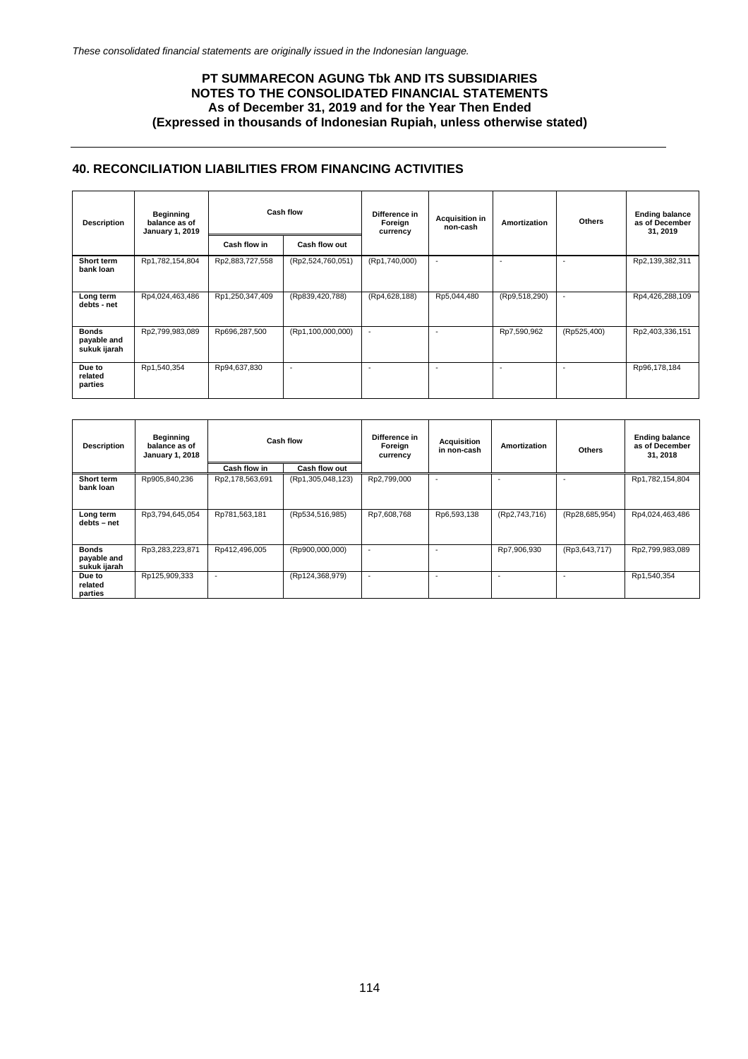*These consolidated financial statements are originally issued in the Indonesian language.*

**PT SUMMARECON AGUNG Tbk AND ITS SUBSIDIARIES**
**NOTES TO THE CONSOLIDATED FINANCIAL STATEMENTS**
**As of December 31, 2019 and for the Year Then Ended**
**(Expressed in thousands of Indonesian Rupiah, unless otherwise stated)**

## 40. RECONCILIATION LIABILITIES FROM FINANCING ACTIVITIES

| Description | Beginning balance as of January 1, 2019 | Cash flow | | Difference in Foreign currency | Acquisition in non-cash | Amortization | Others | Ending balance as of December 31, 2019 |
|---|---|---|---|---|---|---|---|---|
| | | Cash flow in | Cash flow out | | | | | |
| **Short term bank loan** | Rp1,782,154,804 | Rp2,883,727,558 | (Rp2,524,760,051) | (Rp1,740,000) | - | - | - | Rp2,139,382,311 |
| **Long term debts - net** | Rp4,024,463,486 | Rp1,250,347,409 | (Rp839,420,788) | (Rp4,628,188) | Rp5,044,480 | (Rp9,518,290) | - | Rp4,426,288,109 |
| **Bonds payable and sukuk ijarah** | Rp2,799,983,089 | Rp696,287,500 | (Rp1,100,000,000) | - | - | Rp7,590,962 | (Rp525,400) | Rp2,403,336,151 |
| **Due to related parties** | Rp1,540,354 | Rp94,637,830 | - | - | - | - | - | Rp96,178,184 |

| Description | Beginning balance as of January 1, 2018 | Cash flow | | Difference in Foreign currency | Acquisition in non-cash | Amortization | Others | Ending balance as of December 31, 2018 |
|---|---|---|---|---|---|---|---|---|
| | | Cash flow in | Cash flow out | | | | | |
| **Short term bank loan** | Rp905,840,236 | Rp2,178,563,691 | (Rp1,305,048,123) | Rp2,799,000 | - | - | - | Rp1,782,154,804 |
| **Long term debts – net** | Rp3,794,645,054 | Rp781,563,181 | (Rp534,516,985) | Rp7,608,768 | Rp6,593,138 | (Rp2,743,716) | (Rp28,685,954) | Rp4,024,463,486 |
| **Bonds payable and sukuk ijarah** | Rp3,283,223,871 | Rp412,496,005 | (Rp900,000,000) | - | - | Rp7,906,930 | (Rp3,643,717) | Rp2,799,983,089 |
| **Due to related parties** | Rp125,909,333 | - | (Rp124,368,979) | - | - | - | - | Rp1,540,354 |